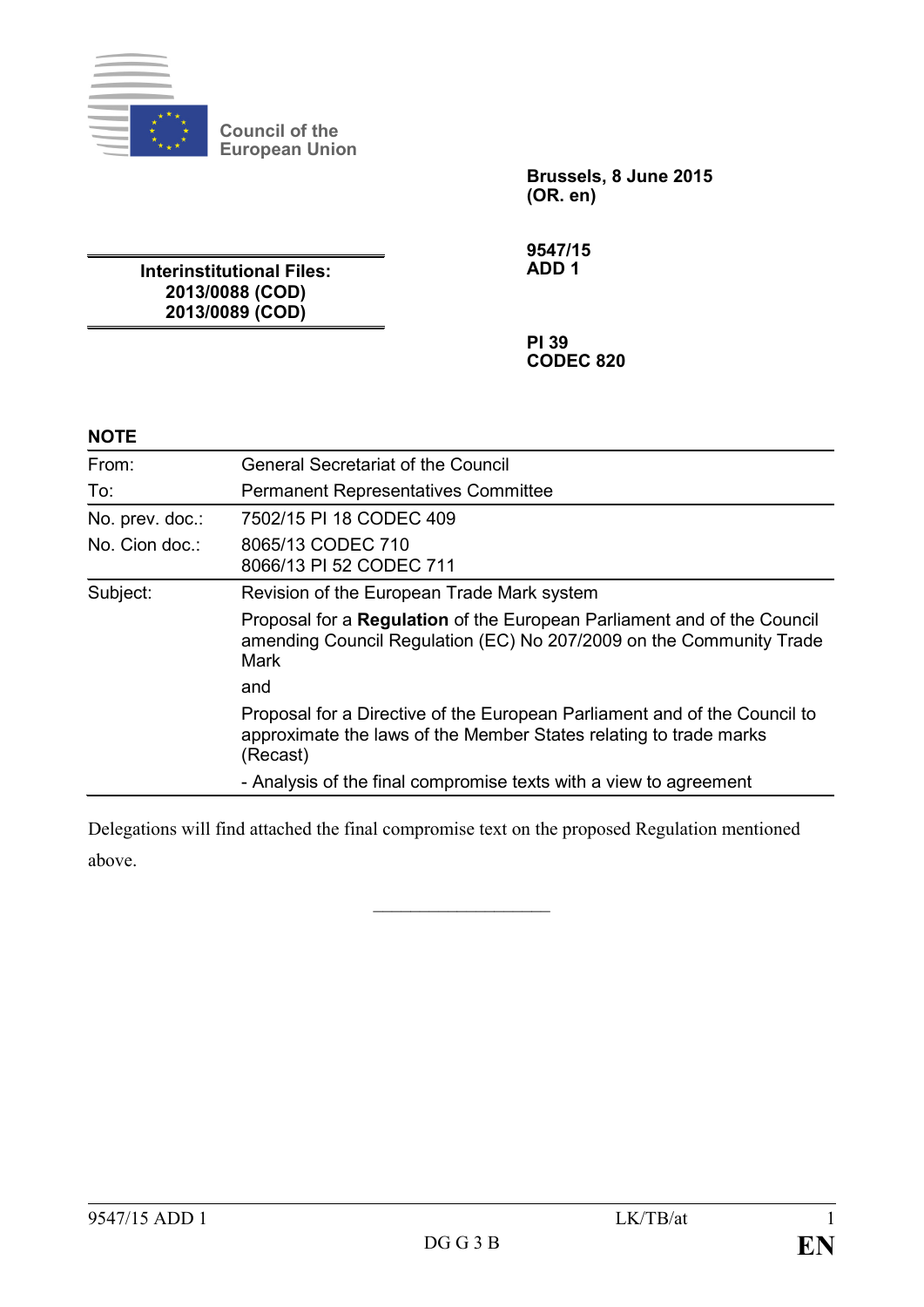Council of the European Union

**Brussels, 8 June 2015**
**(OR. en)**

**9547/15**
**ADD 1**

**Interinstitutional Files:**
**2013/0088 (COD)**
**2013/0089 (COD)**

**PI 39**
**CODEC 820**

**NOTE**

| | |
|---|---|
| From: | General Secretariat of the Council |
| To: | Permanent Representatives Committee |
| No. prev. doc.: | 7502/15 PI 18 CODEC 409 |
| No. Cion doc.: | 8065/13 CODEC 710<br>8066/13 PI 52 CODEC 711 |
| Subject: | Revision of the European Trade Mark system<br>Proposal for a **Regulation** of the European Parliament and of the Council amending Council Regulation (EC) No 207/2009 on the Community Trade Mark<br>and<br>Proposal for a Directive of the European Parliament and of the Council to approximate the laws of the Member States relating to trade marks (Recast)<br>- Analysis of the final compromise texts with a view to agreement |

Delegations will find attached the final compromise text on the proposed Regulation mentioned above.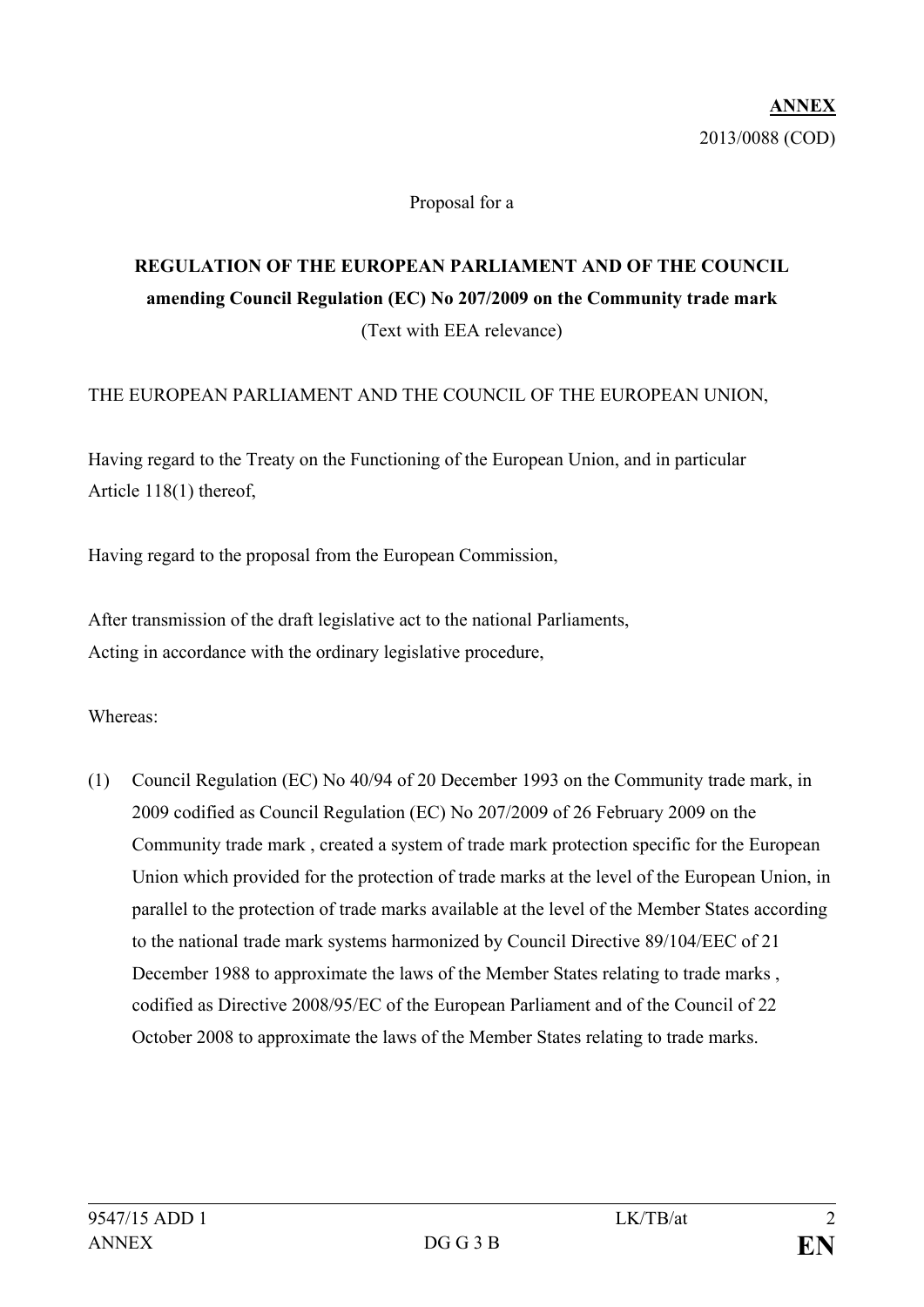**ANNEX**

2013/0088 (COD)

Proposal for a

**REGULATION OF THE EUROPEAN PARLIAMENT AND OF THE COUNCIL**
**amending Council Regulation (EC) No 207/2009 on the Community trade mark**

(Text with EEA relevance)

THE EUROPEAN PARLIAMENT AND THE COUNCIL OF THE EUROPEAN UNION,

Having regard to the Treaty on the Functioning of the European Union, and in particular Article 118(1) thereof,

Having regard to the proposal from the European Commission,

After transmission of the draft legislative act to the national Parliaments,
Acting in accordance with the ordinary legislative procedure,

Whereas:

(1) Council Regulation (EC) No 40/94 of 20 December 1993 on the Community trade mark, in 2009 codified as Council Regulation (EC) No 207/2009 of 26 February 2009 on the Community trade mark , created a system of trade mark protection specific for the European Union which provided for the protection of trade marks at the level of the European Union, in parallel to the protection of trade marks available at the level of the Member States according to the national trade mark systems harmonized by Council Directive 89/104/EEC of 21 December 1988 to approximate the laws of the Member States relating to trade marks , codified as Directive 2008/95/EC of the European Parliament and of the Council of 22 October 2008 to approximate the laws of the Member States relating to trade marks.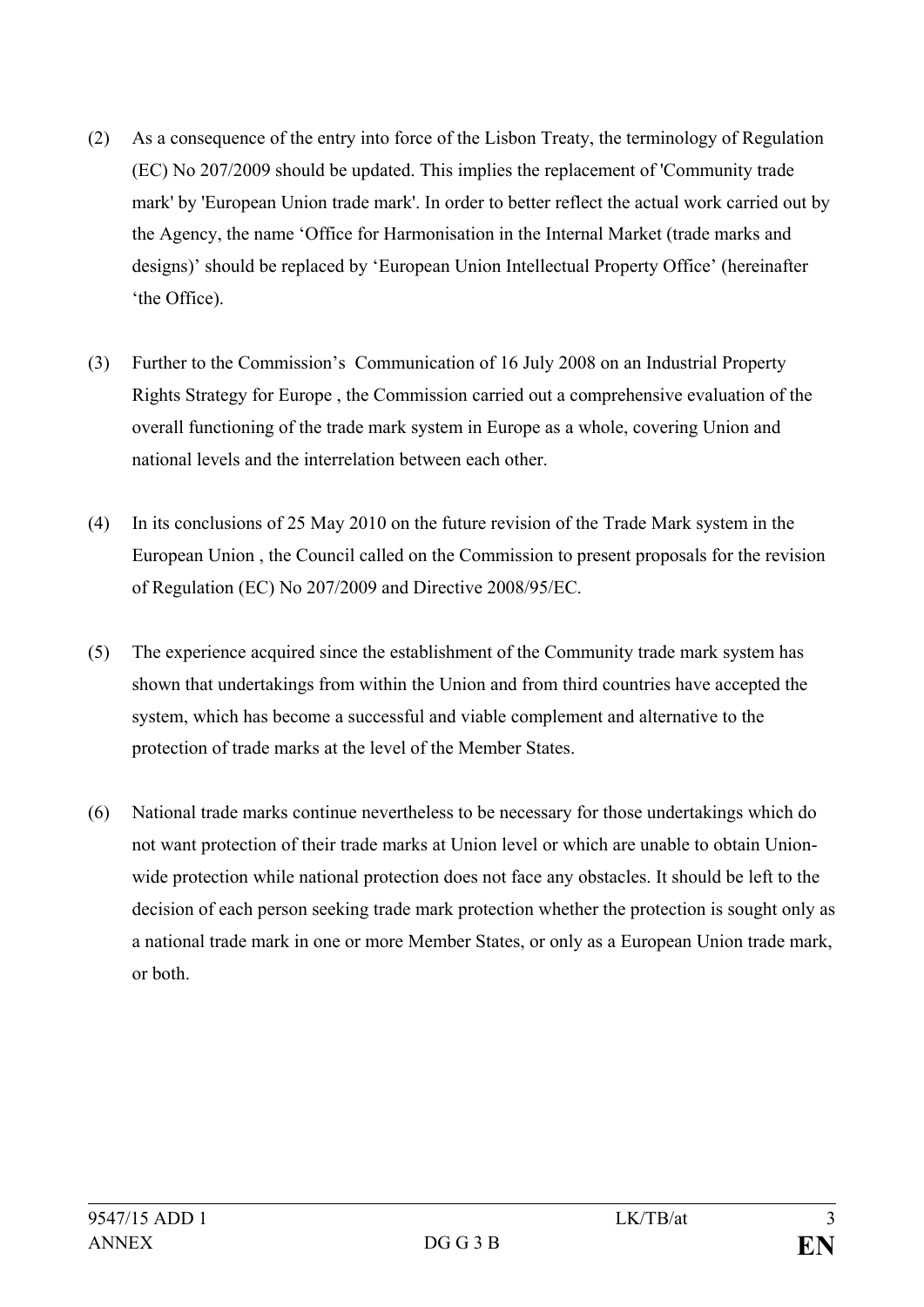(2) As a consequence of the entry into force of the Lisbon Treaty, the terminology of Regulation (EC) No 207/2009 should be updated. This implies the replacement of 'Community trade mark' by 'European Union trade mark'. In order to better reflect the actual work carried out by the Agency, the name ‘Office for Harmonisation in the Internal Market (trade marks and designs)’ should be replaced by ‘European Union Intellectual Property Office’ (hereinafter ‘the Office).

(3) Further to the Commission’s  Communication of 16 July 2008 on an Industrial Property Rights Strategy for Europe , the Commission carried out a comprehensive evaluation of the overall functioning of the trade mark system in Europe as a whole, covering Union and national levels and the interrelation between each other.

(4) In its conclusions of 25 May 2010 on the future revision of the Trade Mark system in the European Union , the Council called on the Commission to present proposals for the revision of Regulation (EC) No 207/2009 and Directive 2008/95/EC.

(5) The experience acquired since the establishment of the Community trade mark system has shown that undertakings from within the Union and from third countries have accepted the system, which has become a successful and viable complement and alternative to the protection of trade marks at the level of the Member States.

(6) National trade marks continue nevertheless to be necessary for those undertakings which do not want protection of their trade marks at Union level or which are unable to obtain Union-wide protection while national protection does not face any obstacles. It should be left to the decision of each person seeking trade mark protection whether the protection is sought only as a national trade mark in one or more Member States, or only as a European Union trade mark, or both.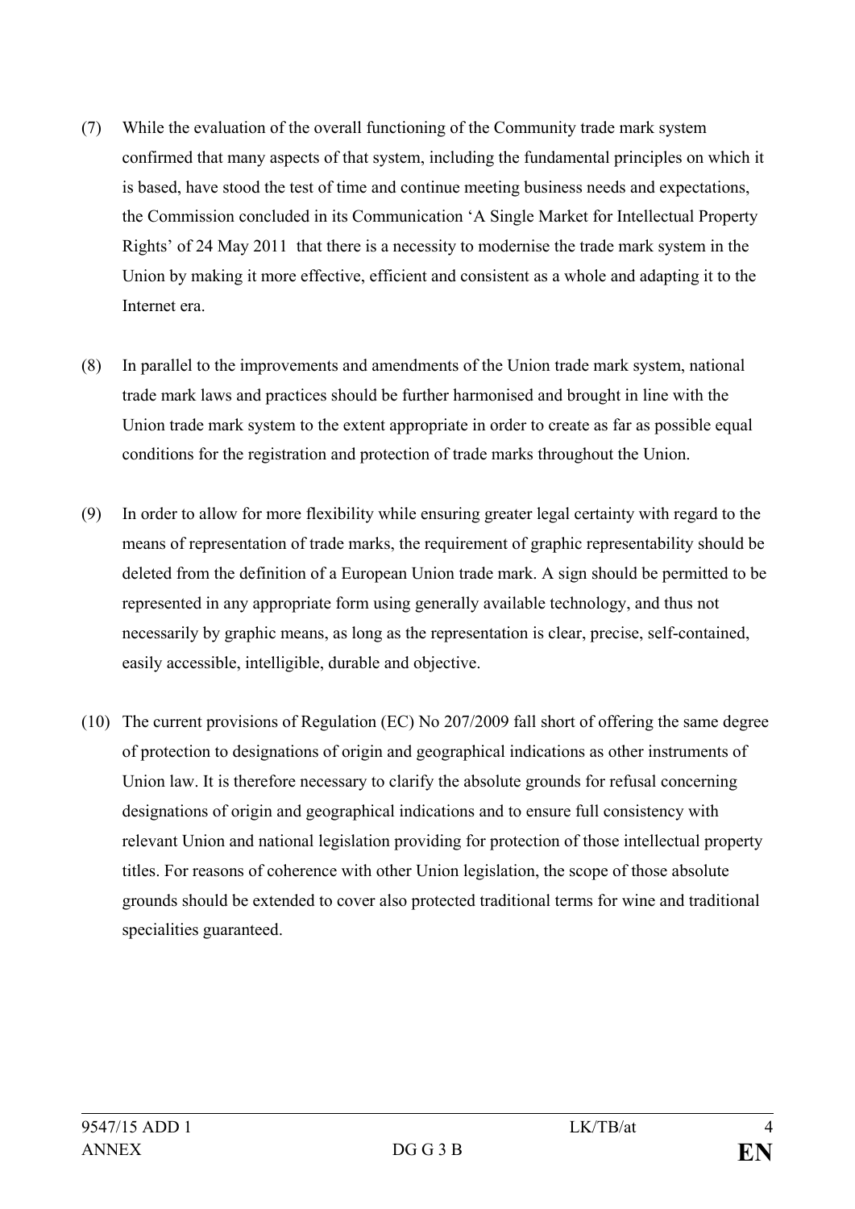(7) While the evaluation of the overall functioning of the Community trade mark system confirmed that many aspects of that system, including the fundamental principles on which it is based, have stood the test of time and continue meeting business needs and expectations, the Commission concluded in its Communication 'A Single Market for Intellectual Property Rights' of 24 May 2011 that there is a necessity to modernise the trade mark system in the Union by making it more effective, efficient and consistent as a whole and adapting it to the Internet era.

(8) In parallel to the improvements and amendments of the Union trade mark system, national trade mark laws and practices should be further harmonised and brought in line with the Union trade mark system to the extent appropriate in order to create as far as possible equal conditions for the registration and protection of trade marks throughout the Union.

(9) In order to allow for more flexibility while ensuring greater legal certainty with regard to the means of representation of trade marks, the requirement of graphic representability should be deleted from the definition of a European Union trade mark. A sign should be permitted to be represented in any appropriate form using generally available technology, and thus not necessarily by graphic means, as long as the representation is clear, precise, self-contained, easily accessible, intelligible, durable and objective.

(10) The current provisions of Regulation (EC) No 207/2009 fall short of offering the same degree of protection to designations of origin and geographical indications as other instruments of Union law. It is therefore necessary to clarify the absolute grounds for refusal concerning designations of origin and geographical indications and to ensure full consistency with relevant Union and national legislation providing for protection of those intellectual property titles. For reasons of coherence with other Union legislation, the scope of those absolute grounds should be extended to cover also protected traditional terms for wine and traditional specialities guaranteed.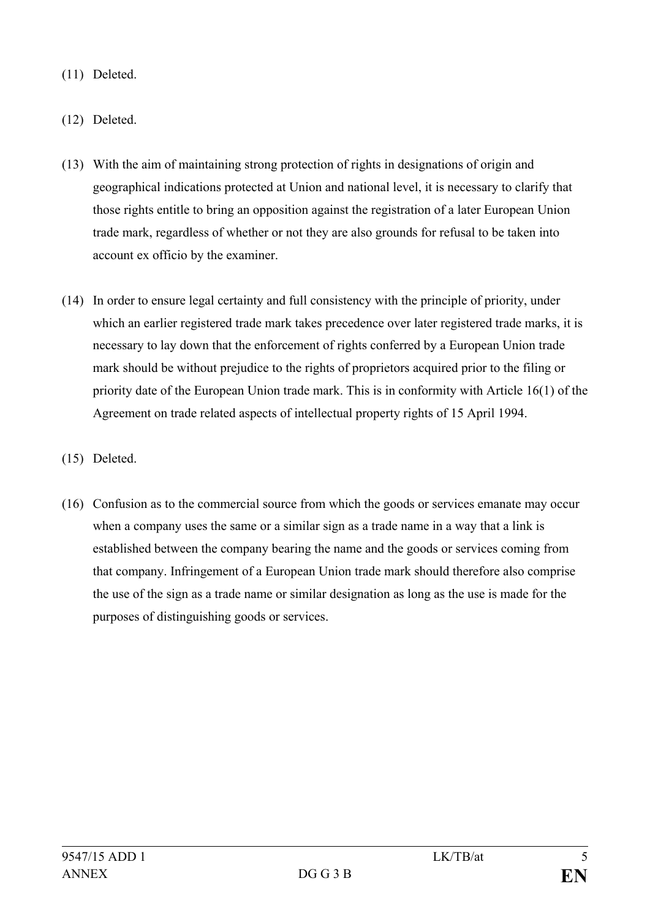(11) Deleted.

(12) Deleted.

(13) With the aim of maintaining strong protection of rights in designations of origin and geographical indications protected at Union and national level, it is necessary to clarify that those rights entitle to bring an opposition against the registration of a later European Union trade mark, regardless of whether or not they are also grounds for refusal to be taken into account ex officio by the examiner.

(14) In order to ensure legal certainty and full consistency with the principle of priority, under which an earlier registered trade mark takes precedence over later registered trade marks, it is necessary to lay down that the enforcement of rights conferred by a European Union trade mark should be without prejudice to the rights of proprietors acquired prior to the filing or priority date of the European Union trade mark. This is in conformity with Article 16(1) of the Agreement on trade related aspects of intellectual property rights of 15 April 1994.

(15) Deleted.

(16) Confusion as to the commercial source from which the goods or services emanate may occur when a company uses the same or a similar sign as a trade name in a way that a link is established between the company bearing the name and the goods or services coming from that company. Infringement of a European Union trade mark should therefore also comprise the use of the sign as a trade name or similar designation as long as the use is made for the purposes of distinguishing goods or services.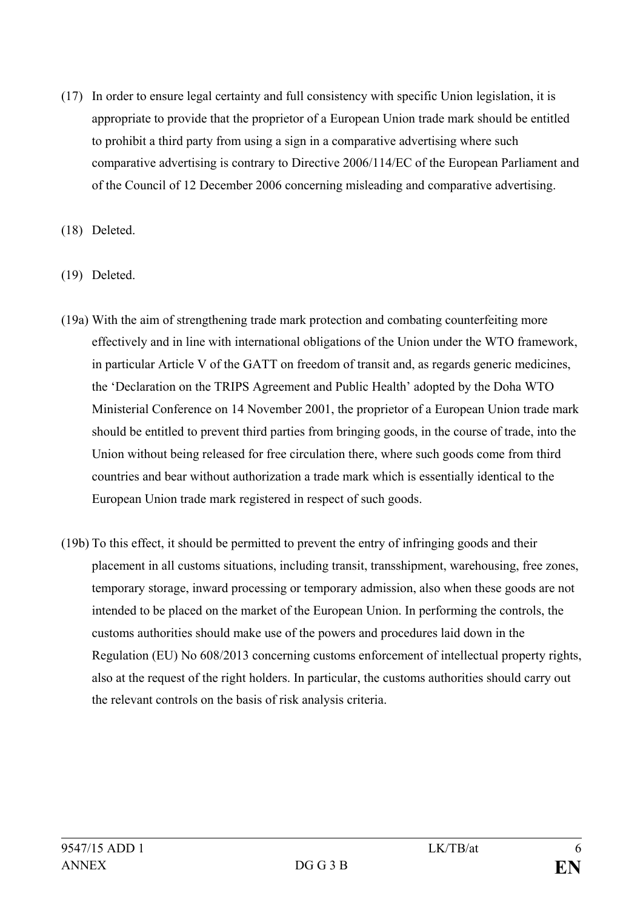(17) In order to ensure legal certainty and full consistency with specific Union legislation, it is appropriate to provide that the proprietor of a European Union trade mark should be entitled to prohibit a third party from using a sign in a comparative advertising where such comparative advertising is contrary to Directive 2006/114/EC of the European Parliament and of the Council of 12 December 2006 concerning misleading and comparative advertising.

(18) Deleted.

(19) Deleted.

(19a) With the aim of strengthening trade mark protection and combating counterfeiting more effectively and in line with international obligations of the Union under the WTO framework, in particular Article V of the GATT on freedom of transit and, as regards generic medicines, the 'Declaration on the TRIPS Agreement and Public Health' adopted by the Doha WTO Ministerial Conference on 14 November 2001, the proprietor of a European Union trade mark should be entitled to prevent third parties from bringing goods, in the course of trade, into the Union without being released for free circulation there, where such goods come from third countries and bear without authorization a trade mark which is essentially identical to the European Union trade mark registered in respect of such goods.

(19b) To this effect, it should be permitted to prevent the entry of infringing goods and their placement in all customs situations, including transit, transshipment, warehousing, free zones, temporary storage, inward processing or temporary admission, also when these goods are not intended to be placed on the market of the European Union. In performing the controls, the customs authorities should make use of the powers and procedures laid down in the Regulation (EU) No 608/2013 concerning customs enforcement of intellectual property rights, also at the request of the right holders. In particular, the customs authorities should carry out the relevant controls on the basis of risk analysis criteria.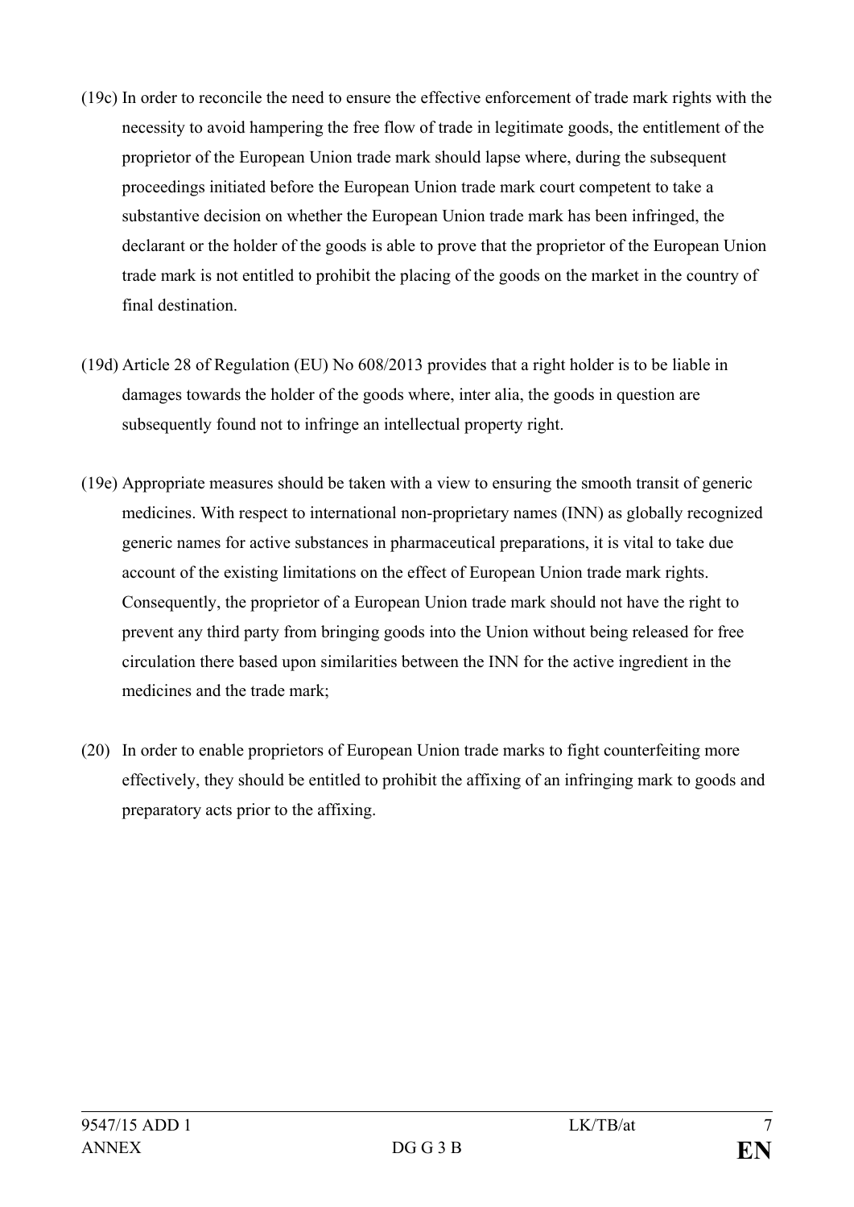(19c) In order to reconcile the need to ensure the effective enforcement of trade mark rights with the necessity to avoid hampering the free flow of trade in legitimate goods, the entitlement of the proprietor of the European Union trade mark should lapse where, during the subsequent proceedings initiated before the European Union trade mark court competent to take a substantive decision on whether the European Union trade mark has been infringed, the declarant or the holder of the goods is able to prove that the proprietor of the European Union trade mark is not entitled to prohibit the placing of the goods on the market in the country of final destination.

(19d) Article 28 of Regulation (EU) No 608/2013 provides that a right holder is to be liable in damages towards the holder of the goods where, inter alia, the goods in question are subsequently found not to infringe an intellectual property right.

(19e) Appropriate measures should be taken with a view to ensuring the smooth transit of generic medicines. With respect to international non-proprietary names (INN) as globally recognized generic names for active substances in pharmaceutical preparations, it is vital to take due account of the existing limitations on the effect of European Union trade mark rights. Consequently, the proprietor of a European Union trade mark should not have the right to prevent any third party from bringing goods into the Union without being released for free circulation there based upon similarities between the INN for the active ingredient in the medicines and the trade mark;

(20) In order to enable proprietors of European Union trade marks to fight counterfeiting more effectively, they should be entitled to prohibit the affixing of an infringing mark to goods and preparatory acts prior to the affixing.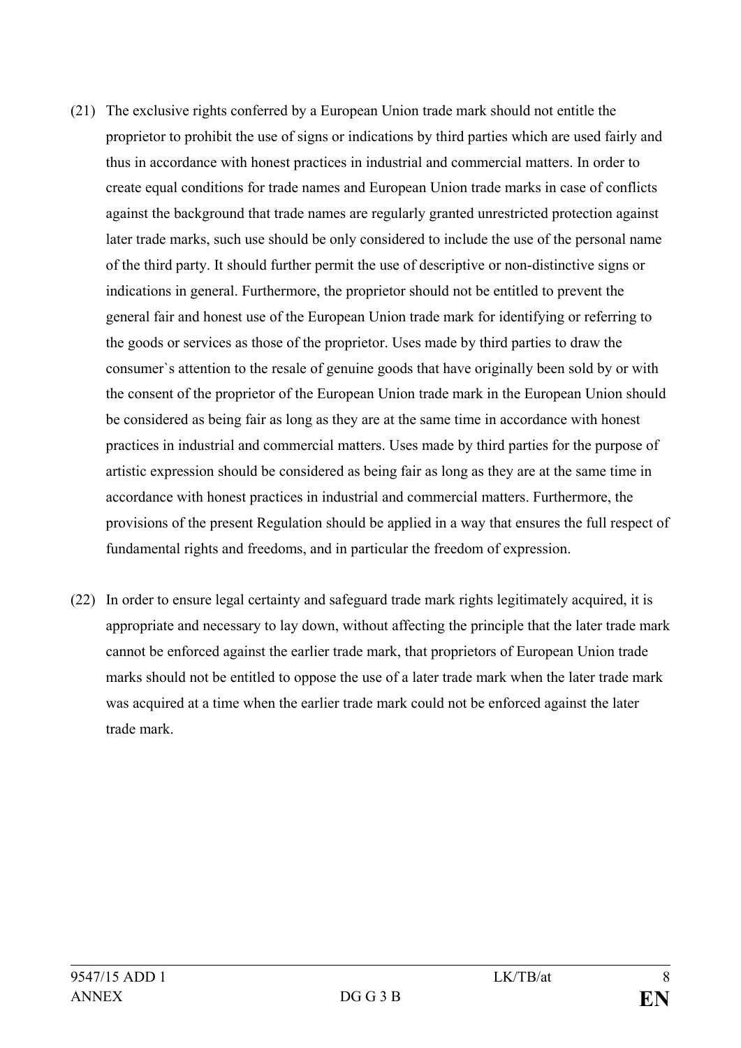(21) The exclusive rights conferred by a European Union trade mark should not entitle the proprietor to prohibit the use of signs or indications by third parties which are used fairly and thus in accordance with honest practices in industrial and commercial matters. In order to create equal conditions for trade names and European Union trade marks in case of conflicts against the background that trade names are regularly granted unrestricted protection against later trade marks, such use should be only considered to include the use of the personal name of the third party. It should further permit the use of descriptive or non-distinctive signs or indications in general. Furthermore, the proprietor should not be entitled to prevent the general fair and honest use of the European Union trade mark for identifying or referring to the goods or services as those of the proprietor. Uses made by third parties to draw the consumer`s attention to the resale of genuine goods that have originally been sold by or with the consent of the proprietor of the European Union trade mark in the European Union should be considered as being fair as long as they are at the same time in accordance with honest practices in industrial and commercial matters. Uses made by third parties for the purpose of artistic expression should be considered as being fair as long as they are at the same time in accordance with honest practices in industrial and commercial matters. Furthermore, the provisions of the present Regulation should be applied in a way that ensures the full respect of fundamental rights and freedoms, and in particular the freedom of expression.

(22) In order to ensure legal certainty and safeguard trade mark rights legitimately acquired, it is appropriate and necessary to lay down, without affecting the principle that the later trade mark cannot be enforced against the earlier trade mark, that proprietors of European Union trade marks should not be entitled to oppose the use of a later trade mark when the later trade mark was acquired at a time when the earlier trade mark could not be enforced against the later trade mark.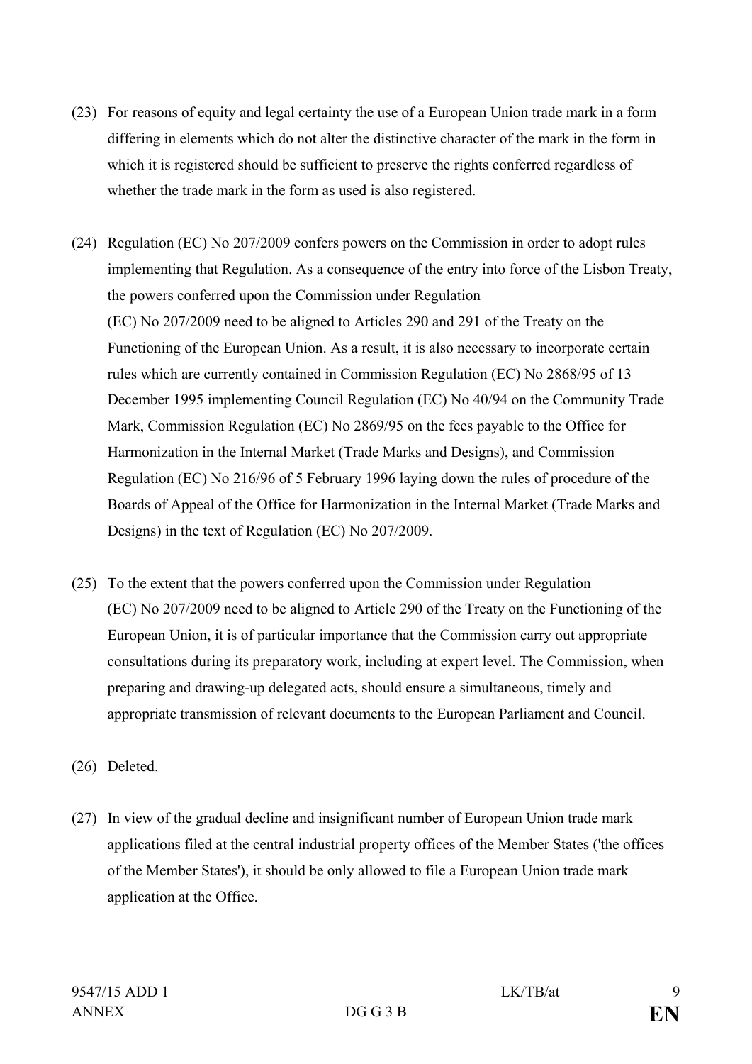(23) For reasons of equity and legal certainty the use of a European Union trade mark in a form differing in elements which do not alter the distinctive character of the mark in the form in which it is registered should be sufficient to preserve the rights conferred regardless of whether the trade mark in the form as used is also registered.

(24) Regulation (EC) No 207/2009 confers powers on the Commission in order to adopt rules implementing that Regulation. As a consequence of the entry into force of the Lisbon Treaty, the powers conferred upon the Commission under Regulation (EC) No 207/2009 need to be aligned to Articles 290 and 291 of the Treaty on the Functioning of the European Union. As a result, it is also necessary to incorporate certain rules which are currently contained in Commission Regulation (EC) No 2868/95 of 13 December 1995 implementing Council Regulation (EC) No 40/94 on the Community Trade Mark, Commission Regulation (EC) No 2869/95 on the fees payable to the Office for Harmonization in the Internal Market (Trade Marks and Designs), and Commission Regulation (EC) No 216/96 of 5 February 1996 laying down the rules of procedure of the Boards of Appeal of the Office for Harmonization in the Internal Market (Trade Marks and Designs) in the text of Regulation (EC) No 207/2009.

(25) To the extent that the powers conferred upon the Commission under Regulation (EC) No 207/2009 need to be aligned to Article 290 of the Treaty on the Functioning of the European Union, it is of particular importance that the Commission carry out appropriate consultations during its preparatory work, including at expert level. The Commission, when preparing and drawing-up delegated acts, should ensure a simultaneous, timely and appropriate transmission of relevant documents to the European Parliament and Council.

(26) Deleted.

(27) In view of the gradual decline and insignificant number of European Union trade mark applications filed at the central industrial property offices of the Member States ('the offices of the Member States'), it should be only allowed to file a European Union trade mark application at the Office.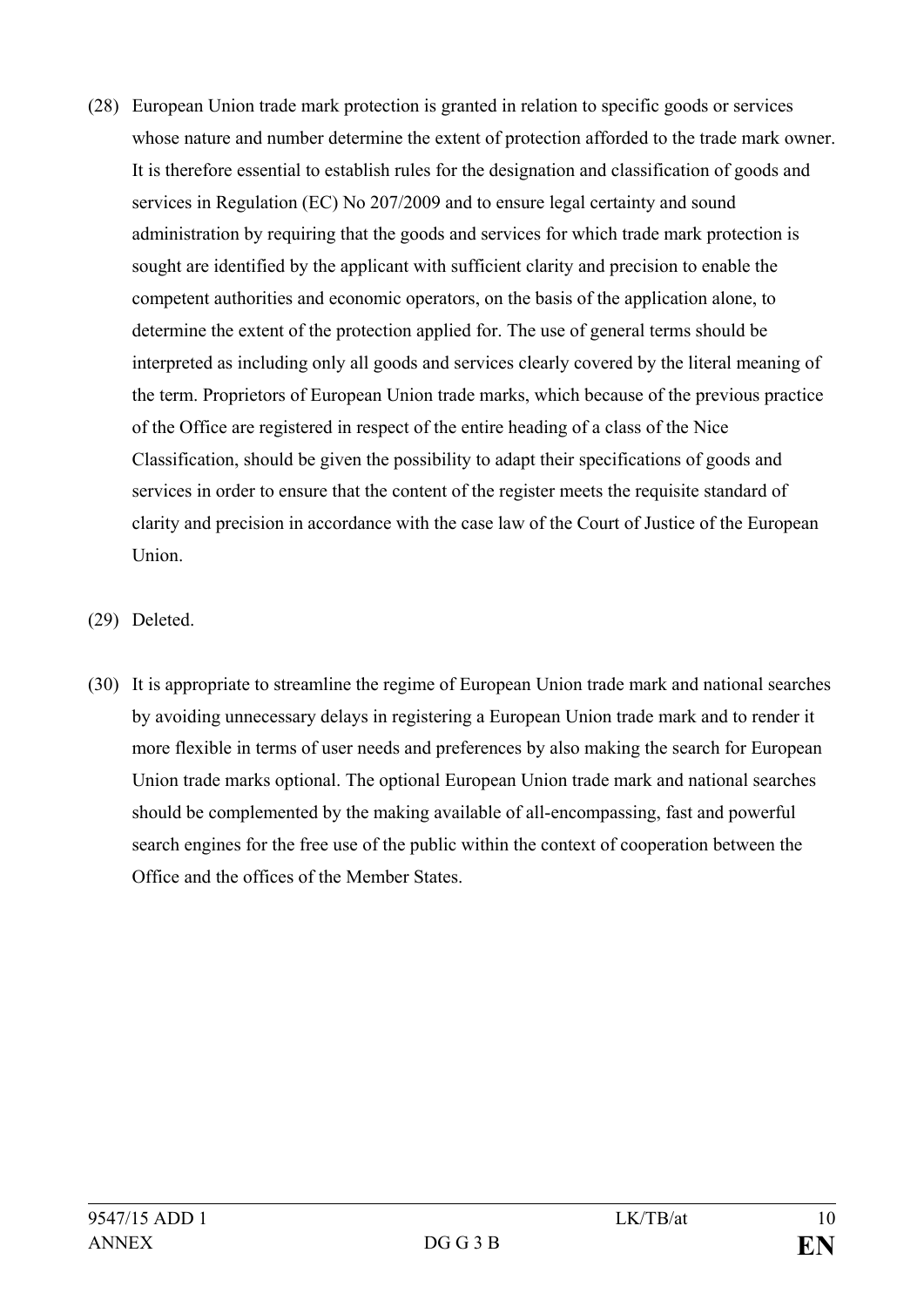(28) European Union trade mark protection is granted in relation to specific goods or services whose nature and number determine the extent of protection afforded to the trade mark owner. It is therefore essential to establish rules for the designation and classification of goods and services in Regulation (EC) No 207/2009 and to ensure legal certainty and sound administration by requiring that the goods and services for which trade mark protection is sought are identified by the applicant with sufficient clarity and precision to enable the competent authorities and economic operators, on the basis of the application alone, to determine the extent of the protection applied for. The use of general terms should be interpreted as including only all goods and services clearly covered by the literal meaning of the term. Proprietors of European Union trade marks, which because of the previous practice of the Office are registered in respect of the entire heading of a class of the Nice Classification, should be given the possibility to adapt their specifications of goods and services in order to ensure that the content of the register meets the requisite standard of clarity and precision in accordance with the case law of the Court of Justice of the European Union.

(29) Deleted.

(30) It is appropriate to streamline the regime of European Union trade mark and national searches by avoiding unnecessary delays in registering a European Union trade mark and to render it more flexible in terms of user needs and preferences by also making the search for European Union trade marks optional. The optional European Union trade mark and national searches should be complemented by the making available of all-encompassing, fast and powerful search engines for the free use of the public within the context of cooperation between the Office and the offices of the Member States.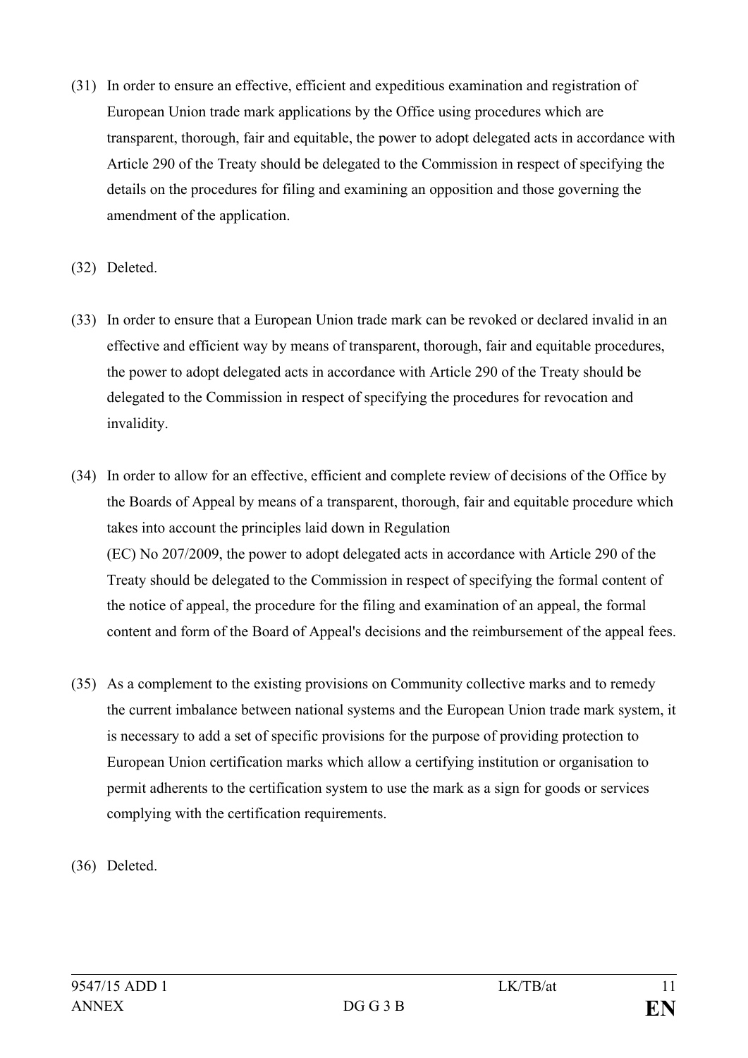(31) In order to ensure an effective, efficient and expeditious examination and registration of European Union trade mark applications by the Office using procedures which are transparent, thorough, fair and equitable, the power to adopt delegated acts in accordance with Article 290 of the Treaty should be delegated to the Commission in respect of specifying the details on the procedures for filing and examining an opposition and those governing the amendment of the application.

(32) Deleted.

(33) In order to ensure that a European Union trade mark can be revoked or declared invalid in an effective and efficient way by means of transparent, thorough, fair and equitable procedures, the power to adopt delegated acts in accordance with Article 290 of the Treaty should be delegated to the Commission in respect of specifying the procedures for revocation and invalidity.

(34) In order to allow for an effective, efficient and complete review of decisions of the Office by the Boards of Appeal by means of a transparent, thorough, fair and equitable procedure which takes into account the principles laid down in Regulation (EC) No 207/2009, the power to adopt delegated acts in accordance with Article 290 of the Treaty should be delegated to the Commission in respect of specifying the formal content of the notice of appeal, the procedure for the filing and examination of an appeal, the formal content and form of the Board of Appeal's decisions and the reimbursement of the appeal fees.

(35) As a complement to the existing provisions on Community collective marks and to remedy the current imbalance between national systems and the European Union trade mark system, it is necessary to add a set of specific provisions for the purpose of providing protection to European Union certification marks which allow a certifying institution or organisation to permit adherents to the certification system to use the mark as a sign for goods or services complying with the certification requirements.

(36) Deleted.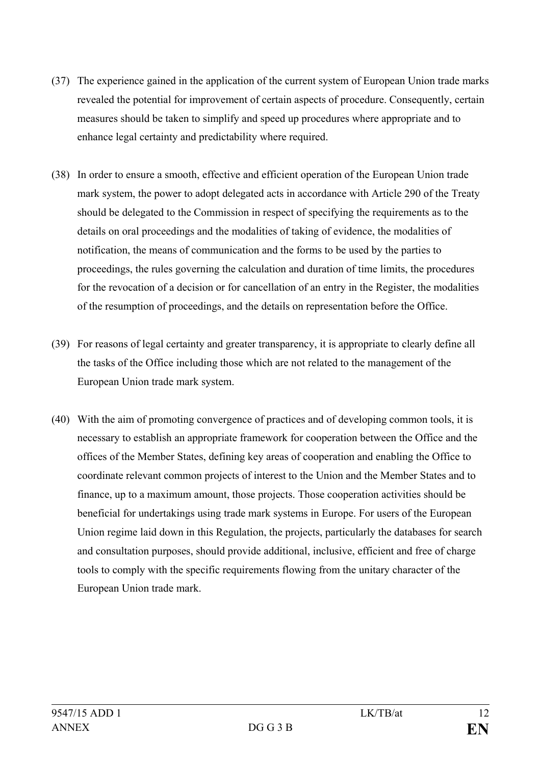(37) The experience gained in the application of the current system of European Union trade marks revealed the potential for improvement of certain aspects of procedure. Consequently, certain measures should be taken to simplify and speed up procedures where appropriate and to enhance legal certainty and predictability where required.

(38) In order to ensure a smooth, effective and efficient operation of the European Union trade mark system, the power to adopt delegated acts in accordance with Article 290 of the Treaty should be delegated to the Commission in respect of specifying the requirements as to the details on oral proceedings and the modalities of taking of evidence, the modalities of notification, the means of communication and the forms to be used by the parties to proceedings, the rules governing the calculation and duration of time limits, the procedures for the revocation of a decision or for cancellation of an entry in the Register, the modalities of the resumption of proceedings, and the details on representation before the Office.

(39) For reasons of legal certainty and greater transparency, it is appropriate to clearly define all the tasks of the Office including those which are not related to the management of the European Union trade mark system.

(40) With the aim of promoting convergence of practices and of developing common tools, it is necessary to establish an appropriate framework for cooperation between the Office and the offices of the Member States, defining key areas of cooperation and enabling the Office to coordinate relevant common projects of interest to the Union and the Member States and to finance, up to a maximum amount, those projects. Those cooperation activities should be beneficial for undertakings using trade mark systems in Europe. For users of the European Union regime laid down in this Regulation, the projects, particularly the databases for search and consultation purposes, should provide additional, inclusive, efficient and free of charge tools to comply with the specific requirements flowing from the unitary character of the European Union trade mark.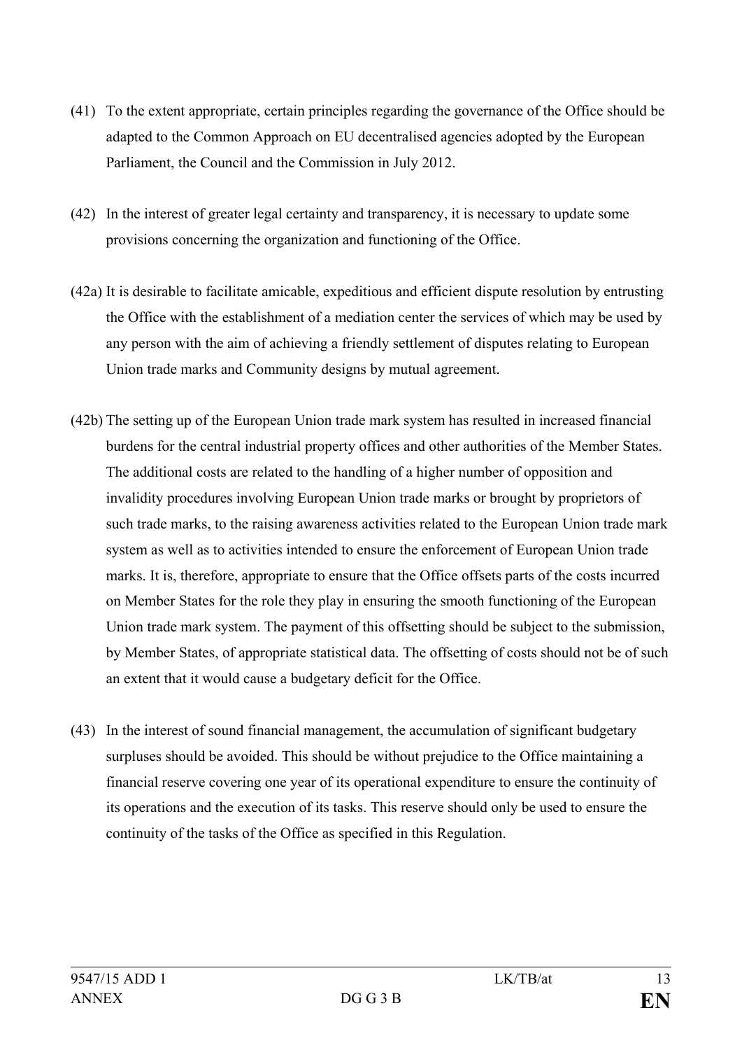(41) To the extent appropriate, certain principles regarding the governance of the Office should be adapted to the Common Approach on EU decentralised agencies adopted by the European Parliament, the Council and the Commission in July 2012.

(42) In the interest of greater legal certainty and transparency, it is necessary to update some provisions concerning the organization and functioning of the Office.

(42a) It is desirable to facilitate amicable, expeditious and efficient dispute resolution by entrusting the Office with the establishment of a mediation center the services of which may be used by any person with the aim of achieving a friendly settlement of disputes relating to European Union trade marks and Community designs by mutual agreement.

(42b) The setting up of the European Union trade mark system has resulted in increased financial burdens for the central industrial property offices and other authorities of the Member States. The additional costs are related to the handling of a higher number of opposition and invalidity procedures involving European Union trade marks or brought by proprietors of such trade marks, to the raising awareness activities related to the European Union trade mark system as well as to activities intended to ensure the enforcement of European Union trade marks. It is, therefore, appropriate to ensure that the Office offsets parts of the costs incurred on Member States for the role they play in ensuring the smooth functioning of the European Union trade mark system. The payment of this offsetting should be subject to the submission, by Member States, of appropriate statistical data. The offsetting of costs should not be of such an extent that it would cause a budgetary deficit for the Office.

(43) In the interest of sound financial management, the accumulation of significant budgetary surpluses should be avoided. This should be without prejudice to the Office maintaining a financial reserve covering one year of its operational expenditure to ensure the continuity of its operations and the execution of its tasks. This reserve should only be used to ensure the continuity of the tasks of the Office as specified in this Regulation.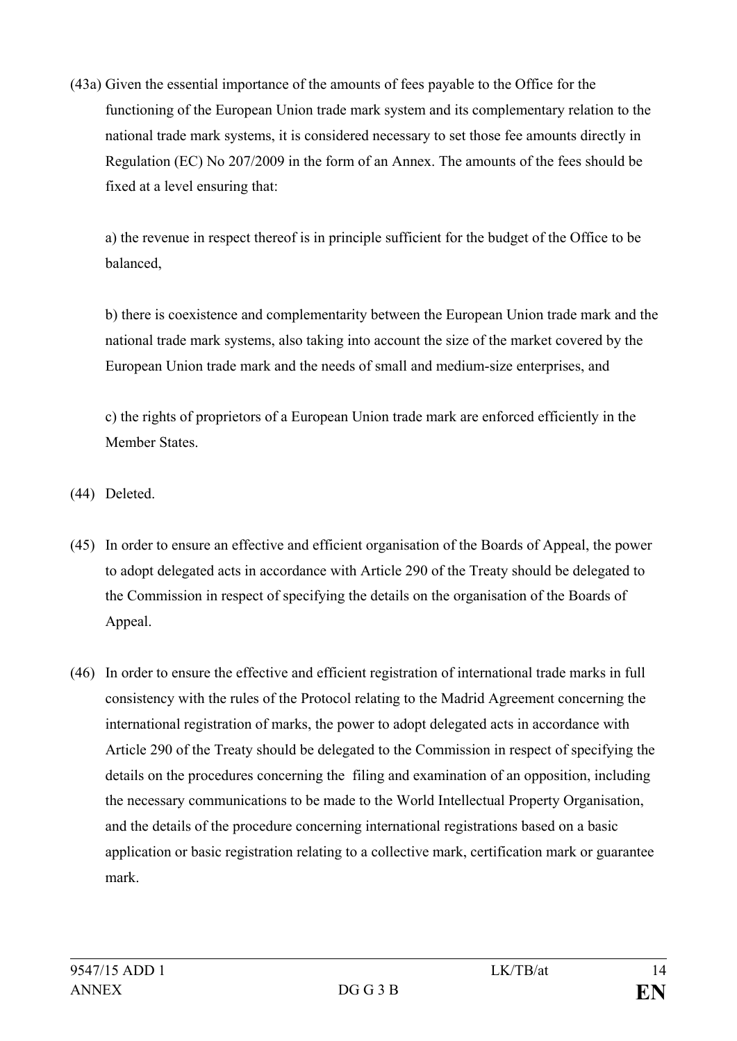(43a) Given the essential importance of the amounts of fees payable to the Office for the functioning of the European Union trade mark system and its complementary relation to the national trade mark systems, it is considered necessary to set those fee amounts directly in Regulation (EC) No 207/2009 in the form of an Annex. The amounts of the fees should be fixed at a level ensuring that:

a) the revenue in respect thereof is in principle sufficient for the budget of the Office to be balanced,

b) there is coexistence and complementarity between the European Union trade mark and the national trade mark systems, also taking into account the size of the market covered by the European Union trade mark and the needs of small and medium-size enterprises, and

c) the rights of proprietors of a European Union trade mark are enforced efficiently in the Member States.

(44) Deleted.

(45) In order to ensure an effective and efficient organisation of the Boards of Appeal, the power to adopt delegated acts in accordance with Article 290 of the Treaty should be delegated to the Commission in respect of specifying the details on the organisation of the Boards of Appeal.

(46) In order to ensure the effective and efficient registration of international trade marks in full consistency with the rules of the Protocol relating to the Madrid Agreement concerning the international registration of marks, the power to adopt delegated acts in accordance with Article 290 of the Treaty should be delegated to the Commission in respect of specifying the details on the procedures concerning the filing and examination of an opposition, including the necessary communications to be made to the World Intellectual Property Organisation, and the details of the procedure concerning international registrations based on a basic application or basic registration relating to a collective mark, certification mark or guarantee mark.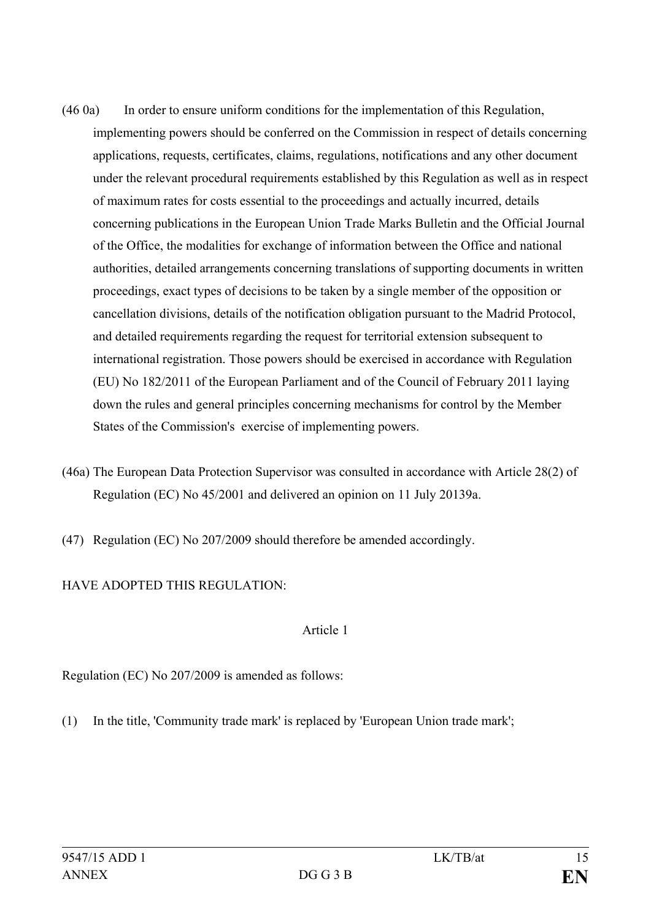(46 0a) In order to ensure uniform conditions for the implementation of this Regulation, implementing powers should be conferred on the Commission in respect of details concerning applications, requests, certificates, claims, regulations, notifications and any other document under the relevant procedural requirements established by this Regulation as well as in respect of maximum rates for costs essential to the proceedings and actually incurred, details concerning publications in the European Union Trade Marks Bulletin and the Official Journal of the Office, the modalities for exchange of information between the Office and national authorities, detailed arrangements concerning translations of supporting documents in written proceedings, exact types of decisions to be taken by a single member of the opposition or cancellation divisions, details of the notification obligation pursuant to the Madrid Protocol, and detailed requirements regarding the request for territorial extension subsequent to international registration. Those powers should be exercised in accordance with Regulation (EU) No 182/2011 of the European Parliament and of the Council of February 2011 laying down the rules and general principles concerning mechanisms for control by the Member States of the Commission's exercise of implementing powers.

(46a) The European Data Protection Supervisor was consulted in accordance with Article 28(2) of Regulation (EC) No 45/2001 and delivered an opinion on 11 July 20139a.

(47) Regulation (EC) No 207/2009 should therefore be amended accordingly.

HAVE ADOPTED THIS REGULATION:

Article 1

Regulation (EC) No 207/2009 is amended as follows:

(1) In the title, 'Community trade mark' is replaced by 'European Union trade mark';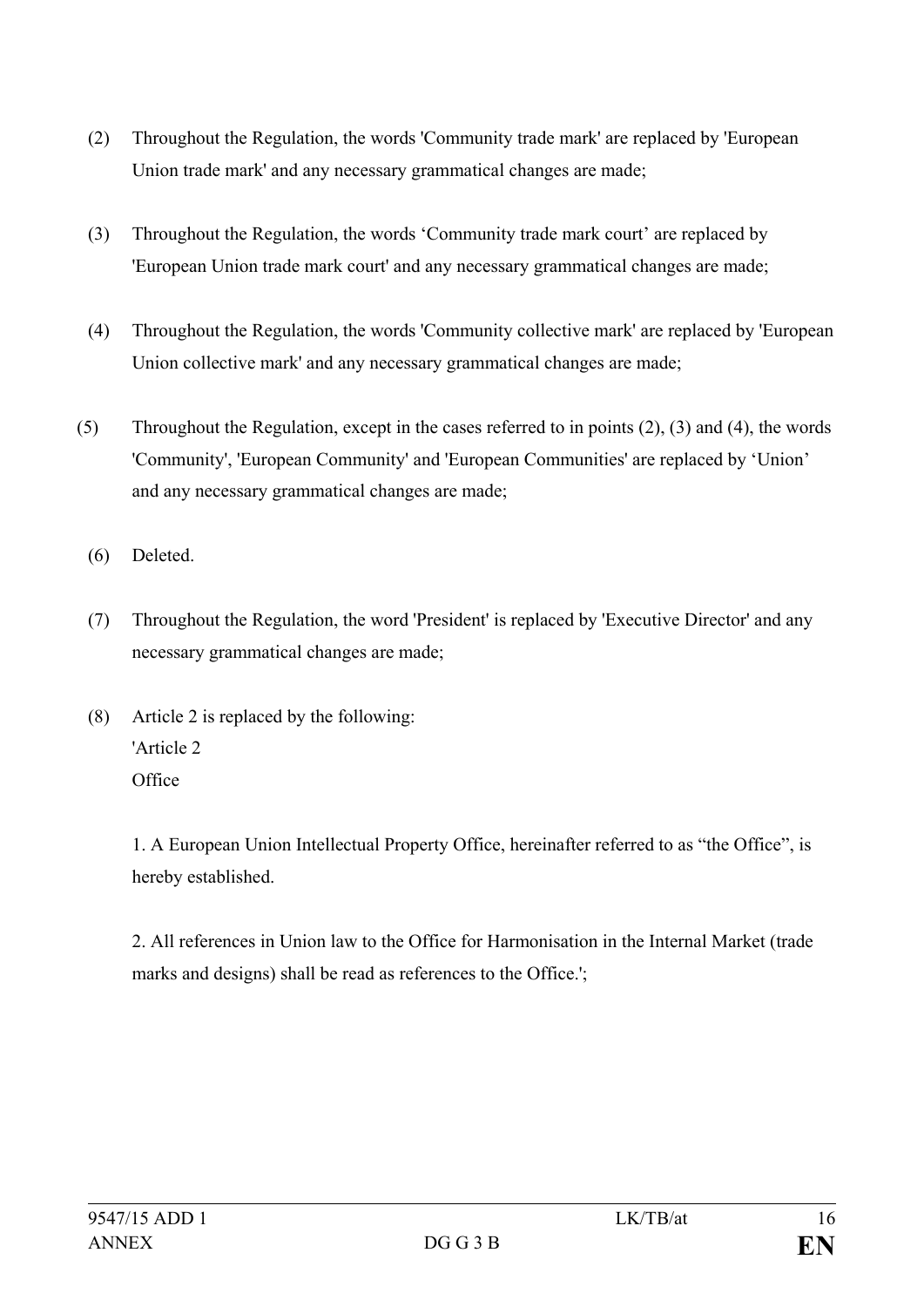(2) Throughout the Regulation, the words 'Community trade mark' are replaced by 'European Union trade mark' and any necessary grammatical changes are made;

(3) Throughout the Regulation, the words ‘Community trade mark court’ are replaced by 'European Union trade mark court' and any necessary grammatical changes are made;

(4) Throughout the Regulation, the words 'Community collective mark' are replaced by 'European Union collective mark' and any necessary grammatical changes are made;

(5) Throughout the Regulation, except in the cases referred to in points (2), (3) and (4), the words 'Community', 'European Community' and 'European Communities' are replaced by ‘Union’ and any necessary grammatical changes are made;

(6) Deleted.

(7) Throughout the Regulation, the word 'President' is replaced by 'Executive Director' and any necessary grammatical changes are made;

(8) Article 2 is replaced by the following:
'Article 2
Office

1. A European Union Intellectual Property Office, hereinafter referred to as “the Office”, is hereby established.

2. All references in Union law to the Office for Harmonisation in the Internal Market (trade marks and designs) shall be read as references to the Office.';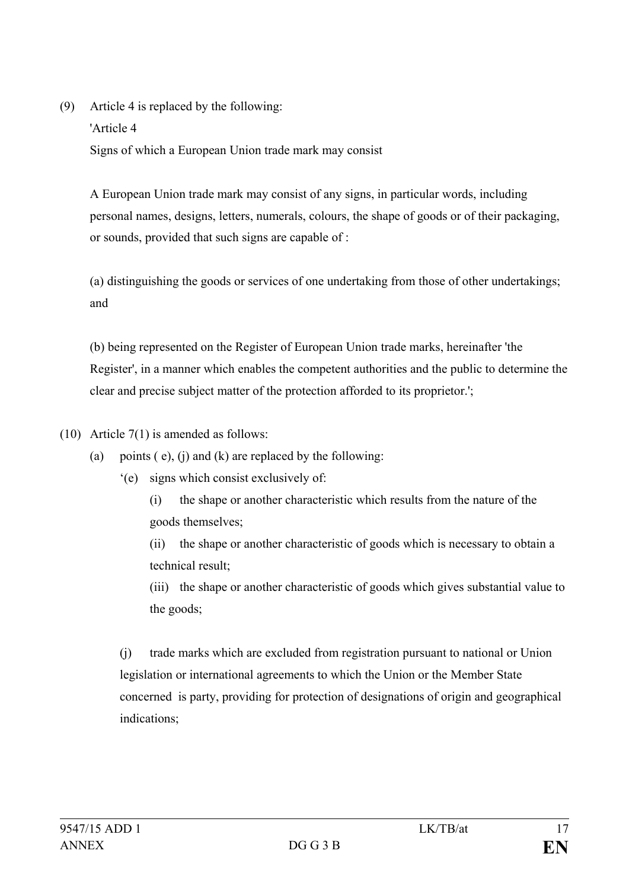(9) Article 4 is replaced by the following:

'Article 4

Signs of which a European Union trade mark may consist

A European Union trade mark may consist of any signs, in particular words, including personal names, designs, letters, numerals, colours, the shape of goods or of their packaging, or sounds, provided that such signs are capable of :

(a) distinguishing the goods or services of one undertaking from those of other undertakings; and

(b) being represented on the Register of European Union trade marks, hereinafter 'the Register', in a manner which enables the competent authorities and the public to determine the clear and precise subject matter of the protection afforded to its proprietor.';

(10) Article 7(1) is amended as follows:

(a) points ( e), (j) and (k) are replaced by the following:

'(e) signs which consist exclusively of:

(i) the shape or another characteristic which results from the nature of the goods themselves;

(ii) the shape or another characteristic of goods which is necessary to obtain a technical result;

(iii) the shape or another characteristic of goods which gives substantial value to the goods;

(j) trade marks which are excluded from registration pursuant to national or Union legislation or international agreements to which the Union or the Member State concerned is party, providing for protection of designations of origin and geographical indications;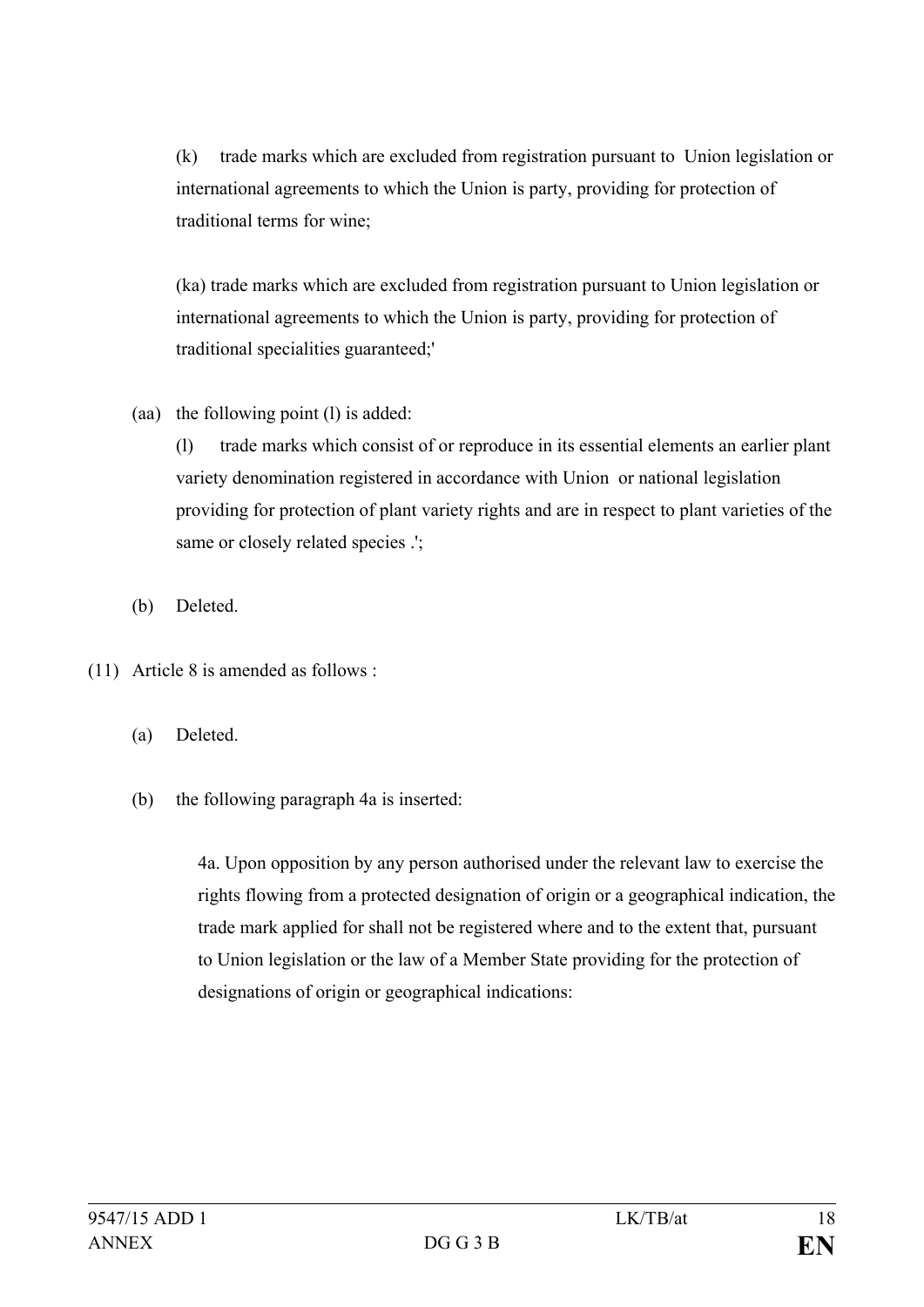(k) trade marks which are excluded from registration pursuant to Union legislation or international agreements to which the Union is party, providing for protection of traditional terms for wine;

(ka) trade marks which are excluded from registration pursuant to Union legislation or international agreements to which the Union is party, providing for protection of traditional specialities guaranteed;'

(aa) the following point (l) is added:

(l) trade marks which consist of or reproduce in its essential elements an earlier plant variety denomination registered in accordance with Union or national legislation providing for protection of plant variety rights and are in respect to plant varieties of the same or closely related species .';

(b) Deleted.

(11) Article 8 is amended as follows :

(a) Deleted.

(b) the following paragraph 4a is inserted:

4a. Upon opposition by any person authorised under the relevant law to exercise the rights flowing from a protected designation of origin or a geographical indication, the trade mark applied for shall not be registered where and to the extent that, pursuant to Union legislation or the law of a Member State providing for the protection of designations of origin or geographical indications: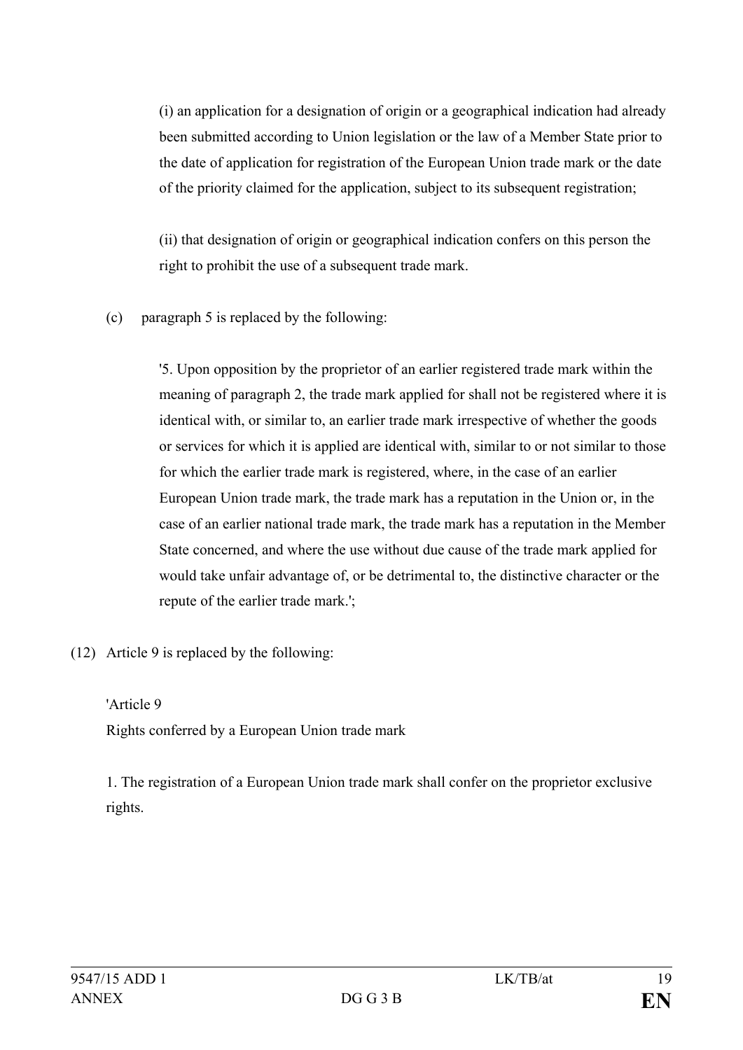(i) an application for a designation of origin or a geographical indication had already been submitted according to Union legislation or the law of a Member State prior to the date of application for registration of the European Union trade mark or the date of the priority claimed for the application, subject to its subsequent registration;

(ii) that designation of origin or geographical indication confers on this person the right to prohibit the use of a subsequent trade mark.

(c) paragraph 5 is replaced by the following:

'5. Upon opposition by the proprietor of an earlier registered trade mark within the meaning of paragraph 2, the trade mark applied for shall not be registered where it is identical with, or similar to, an earlier trade mark irrespective of whether the goods or services for which it is applied are identical with, similar to or not similar to those for which the earlier trade mark is registered, where, in the case of an earlier European Union trade mark, the trade mark has a reputation in the Union or, in the case of an earlier national trade mark, the trade mark has a reputation in the Member State concerned, and where the use without due cause of the trade mark applied for would take unfair advantage of, or be detrimental to, the distinctive character or the repute of the earlier trade mark.';

(12) Article 9 is replaced by the following:

'Article 9

Rights conferred by a European Union trade mark

1. The registration of a European Union trade mark shall confer on the proprietor exclusive rights.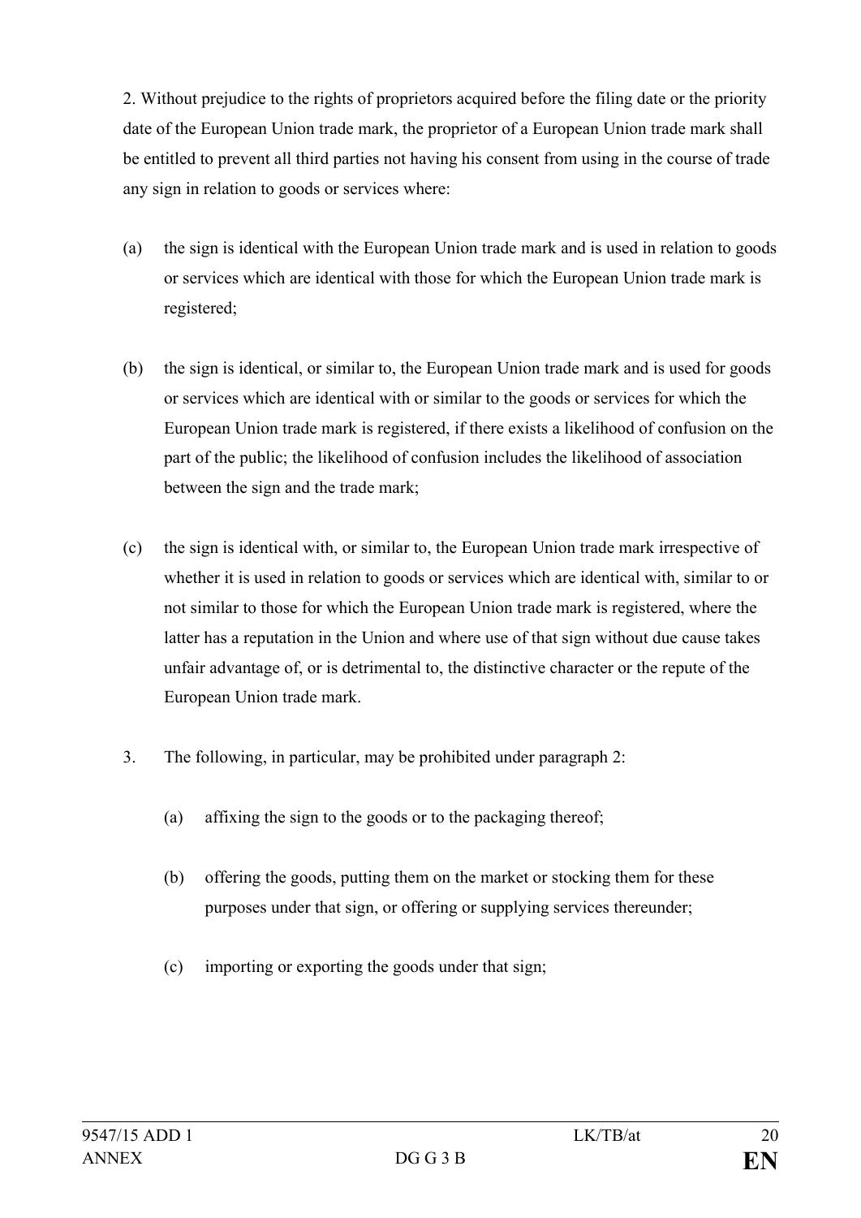2. Without prejudice to the rights of proprietors acquired before the filing date or the priority date of the European Union trade mark, the proprietor of a European Union trade mark shall be entitled to prevent all third parties not having his consent from using in the course of trade any sign in relation to goods or services where:

(a) the sign is identical with the European Union trade mark and is used in relation to goods or services which are identical with those for which the European Union trade mark is registered;

(b) the sign is identical, or similar to, the European Union trade mark and is used for goods or services which are identical with or similar to the goods or services for which the European Union trade mark is registered, if there exists a likelihood of confusion on the part of the public; the likelihood of confusion includes the likelihood of association between the sign and the trade mark;

(c) the sign is identical with, or similar to, the European Union trade mark irrespective of whether it is used in relation to goods or services which are identical with, similar to or not similar to those for which the European Union trade mark is registered, where the latter has a reputation in the Union and where use of that sign without due cause takes unfair advantage of, or is detrimental to, the distinctive character or the repute of the European Union trade mark.

3. The following, in particular, may be prohibited under paragraph 2:

(a) affixing the sign to the goods or to the packaging thereof;

(b) offering the goods, putting them on the market or stocking them for these purposes under that sign, or offering or supplying services thereunder;

(c) importing or exporting the goods under that sign;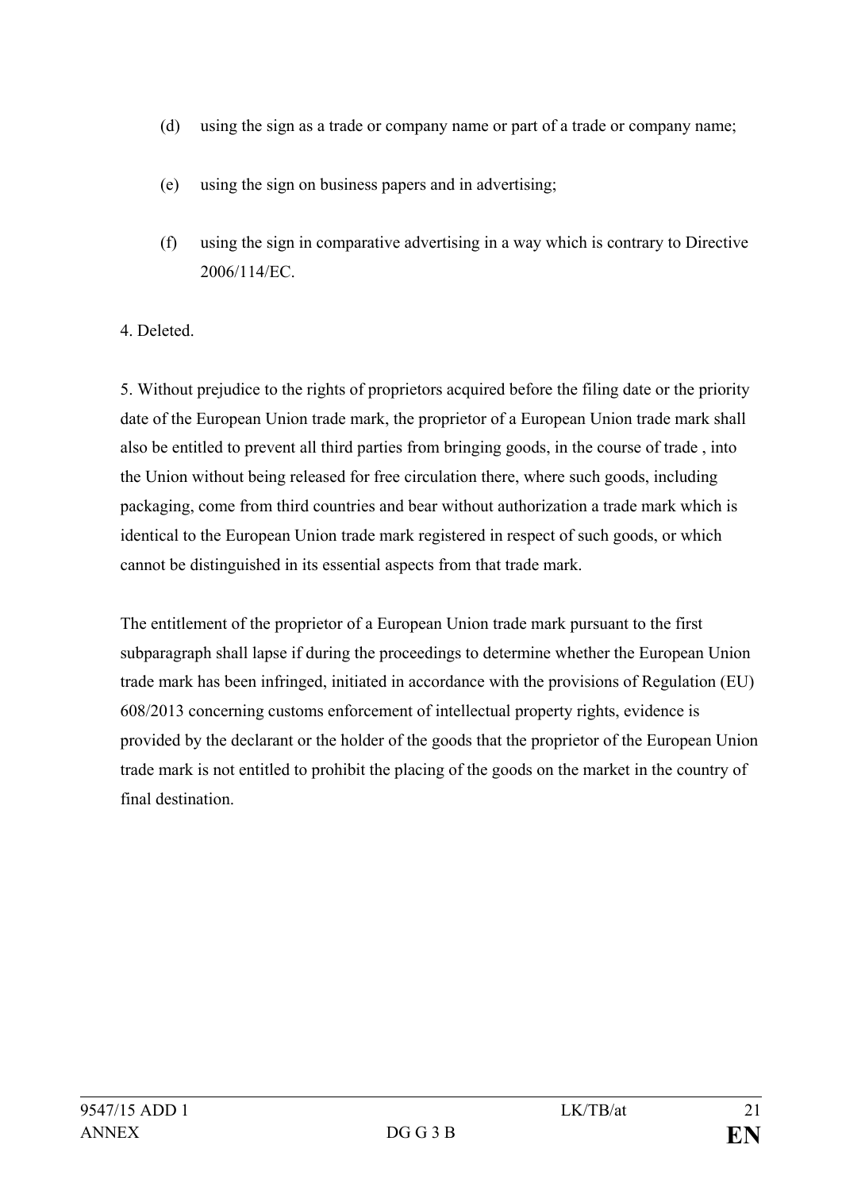(d) using the sign as a trade or company name or part of a trade or company name;

(e) using the sign on business papers and in advertising;

(f) using the sign in comparative advertising in a way which is contrary to Directive 2006/114/EC.

4. Deleted.

5. Without prejudice to the rights of proprietors acquired before the filing date or the priority date of the European Union trade mark, the proprietor of a European Union trade mark shall also be entitled to prevent all third parties from bringing goods, in the course of trade , into the Union without being released for free circulation there, where such goods, including packaging, come from third countries and bear without authorization a trade mark which is identical to the European Union trade mark registered in respect of such goods, or which cannot be distinguished in its essential aspects from that trade mark.

The entitlement of the proprietor of a European Union trade mark pursuant to the first subparagraph shall lapse if during the proceedings to determine whether the European Union trade mark has been infringed, initiated in accordance with the provisions of Regulation (EU) 608/2013 concerning customs enforcement of intellectual property rights, evidence is provided by the declarant or the holder of the goods that the proprietor of the European Union trade mark is not entitled to prohibit the placing of the goods on the market in the country of final destination.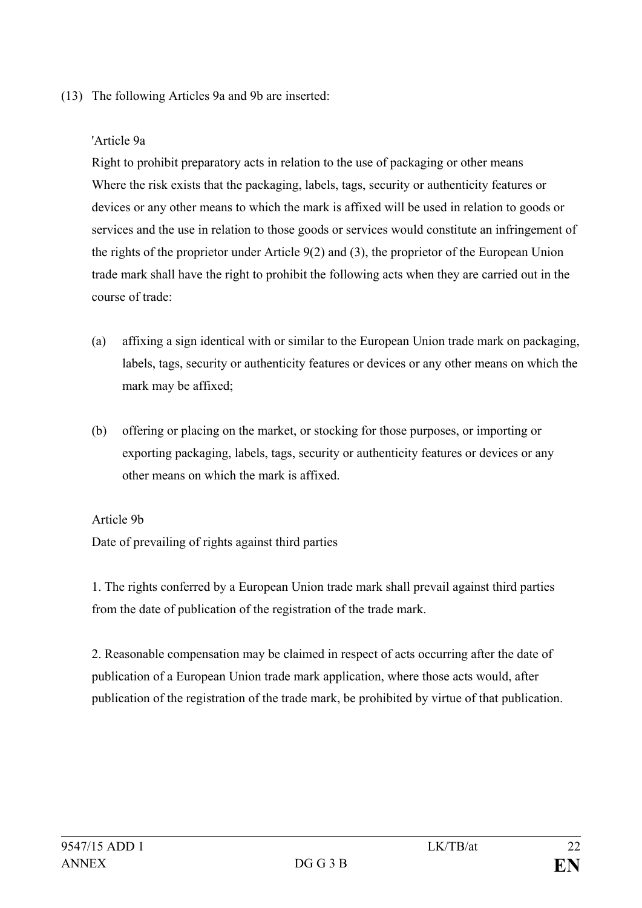(13) The following Articles 9a and 9b are inserted:

'Article 9a

Right to prohibit preparatory acts in relation to the use of packaging or other means

Where the risk exists that the packaging, labels, tags, security or authenticity features or devices or any other means to which the mark is affixed will be used in relation to goods or services and the use in relation to those goods or services would constitute an infringement of the rights of the proprietor under Article 9(2) and (3), the proprietor of the European Union trade mark shall have the right to prohibit the following acts when they are carried out in the course of trade:

(a) affixing a sign identical with or similar to the European Union trade mark on packaging, labels, tags, security or authenticity features or devices or any other means on which the mark may be affixed;

(b) offering or placing on the market, or stocking for those purposes, or importing or exporting packaging, labels, tags, security or authenticity features or devices or any other means on which the mark is affixed.

Article 9b

Date of prevailing of rights against third parties

1. The rights conferred by a European Union trade mark shall prevail against third parties from the date of publication of the registration of the trade mark.

2. Reasonable compensation may be claimed in respect of acts occurring after the date of publication of a European Union trade mark application, where those acts would, after publication of the registration of the trade mark, be prohibited by virtue of that publication.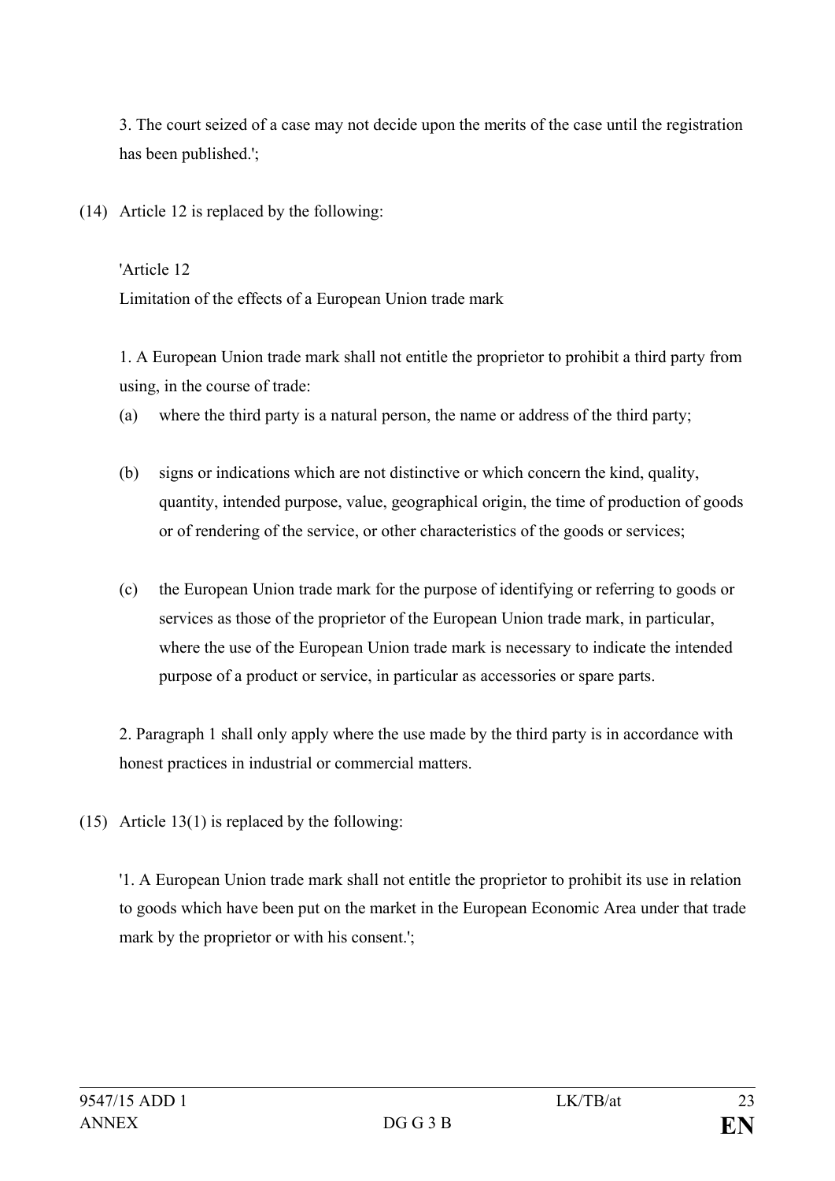3. The court seized of a case may not decide upon the merits of the case until the registration has been published.';

(14) Article 12 is replaced by the following:

'Article 12

Limitation of the effects of a European Union trade mark

1. A European Union trade mark shall not entitle the proprietor to prohibit a third party from using, in the course of trade:

(a) where the third party is a natural person, the name or address of the third party;

(b) signs or indications which are not distinctive or which concern the kind, quality, quantity, intended purpose, value, geographical origin, the time of production of goods or of rendering of the service, or other characteristics of the goods or services;

(c) the European Union trade mark for the purpose of identifying or referring to goods or services as those of the proprietor of the European Union trade mark, in particular, where the use of the European Union trade mark is necessary to indicate the intended purpose of a product or service, in particular as accessories or spare parts.

2. Paragraph 1 shall only apply where the use made by the third party is in accordance with honest practices in industrial or commercial matters.

(15) Article 13(1) is replaced by the following:

'1. A European Union trade mark shall not entitle the proprietor to prohibit its use in relation to goods which have been put on the market in the European Economic Area under that trade mark by the proprietor or with his consent.';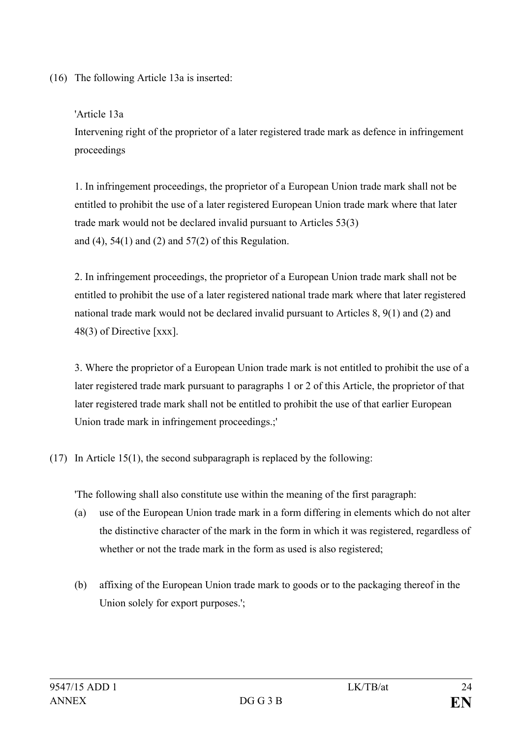(16) The following Article 13a is inserted:

'Article 13a

Intervening right of the proprietor of a later registered trade mark as defence in infringement proceedings

1. In infringement proceedings, the proprietor of a European Union trade mark shall not be entitled to prohibit the use of a later registered European Union trade mark where that later trade mark would not be declared invalid pursuant to Articles 53(3) and (4), 54(1) and (2) and 57(2) of this Regulation.

2. In infringement proceedings, the proprietor of a European Union trade mark shall not be entitled to prohibit the use of a later registered national trade mark where that later registered national trade mark would not be declared invalid pursuant to Articles 8, 9(1) and (2) and 48(3) of Directive [xxx].

3. Where the proprietor of a European Union trade mark is not entitled to prohibit the use of a later registered trade mark pursuant to paragraphs 1 or 2 of this Article, the proprietor of that later registered trade mark shall not be entitled to prohibit the use of that earlier European Union trade mark in infringement proceedings.;'

(17) In Article 15(1), the second subparagraph is replaced by the following:

'The following shall also constitute use within the meaning of the first paragraph:

(a) use of the European Union trade mark in a form differing in elements which do not alter the distinctive character of the mark in the form in which it was registered, regardless of whether or not the trade mark in the form as used is also registered;

(b) affixing of the European Union trade mark to goods or to the packaging thereof in the Union solely for export purposes.';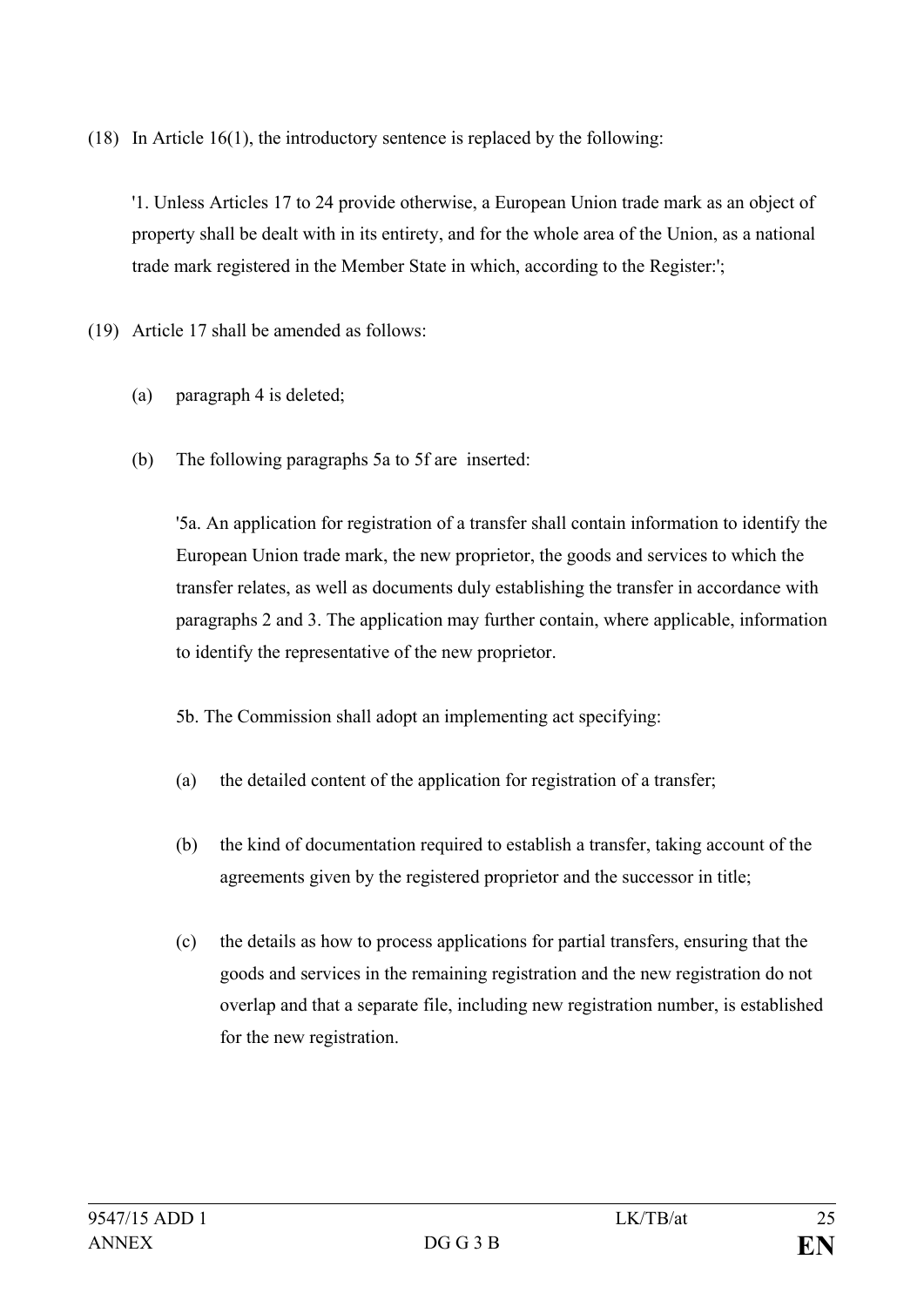(18) In Article 16(1), the introductory sentence is replaced by the following:

'1. Unless Articles 17 to 24 provide otherwise, a European Union trade mark as an object of property shall be dealt with in its entirety, and for the whole area of the Union, as a national trade mark registered in the Member State in which, according to the Register:';

(19) Article 17 shall be amended as follows:

(a) paragraph 4 is deleted;

(b) The following paragraphs 5a to 5f are inserted:

'5a. An application for registration of a transfer shall contain information to identify the European Union trade mark, the new proprietor, the goods and services to which the transfer relates, as well as documents duly establishing the transfer in accordance with paragraphs 2 and 3. The application may further contain, where applicable, information to identify the representative of the new proprietor.

5b. The Commission shall adopt an implementing act specifying:

(a) the detailed content of the application for registration of a transfer;

(b) the kind of documentation required to establish a transfer, taking account of the agreements given by the registered proprietor and the successor in title;

(c) the details as how to process applications for partial transfers, ensuring that the goods and services in the remaining registration and the new registration do not overlap and that a separate file, including new registration number, is established for the new registration.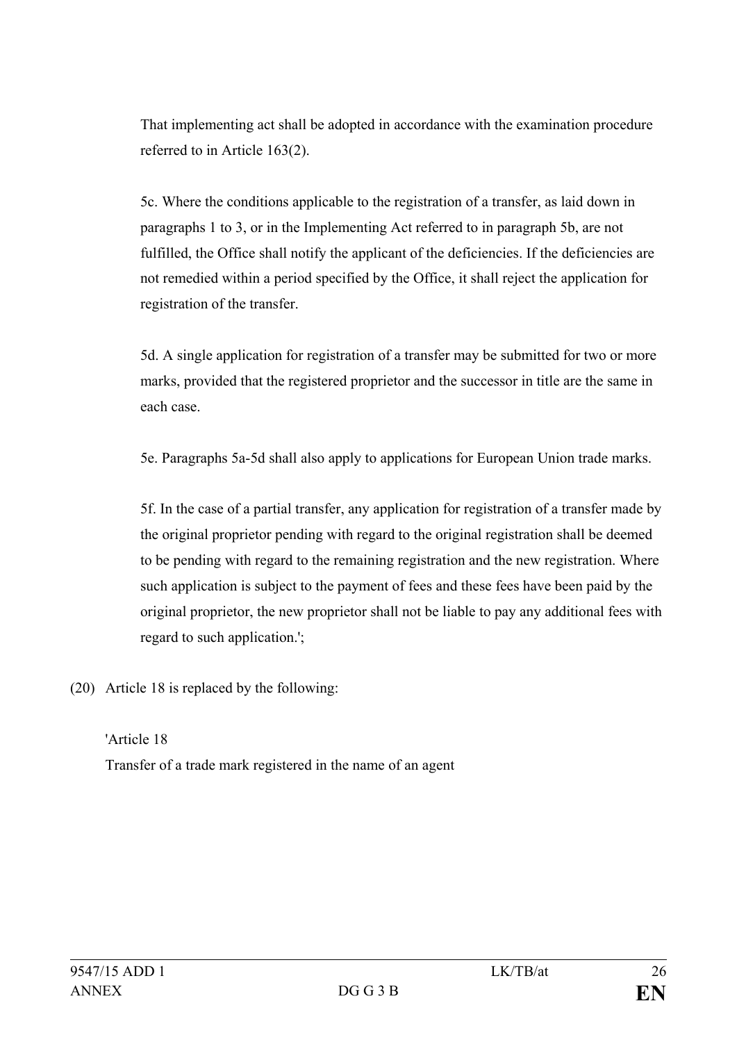That implementing act shall be adopted in accordance with the examination procedure referred to in Article 163(2).

5c. Where the conditions applicable to the registration of a transfer, as laid down in paragraphs 1 to 3, or in the Implementing Act referred to in paragraph 5b, are not fulfilled, the Office shall notify the applicant of the deficiencies. If the deficiencies are not remedied within a period specified by the Office, it shall reject the application for registration of the transfer.

5d. A single application for registration of a transfer may be submitted for two or more marks, provided that the registered proprietor and the successor in title are the same in each case.

5e. Paragraphs 5a-5d shall also apply to applications for European Union trade marks.

5f. In the case of a partial transfer, any application for registration of a transfer made by the original proprietor pending with regard to the original registration shall be deemed to be pending with regard to the remaining registration and the new registration. Where such application is subject to the payment of fees and these fees have been paid by the original proprietor, the new proprietor shall not be liable to pay any additional fees with regard to such application.';

(20) Article 18 is replaced by the following:

'Article 18

Transfer of a trade mark registered in the name of an agent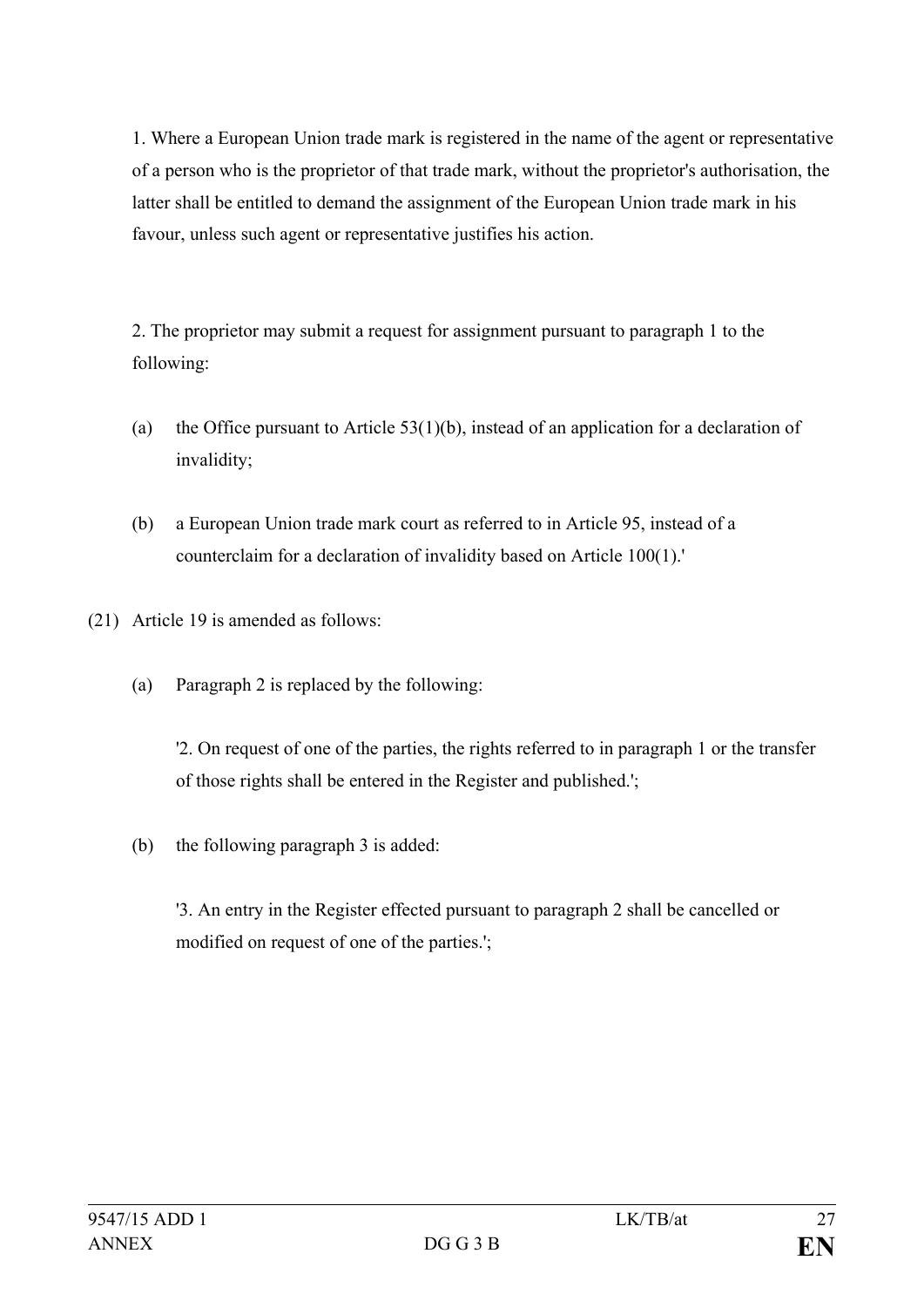1. Where a European Union trade mark is registered in the name of the agent or representative of a person who is the proprietor of that trade mark, without the proprietor's authorisation, the latter shall be entitled to demand the assignment of the European Union trade mark in his favour, unless such agent or representative justifies his action.

2. The proprietor may submit a request for assignment pursuant to paragraph 1 to the following:

(a) the Office pursuant to Article 53(1)(b), instead of an application for a declaration of invalidity;

(b) a European Union trade mark court as referred to in Article 95, instead of a counterclaim for a declaration of invalidity based on Article 100(1).'

(21) Article 19 is amended as follows:

(a) Paragraph 2 is replaced by the following:

'2. On request of one of the parties, the rights referred to in paragraph 1 or the transfer of those rights shall be entered in the Register and published.';

(b) the following paragraph 3 is added:

'3. An entry in the Register effected pursuant to paragraph 2 shall be cancelled or modified on request of one of the parties.';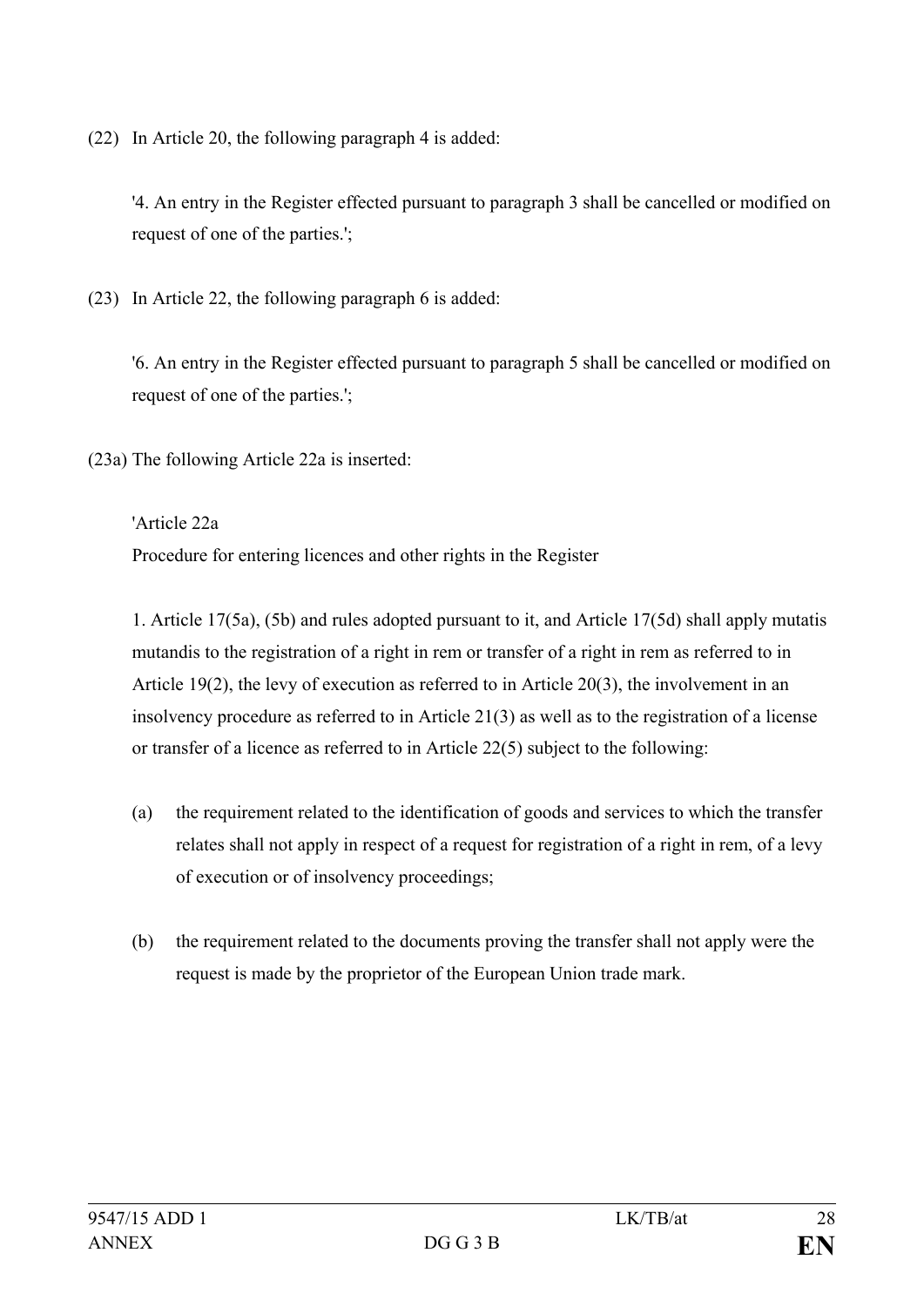(22) In Article 20, the following paragraph 4 is added:

'4. An entry in the Register effected pursuant to paragraph 3 shall be cancelled or modified on request of one of the parties.';

(23) In Article 22, the following paragraph 6 is added:

'6. An entry in the Register effected pursuant to paragraph 5 shall be cancelled or modified on request of one of the parties.';

(23a) The following Article 22a is inserted:

'Article 22a
Procedure for entering licences and other rights in the Register

1. Article 17(5a), (5b) and rules adopted pursuant to it, and Article 17(5d) shall apply mutatis mutandis to the registration of a right in rem or transfer of a right in rem as referred to in Article 19(2), the levy of execution as referred to in Article 20(3), the involvement in an insolvency procedure as referred to in Article 21(3) as well as to the registration of a license or transfer of a licence as referred to in Article 22(5) subject to the following:

(a) the requirement related to the identification of goods and services to which the transfer relates shall not apply in respect of a request for registration of a right in rem, of a levy of execution or of insolvency proceedings;

(b) the requirement related to the documents proving the transfer shall not apply were the request is made by the proprietor of the European Union trade mark.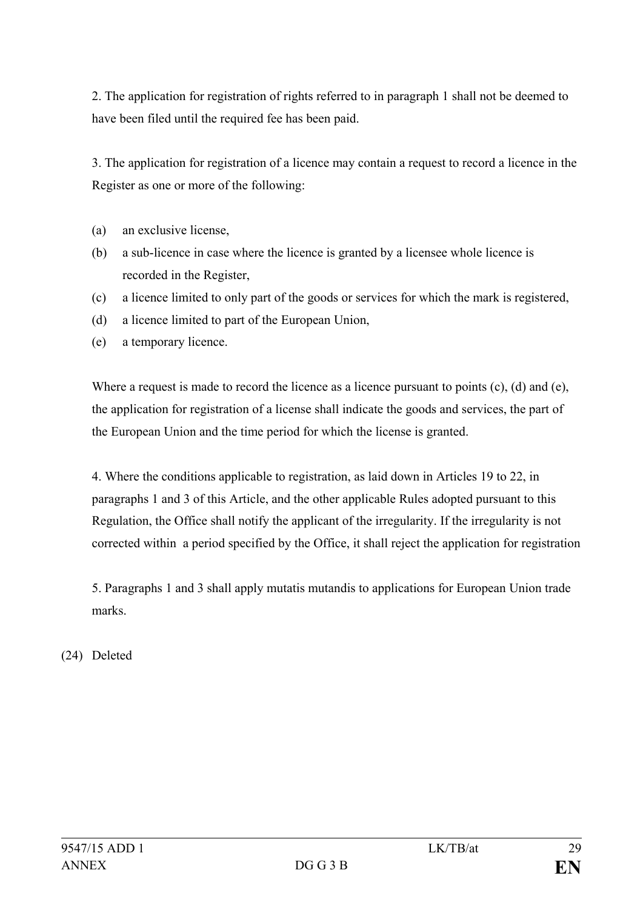2. The application for registration of rights referred to in paragraph 1 shall not be deemed to have been filed until the required fee has been paid.

3. The application for registration of a licence may contain a request to record a licence in the Register as one or more of the following:

(a) an exclusive license,

(b) a sub-licence in case where the licence is granted by a licensee whole licence is recorded in the Register,

(c) a licence limited to only part of the goods or services for which the mark is registered,

(d) a licence limited to part of the European Union,

(e) a temporary licence.

Where a request is made to record the licence as a licence pursuant to points (c), (d) and (e), the application for registration of a license shall indicate the goods and services, the part of the European Union and the time period for which the license is granted.

4. Where the conditions applicable to registration, as laid down in Articles 19 to 22, in paragraphs 1 and 3 of this Article, and the other applicable Rules adopted pursuant to this Regulation, the Office shall notify the applicant of the irregularity. If the irregularity is not corrected within a period specified by the Office, it shall reject the application for registration

5. Paragraphs 1 and 3 shall apply mutatis mutandis to applications for European Union trade marks.

(24) Deleted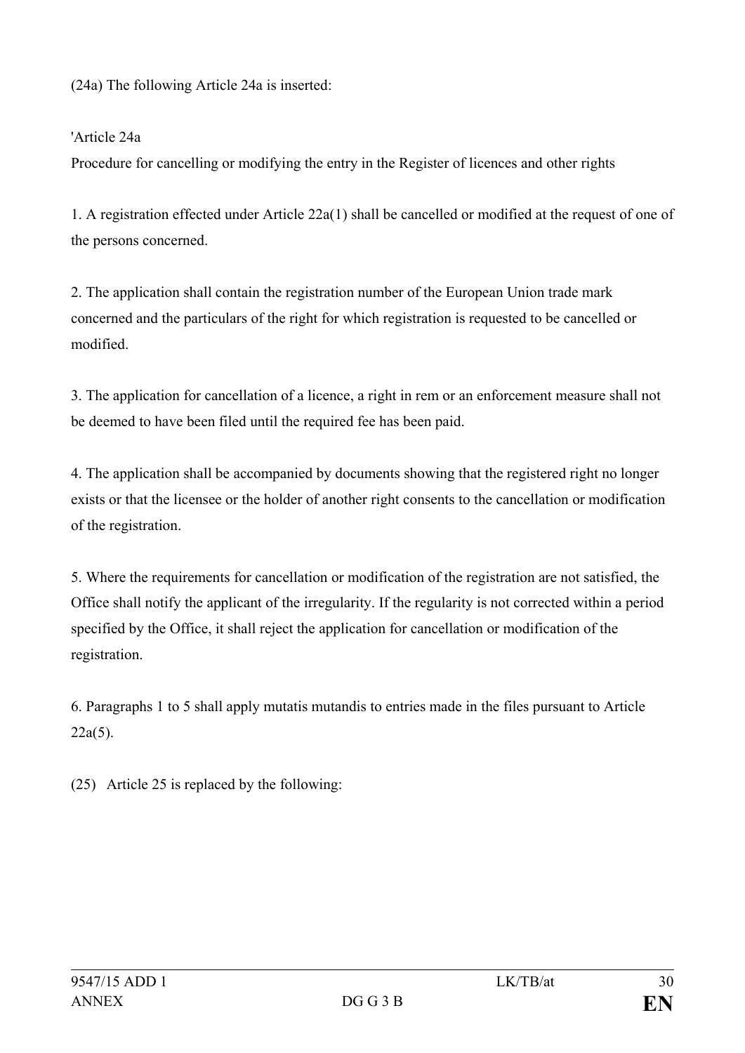(24a) The following Article 24a is inserted:

'Article 24a

Procedure for cancelling or modifying the entry in the Register of licences and other rights

1. A registration effected under Article 22a(1) shall be cancelled or modified at the request of one of the persons concerned.

2. The application shall contain the registration number of the European Union trade mark concerned and the particulars of the right for which registration is requested to be cancelled or modified.

3. The application for cancellation of a licence, a right in rem or an enforcement measure shall not be deemed to have been filed until the required fee has been paid.

4. The application shall be accompanied by documents showing that the registered right no longer exists or that the licensee or the holder of another right consents to the cancellation or modification of the registration.

5. Where the requirements for cancellation or modification of the registration are not satisfied, the Office shall notify the applicant of the irregularity. If the regularity is not corrected within a period specified by the Office, it shall reject the application for cancellation or modification of the registration.

6. Paragraphs 1 to 5 shall apply mutatis mutandis to entries made in the files pursuant to Article 22a(5).

(25) Article 25 is replaced by the following: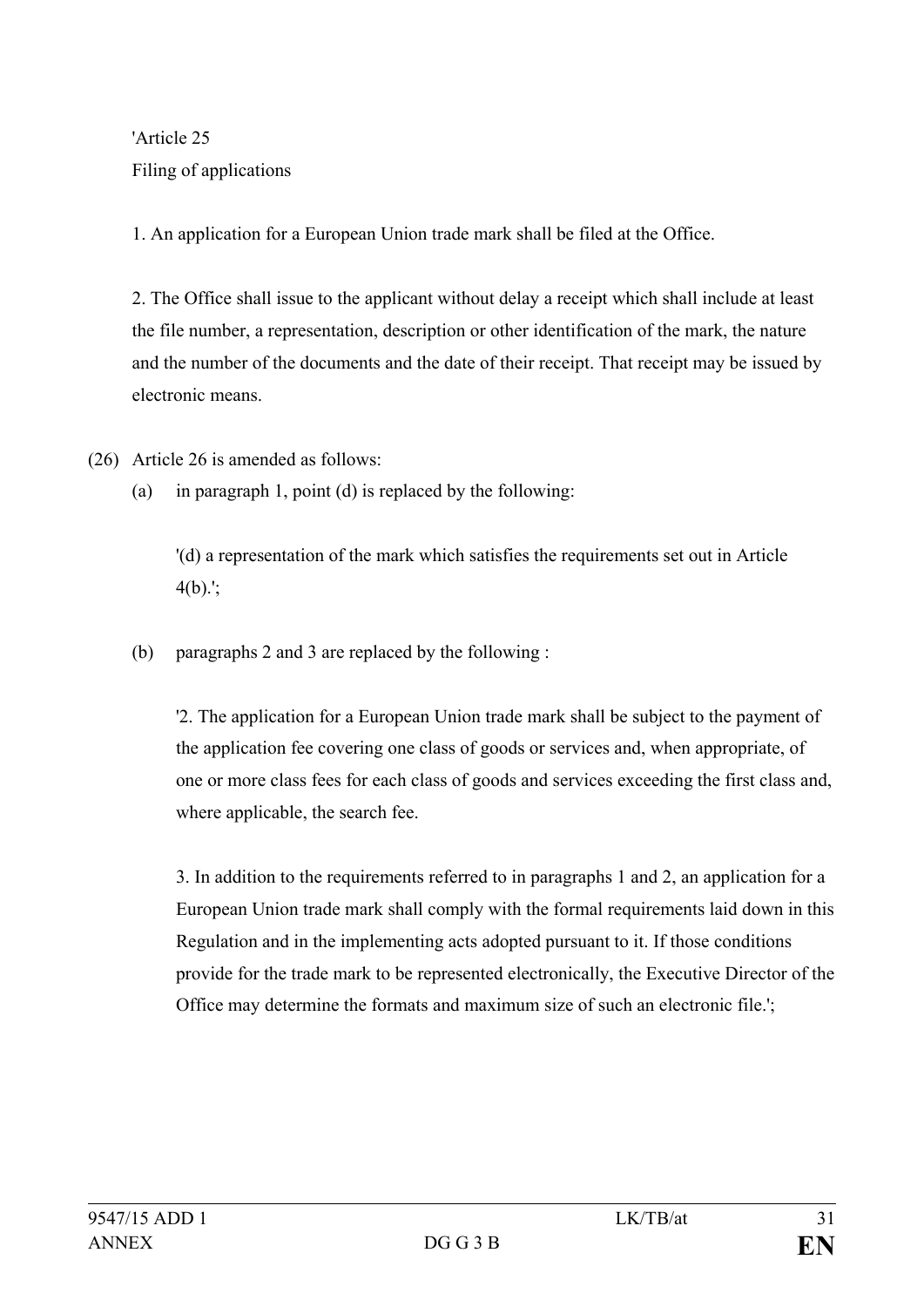'Article 25

Filing of applications

1. An application for a European Union trade mark shall be filed at the Office.

2. The Office shall issue to the applicant without delay a receipt which shall include at least the file number, a representation, description or other identification of the mark, the nature and the number of the documents and the date of their receipt. That receipt may be issued by electronic means.

(26) Article 26 is amended as follows:

(a) in paragraph 1, point (d) is replaced by the following:

'(d) a representation of the mark which satisfies the requirements set out in Article 4(b).';

(b) paragraphs 2 and 3 are replaced by the following :

'2. The application for a European Union trade mark shall be subject to the payment of the application fee covering one class of goods or services and, when appropriate, of one or more class fees for each class of goods and services exceeding the first class and, where applicable, the search fee.

3. In addition to the requirements referred to in paragraphs 1 and 2, an application for a European Union trade mark shall comply with the formal requirements laid down in this Regulation and in the implementing acts adopted pursuant to it. If those conditions provide for the trade mark to be represented electronically, the Executive Director of the Office may determine the formats and maximum size of such an electronic file.';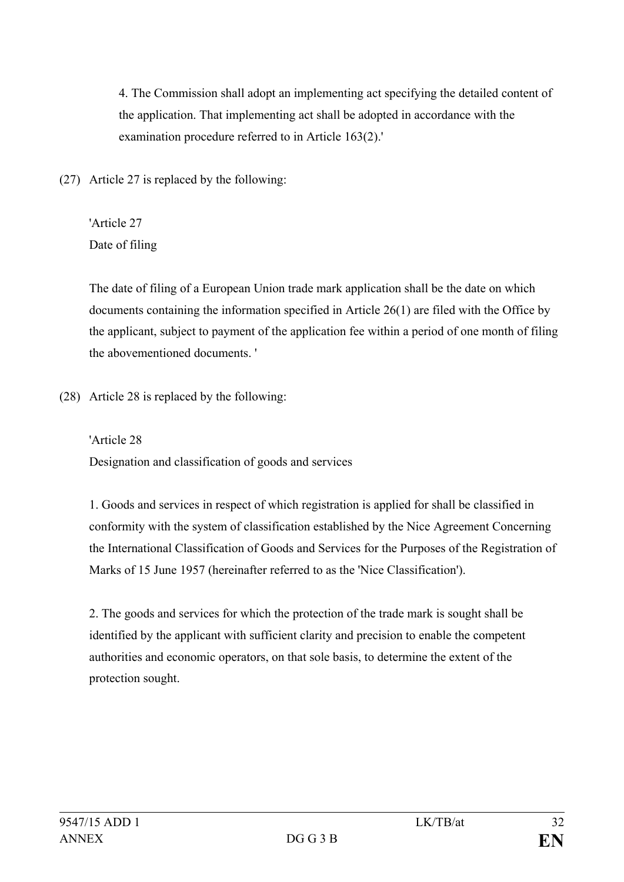4. The Commission shall adopt an implementing act specifying the detailed content of the application. That implementing act shall be adopted in accordance with the examination procedure referred to in Article 163(2).'

(27) Article 27 is replaced by the following:

'Article 27
Date of filing

The date of filing of a European Union trade mark application shall be the date on which documents containing the information specified in Article 26(1) are filed with the Office by the applicant, subject to payment of the application fee within a period of one month of filing the abovementioned documents. '

(28) Article 28 is replaced by the following:

'Article 28
Designation and classification of goods and services

1. Goods and services in respect of which registration is applied for shall be classified in conformity with the system of classification established by the Nice Agreement Concerning the International Classification of Goods and Services for the Purposes of the Registration of Marks of 15 June 1957 (hereinafter referred to as the 'Nice Classification').

2. The goods and services for which the protection of the trade mark is sought shall be identified by the applicant with sufficient clarity and precision to enable the competent authorities and economic operators, on that sole basis, to determine the extent of the protection sought.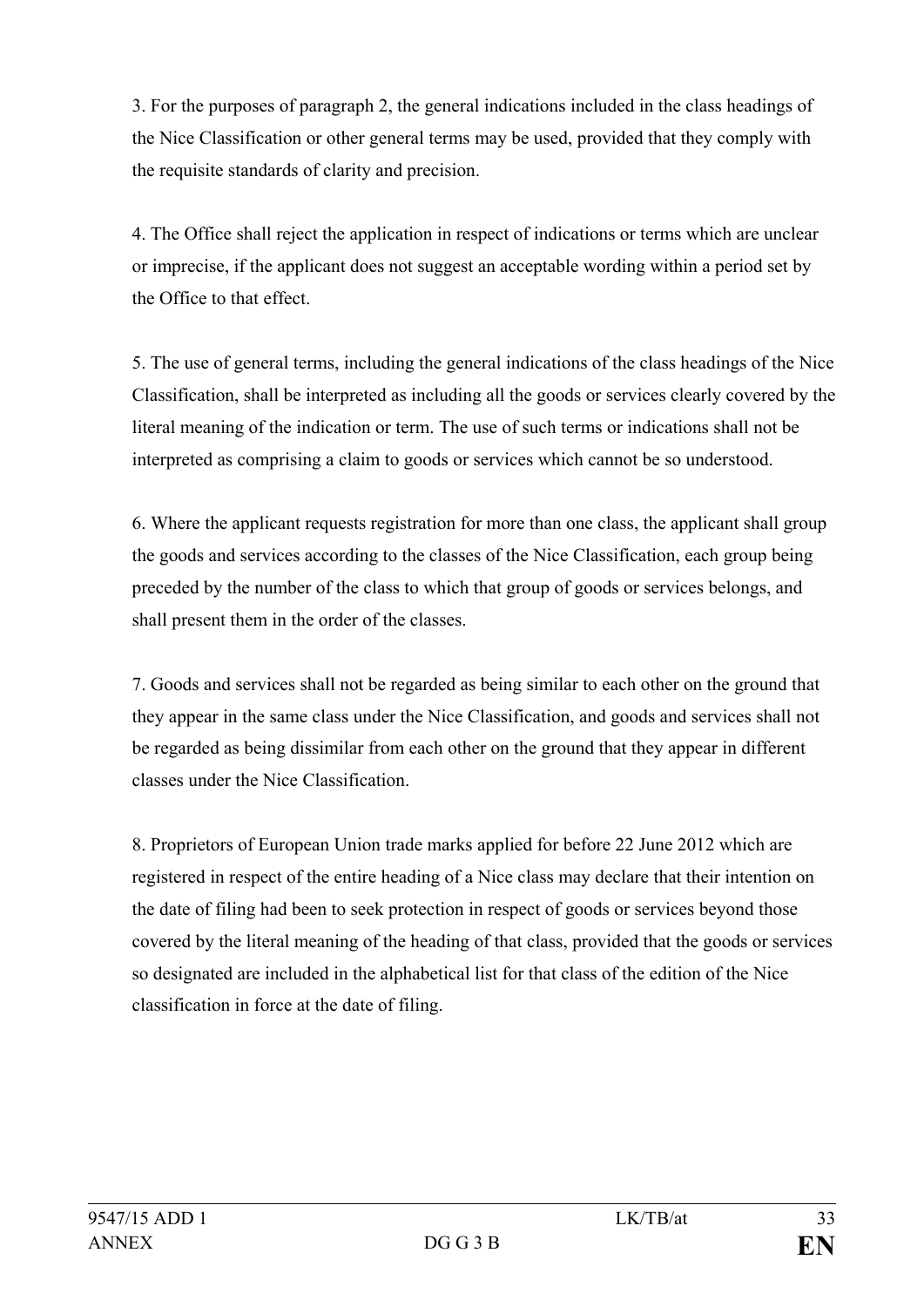3. For the purposes of paragraph 2, the general indications included in the class headings of the Nice Classification or other general terms may be used, provided that they comply with the requisite standards of clarity and precision.

4. The Office shall reject the application in respect of indications or terms which are unclear or imprecise, if the applicant does not suggest an acceptable wording within a period set by the Office to that effect.

5. The use of general terms, including the general indications of the class headings of the Nice Classification, shall be interpreted as including all the goods or services clearly covered by the literal meaning of the indication or term. The use of such terms or indications shall not be interpreted as comprising a claim to goods or services which cannot be so understood.

6. Where the applicant requests registration for more than one class, the applicant shall group the goods and services according to the classes of the Nice Classification, each group being preceded by the number of the class to which that group of goods or services belongs, and shall present them in the order of the classes.

7. Goods and services shall not be regarded as being similar to each other on the ground that they appear in the same class under the Nice Classification, and goods and services shall not be regarded as being dissimilar from each other on the ground that they appear in different classes under the Nice Classification.

8. Proprietors of European Union trade marks applied for before 22 June 2012 which are registered in respect of the entire heading of a Nice class may declare that their intention on the date of filing had been to seek protection in respect of goods or services beyond those covered by the literal meaning of the heading of that class, provided that the goods or services so designated are included in the alphabetical list for that class of the edition of the Nice classification in force at the date of filing.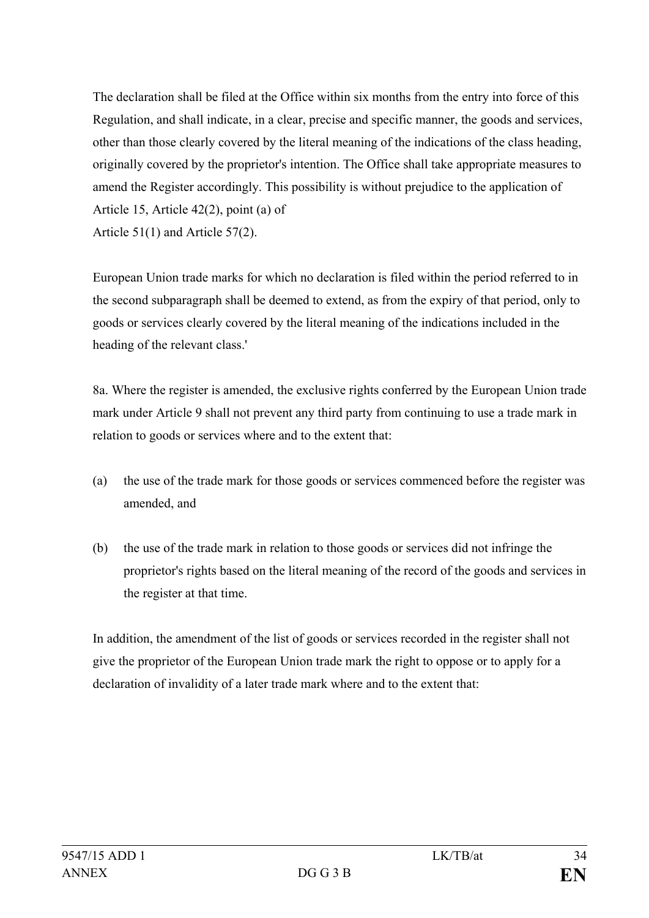The declaration shall be filed at the Office within six months from the entry into force of this Regulation, and shall indicate, in a clear, precise and specific manner, the goods and services, other than those clearly covered by the literal meaning of the indications of the class heading, originally covered by the proprietor's intention. The Office shall take appropriate measures to amend the Register accordingly. This possibility is without prejudice to the application of Article 15, Article 42(2), point (a) of
Article 51(1) and Article 57(2).

European Union trade marks for which no declaration is filed within the period referred to in the second subparagraph shall be deemed to extend, as from the expiry of that period, only to goods or services clearly covered by the literal meaning of the indications included in the heading of the relevant class.'

8a. Where the register is amended, the exclusive rights conferred by the European Union trade mark under Article 9 shall not prevent any third party from continuing to use a trade mark in relation to goods or services where and to the extent that:

(a) the use of the trade mark for those goods or services commenced before the register was amended, and

(b) the use of the trade mark in relation to those goods or services did not infringe the proprietor's rights based on the literal meaning of the record of the goods and services in the register at that time.

In addition, the amendment of the list of goods or services recorded in the register shall not give the proprietor of the European Union trade mark the right to oppose or to apply for a declaration of invalidity of a later trade mark where and to the extent that: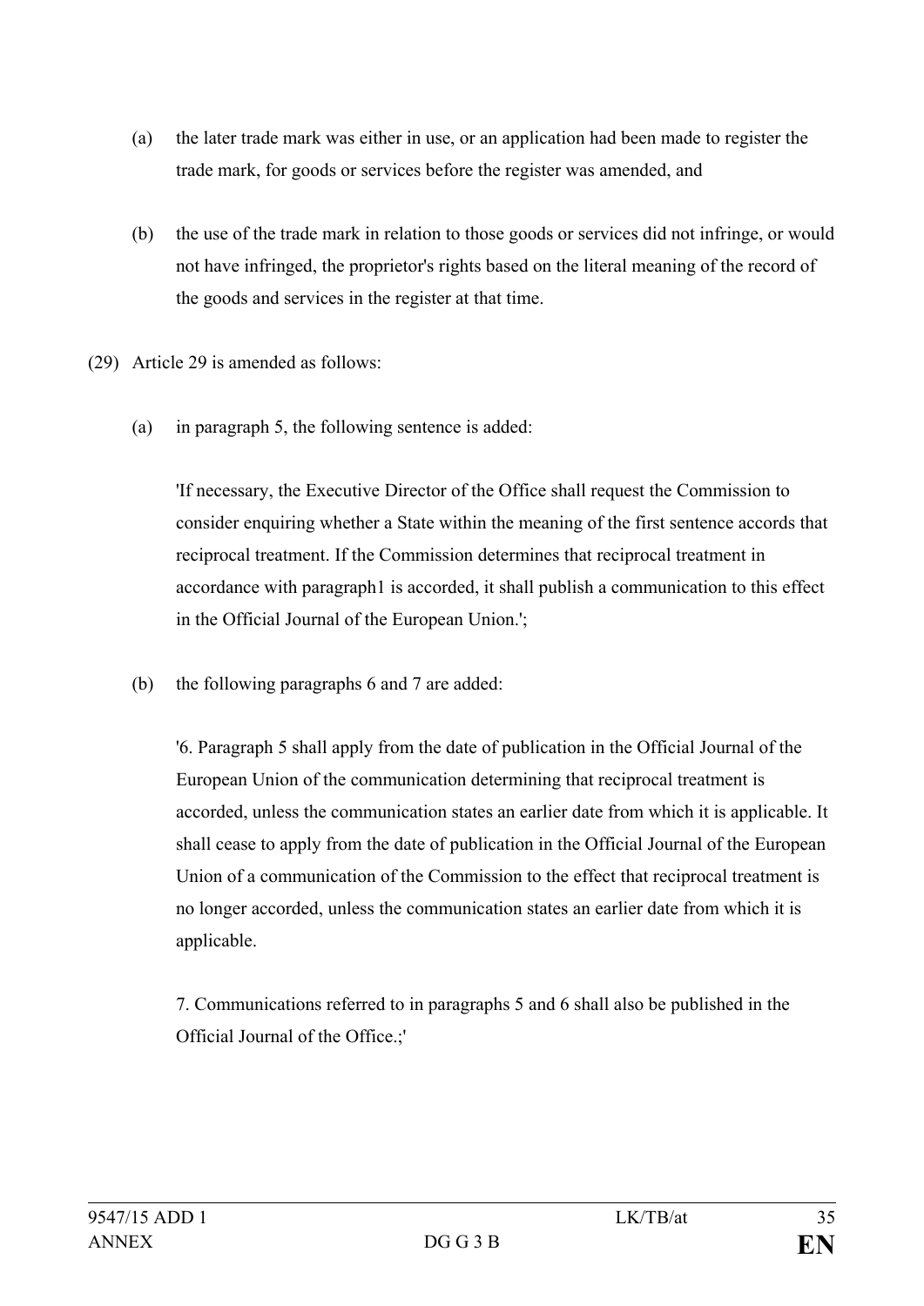(a) the later trade mark was either in use, or an application had been made to register the trade mark, for goods or services before the register was amended, and

(b) the use of the trade mark in relation to those goods or services did not infringe, or would not have infringed, the proprietor's rights based on the literal meaning of the record of the goods and services in the register at that time.

(29) Article 29 is amended as follows:

(a) in paragraph 5, the following sentence is added:

'If necessary, the Executive Director of the Office shall request the Commission to consider enquiring whether a State within the meaning of the first sentence accords that reciprocal treatment. If the Commission determines that reciprocal treatment in accordance with paragraph1 is accorded, it shall publish a communication to this effect in the Official Journal of the European Union.';

(b) the following paragraphs 6 and 7 are added:

'6. Paragraph 5 shall apply from the date of publication in the Official Journal of the European Union of the communication determining that reciprocal treatment is accorded, unless the communication states an earlier date from which it is applicable. It shall cease to apply from the date of publication in the Official Journal of the European Union of a communication of the Commission to the effect that reciprocal treatment is no longer accorded, unless the communication states an earlier date from which it is applicable.

7. Communications referred to in paragraphs 5 and 6 shall also be published in the Official Journal of the Office.;'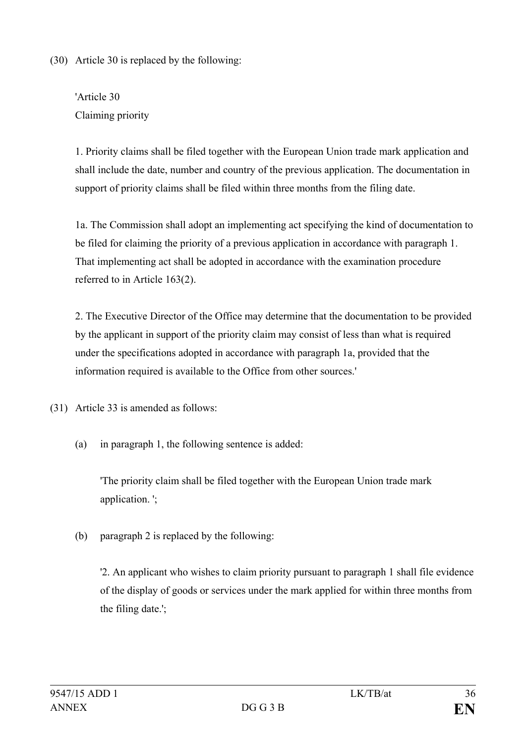(30) Article 30 is replaced by the following:

'Article 30
Claiming priority

1. Priority claims shall be filed together with the European Union trade mark application and shall include the date, number and country of the previous application. The documentation in support of priority claims shall be filed within three months from the filing date.

1a. The Commission shall adopt an implementing act specifying the kind of documentation to be filed for claiming the priority of a previous application in accordance with paragraph 1. That implementing act shall be adopted in accordance with the examination procedure referred to in Article 163(2).

2. The Executive Director of the Office may determine that the documentation to be provided by the applicant in support of the priority claim may consist of less than what is required under the specifications adopted in accordance with paragraph 1a, provided that the information required is available to the Office from other sources.'

(31) Article 33 is amended as follows:

(a) in paragraph 1, the following sentence is added:

'The priority claim shall be filed together with the European Union trade mark application. ';

(b) paragraph 2 is replaced by the following:

'2. An applicant who wishes to claim priority pursuant to paragraph 1 shall file evidence of the display of goods or services under the mark applied for within three months from the filing date.';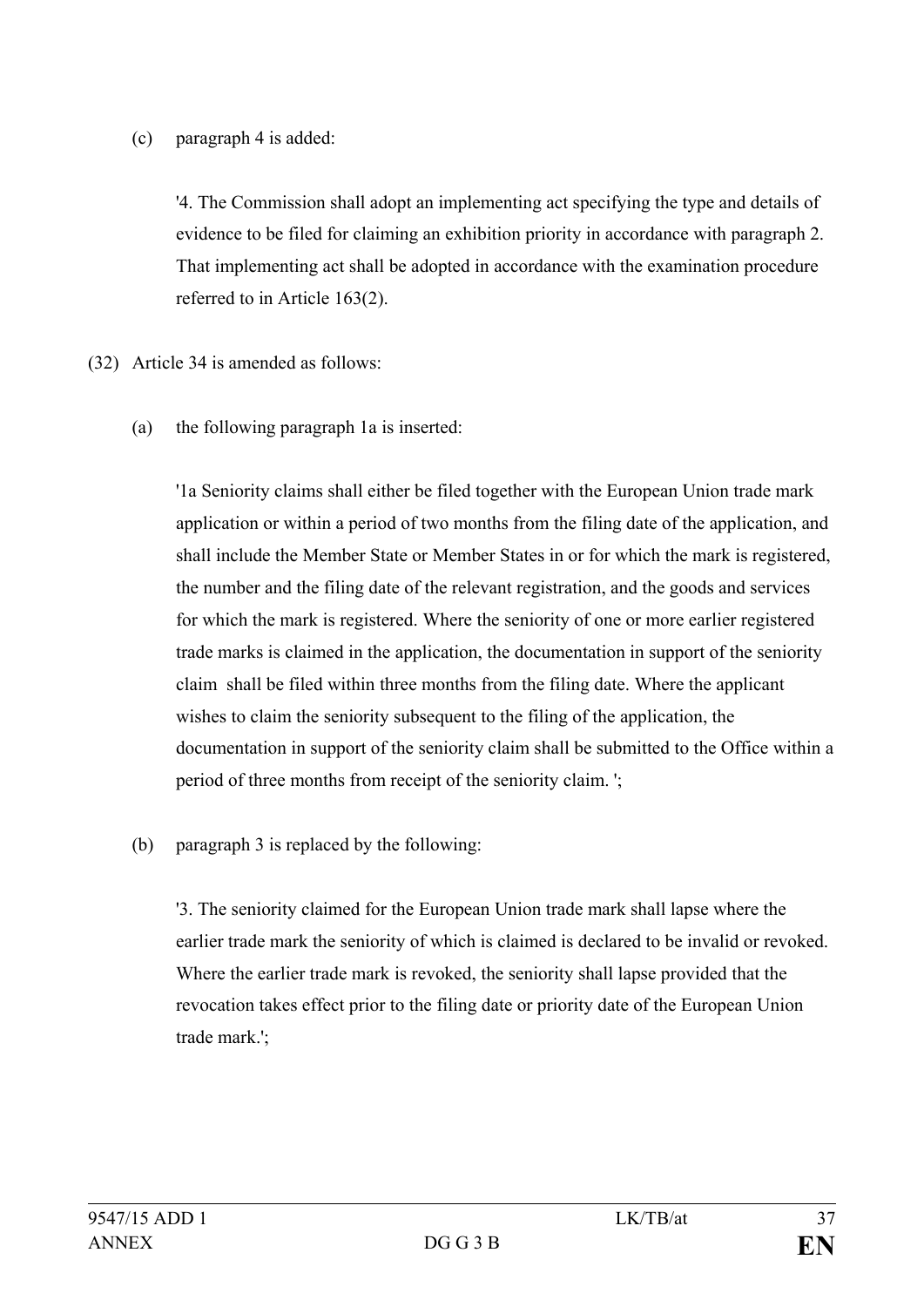(c) paragraph 4 is added:

'4. The Commission shall adopt an implementing act specifying the type and details of evidence to be filed for claiming an exhibition priority in accordance with paragraph 2. That implementing act shall be adopted in accordance with the examination procedure referred to in Article 163(2).

(32) Article 34 is amended as follows:

(a) the following paragraph 1a is inserted:

'1a Seniority claims shall either be filed together with the European Union trade mark application or within a period of two months from the filing date of the application, and shall include the Member State or Member States in or for which the mark is registered, the number and the filing date of the relevant registration, and the goods and services for which the mark is registered. Where the seniority of one or more earlier registered trade marks is claimed in the application, the documentation in support of the seniority claim shall be filed within three months from the filing date. Where the applicant wishes to claim the seniority subsequent to the filing of the application, the documentation in support of the seniority claim shall be submitted to the Office within a period of three months from receipt of the seniority claim. ';

(b) paragraph 3 is replaced by the following:

'3. The seniority claimed for the European Union trade mark shall lapse where the earlier trade mark the seniority of which is claimed is declared to be invalid or revoked. Where the earlier trade mark is revoked, the seniority shall lapse provided that the revocation takes effect prior to the filing date or priority date of the European Union trade mark.';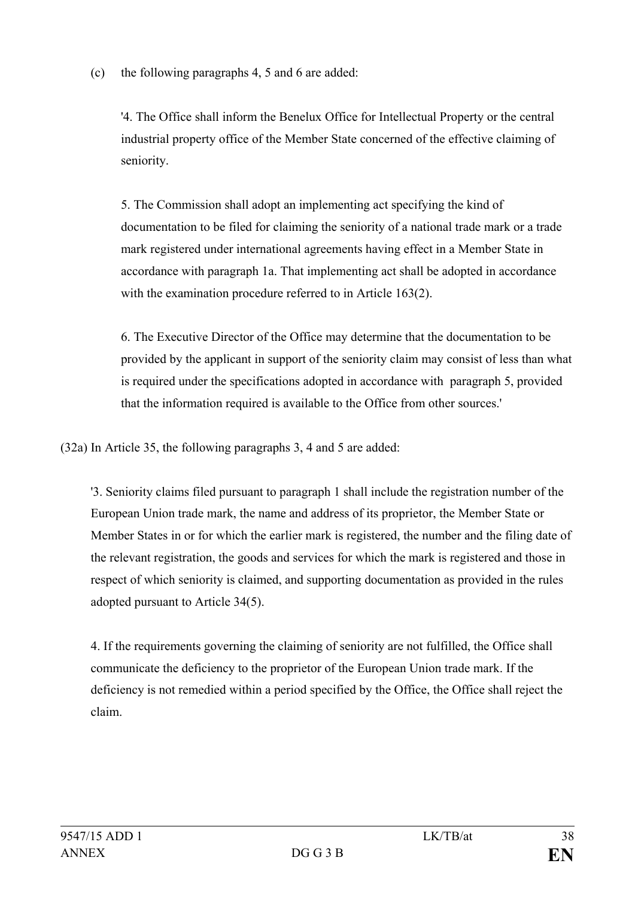(c) the following paragraphs 4, 5 and 6 are added:

'4. The Office shall inform the Benelux Office for Intellectual Property or the central industrial property office of the Member State concerned of the effective claiming of seniority.

5. The Commission shall adopt an implementing act specifying the kind of documentation to be filed for claiming the seniority of a national trade mark or a trade mark registered under international agreements having effect in a Member State in accordance with paragraph 1a. That implementing act shall be adopted in accordance with the examination procedure referred to in Article 163(2).

6. The Executive Director of the Office may determine that the documentation to be provided by the applicant in support of the seniority claim may consist of less than what is required under the specifications adopted in accordance with paragraph 5, provided that the information required is available to the Office from other sources.'

(32a) In Article 35, the following paragraphs 3, 4 and 5 are added:

'3. Seniority claims filed pursuant to paragraph 1 shall include the registration number of the European Union trade mark, the name and address of its proprietor, the Member State or Member States in or for which the earlier mark is registered, the number and the filing date of the relevant registration, the goods and services for which the mark is registered and those in respect of which seniority is claimed, and supporting documentation as provided in the rules adopted pursuant to Article 34(5).

4. If the requirements governing the claiming of seniority are not fulfilled, the Office shall communicate the deficiency to the proprietor of the European Union trade mark. If the deficiency is not remedied within a period specified by the Office, the Office shall reject the claim.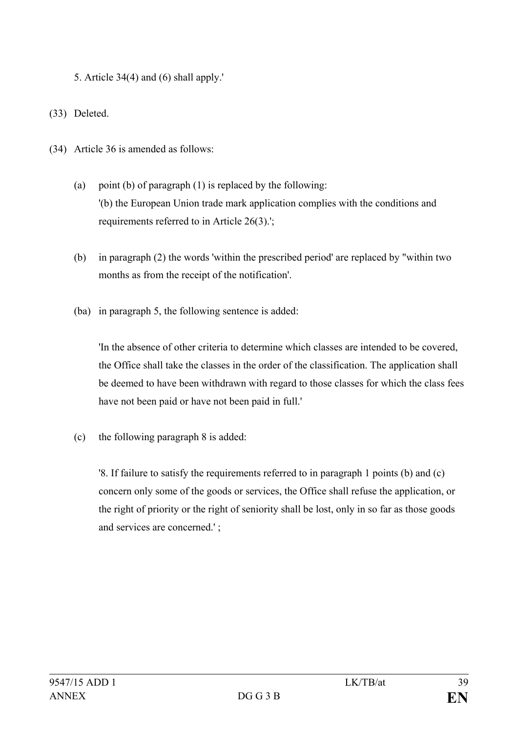5. Article 34(4) and (6) shall apply.'

(33) Deleted.

(34) Article 36 is amended as follows:

(a) point (b) of paragraph (1) is replaced by the following:
'(b) the European Union trade mark application complies with the conditions and requirements referred to in Article 26(3).';

(b) in paragraph (2) the words 'within the prescribed period' are replaced by "within two months as from the receipt of the notification'.

(ba) in paragraph 5, the following sentence is added:

'In the absence of other criteria to determine which classes are intended to be covered, the Office shall take the classes in the order of the classification. The application shall be deemed to have been withdrawn with regard to those classes for which the class fees have not been paid or have not been paid in full.'

(c) the following paragraph 8 is added:

'8. If failure to satisfy the requirements referred to in paragraph 1 points (b) and (c) concern only some of the goods or services, the Office shall refuse the application, or the right of priority or the right of seniority shall be lost, only in so far as those goods and services are concerned.' ;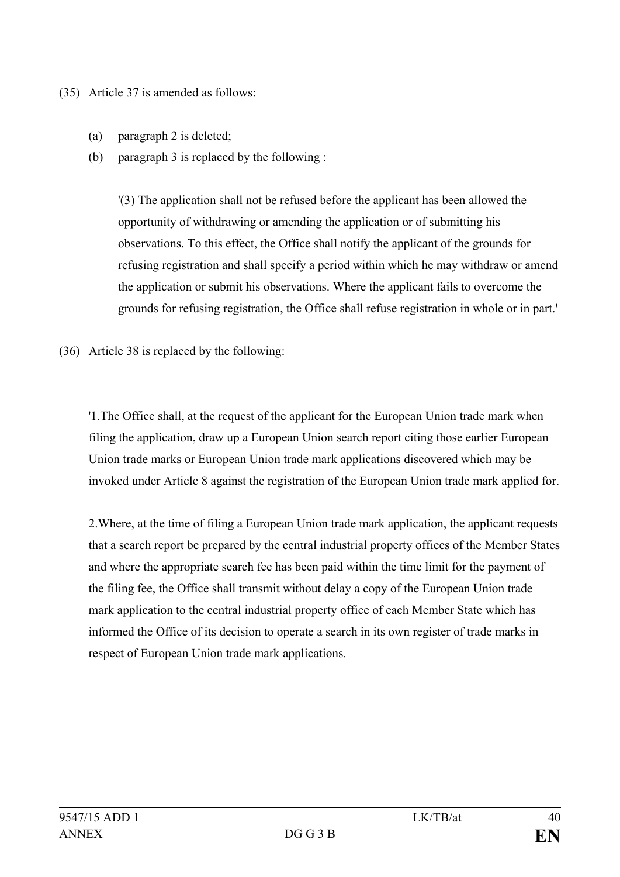(35) Article 37 is amended as follows:

(a) paragraph 2 is deleted;

(b) paragraph 3 is replaced by the following :

'(3) The application shall not be refused before the applicant has been allowed the opportunity of withdrawing or amending the application or of submitting his observations. To this effect, the Office shall notify the applicant of the grounds for refusing registration and shall specify a period within which he may withdraw or amend the application or submit his observations. Where the applicant fails to overcome the grounds for refusing registration, the Office shall refuse registration in whole or in part.'

(36) Article 38 is replaced by the following:

'1.The Office shall, at the request of the applicant for the European Union trade mark when filing the application, draw up a European Union search report citing those earlier European Union trade marks or European Union trade mark applications discovered which may be invoked under Article 8 against the registration of the European Union trade mark applied for.

2.Where, at the time of filing a European Union trade mark application, the applicant requests that a search report be prepared by the central industrial property offices of the Member States and where the appropriate search fee has been paid within the time limit for the payment of the filing fee, the Office shall transmit without delay a copy of the European Union trade mark application to the central industrial property office of each Member State which has informed the Office of its decision to operate a search in its own register of trade marks in respect of European Union trade mark applications.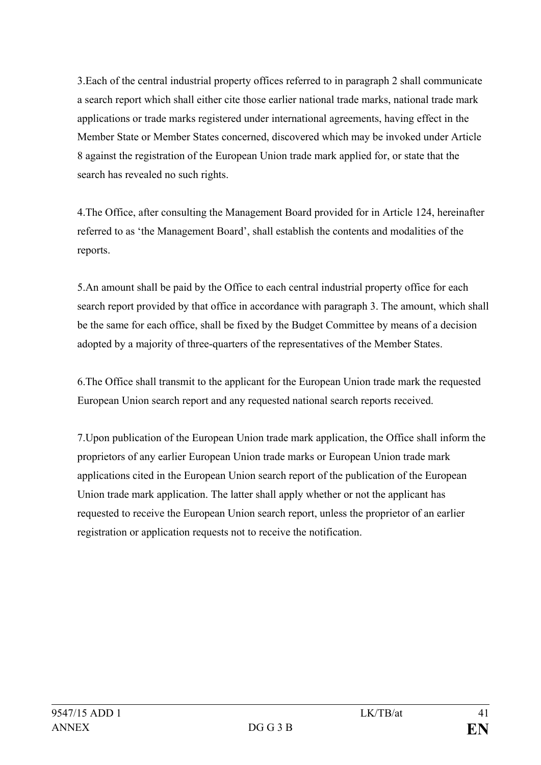3.Each of the central industrial property offices referred to in paragraph 2 shall communicate a search report which shall either cite those earlier national trade marks, national trade mark applications or trade marks registered under international agreements, having effect in the Member State or Member States concerned, discovered which may be invoked under Article 8 against the registration of the European Union trade mark applied for, or state that the search has revealed no such rights.

4.The Office, after consulting the Management Board provided for in Article 124, hereinafter referred to as 'the Management Board', shall establish the contents and modalities of the reports.

5.An amount shall be paid by the Office to each central industrial property office for each search report provided by that office in accordance with paragraph 3. The amount, which shall be the same for each office, shall be fixed by the Budget Committee by means of a decision adopted by a majority of three-quarters of the representatives of the Member States.

6.The Office shall transmit to the applicant for the European Union trade mark the requested European Union search report and any requested national search reports received.

7.Upon publication of the European Union trade mark application, the Office shall inform the proprietors of any earlier European Union trade marks or European Union trade mark applications cited in the European Union search report of the publication of the European Union trade mark application. The latter shall apply whether or not the applicant has requested to receive the European Union search report, unless the proprietor of an earlier registration or application requests not to receive the notification.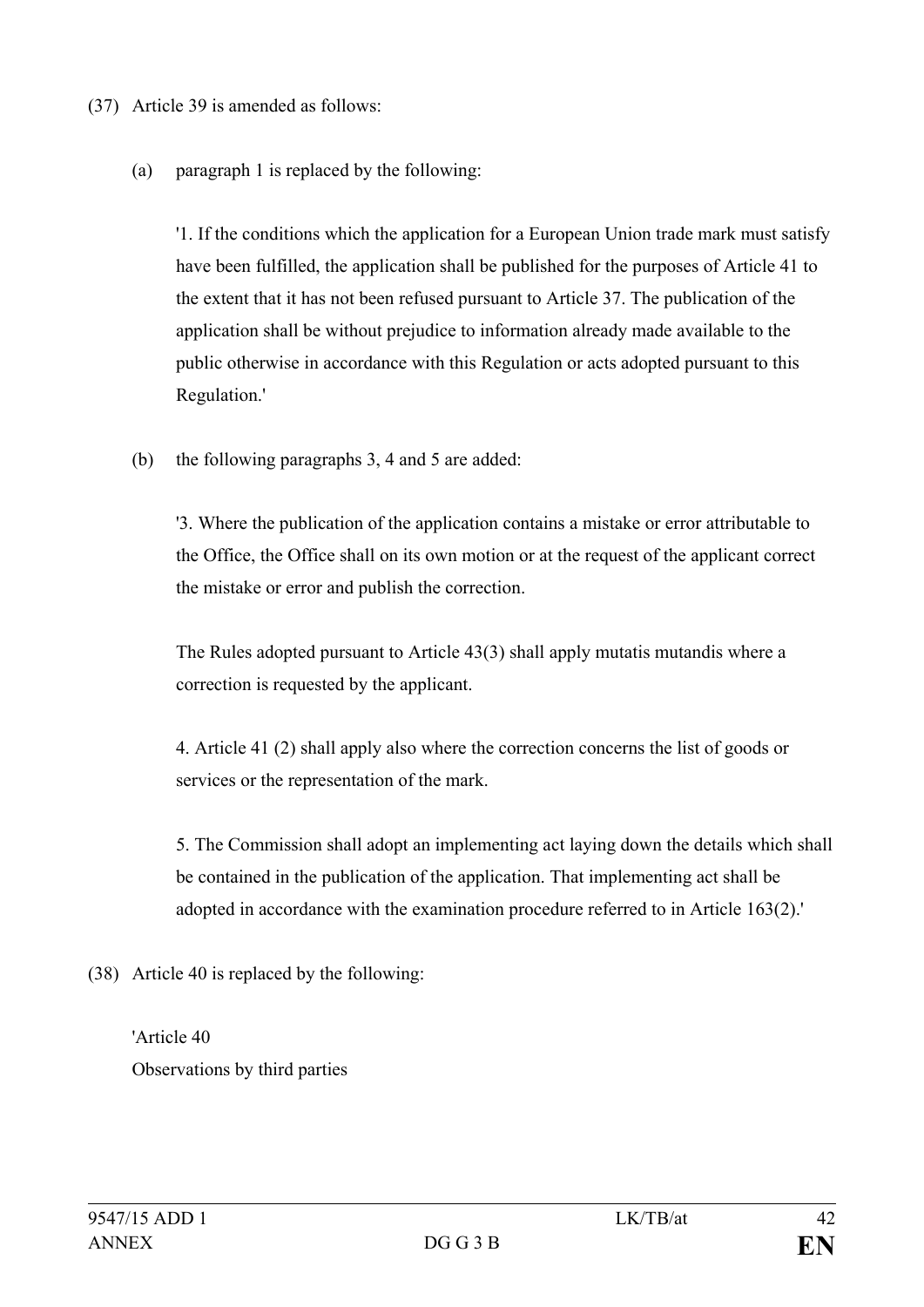(37) Article 39 is amended as follows:

(a) paragraph 1 is replaced by the following:

'1. If the conditions which the application for a European Union trade mark must satisfy have been fulfilled, the application shall be published for the purposes of Article 41 to the extent that it has not been refused pursuant to Article 37. The publication of the application shall be without prejudice to information already made available to the public otherwise in accordance with this Regulation or acts adopted pursuant to this Regulation.'

(b) the following paragraphs 3, 4 and 5 are added:

'3. Where the publication of the application contains a mistake or error attributable to the Office, the Office shall on its own motion or at the request of the applicant correct the mistake or error and publish the correction.

The Rules adopted pursuant to Article 43(3) shall apply mutatis mutandis where a correction is requested by the applicant.

4. Article 41 (2) shall apply also where the correction concerns the list of goods or services or the representation of the mark.

5. The Commission shall adopt an implementing act laying down the details which shall be contained in the publication of the application. That implementing act shall be adopted in accordance with the examination procedure referred to in Article 163(2).'

(38) Article 40 is replaced by the following:

'Article 40
Observations by third parties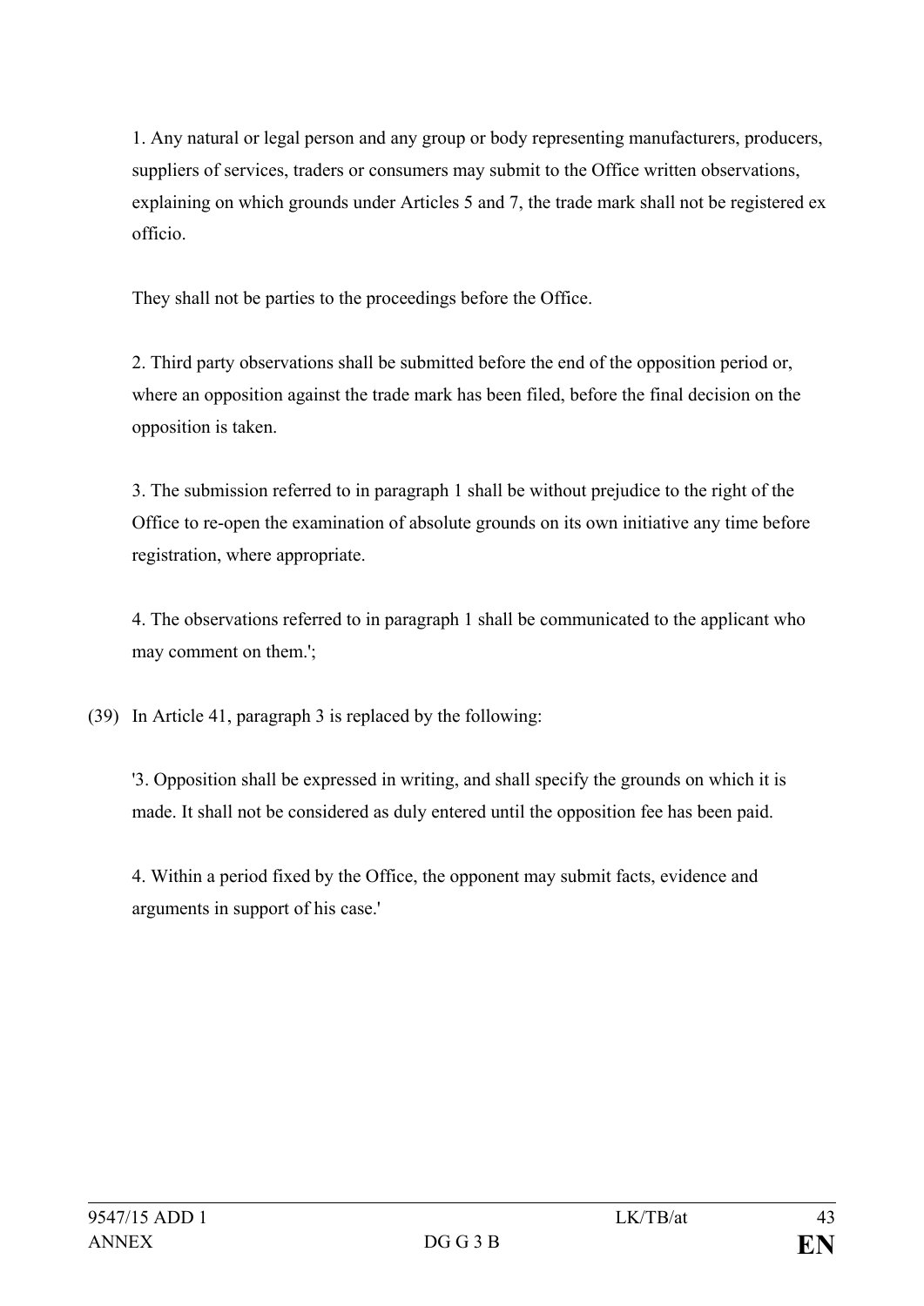1. Any natural or legal person and any group or body representing manufacturers, producers, suppliers of services, traders or consumers may submit to the Office written observations, explaining on which grounds under Articles 5 and 7, the trade mark shall not be registered ex officio.

They shall not be parties to the proceedings before the Office.

2. Third party observations shall be submitted before the end of the opposition period or, where an opposition against the trade mark has been filed, before the final decision on the opposition is taken.

3. The submission referred to in paragraph 1 shall be without prejudice to the right of the Office to re-open the examination of absolute grounds on its own initiative any time before registration, where appropriate.

4. The observations referred to in paragraph 1 shall be communicated to the applicant who may comment on them.';

(39) In Article 41, paragraph 3 is replaced by the following:

'3. Opposition shall be expressed in writing, and shall specify the grounds on which it is made. It shall not be considered as duly entered until the opposition fee has been paid.

4. Within a period fixed by the Office, the opponent may submit facts, evidence and arguments in support of his case.'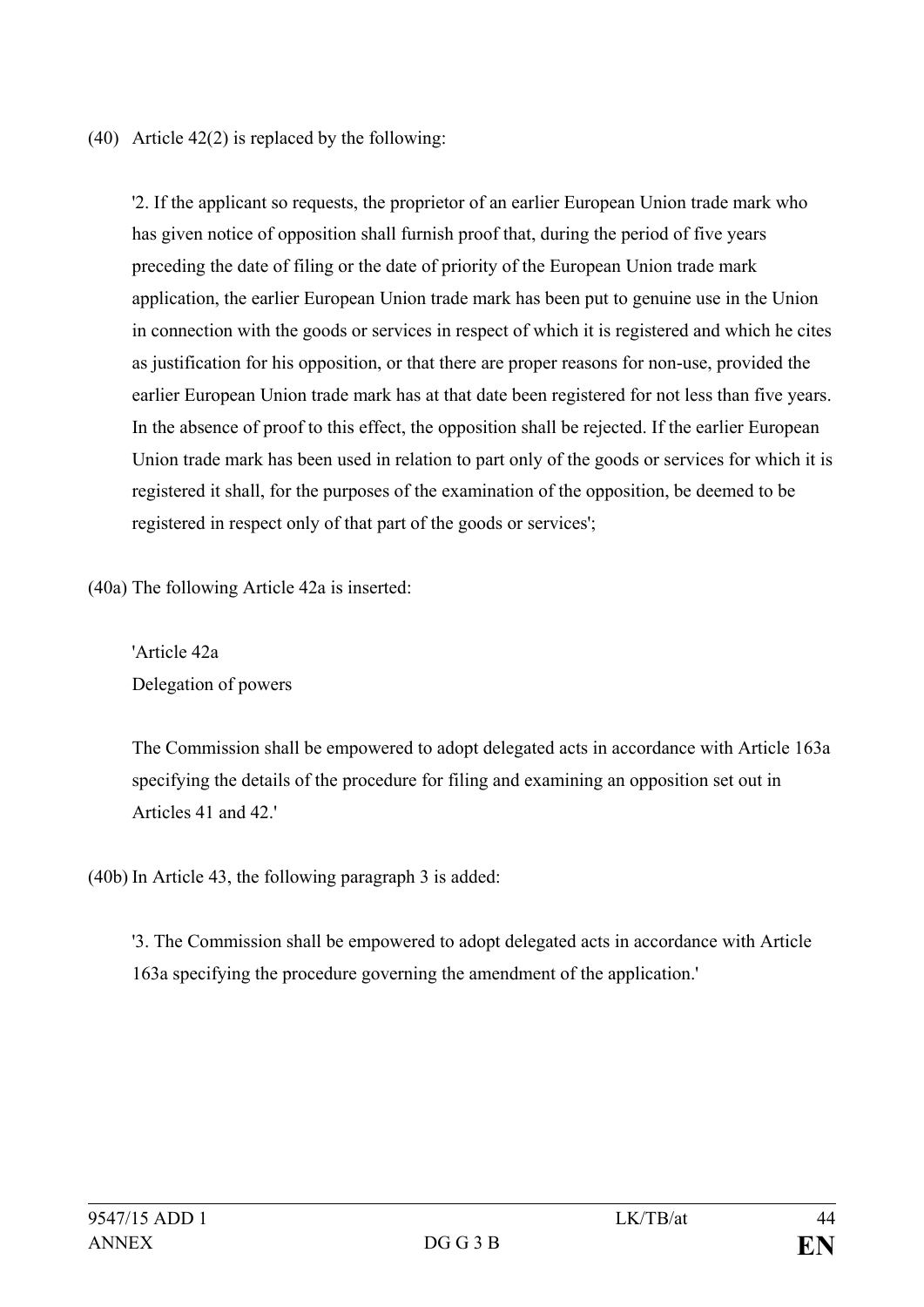(40) Article 42(2) is replaced by the following:

'2. If the applicant so requests, the proprietor of an earlier European Union trade mark who has given notice of opposition shall furnish proof that, during the period of five years preceding the date of filing or the date of priority of the European Union trade mark application, the earlier European Union trade mark has been put to genuine use in the Union in connection with the goods or services in respect of which it is registered and which he cites as justification for his opposition, or that there are proper reasons for non-use, provided the earlier European Union trade mark has at that date been registered for not less than five years. In the absence of proof to this effect, the opposition shall be rejected. If the earlier European Union trade mark has been used in relation to part only of the goods or services for which it is registered it shall, for the purposes of the examination of the opposition, be deemed to be registered in respect only of that part of the goods or services';

(40a) The following Article 42a is inserted:

'Article 42a
Delegation of powers

The Commission shall be empowered to adopt delegated acts in accordance with Article 163a specifying the details of the procedure for filing and examining an opposition set out in Articles 41 and 42.'

(40b) In Article 43, the following paragraph 3 is added:

'3. The Commission shall be empowered to adopt delegated acts in accordance with Article 163a specifying the procedure governing the amendment of the application.'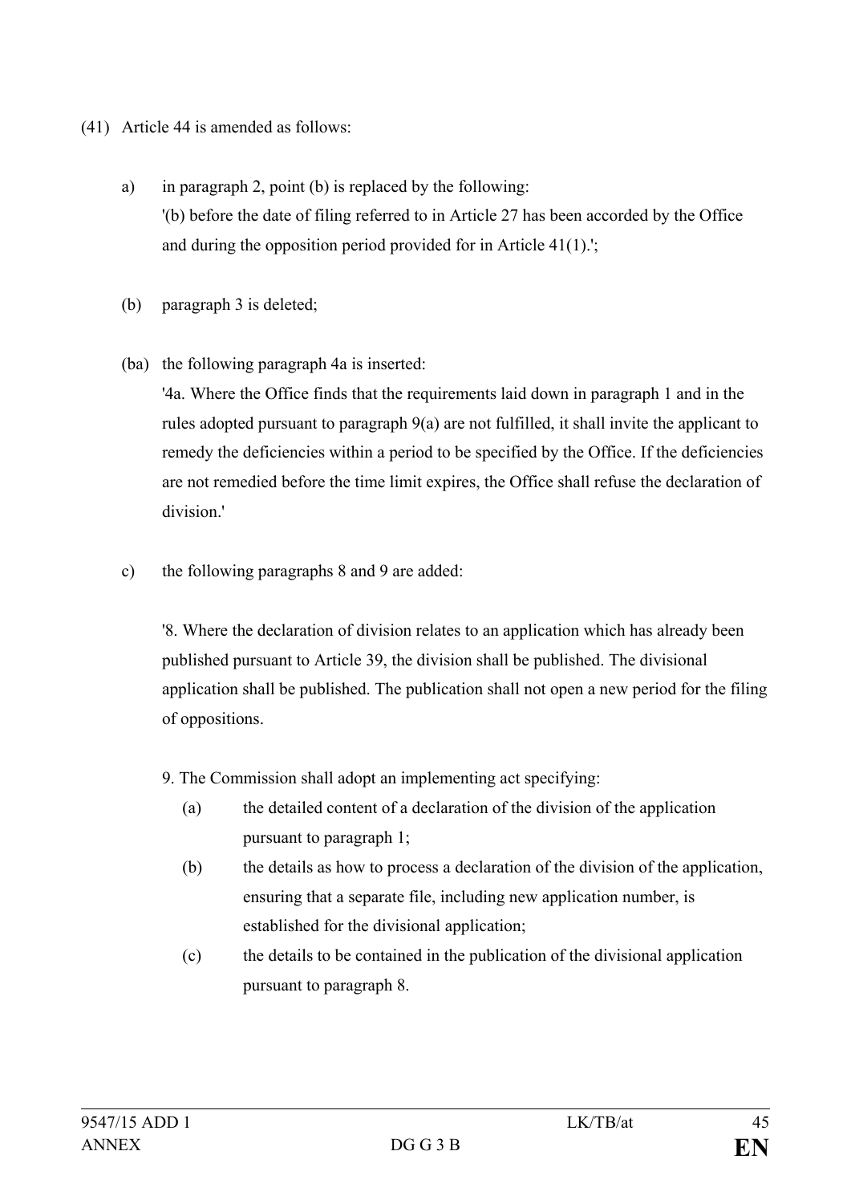(41) Article 44 is amended as follows:

a) in paragraph 2, point (b) is replaced by the following:
'(b) before the date of filing referred to in Article 27 has been accorded by the Office and during the opposition period provided for in Article 41(1).';

(b) paragraph 3 is deleted;

(ba) the following paragraph 4a is inserted:
'4a. Where the Office finds that the requirements laid down in paragraph 1 and in the rules adopted pursuant to paragraph 9(a) are not fulfilled, it shall invite the applicant to remedy the deficiencies within a period to be specified by the Office. If the deficiencies are not remedied before the time limit expires, the Office shall refuse the declaration of division.'

c) the following paragraphs 8 and 9 are added:

'8. Where the declaration of division relates to an application which has already been published pursuant to Article 39, the division shall be published. The divisional application shall be published. The publication shall not open a new period for the filing of oppositions.

9. The Commission shall adopt an implementing act specifying:

(a) the detailed content of a declaration of the division of the application pursuant to paragraph 1;

(b) the details as how to process a declaration of the division of the application, ensuring that a separate file, including new application number, is established for the divisional application;

(c) the details to be contained in the publication of the divisional application pursuant to paragraph 8.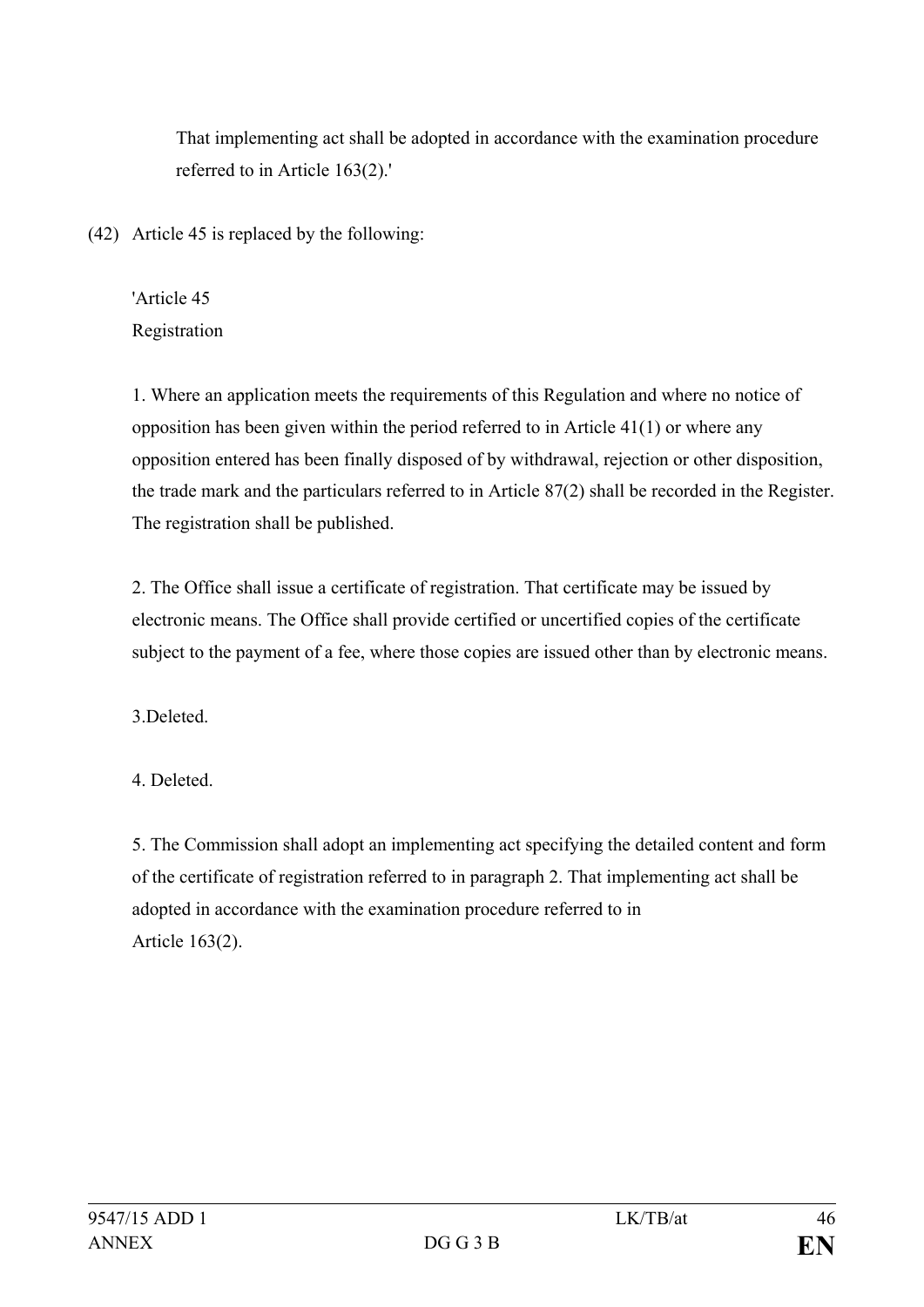That implementing act shall be adopted in accordance with the examination procedure referred to in Article 163(2).'

(42) Article 45 is replaced by the following:

'Article 45
Registration

1. Where an application meets the requirements of this Regulation and where no notice of opposition has been given within the period referred to in Article 41(1) or where any opposition entered has been finally disposed of by withdrawal, rejection or other disposition, the trade mark and the particulars referred to in Article 87(2) shall be recorded in the Register. The registration shall be published.

2. The Office shall issue a certificate of registration. That certificate may be issued by electronic means. The Office shall provide certified or uncertified copies of the certificate subject to the payment of a fee, where those copies are issued other than by electronic means.

3.Deleted.

4. Deleted.

5. The Commission shall adopt an implementing act specifying the detailed content and form of the certificate of registration referred to in paragraph 2. That implementing act shall be adopted in accordance with the examination procedure referred to in Article 163(2).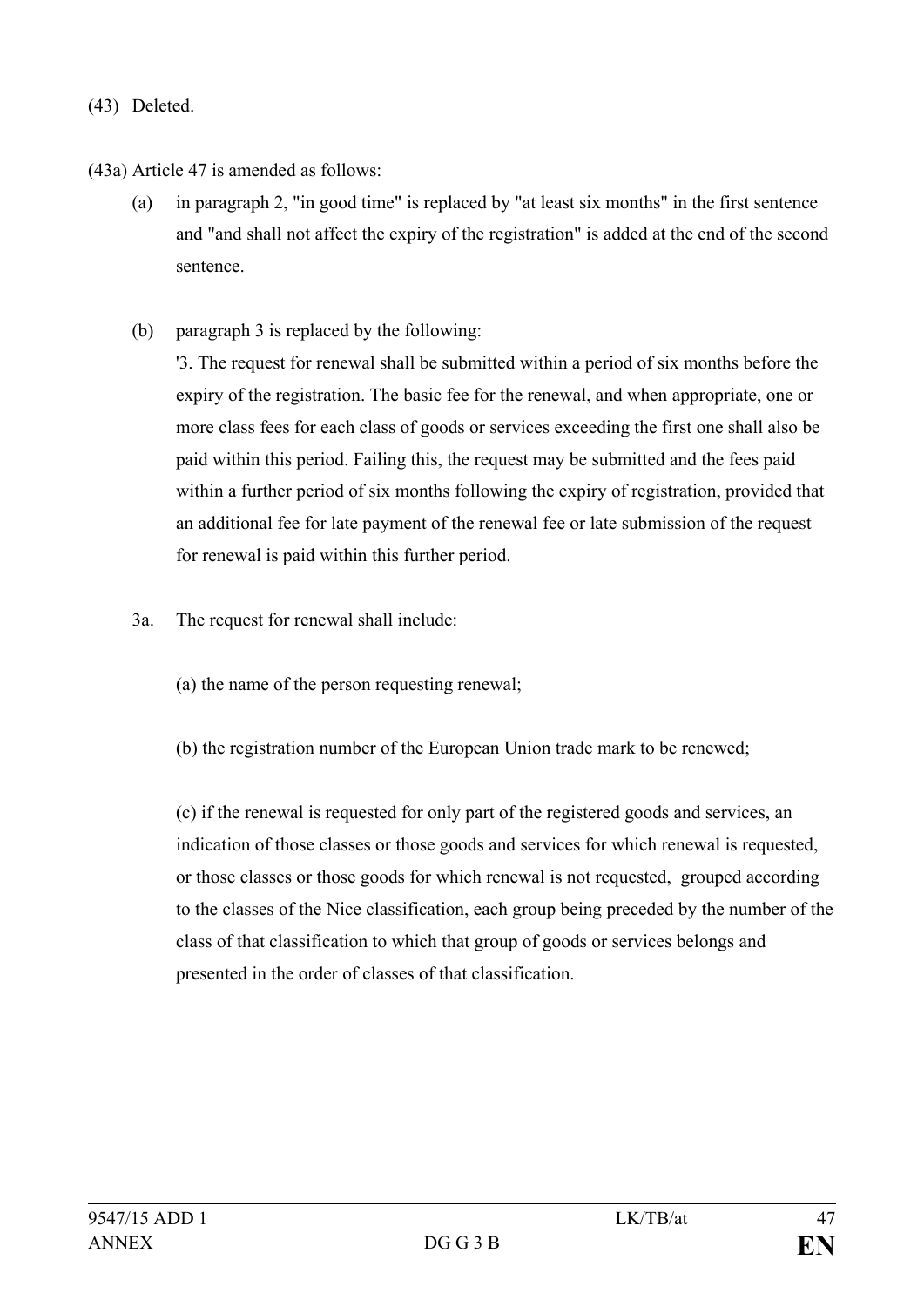(43) Deleted.

(43a) Article 47 is amended as follows:

(a) in paragraph 2, "in good time" is replaced by "at least six months" in the first sentence and "and shall not affect the expiry of the registration" is added at the end of the second sentence.

(b) paragraph 3 is replaced by the following:

'3. The request for renewal shall be submitted within a period of six months before the expiry of the registration. The basic fee for the renewal, and when appropriate, one or more class fees for each class of goods or services exceeding the first one shall also be paid within this period. Failing this, the request may be submitted and the fees paid within a further period of six months following the expiry of registration, provided that an additional fee for late payment of the renewal fee or late submission of the request for renewal is paid within this further period.

3a. The request for renewal shall include:

(a) the name of the person requesting renewal;

(b) the registration number of the European Union trade mark to be renewed;

(c) if the renewal is requested for only part of the registered goods and services, an indication of those classes or those goods and services for which renewal is requested, or those classes or those goods for which renewal is not requested, grouped according to the classes of the Nice classification, each group being preceded by the number of the class of that classification to which that group of goods or services belongs and presented in the order of classes of that classification.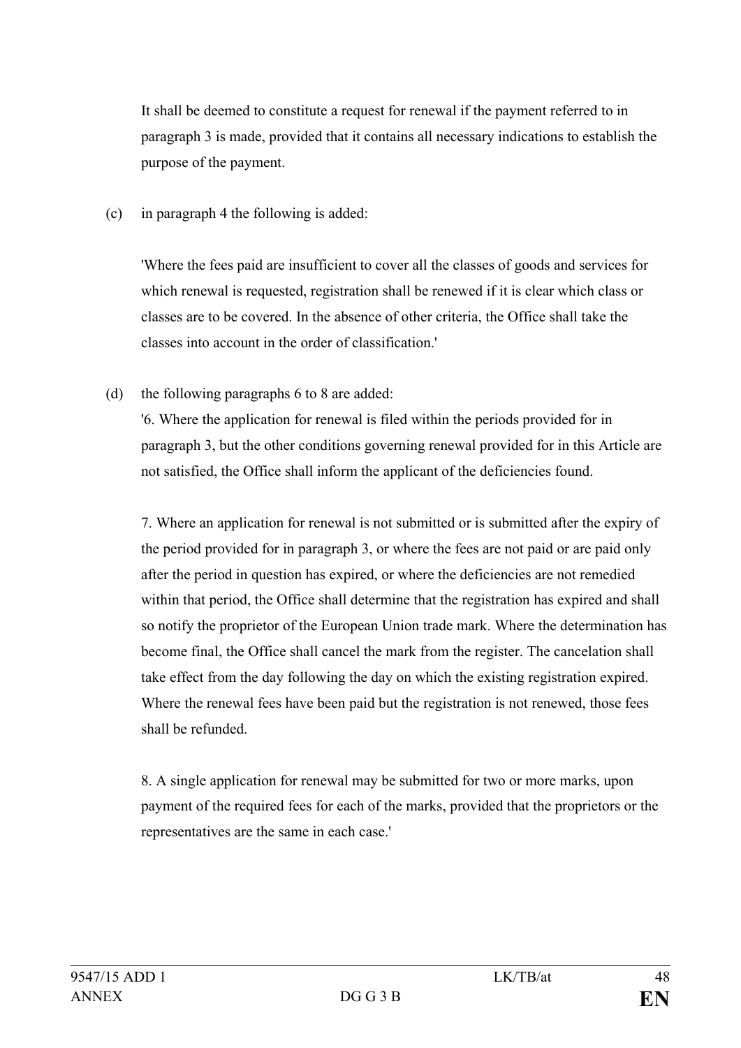It shall be deemed to constitute a request for renewal if the payment referred to in paragraph 3 is made, provided that it contains all necessary indications to establish the purpose of the payment.

(c) in paragraph 4 the following is added:

'Where the fees paid are insufficient to cover all the classes of goods and services for which renewal is requested, registration shall be renewed if it is clear which class or classes are to be covered. In the absence of other criteria, the Office shall take the classes into account in the order of classification.'

(d) the following paragraphs 6 to 8 are added:

'6. Where the application for renewal is filed within the periods provided for in paragraph 3, but the other conditions governing renewal provided for in this Article are not satisfied, the Office shall inform the applicant of the deficiencies found.

7. Where an application for renewal is not submitted or is submitted after the expiry of the period provided for in paragraph 3, or where the fees are not paid or are paid only after the period in question has expired, or where the deficiencies are not remedied within that period, the Office shall determine that the registration has expired and shall so notify the proprietor of the European Union trade mark. Where the determination has become final, the Office shall cancel the mark from the register. The cancelation shall take effect from the day following the day on which the existing registration expired. Where the renewal fees have been paid but the registration is not renewed, those fees shall be refunded.

8. A single application for renewal may be submitted for two or more marks, upon payment of the required fees for each of the marks, provided that the proprietors or the representatives are the same in each case.'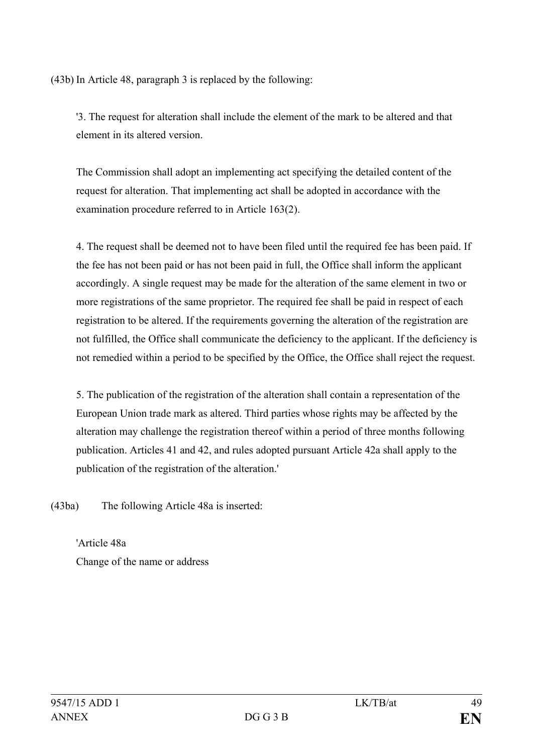(43b) In Article 48, paragraph 3 is replaced by the following:

'3. The request for alteration shall include the element of the mark to be altered and that element in its altered version.

The Commission shall adopt an implementing act specifying the detailed content of the request for alteration. That implementing act shall be adopted in accordance with the examination procedure referred to in Article 163(2).

4. The request shall be deemed not to have been filed until the required fee has been paid. If the fee has not been paid or has not been paid in full, the Office shall inform the applicant accordingly. A single request may be made for the alteration of the same element in two or more registrations of the same proprietor. The required fee shall be paid in respect of each registration to be altered. If the requirements governing the alteration of the registration are not fulfilled, the Office shall communicate the deficiency to the applicant. If the deficiency is not remedied within a period to be specified by the Office, the Office shall reject the request.

5. The publication of the registration of the alteration shall contain a representation of the European Union trade mark as altered. Third parties whose rights may be affected by the alteration may challenge the registration thereof within a period of three months following publication. Articles 41 and 42, and rules adopted pursuant Article 42a shall apply to the publication of the registration of the alteration.'

(43ba) The following Article 48a is inserted:

'Article 48a
Change of the name or address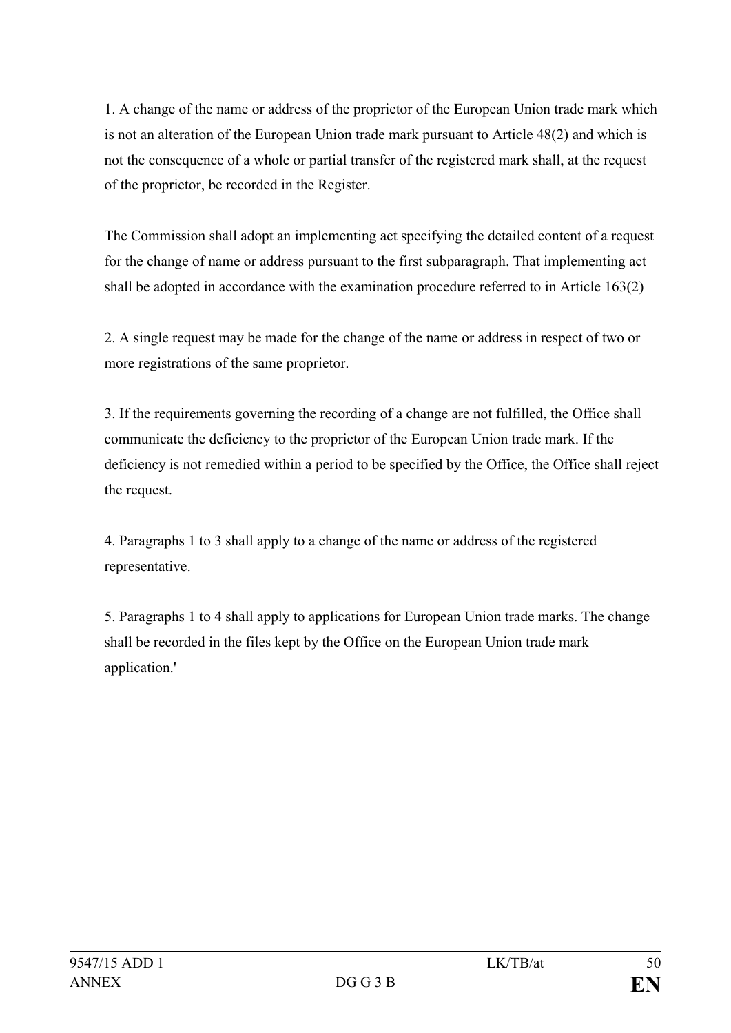1. A change of the name or address of the proprietor of the European Union trade mark which is not an alteration of the European Union trade mark pursuant to Article 48(2) and which is not the consequence of a whole or partial transfer of the registered mark shall, at the request of the proprietor, be recorded in the Register.

The Commission shall adopt an implementing act specifying the detailed content of a request for the change of name or address pursuant to the first subparagraph. That implementing act shall be adopted in accordance with the examination procedure referred to in Article 163(2)

2. A single request may be made for the change of the name or address in respect of two or more registrations of the same proprietor.

3. If the requirements governing the recording of a change are not fulfilled, the Office shall communicate the deficiency to the proprietor of the European Union trade mark. If the deficiency is not remedied within a period to be specified by the Office, the Office shall reject the request.

4. Paragraphs 1 to 3 shall apply to a change of the name or address of the registered representative.

5. Paragraphs 1 to 4 shall apply to applications for European Union trade marks. The change shall be recorded in the files kept by the Office on the European Union trade mark application.'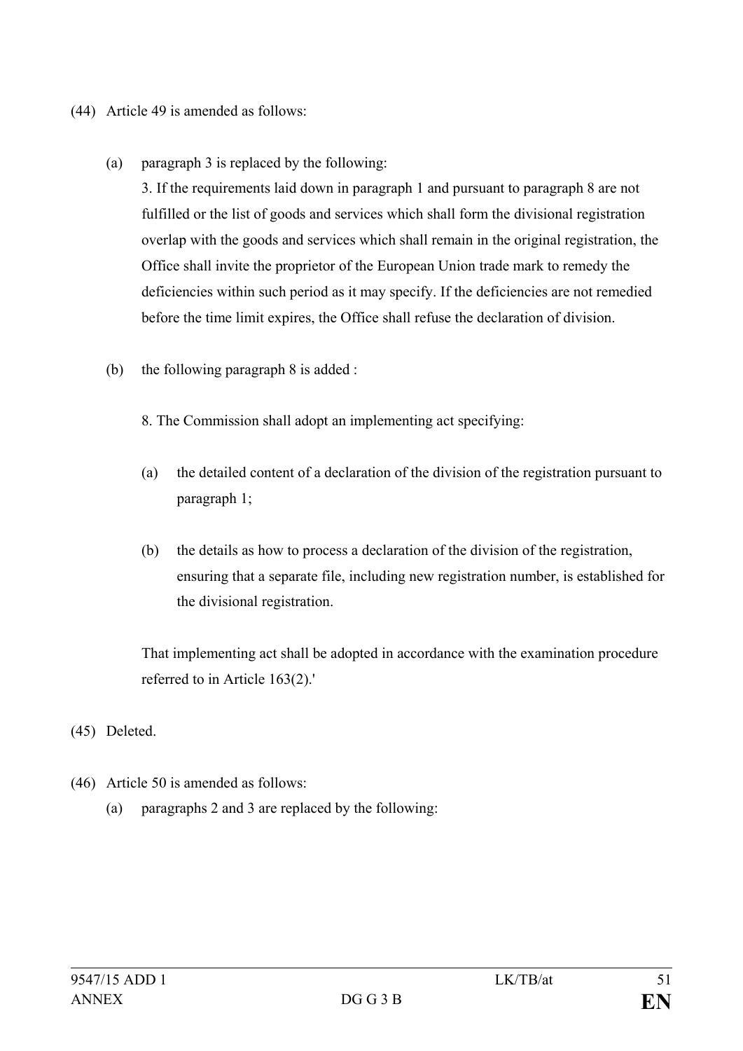(44) Article 49 is amended as follows:

(a) paragraph 3 is replaced by the following:

3. If the requirements laid down in paragraph 1 and pursuant to paragraph 8 are not fulfilled or the list of goods and services which shall form the divisional registration overlap with the goods and services which shall remain in the original registration, the Office shall invite the proprietor of the European Union trade mark to remedy the deficiencies within such period as it may specify. If the deficiencies are not remedied before the time limit expires, the Office shall refuse the declaration of division.

(b) the following paragraph 8 is added :

8. The Commission shall adopt an implementing act specifying:

(a) the detailed content of a declaration of the division of the registration pursuant to paragraph 1;

(b) the details as how to process a declaration of the division of the registration, ensuring that a separate file, including new registration number, is established for the divisional registration.

That implementing act shall be adopted in accordance with the examination procedure referred to in Article 163(2).'

(45) Deleted.

(46) Article 50 is amended as follows:

(a) paragraphs 2 and 3 are replaced by the following: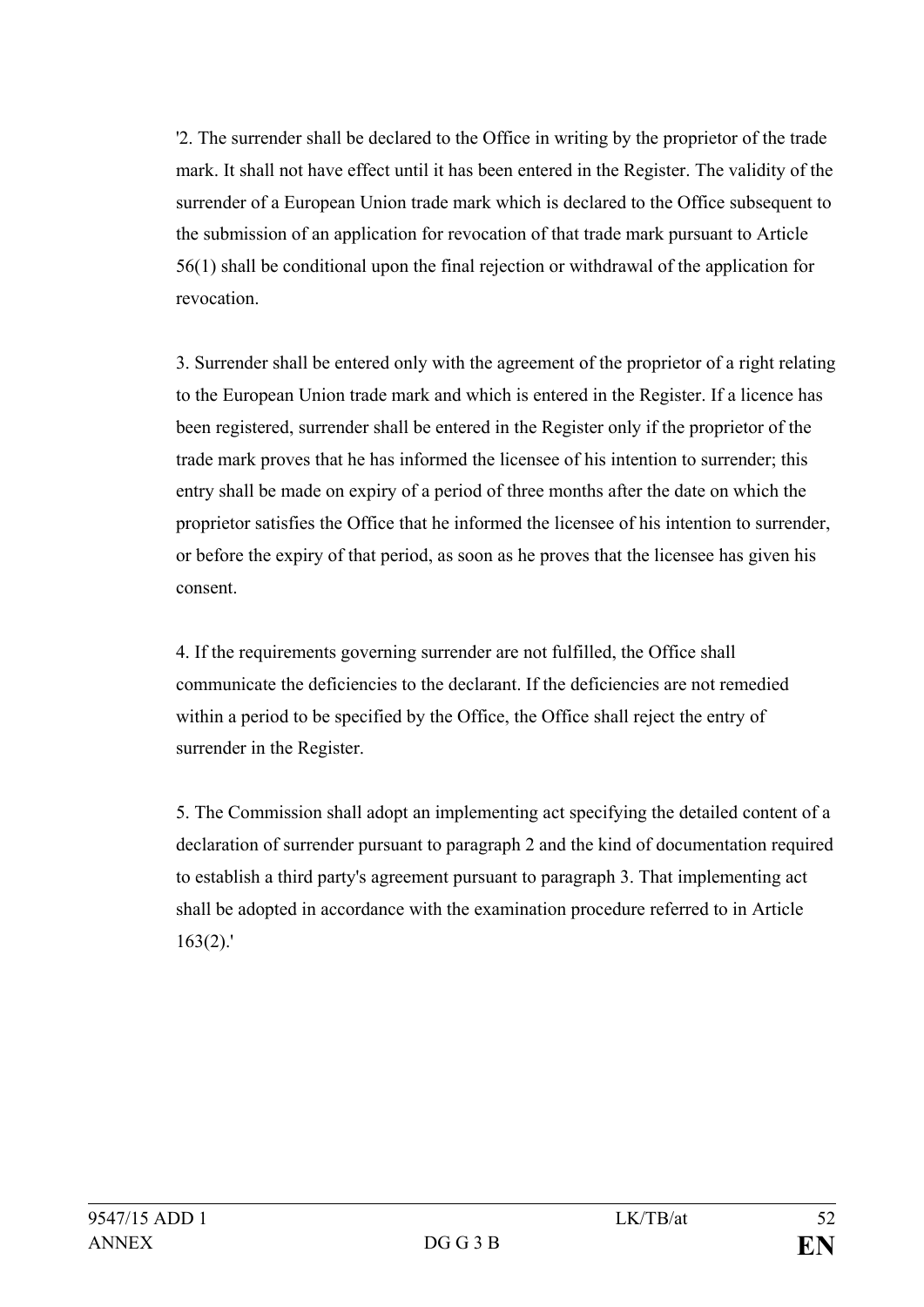'2. The surrender shall be declared to the Office in writing by the proprietor of the trade mark. It shall not have effect until it has been entered in the Register. The validity of the surrender of a European Union trade mark which is declared to the Office subsequent to the submission of an application for revocation of that trade mark pursuant to Article 56(1) shall be conditional upon the final rejection or withdrawal of the application for revocation.

3. Surrender shall be entered only with the agreement of the proprietor of a right relating to the European Union trade mark and which is entered in the Register. If a licence has been registered, surrender shall be entered in the Register only if the proprietor of the trade mark proves that he has informed the licensee of his intention to surrender; this entry shall be made on expiry of a period of three months after the date on which the proprietor satisfies the Office that he informed the licensee of his intention to surrender, or before the expiry of that period, as soon as he proves that the licensee has given his consent.

4. If the requirements governing surrender are not fulfilled, the Office shall communicate the deficiencies to the declarant. If the deficiencies are not remedied within a period to be specified by the Office, the Office shall reject the entry of surrender in the Register.

5. The Commission shall adopt an implementing act specifying the detailed content of a declaration of surrender pursuant to paragraph 2 and the kind of documentation required to establish a third party's agreement pursuant to paragraph 3. That implementing act shall be adopted in accordance with the examination procedure referred to in Article 163(2).'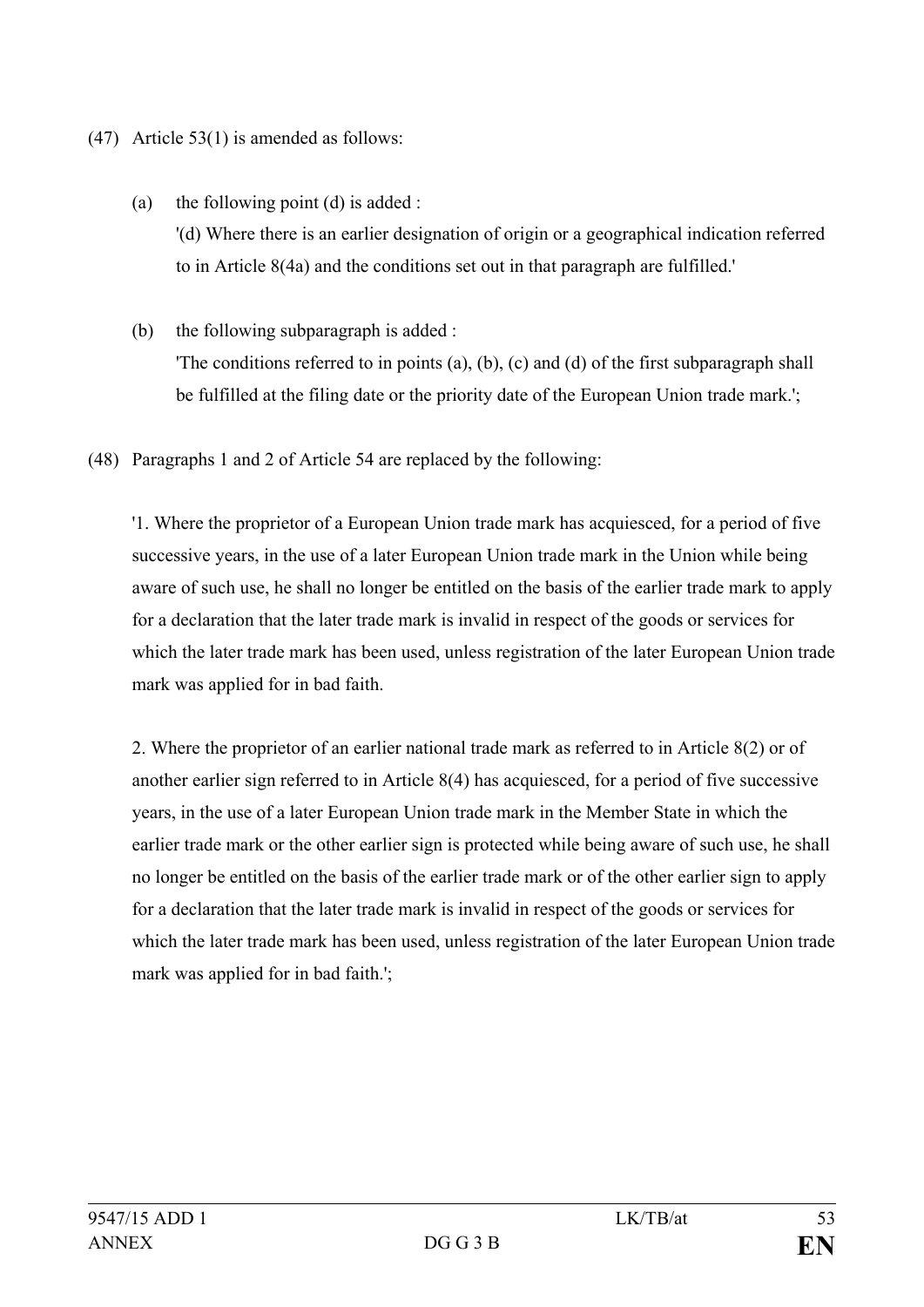(47) Article 53(1) is amended as follows:

(a) the following point (d) is added :
'(d) Where there is an earlier designation of origin or a geographical indication referred to in Article 8(4a) and the conditions set out in that paragraph are fulfilled.'

(b) the following subparagraph is added :
'The conditions referred to in points (a), (b), (c) and (d) of the first subparagraph shall be fulfilled at the filing date or the priority date of the European Union trade mark.';

(48) Paragraphs 1 and 2 of Article 54 are replaced by the following:

'1. Where the proprietor of a European Union trade mark has acquiesced, for a period of five successive years, in the use of a later European Union trade mark in the Union while being aware of such use, he shall no longer be entitled on the basis of the earlier trade mark to apply for a declaration that the later trade mark is invalid in respect of the goods or services for which the later trade mark has been used, unless registration of the later European Union trade mark was applied for in bad faith.

2. Where the proprietor of an earlier national trade mark as referred to in Article 8(2) or of another earlier sign referred to in Article 8(4) has acquiesced, for a period of five successive years, in the use of a later European Union trade mark in the Member State in which the earlier trade mark or the other earlier sign is protected while being aware of such use, he shall no longer be entitled on the basis of the earlier trade mark or of the other earlier sign to apply for a declaration that the later trade mark is invalid in respect of the goods or services for which the later trade mark has been used, unless registration of the later European Union trade mark was applied for in bad faith.';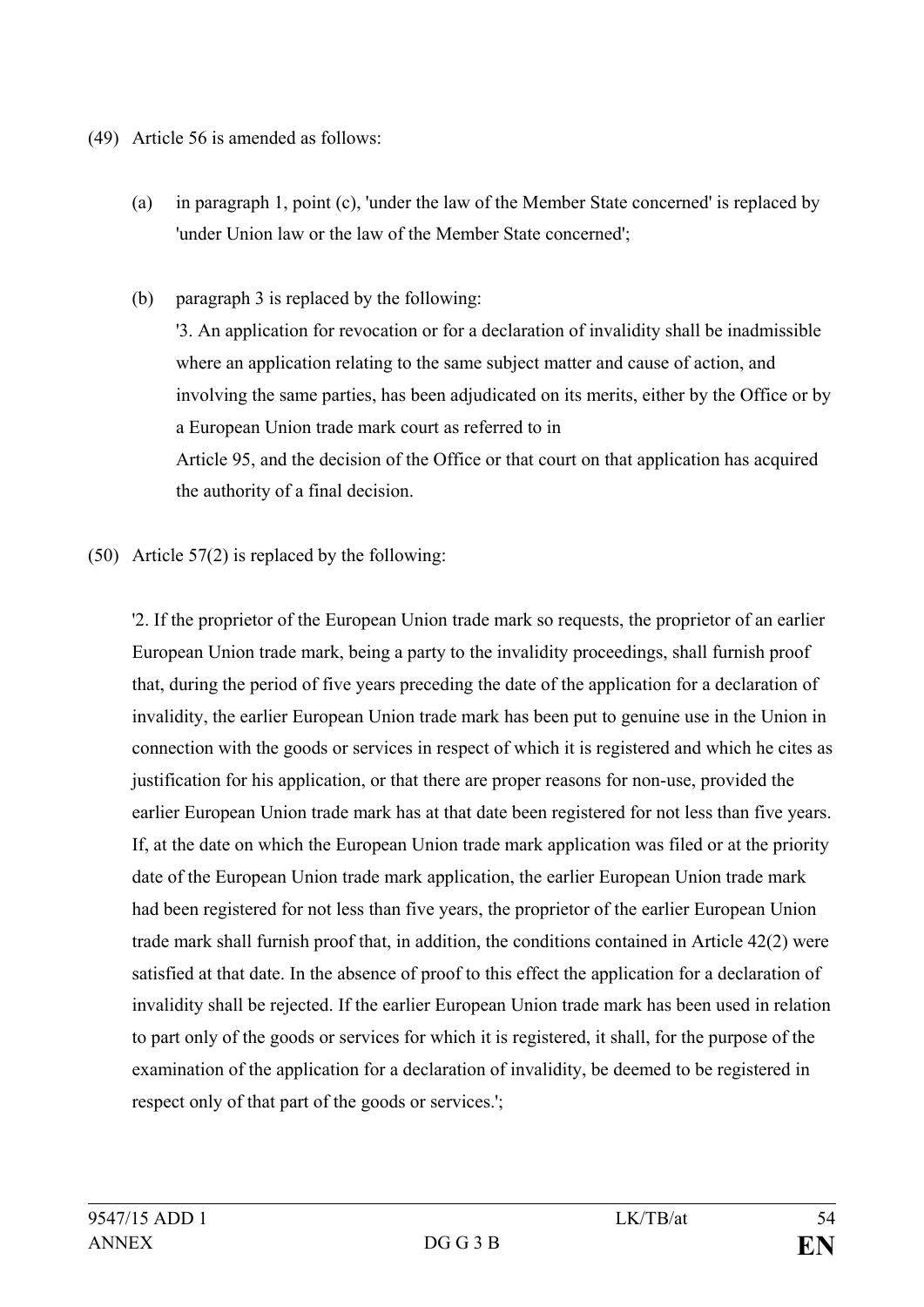(49) Article 56 is amended as follows:

(a) in paragraph 1, point (c), 'under the law of the Member State concerned' is replaced by 'under Union law or the law of the Member State concerned';

(b) paragraph 3 is replaced by the following:

'3. An application for revocation or for a declaration of invalidity shall be inadmissible where an application relating to the same subject matter and cause of action, and involving the same parties, has been adjudicated on its merits, either by the Office or by a European Union trade mark court as referred to in Article 95, and the decision of the Office or that court on that application has acquired the authority of a final decision.

(50) Article 57(2) is replaced by the following:

'2. If the proprietor of the European Union trade mark so requests, the proprietor of an earlier European Union trade mark, being a party to the invalidity proceedings, shall furnish proof that, during the period of five years preceding the date of the application for a declaration of invalidity, the earlier European Union trade mark has been put to genuine use in the Union in connection with the goods or services in respect of which it is registered and which he cites as justification for his application, or that there are proper reasons for non-use, provided the earlier European Union trade mark has at that date been registered for not less than five years. If, at the date on which the European Union trade mark application was filed or at the priority date of the European Union trade mark application, the earlier European Union trade mark had been registered for not less than five years, the proprietor of the earlier European Union trade mark shall furnish proof that, in addition, the conditions contained in Article 42(2) were satisfied at that date. In the absence of proof to this effect the application for a declaration of invalidity shall be rejected. If the earlier European Union trade mark has been used in relation to part only of the goods or services for which it is registered, it shall, for the purpose of the examination of the application for a declaration of invalidity, be deemed to be registered in respect only of that part of the goods or services.';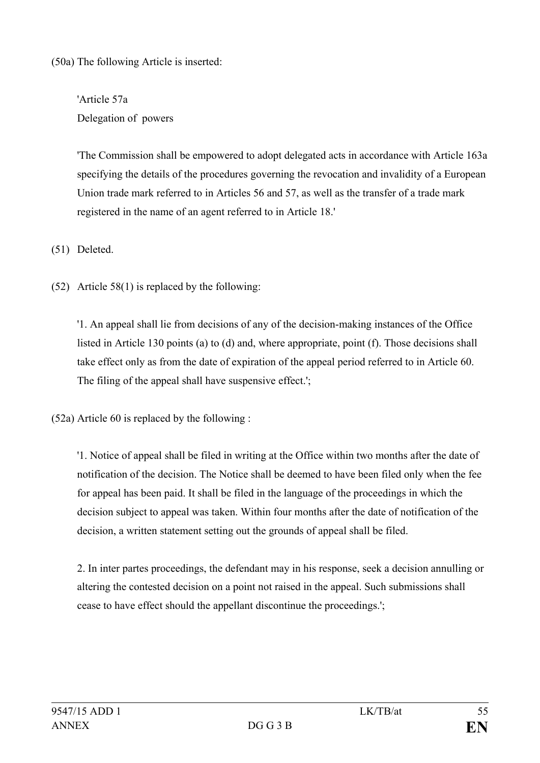(50a) The following Article is inserted:

'Article 57a
Delegation of powers

'The Commission shall be empowered to adopt delegated acts in accordance with Article 163a specifying the details of the procedures governing the revocation and invalidity of a European Union trade mark referred to in Articles 56 and 57, as well as the transfer of a trade mark registered in the name of an agent referred to in Article 18.'

(51) Deleted.

(52) Article 58(1) is replaced by the following:

'1. An appeal shall lie from decisions of any of the decision-making instances of the Office listed in Article 130 points (a) to (d) and, where appropriate, point (f). Those decisions shall take effect only as from the date of expiration of the appeal period referred to in Article 60. The filing of the appeal shall have suspensive effect.';

(52a) Article 60 is replaced by the following :

'1. Notice of appeal shall be filed in writing at the Office within two months after the date of notification of the decision. The Notice shall be deemed to have been filed only when the fee for appeal has been paid. It shall be filed in the language of the proceedings in which the decision subject to appeal was taken. Within four months after the date of notification of the decision, a written statement setting out the grounds of appeal shall be filed.

2. In inter partes proceedings, the defendant may in his response, seek a decision annulling or altering the contested decision on a point not raised in the appeal. Such submissions shall cease to have effect should the appellant discontinue the proceedings.';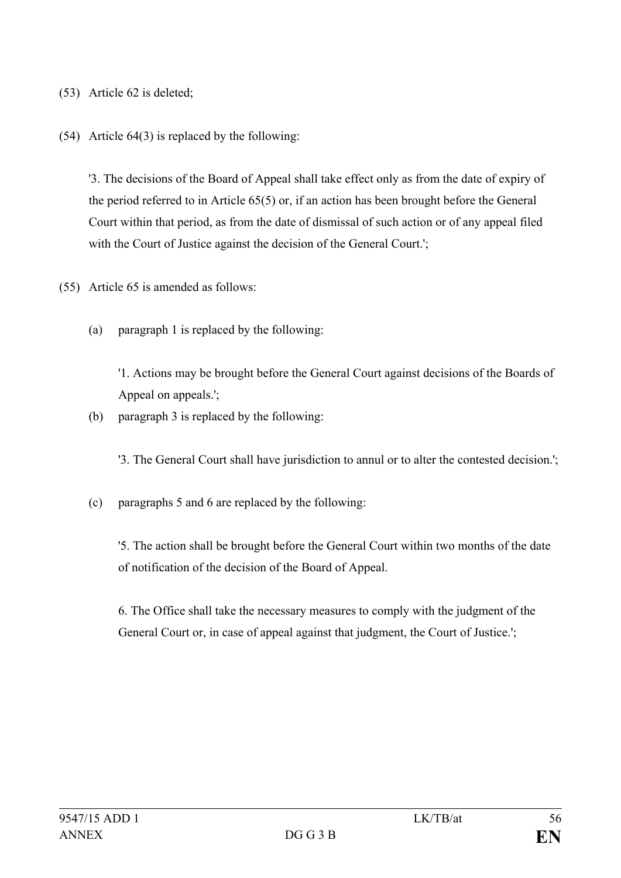(53) Article 62 is deleted;

(54) Article 64(3) is replaced by the following:

'3. The decisions of the Board of Appeal shall take effect only as from the date of expiry of the period referred to in Article 65(5) or, if an action has been brought before the General Court within that period, as from the date of dismissal of such action or of any appeal filed with the Court of Justice against the decision of the General Court.';

(55) Article 65 is amended as follows:

(a) paragraph 1 is replaced by the following:

'1. Actions may be brought before the General Court against decisions of the Boards of Appeal on appeals.';

(b) paragraph 3 is replaced by the following:

'3. The General Court shall have jurisdiction to annul or to alter the contested decision.';

(c) paragraphs 5 and 6 are replaced by the following:

'5. The action shall be brought before the General Court within two months of the date of notification of the decision of the Board of Appeal.

6. The Office shall take the necessary measures to comply with the judgment of the General Court or, in case of appeal against that judgment, the Court of Justice.';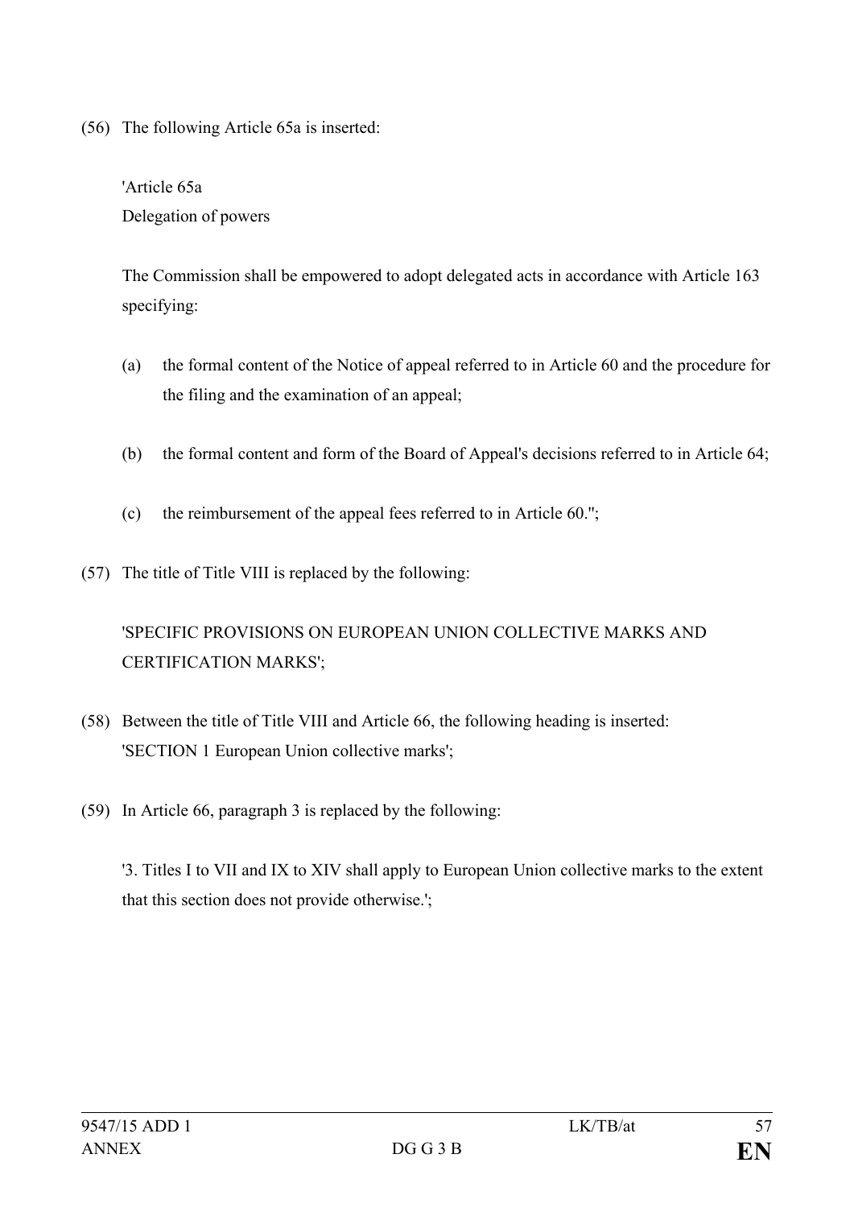(56) The following Article 65a is inserted:

'Article 65a
Delegation of powers

The Commission shall be empowered to adopt delegated acts in accordance with Article 163 specifying:

(a) the formal content of the Notice of appeal referred to in Article 60 and the procedure for the filing and the examination of an appeal;

(b) the formal content and form of the Board of Appeal's decisions referred to in Article 64;

(c) the reimbursement of the appeal fees referred to in Article 60.'';

(57) The title of Title VIII is replaced by the following:

'SPECIFIC PROVISIONS ON EUROPEAN UNION COLLECTIVE MARKS AND CERTIFICATION MARKS';

(58) Between the title of Title VIII and Article 66, the following heading is inserted: 'SECTION 1 European Union collective marks';

(59) In Article 66, paragraph 3 is replaced by the following:

'3. Titles I to VII and IX to XIV shall apply to European Union collective marks to the extent that this section does not provide otherwise.';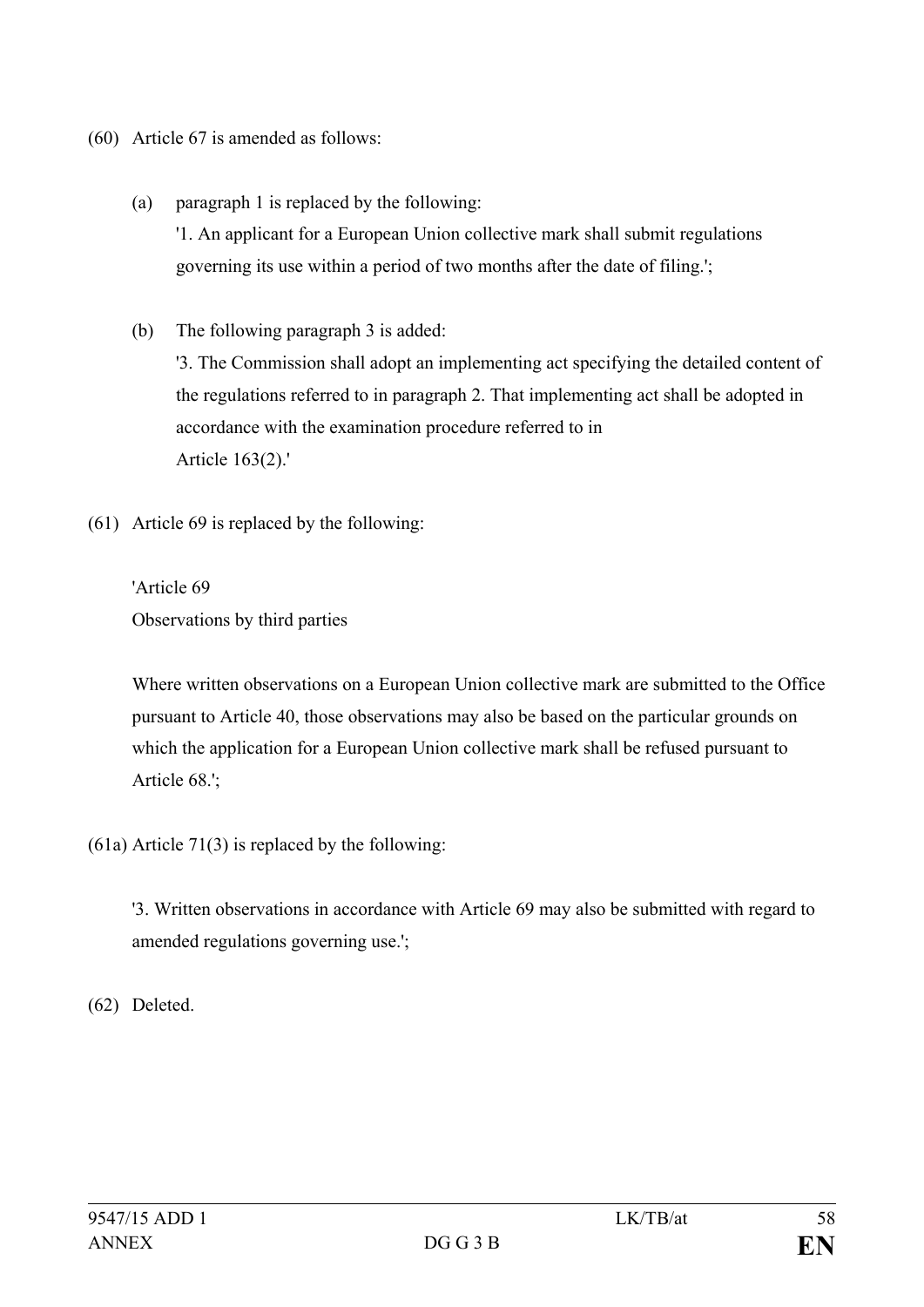(60) Article 67 is amended as follows:

(a) paragraph 1 is replaced by the following:
'1. An applicant for a European Union collective mark shall submit regulations governing its use within a period of two months after the date of filing.';

(b) The following paragraph 3 is added:
'3. The Commission shall adopt an implementing act specifying the detailed content of the regulations referred to in paragraph 2. That implementing act shall be adopted in accordance with the examination procedure referred to in Article 163(2).'

(61) Article 69 is replaced by the following:

'Article 69
Observations by third parties

Where written observations on a European Union collective mark are submitted to the Office pursuant to Article 40, those observations may also be based on the particular grounds on which the application for a European Union collective mark shall be refused pursuant to Article 68.';

(61a) Article 71(3) is replaced by the following:

'3. Written observations in accordance with Article 69 may also be submitted with regard to amended regulations governing use.';

(62) Deleted.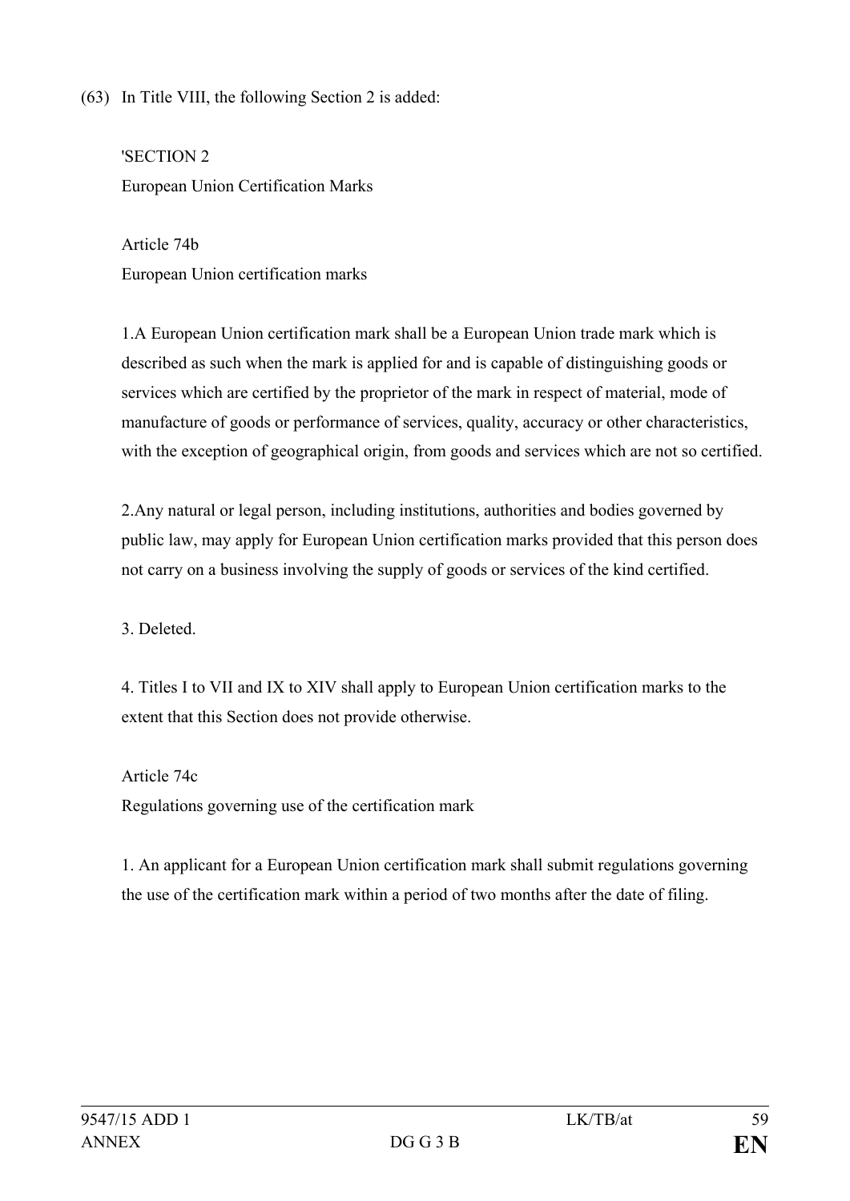(63) In Title VIII, the following Section 2 is added:

'SECTION 2

European Union Certification Marks

Article 74b

European Union certification marks

1.A European Union certification mark shall be a European Union trade mark which is described as such when the mark is applied for and is capable of distinguishing goods or services which are certified by the proprietor of the mark in respect of material, mode of manufacture of goods or performance of services, quality, accuracy or other characteristics, with the exception of geographical origin, from goods and services which are not so certified.

2.Any natural or legal person, including institutions, authorities and bodies governed by public law, may apply for European Union certification marks provided that this person does not carry on a business involving the supply of goods or services of the kind certified.

3. Deleted.

4. Titles I to VII and IX to XIV shall apply to European Union certification marks to the extent that this Section does not provide otherwise.

Article 74c

Regulations governing use of the certification mark

1. An applicant for a European Union certification mark shall submit regulations governing the use of the certification mark within a period of two months after the date of filing.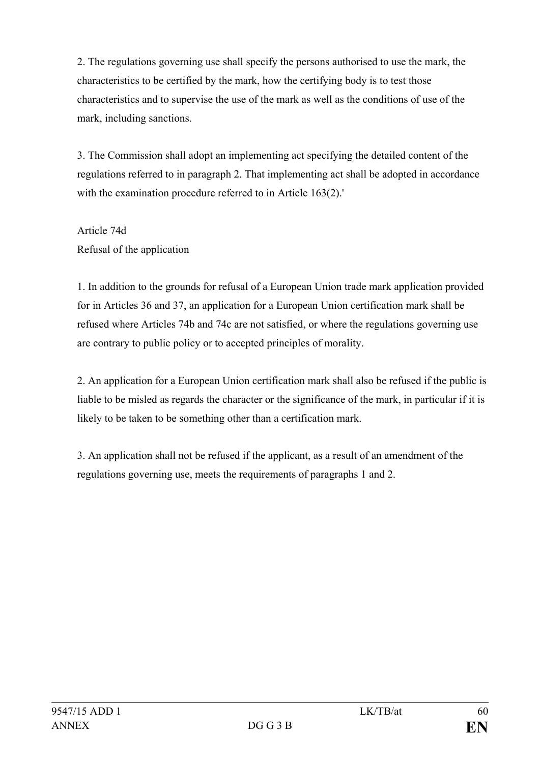2. The regulations governing use shall specify the persons authorised to use the mark, the characteristics to be certified by the mark, how the certifying body is to test those characteristics and to supervise the use of the mark as well as the conditions of use of the mark, including sanctions.

3. The Commission shall adopt an implementing act specifying the detailed content of the regulations referred to in paragraph 2. That implementing act shall be adopted in accordance with the examination procedure referred to in Article 163(2).'

Article 74d
Refusal of the application

1. In addition to the grounds for refusal of a European Union trade mark application provided for in Articles 36 and 37, an application for a European Union certification mark shall be refused where Articles 74b and 74c are not satisfied, or where the regulations governing use are contrary to public policy or to accepted principles of morality.

2. An application for a European Union certification mark shall also be refused if the public is liable to be misled as regards the character or the significance of the mark, in particular if it is likely to be taken to be something other than a certification mark.

3. An application shall not be refused if the applicant, as a result of an amendment of the regulations governing use, meets the requirements of paragraphs 1 and 2.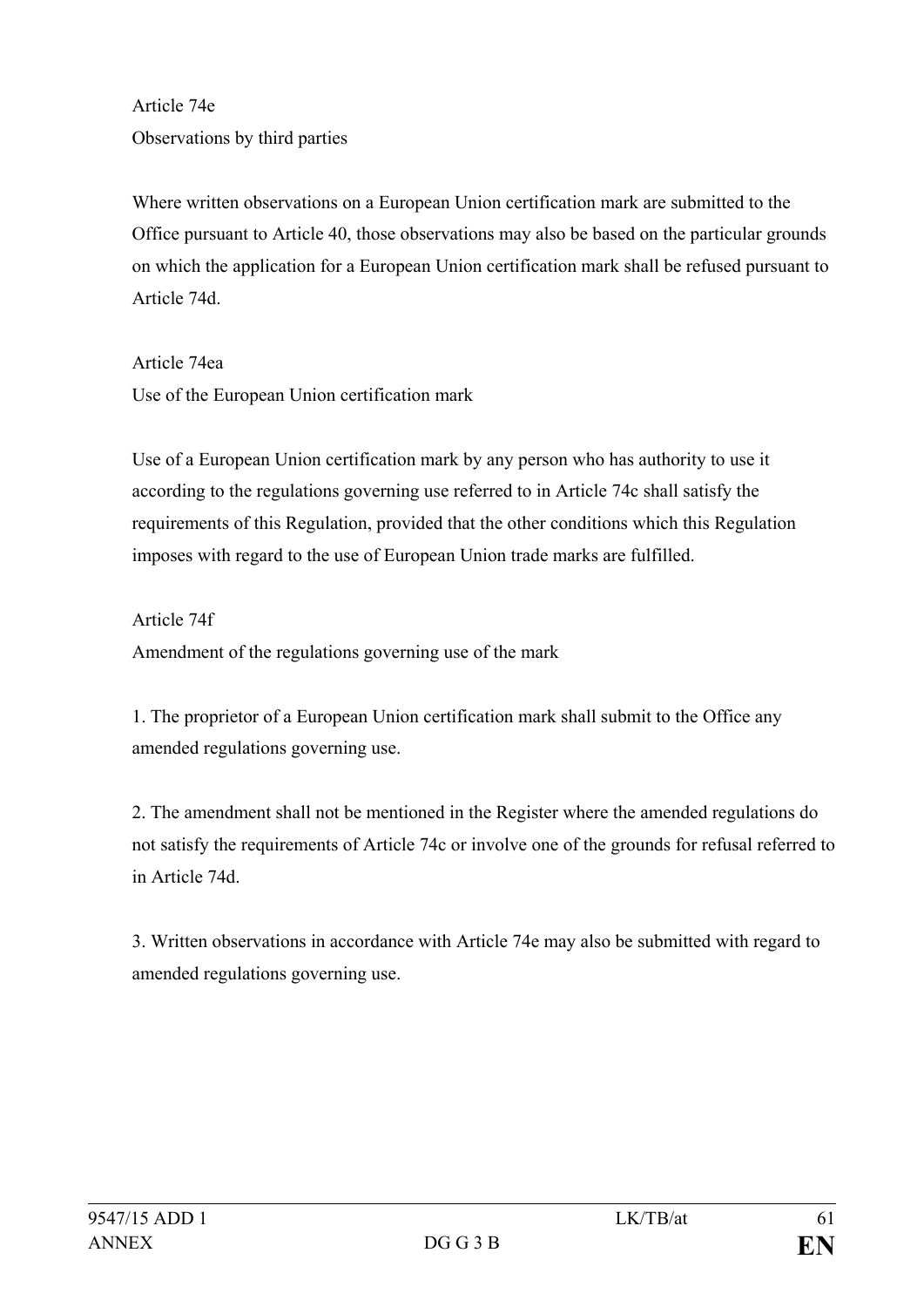Article 74e
Observations by third parties

Where written observations on a European Union certification mark are submitted to the Office pursuant to Article 40, those observations may also be based on the particular grounds on which the application for a European Union certification mark shall be refused pursuant to Article 74d.

Article 74ea
Use of the European Union certification mark

Use of a European Union certification mark by any person who has authority to use it according to the regulations governing use referred to in Article 74c shall satisfy the requirements of this Regulation, provided that the other conditions which this Regulation imposes with regard to the use of European Union trade marks are fulfilled.

Article 74f
Amendment of the regulations governing use of the mark

1. The proprietor of a European Union certification mark shall submit to the Office any amended regulations governing use.

2. The amendment shall not be mentioned in the Register where the amended regulations do not satisfy the requirements of Article 74c or involve one of the grounds for refusal referred to in Article 74d.

3. Written observations in accordance with Article 74e may also be submitted with regard to amended regulations governing use.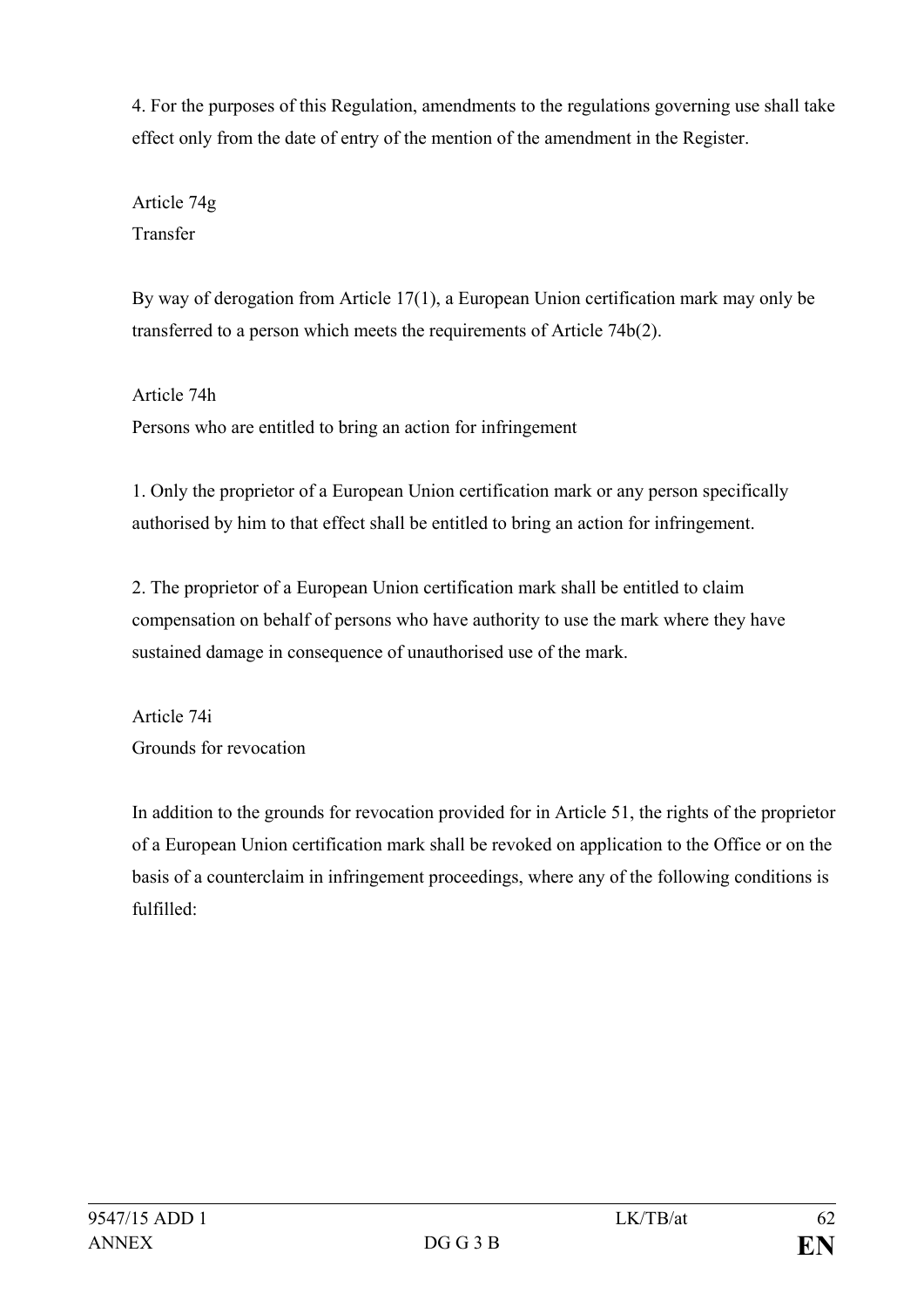4. For the purposes of this Regulation, amendments to the regulations governing use shall take effect only from the date of entry of the mention of the amendment in the Register.

Article 74g
Transfer

By way of derogation from Article 17(1), a European Union certification mark may only be transferred to a person which meets the requirements of Article 74b(2).

Article 74h
Persons who are entitled to bring an action for infringement

1. Only the proprietor of a European Union certification mark or any person specifically authorised by him to that effect shall be entitled to bring an action for infringement.

2. The proprietor of a European Union certification mark shall be entitled to claim compensation on behalf of persons who have authority to use the mark where they have sustained damage in consequence of unauthorised use of the mark.

Article 74i
Grounds for revocation

In addition to the grounds for revocation provided for in Article 51, the rights of the proprietor of a European Union certification mark shall be revoked on application to the Office or on the basis of a counterclaim in infringement proceedings, where any of the following conditions is fulfilled: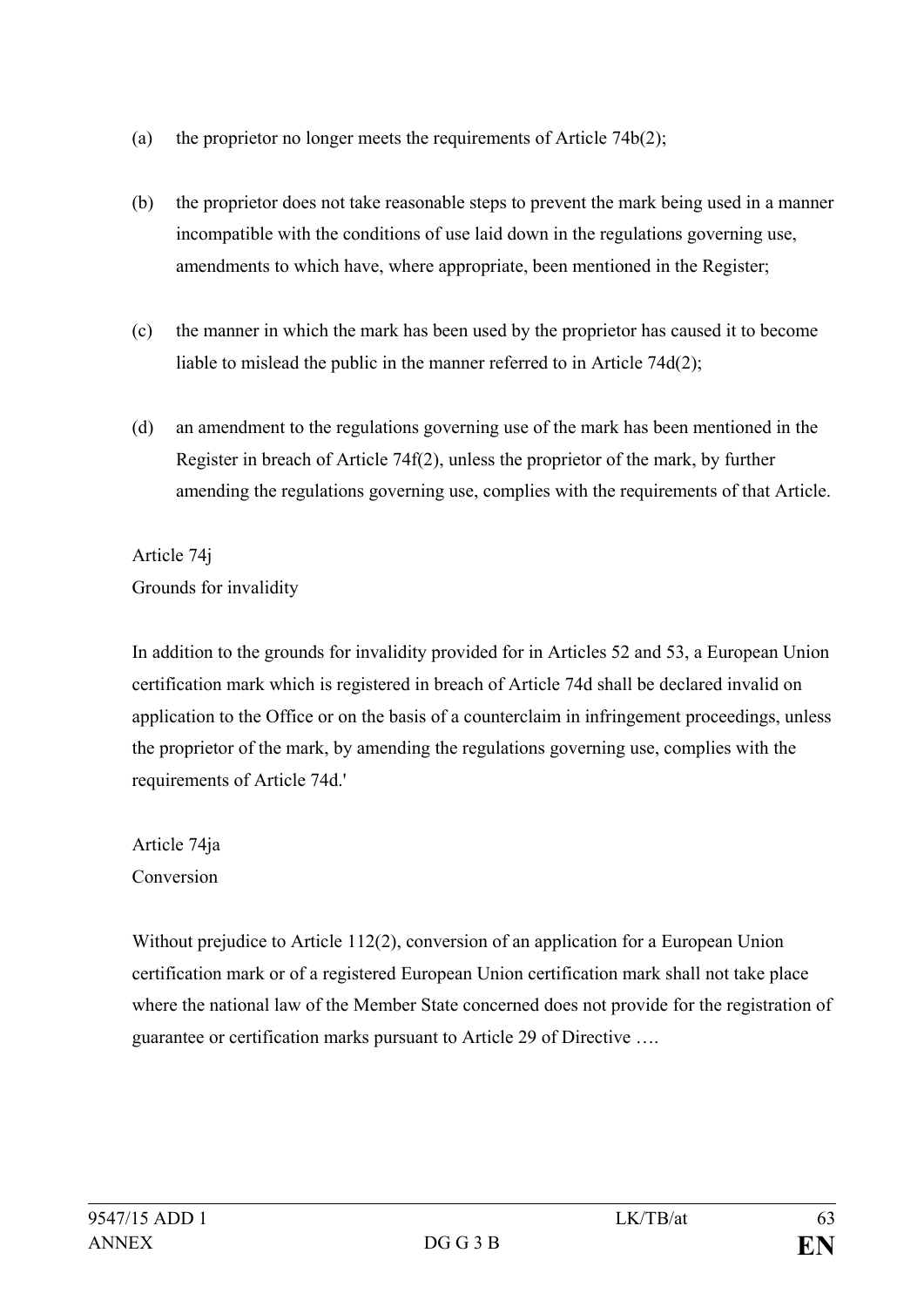(a) the proprietor no longer meets the requirements of Article 74b(2);

(b) the proprietor does not take reasonable steps to prevent the mark being used in a manner incompatible with the conditions of use laid down in the regulations governing use, amendments to which have, where appropriate, been mentioned in the Register;

(c) the manner in which the mark has been used by the proprietor has caused it to become liable to mislead the public in the manner referred to in Article 74d(2);

(d) an amendment to the regulations governing use of the mark has been mentioned in the Register in breach of Article 74f(2), unless the proprietor of the mark, by further amending the regulations governing use, complies with the requirements of that Article.

Article 74j
Grounds for invalidity

In addition to the grounds for invalidity provided for in Articles 52 and 53, a European Union certification mark which is registered in breach of Article 74d shall be declared invalid on application to the Office or on the basis of a counterclaim in infringement proceedings, unless the proprietor of the mark, by amending the regulations governing use, complies with the requirements of Article 74d.'

Article 74ja
Conversion

Without prejudice to Article 112(2), conversion of an application for a European Union certification mark or of a registered European Union certification mark shall not take place where the national law of the Member State concerned does not provide for the registration of guarantee or certification marks pursuant to Article 29 of Directive ….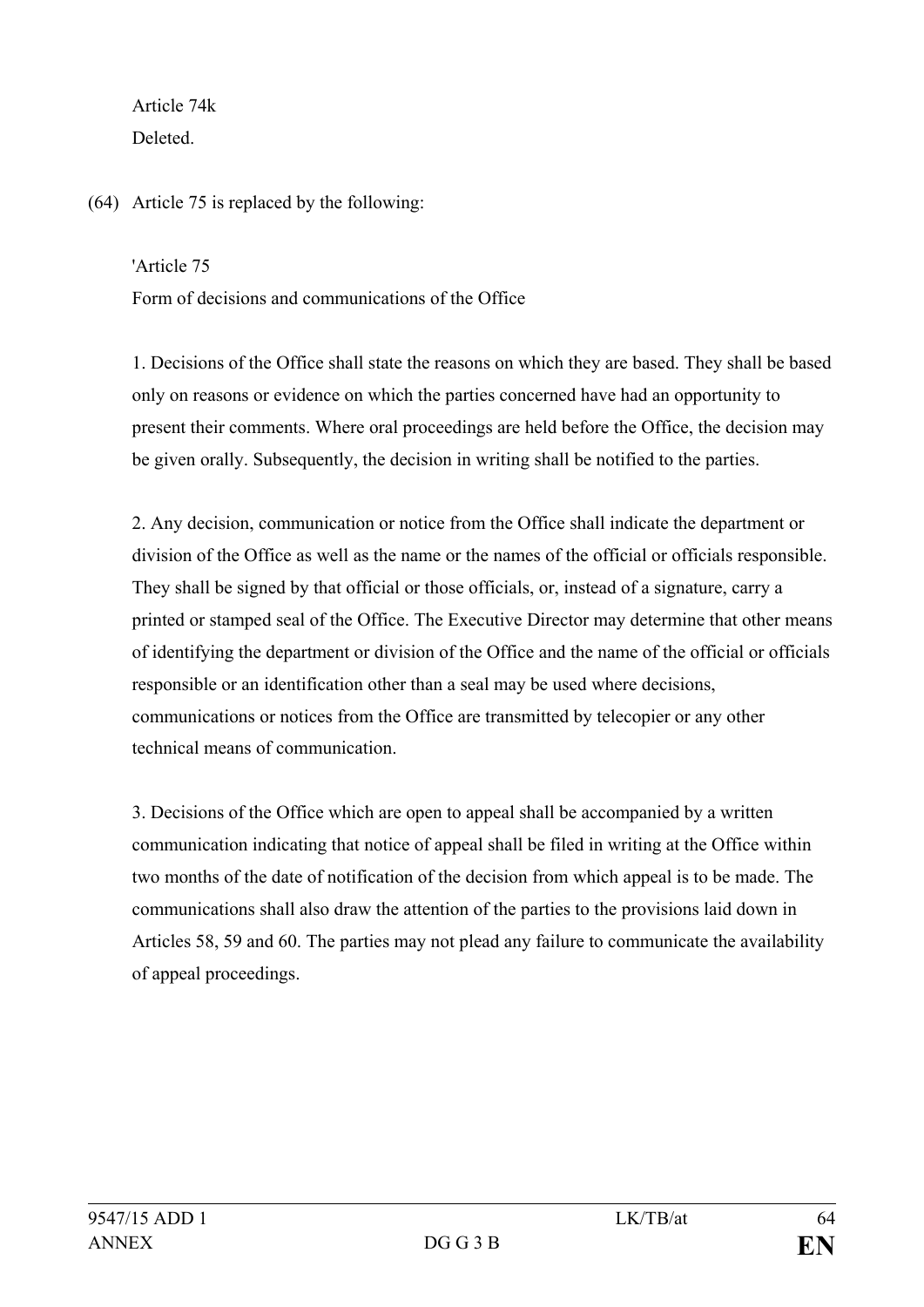Article 74k
Deleted.

(64) Article 75 is replaced by the following:

'Article 75
Form of decisions and communications of the Office

1. Decisions of the Office shall state the reasons on which they are based. They shall be based only on reasons or evidence on which the parties concerned have had an opportunity to present their comments. Where oral proceedings are held before the Office, the decision may be given orally. Subsequently, the decision in writing shall be notified to the parties.

2. Any decision, communication or notice from the Office shall indicate the department or division of the Office as well as the name or the names of the official or officials responsible. They shall be signed by that official or those officials, or, instead of a signature, carry a printed or stamped seal of the Office. The Executive Director may determine that other means of identifying the department or division of the Office and the name of the official or officials responsible or an identification other than a seal may be used where decisions, communications or notices from the Office are transmitted by telecopier or any other technical means of communication.

3. Decisions of the Office which are open to appeal shall be accompanied by a written communication indicating that notice of appeal shall be filed in writing at the Office within two months of the date of notification of the decision from which appeal is to be made. The communications shall also draw the attention of the parties to the provisions laid down in Articles 58, 59 and 60. The parties may not plead any failure to communicate the availability of appeal proceedings.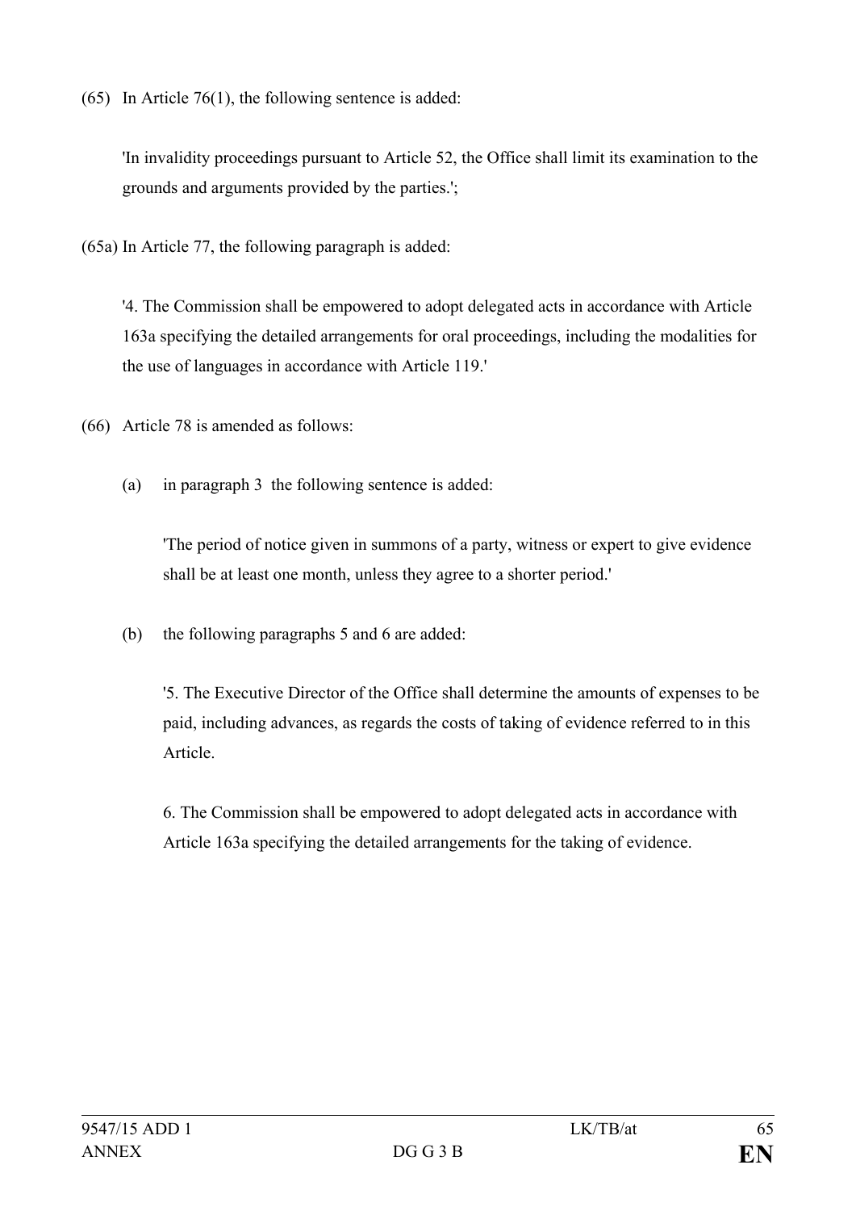(65) In Article 76(1), the following sentence is added:

'In invalidity proceedings pursuant to Article 52, the Office shall limit its examination to the grounds and arguments provided by the parties.';

(65a) In Article 77, the following paragraph is added:

'4. The Commission shall be empowered to adopt delegated acts in accordance with Article 163a specifying the detailed arrangements for oral proceedings, including the modalities for the use of languages in accordance with Article 119.'

(66) Article 78 is amended as follows:

(a) in paragraph 3 the following sentence is added:

'The period of notice given in summons of a party, witness or expert to give evidence shall be at least one month, unless they agree to a shorter period.'

(b) the following paragraphs 5 and 6 are added:

'5. The Executive Director of the Office shall determine the amounts of expenses to be paid, including advances, as regards the costs of taking of evidence referred to in this Article.

6. The Commission shall be empowered to adopt delegated acts in accordance with Article 163a specifying the detailed arrangements for the taking of evidence.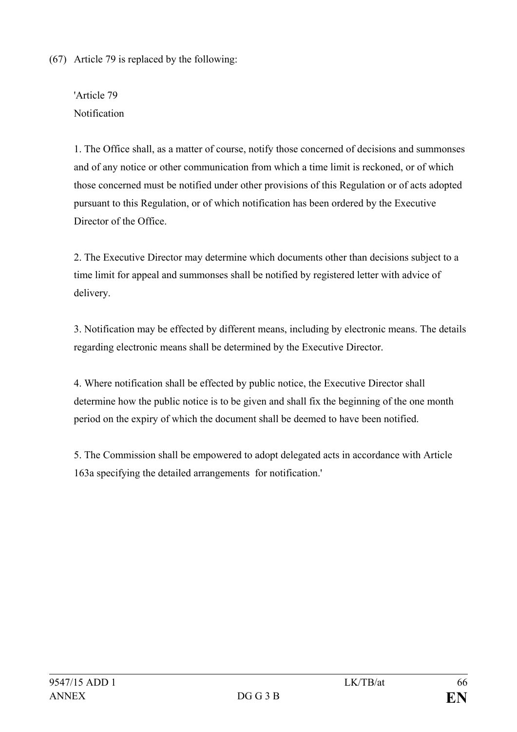(67) Article 79 is replaced by the following:

'Article 79
Notification

1. The Office shall, as a matter of course, notify those concerned of decisions and summonses and of any notice or other communication from which a time limit is reckoned, or of which those concerned must be notified under other provisions of this Regulation or of acts adopted pursuant to this Regulation, or of which notification has been ordered by the Executive Director of the Office.

2. The Executive Director may determine which documents other than decisions subject to a time limit for appeal and summonses shall be notified by registered letter with advice of delivery.

3. Notification may be effected by different means, including by electronic means. The details regarding electronic means shall be determined by the Executive Director.

4. Where notification shall be effected by public notice, the Executive Director shall determine how the public notice is to be given and shall fix the beginning of the one month period on the expiry of which the document shall be deemed to have been notified.

5. The Commission shall be empowered to adopt delegated acts in accordance with Article 163a specifying the detailed arrangements for notification.'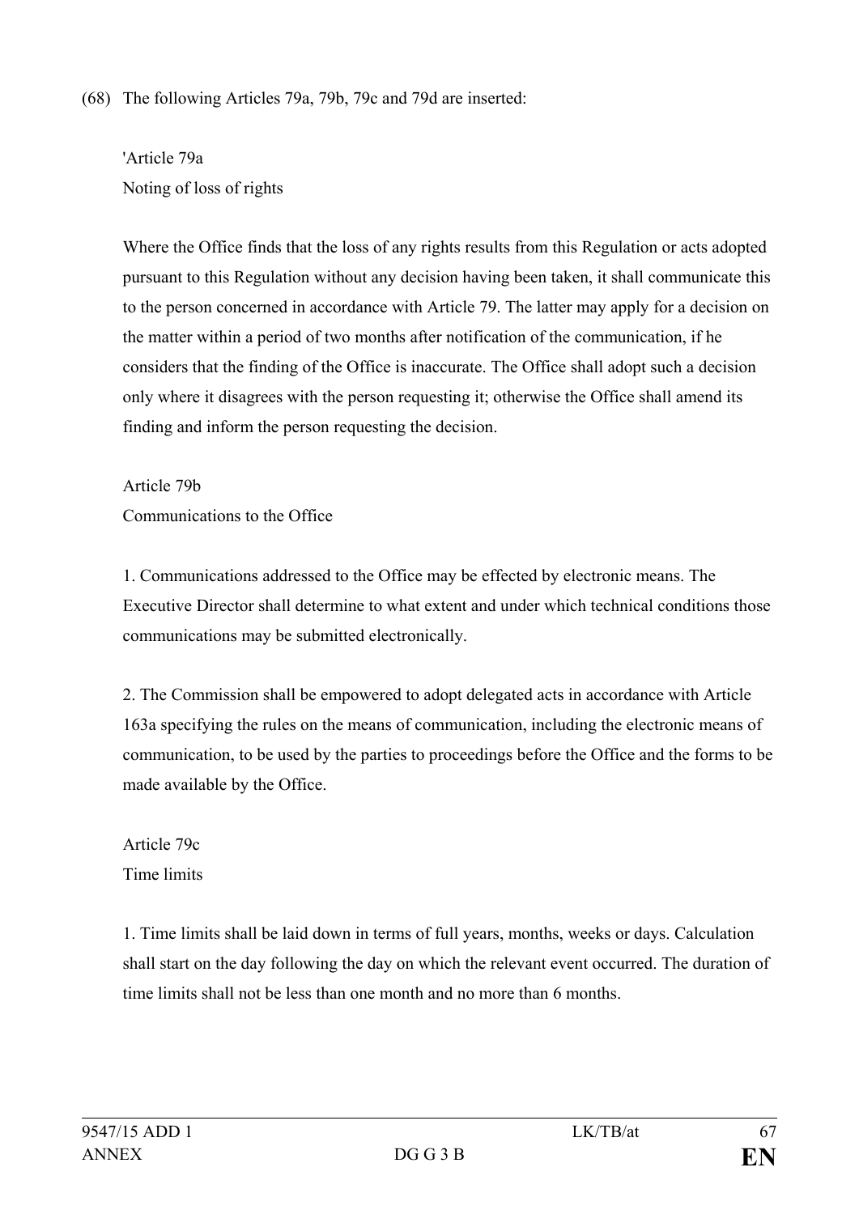(68) The following Articles 79a, 79b, 79c and 79d are inserted:

'Article 79a
Noting of loss of rights

Where the Office finds that the loss of any rights results from this Regulation or acts adopted pursuant to this Regulation without any decision having been taken, it shall communicate this to the person concerned in accordance with Article 79. The latter may apply for a decision on the matter within a period of two months after notification of the communication, if he considers that the finding of the Office is inaccurate. The Office shall adopt such a decision only where it disagrees with the person requesting it; otherwise the Office shall amend its finding and inform the person requesting the decision.

Article 79b
Communications to the Office

1. Communications addressed to the Office may be effected by electronic means. The Executive Director shall determine to what extent and under which technical conditions those communications may be submitted electronically.

2. The Commission shall be empowered to adopt delegated acts in accordance with Article 163a specifying the rules on the means of communication, including the electronic means of communication, to be used by the parties to proceedings before the Office and the forms to be made available by the Office.

Article 79c
Time limits

1. Time limits shall be laid down in terms of full years, months, weeks or days. Calculation shall start on the day following the day on which the relevant event occurred. The duration of time limits shall not be less than one month and no more than 6 months.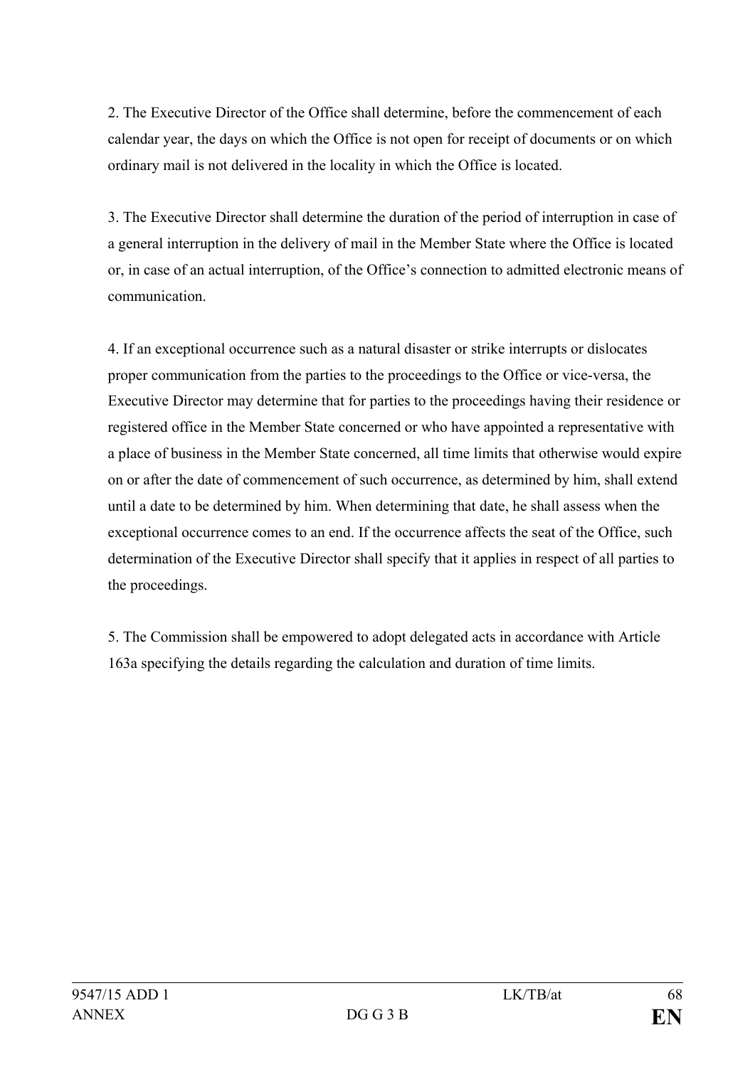2. The Executive Director of the Office shall determine, before the commencement of each calendar year, the days on which the Office is not open for receipt of documents or on which ordinary mail is not delivered in the locality in which the Office is located.

3. The Executive Director shall determine the duration of the period of interruption in case of a general interruption in the delivery of mail in the Member State where the Office is located or, in case of an actual interruption, of the Office's connection to admitted electronic means of communication.

4. If an exceptional occurrence such as a natural disaster or strike interrupts or dislocates proper communication from the parties to the proceedings to the Office or vice-versa, the Executive Director may determine that for parties to the proceedings having their residence or registered office in the Member State concerned or who have appointed a representative with a place of business in the Member State concerned, all time limits that otherwise would expire on or after the date of commencement of such occurrence, as determined by him, shall extend until a date to be determined by him. When determining that date, he shall assess when the exceptional occurrence comes to an end. If the occurrence affects the seat of the Office, such determination of the Executive Director shall specify that it applies in respect of all parties to the proceedings.

5. The Commission shall be empowered to adopt delegated acts in accordance with Article 163a specifying the details regarding the calculation and duration of time limits.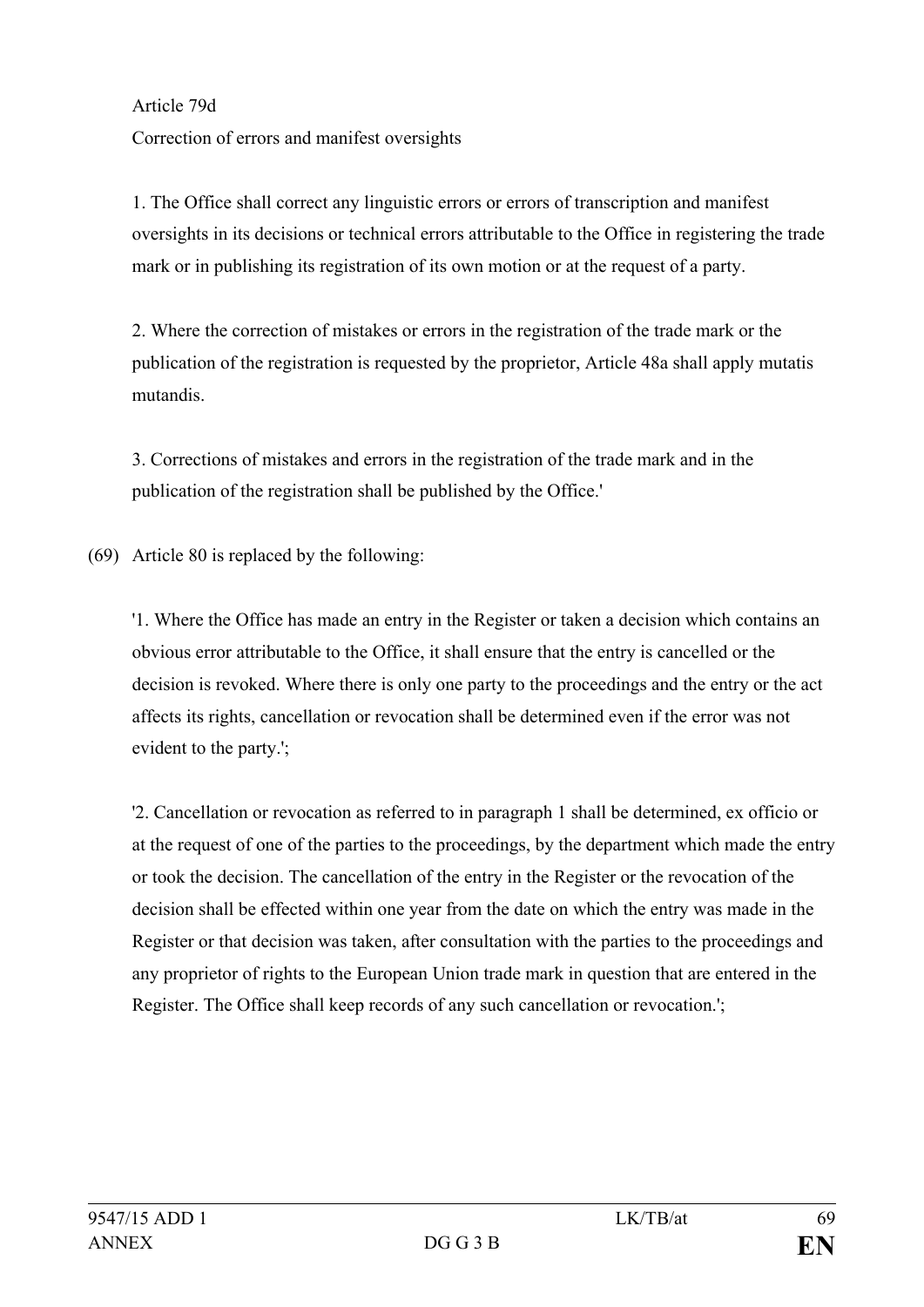Article 79d

Correction of errors and manifest oversights

1. The Office shall correct any linguistic errors or errors of transcription and manifest oversights in its decisions or technical errors attributable to the Office in registering the trade mark or in publishing its registration of its own motion or at the request of a party.

2. Where the correction of mistakes or errors in the registration of the trade mark or the publication of the registration is requested by the proprietor, Article 48a shall apply mutatis mutandis.

3. Corrections of mistakes and errors in the registration of the trade mark and in the publication of the registration shall be published by the Office.'

(69) Article 80 is replaced by the following:

'1. Where the Office has made an entry in the Register or taken a decision which contains an obvious error attributable to the Office, it shall ensure that the entry is cancelled or the decision is revoked. Where there is only one party to the proceedings and the entry or the act affects its rights, cancellation or revocation shall be determined even if the error was not evident to the party.';

'2. Cancellation or revocation as referred to in paragraph 1 shall be determined, ex officio or at the request of one of the parties to the proceedings, by the department which made the entry or took the decision. The cancellation of the entry in the Register or the revocation of the decision shall be effected within one year from the date on which the entry was made in the Register or that decision was taken, after consultation with the parties to the proceedings and any proprietor of rights to the European Union trade mark in question that are entered in the Register. The Office shall keep records of any such cancellation or revocation.';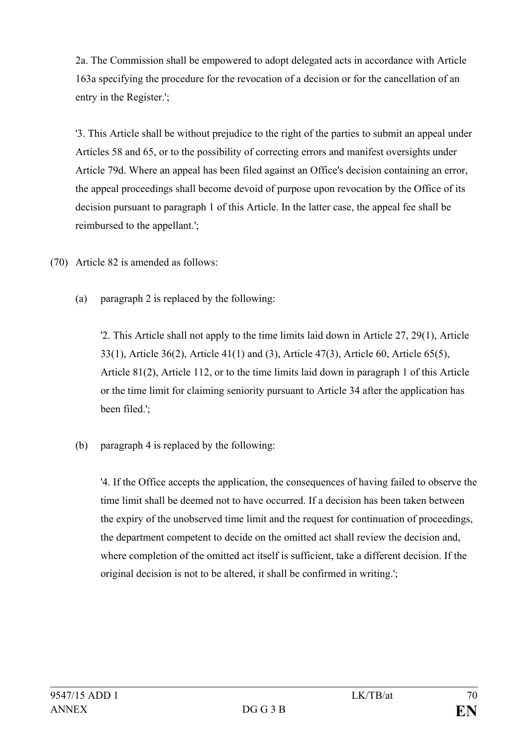2a. The Commission shall be empowered to adopt delegated acts in accordance with Article 163a specifying the procedure for the revocation of a decision or for the cancellation of an entry in the Register.';

'3. This Article shall be without prejudice to the right of the parties to submit an appeal under Articles 58 and 65, or to the possibility of correcting errors and manifest oversights under Article 79d. Where an appeal has been filed against an Office's decision containing an error, the appeal proceedings shall become devoid of purpose upon revocation by the Office of its decision pursuant to paragraph 1 of this Article. In the latter case, the appeal fee shall be reimbursed to the appellant.';

(70) Article 82 is amended as follows:

(a) paragraph 2 is replaced by the following:

'2. This Article shall not apply to the time limits laid down in Article 27, 29(1), Article 33(1), Article 36(2), Article 41(1) and (3), Article 47(3), Article 60, Article 65(5), Article 81(2), Article 112, or to the time limits laid down in paragraph 1 of this Article or the time limit for claiming seniority pursuant to Article 34 after the application has been filed.';

(b) paragraph 4 is replaced by the following:

'4. If the Office accepts the application, the consequences of having failed to observe the time limit shall be deemed not to have occurred. If a decision has been taken between the expiry of the unobserved time limit and the request for continuation of proceedings, the department competent to decide on the omitted act shall review the decision and, where completion of the omitted act itself is sufficient, take a different decision. If the original decision is not to be altered, it shall be confirmed in writing.';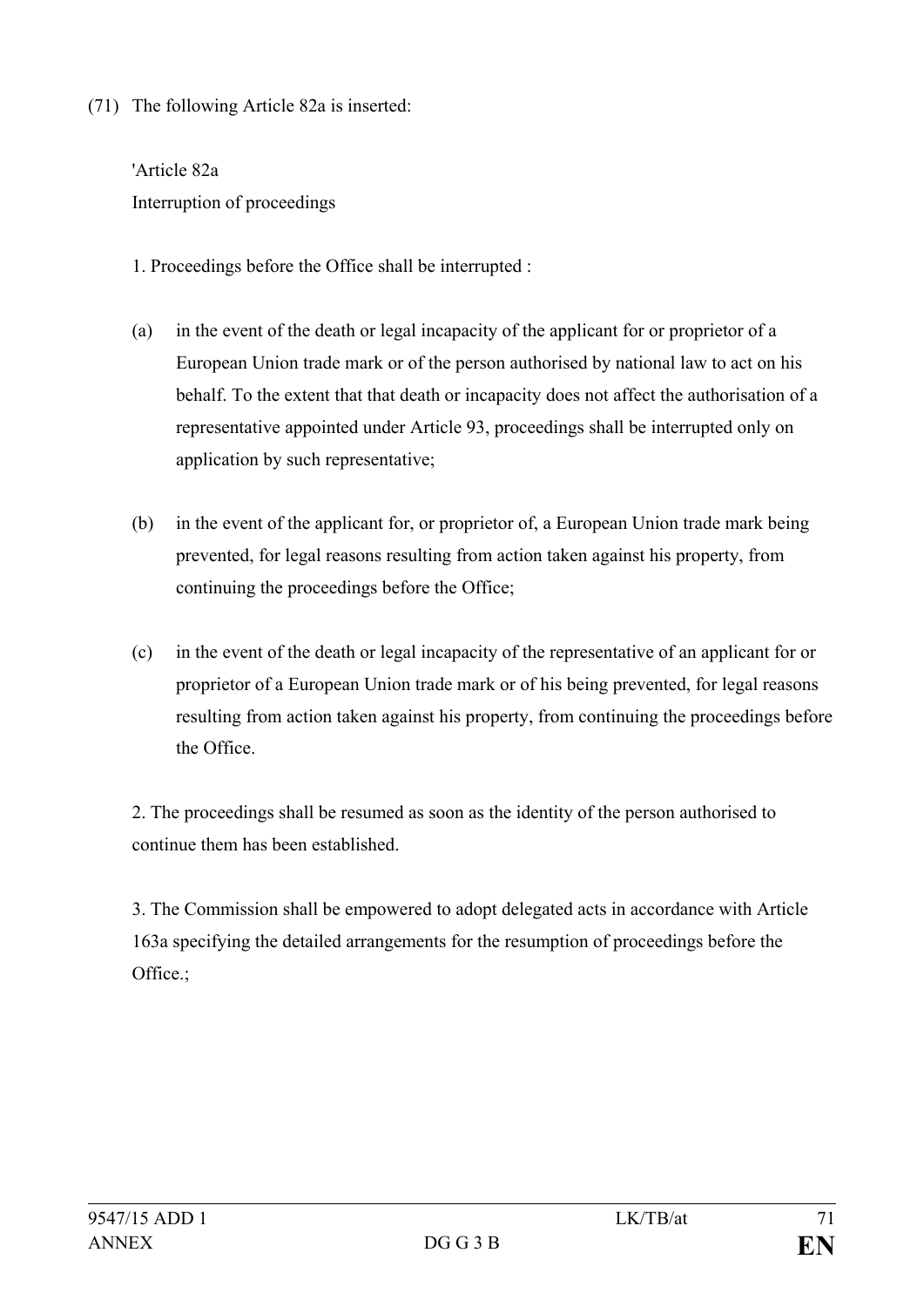(71) The following Article 82a is inserted:

'Article 82a
Interruption of proceedings

1. Proceedings before the Office shall be interrupted :

(a) in the event of the death or legal incapacity of the applicant for or proprietor of a European Union trade mark or of the person authorised by national law to act on his behalf. To the extent that that death or incapacity does not affect the authorisation of a representative appointed under Article 93, proceedings shall be interrupted only on application by such representative;

(b) in the event of the applicant for, or proprietor of, a European Union trade mark being prevented, for legal reasons resulting from action taken against his property, from continuing the proceedings before the Office;

(c) in the event of the death or legal incapacity of the representative of an applicant for or proprietor of a European Union trade mark or of his being prevented, for legal reasons resulting from action taken against his property, from continuing the proceedings before the Office.

2. The proceedings shall be resumed as soon as the identity of the person authorised to continue them has been established.

3. The Commission shall be empowered to adopt delegated acts in accordance with Article 163a specifying the detailed arrangements for the resumption of proceedings before the Office.;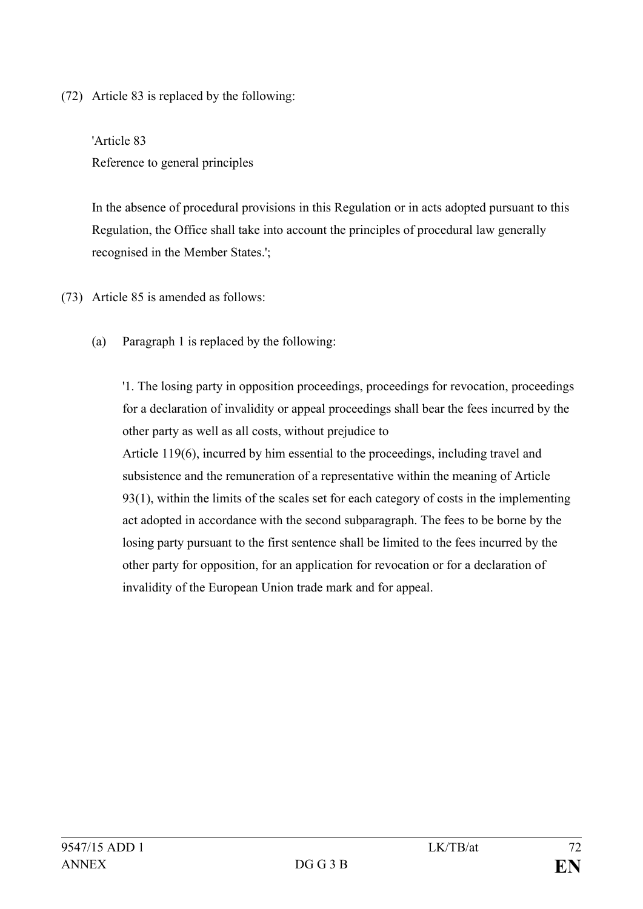(72) Article 83 is replaced by the following:

'Article 83
Reference to general principles

In the absence of procedural provisions in this Regulation or in acts adopted pursuant to this Regulation, the Office shall take into account the principles of procedural law generally recognised in the Member States.';

(73) Article 85 is amended as follows:

(a) Paragraph 1 is replaced by the following:

'1. The losing party in opposition proceedings, proceedings for revocation, proceedings for a declaration of invalidity or appeal proceedings shall bear the fees incurred by the other party as well as all costs, without prejudice to
Article 119(6), incurred by him essential to the proceedings, including travel and subsistence and the remuneration of a representative within the meaning of Article 93(1), within the limits of the scales set for each category of costs in the implementing act adopted in accordance with the second subparagraph. The fees to be borne by the losing party pursuant to the first sentence shall be limited to the fees incurred by the other party for opposition, for an application for revocation or for a declaration of invalidity of the European Union trade mark and for appeal.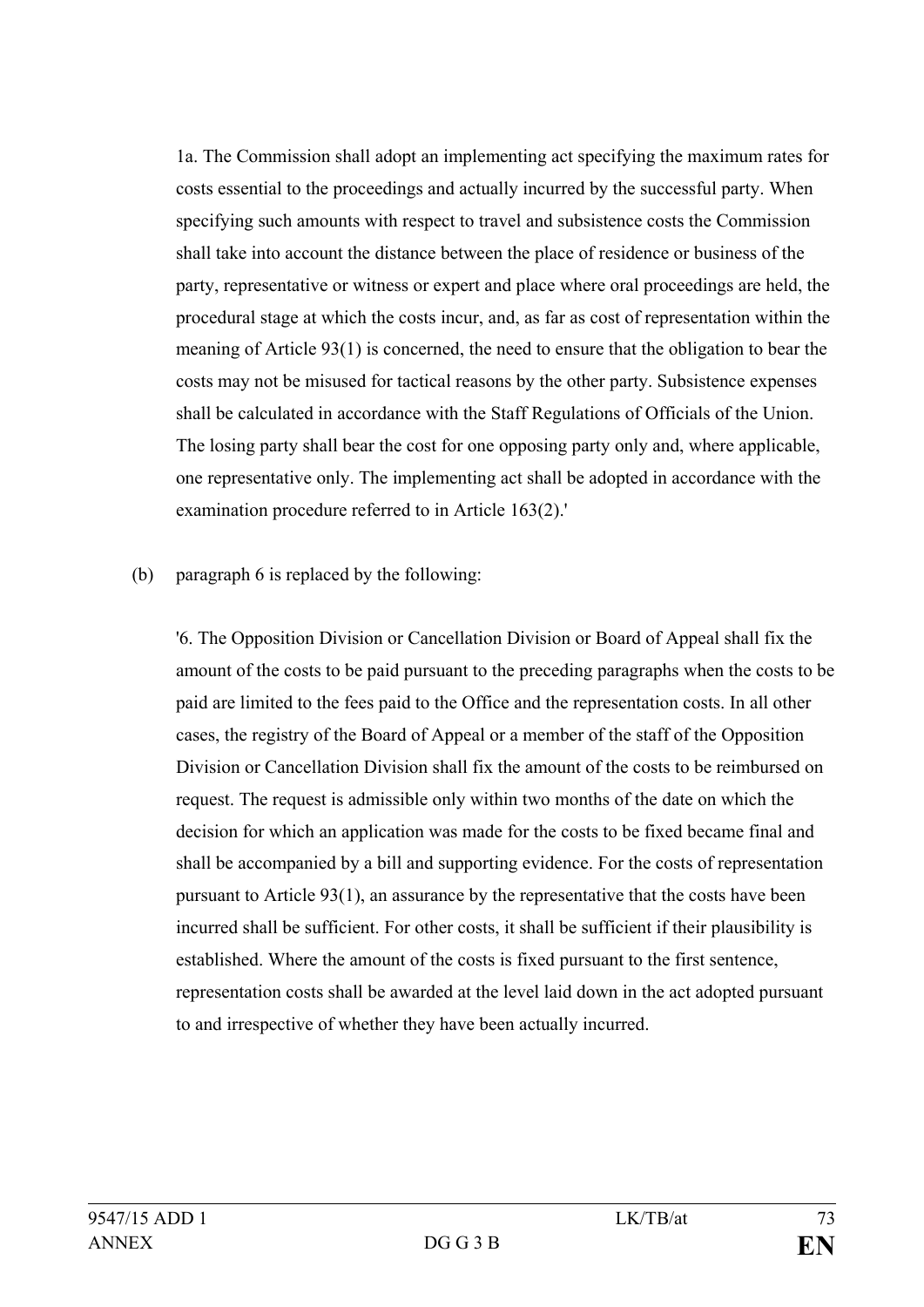1a. The Commission shall adopt an implementing act specifying the maximum rates for costs essential to the proceedings and actually incurred by the successful party. When specifying such amounts with respect to travel and subsistence costs the Commission shall take into account the distance between the place of residence or business of the party, representative or witness or expert and place where oral proceedings are held, the procedural stage at which the costs incur, and, as far as cost of representation within the meaning of Article 93(1) is concerned, the need to ensure that the obligation to bear the costs may not be misused for tactical reasons by the other party. Subsistence expenses shall be calculated in accordance with the Staff Regulations of Officials of the Union. The losing party shall bear the cost for one opposing party only and, where applicable, one representative only. The implementing act shall be adopted in accordance with the examination procedure referred to in Article 163(2).'

(b) paragraph 6 is replaced by the following:

'6. The Opposition Division or Cancellation Division or Board of Appeal shall fix the amount of the costs to be paid pursuant to the preceding paragraphs when the costs to be paid are limited to the fees paid to the Office and the representation costs. In all other cases, the registry of the Board of Appeal or a member of the staff of the Opposition Division or Cancellation Division shall fix the amount of the costs to be reimbursed on request. The request is admissible only within two months of the date on which the decision for which an application was made for the costs to be fixed became final and shall be accompanied by a bill and supporting evidence. For the costs of representation pursuant to Article 93(1), an assurance by the representative that the costs have been incurred shall be sufficient. For other costs, it shall be sufficient if their plausibility is established. Where the amount of the costs is fixed pursuant to the first sentence, representation costs shall be awarded at the level laid down in the act adopted pursuant to and irrespective of whether they have been actually incurred.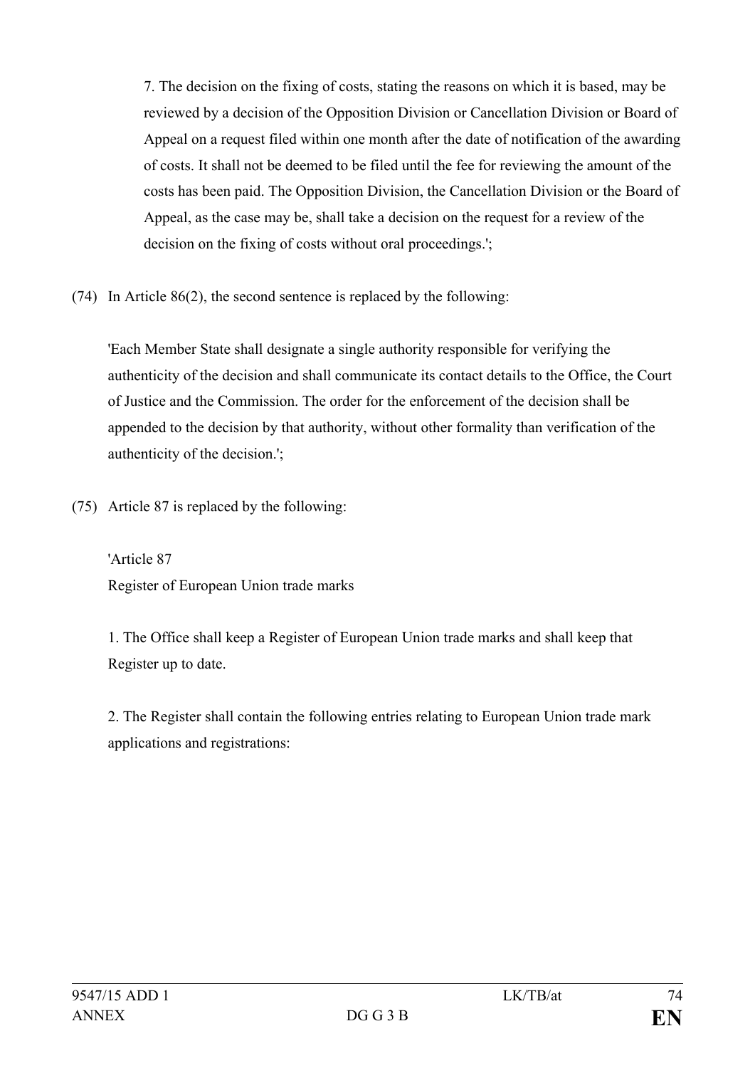7. The decision on the fixing of costs, stating the reasons on which it is based, may be reviewed by a decision of the Opposition Division or Cancellation Division or Board of Appeal on a request filed within one month after the date of notification of the awarding of costs. It shall not be deemed to be filed until the fee for reviewing the amount of the costs has been paid. The Opposition Division, the Cancellation Division or the Board of Appeal, as the case may be, shall take a decision on the request for a review of the decision on the fixing of costs without oral proceedings.';

(74) In Article 86(2), the second sentence is replaced by the following:

'Each Member State shall designate a single authority responsible for verifying the authenticity of the decision and shall communicate its contact details to the Office, the Court of Justice and the Commission. The order for the enforcement of the decision shall be appended to the decision by that authority, without other formality than verification of the authenticity of the decision.';

(75) Article 87 is replaced by the following:

'Article 87
Register of European Union trade marks

1. The Office shall keep a Register of European Union trade marks and shall keep that Register up to date.

2. The Register shall contain the following entries relating to European Union trade mark applications and registrations: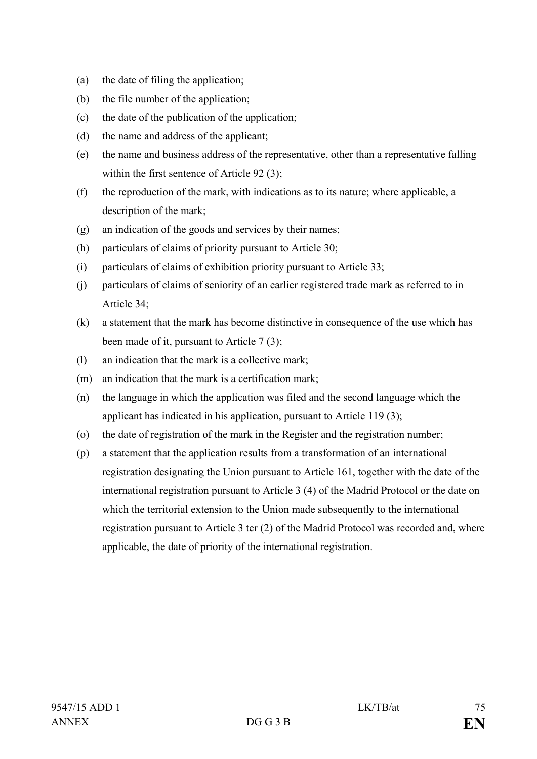(a) the date of filing the application;

(b) the file number of the application;

(c) the date of the publication of the application;

(d) the name and address of the applicant;

(e) the name and business address of the representative, other than a representative falling within the first sentence of Article 92 (3);

(f) the reproduction of the mark, with indications as to its nature; where applicable, a description of the mark;

(g) an indication of the goods and services by their names;

(h) particulars of claims of priority pursuant to Article 30;

(i) particulars of claims of exhibition priority pursuant to Article 33;

(j) particulars of claims of seniority of an earlier registered trade mark as referred to in Article 34;

(k) a statement that the mark has become distinctive in consequence of the use which has been made of it, pursuant to Article 7 (3);

(l) an indication that the mark is a collective mark;

(m) an indication that the mark is a certification mark;

(n) the language in which the application was filed and the second language which the applicant has indicated in his application, pursuant to Article 119 (3);

(o) the date of registration of the mark in the Register and the registration number;

(p) a statement that the application results from a transformation of an international registration designating the Union pursuant to Article 161, together with the date of the international registration pursuant to Article 3 (4) of the Madrid Protocol or the date on which the territorial extension to the Union made subsequently to the international registration pursuant to Article 3 ter (2) of the Madrid Protocol was recorded and, where applicable, the date of priority of the international registration.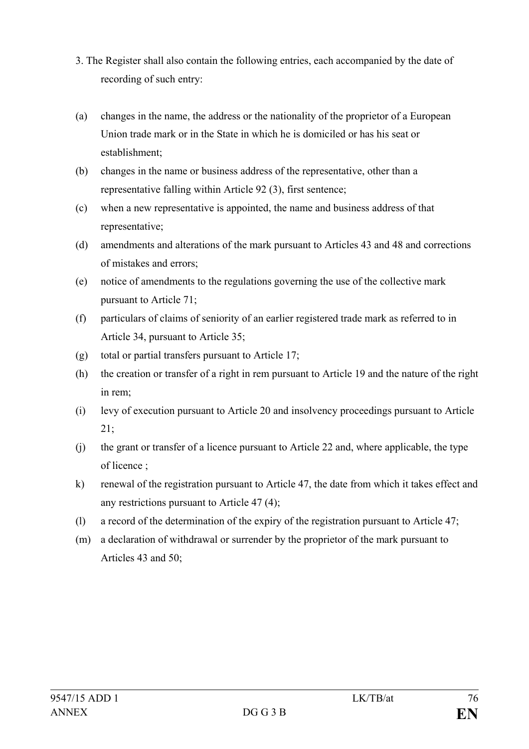3. The Register shall also contain the following entries, each accompanied by the date of recording of such entry:

(a) changes in the name, the address or the nationality of the proprietor of a European Union trade mark or in the State in which he is domiciled or has his seat or establishment;

(b) changes in the name or business address of the representative, other than a representative falling within Article 92 (3), first sentence;

(c) when a new representative is appointed, the name and business address of that representative;

(d) amendments and alterations of the mark pursuant to Articles 43 and 48 and corrections of mistakes and errors;

(e) notice of amendments to the regulations governing the use of the collective mark pursuant to Article 71;

(f) particulars of claims of seniority of an earlier registered trade mark as referred to in Article 34, pursuant to Article 35;

(g) total or partial transfers pursuant to Article 17;

(h) the creation or transfer of a right in rem pursuant to Article 19 and the nature of the right in rem;

(i) levy of execution pursuant to Article 20 and insolvency proceedings pursuant to Article 21;

(j) the grant or transfer of a licence pursuant to Article 22 and, where applicable, the type of licence ;

k) renewal of the registration pursuant to Article 47, the date from which it takes effect and any restrictions pursuant to Article 47 (4);

(l) a record of the determination of the expiry of the registration pursuant to Article 47;

(m) a declaration of withdrawal or surrender by the proprietor of the mark pursuant to Articles 43 and 50;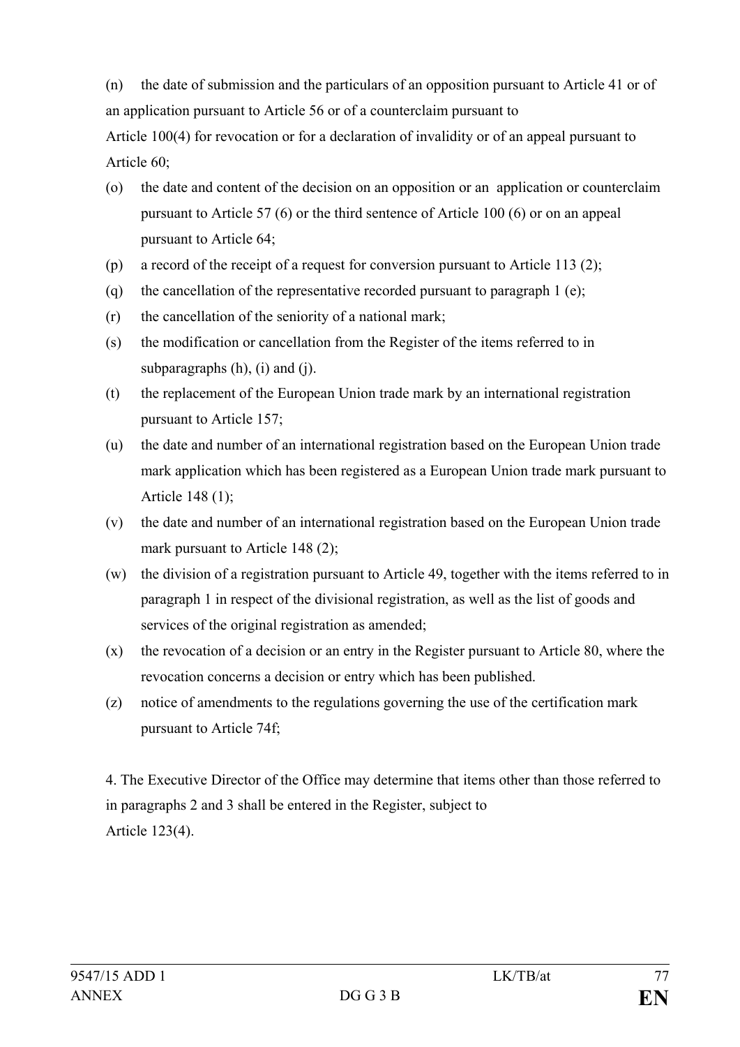(n) the date of submission and the particulars of an opposition pursuant to Article 41 or of an application pursuant to Article 56 or of a counterclaim pursuant to Article 100(4) for revocation or for a declaration of invalidity or of an appeal pursuant to Article 60;

(o) the date and content of the decision on an opposition or an application or counterclaim pursuant to Article 57 (6) or the third sentence of Article 100 (6) or on an appeal pursuant to Article 64;

(p) a record of the receipt of a request for conversion pursuant to Article 113 (2);

(q) the cancellation of the representative recorded pursuant to paragraph 1 (e);

(r) the cancellation of the seniority of a national mark;

(s) the modification or cancellation from the Register of the items referred to in subparagraphs (h), (i) and (j).

(t) the replacement of the European Union trade mark by an international registration pursuant to Article 157;

(u) the date and number of an international registration based on the European Union trade mark application which has been registered as a European Union trade mark pursuant to Article 148 (1);

(v) the date and number of an international registration based on the European Union trade mark pursuant to Article 148 (2);

(w) the division of a registration pursuant to Article 49, together with the items referred to in paragraph 1 in respect of the divisional registration, as well as the list of goods and services of the original registration as amended;

(x) the revocation of a decision or an entry in the Register pursuant to Article 80, where the revocation concerns a decision or entry which has been published.

(z) notice of amendments to the regulations governing the use of the certification mark pursuant to Article 74f;

4. The Executive Director of the Office may determine that items other than those referred to in paragraphs 2 and 3 shall be entered in the Register, subject to Article 123(4).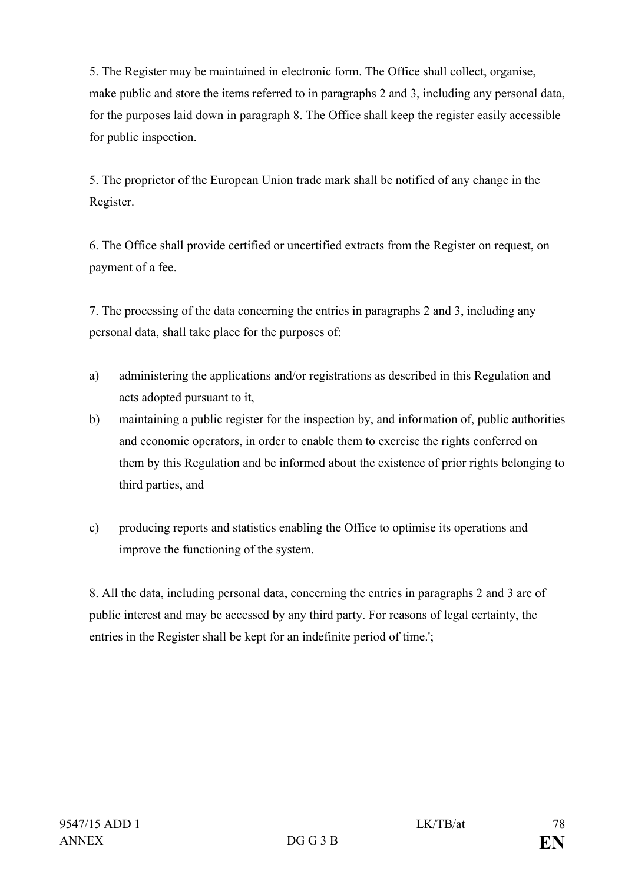5. The Register may be maintained in electronic form. The Office shall collect, organise, make public and store the items referred to in paragraphs 2 and 3, including any personal data, for the purposes laid down in paragraph 8. The Office shall keep the register easily accessible for public inspection.

5. The proprietor of the European Union trade mark shall be notified of any change in the Register.

6. The Office shall provide certified or uncertified extracts from the Register on request, on payment of a fee.

7. The processing of the data concerning the entries in paragraphs 2 and 3, including any personal data, shall take place for the purposes of:

a) administering the applications and/or registrations as described in this Regulation and acts adopted pursuant to it,

b) maintaining a public register for the inspection by, and information of, public authorities and economic operators, in order to enable them to exercise the rights conferred on them by this Regulation and be informed about the existence of prior rights belonging to third parties, and

c) producing reports and statistics enabling the Office to optimise its operations and improve the functioning of the system.

8. All the data, including personal data, concerning the entries in paragraphs 2 and 3 are of public interest and may be accessed by any third party. For reasons of legal certainty, the entries in the Register shall be kept for an indefinite period of time.';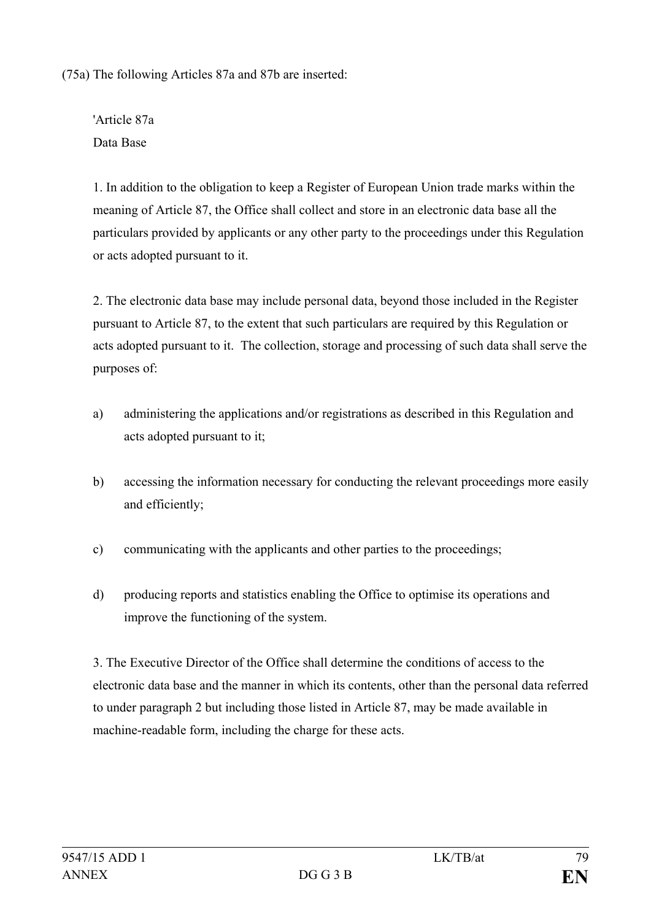(75a) The following Articles 87a and 87b are inserted:

'Article 87a

Data Base

1. In addition to the obligation to keep a Register of European Union trade marks within the meaning of Article 87, the Office shall collect and store in an electronic data base all the particulars provided by applicants or any other party to the proceedings under this Regulation or acts adopted pursuant to it.

2. The electronic data base may include personal data, beyond those included in the Register pursuant to Article 87, to the extent that such particulars are required by this Regulation or acts adopted pursuant to it. The collection, storage and processing of such data shall serve the purposes of:

a) administering the applications and/or registrations as described in this Regulation and acts adopted pursuant to it;

b) accessing the information necessary for conducting the relevant proceedings more easily and efficiently;

c) communicating with the applicants and other parties to the proceedings;

d) producing reports and statistics enabling the Office to optimise its operations and improve the functioning of the system.

3. The Executive Director of the Office shall determine the conditions of access to the electronic data base and the manner in which its contents, other than the personal data referred to under paragraph 2 but including those listed in Article 87, may be made available in machine-readable form, including the charge for these acts.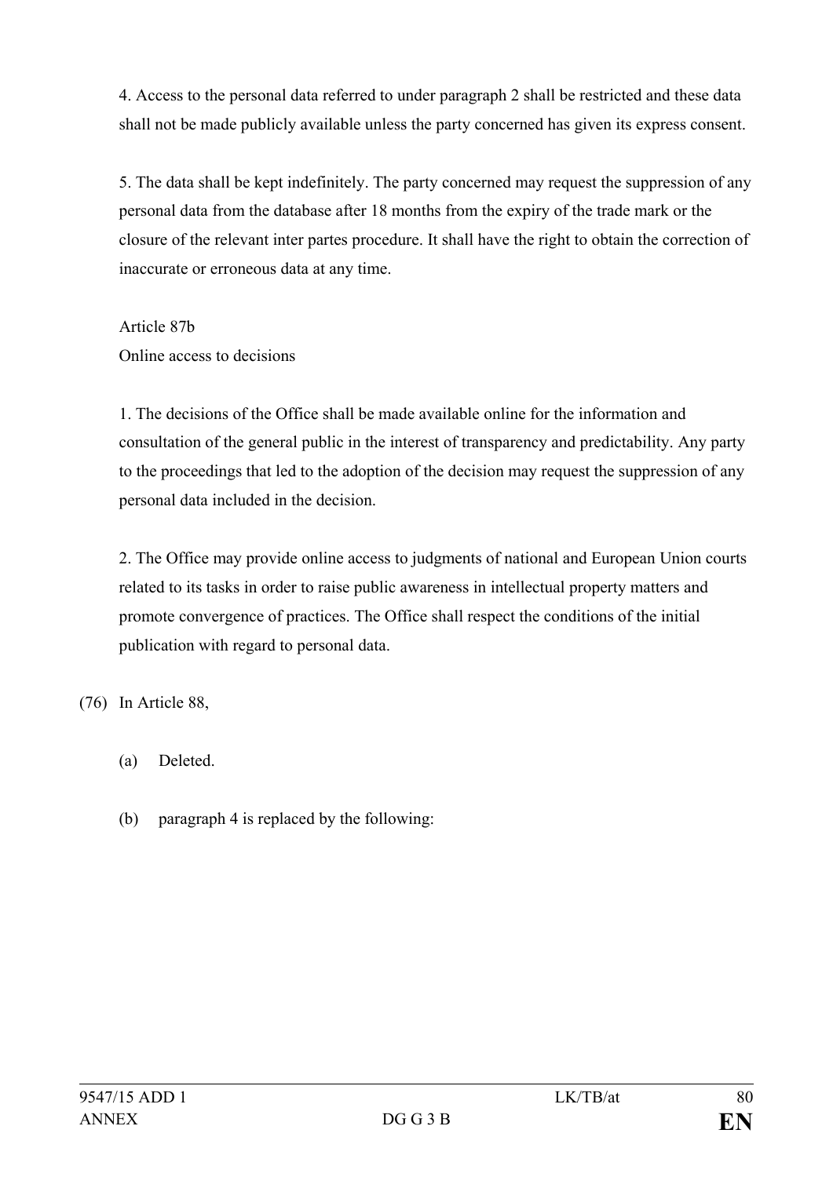4. Access to the personal data referred to under paragraph 2 shall be restricted and these data shall not be made publicly available unless the party concerned has given its express consent.

5. The data shall be kept indefinitely. The party concerned may request the suppression of any personal data from the database after 18 months from the expiry of the trade mark or the closure of the relevant inter partes procedure. It shall have the right to obtain the correction of inaccurate or erroneous data at any time.

Article 87b

Online access to decisions

1. The decisions of the Office shall be made available online for the information and consultation of the general public in the interest of transparency and predictability. Any party to the proceedings that led to the adoption of the decision may request the suppression of any personal data included in the decision.

2. The Office may provide online access to judgments of national and European Union courts related to its tasks in order to raise public awareness in intellectual property matters and promote convergence of practices. The Office shall respect the conditions of the initial publication with regard to personal data.

(76) In Article 88,

(a) Deleted.

(b) paragraph 4 is replaced by the following: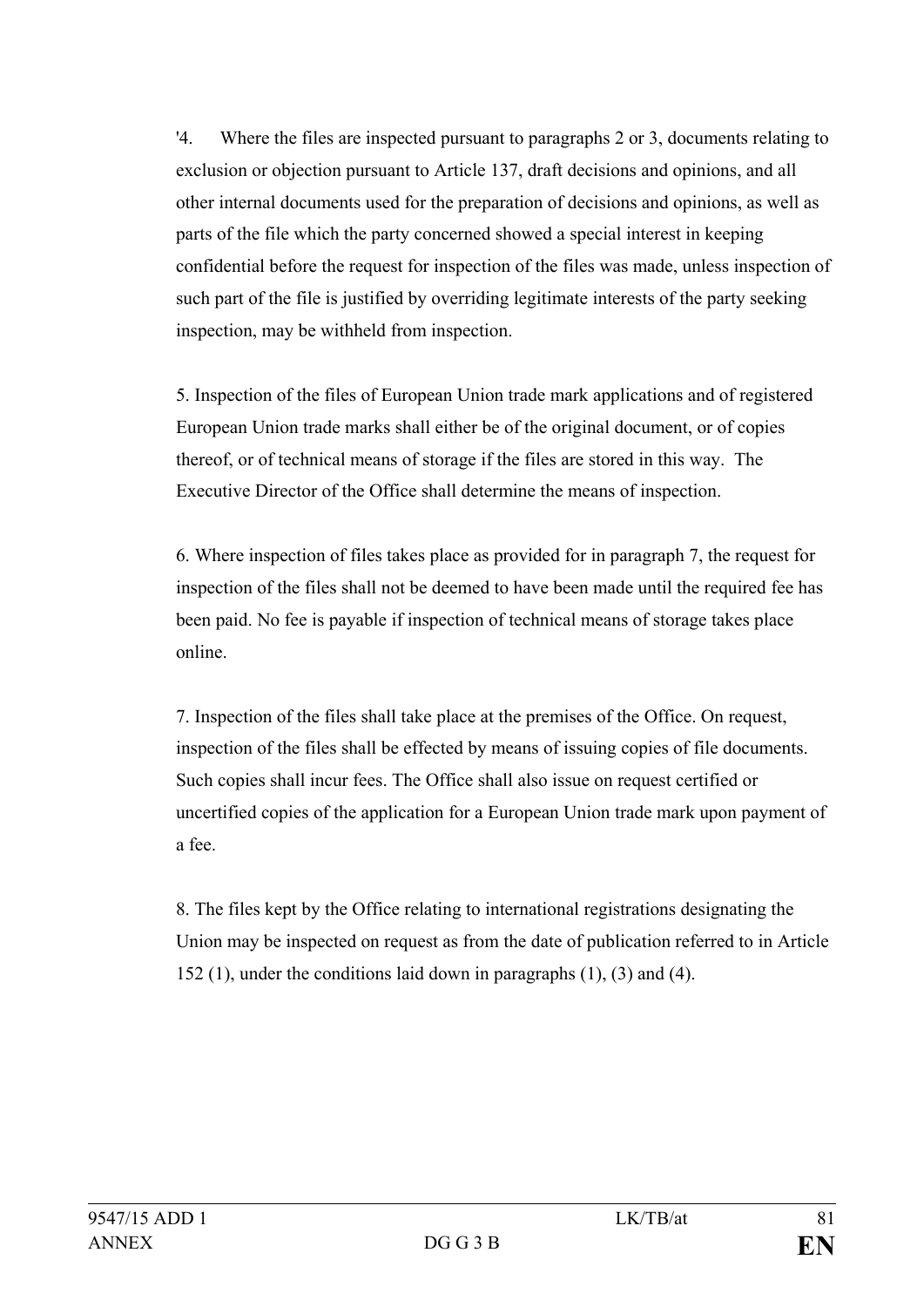'4. Where the files are inspected pursuant to paragraphs 2 or 3, documents relating to exclusion or objection pursuant to Article 137, draft decisions and opinions, and all other internal documents used for the preparation of decisions and opinions, as well as parts of the file which the party concerned showed a special interest in keeping confidential before the request for inspection of the files was made, unless inspection of such part of the file is justified by overriding legitimate interests of the party seeking inspection, may be withheld from inspection.

5. Inspection of the files of European Union trade mark applications and of registered European Union trade marks shall either be of the original document, or of copies thereof, or of technical means of storage if the files are stored in this way. The Executive Director of the Office shall determine the means of inspection.

6. Where inspection of files takes place as provided for in paragraph 7, the request for inspection of the files shall not be deemed to have been made until the required fee has been paid. No fee is payable if inspection of technical means of storage takes place online.

7. Inspection of the files shall take place at the premises of the Office. On request, inspection of the files shall be effected by means of issuing copies of file documents. Such copies shall incur fees. The Office shall also issue on request certified or uncertified copies of the application for a European Union trade mark upon payment of a fee.

8. The files kept by the Office relating to international registrations designating the Union may be inspected on request as from the date of publication referred to in Article 152 (1), under the conditions laid down in paragraphs (1), (3) and (4).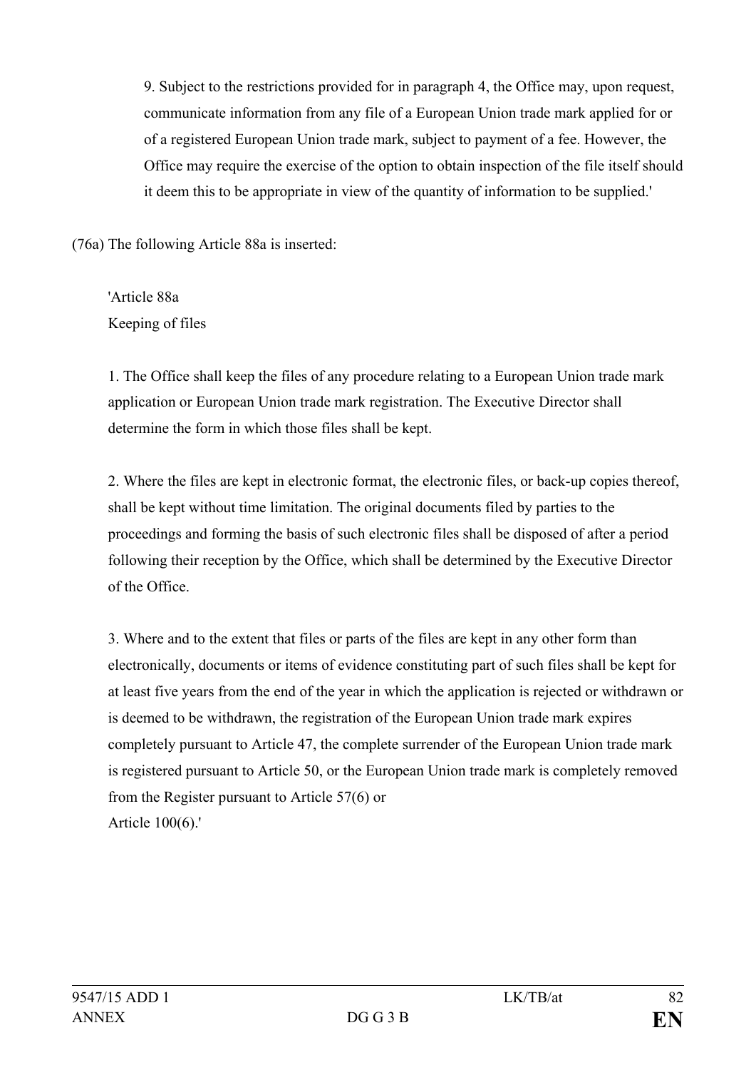9. Subject to the restrictions provided for in paragraph 4, the Office may, upon request, communicate information from any file of a European Union trade mark applied for or of a registered European Union trade mark, subject to payment of a fee. However, the Office may require the exercise of the option to obtain inspection of the file itself should it deem this to be appropriate in view of the quantity of information to be supplied.'

(76a) The following Article 88a is inserted:

'Article 88a
Keeping of files

1. The Office shall keep the files of any procedure relating to a European Union trade mark application or European Union trade mark registration. The Executive Director shall determine the form in which those files shall be kept.

2. Where the files are kept in electronic format, the electronic files, or back-up copies thereof, shall be kept without time limitation. The original documents filed by parties to the proceedings and forming the basis of such electronic files shall be disposed of after a period following their reception by the Office, which shall be determined by the Executive Director of the Office.

3. Where and to the extent that files or parts of the files are kept in any other form than electronically, documents or items of evidence constituting part of such files shall be kept for at least five years from the end of the year in which the application is rejected or withdrawn or is deemed to be withdrawn, the registration of the European Union trade mark expires completely pursuant to Article 47, the complete surrender of the European Union trade mark is registered pursuant to Article 50, or the European Union trade mark is completely removed from the Register pursuant to Article 57(6) or Article 100(6).'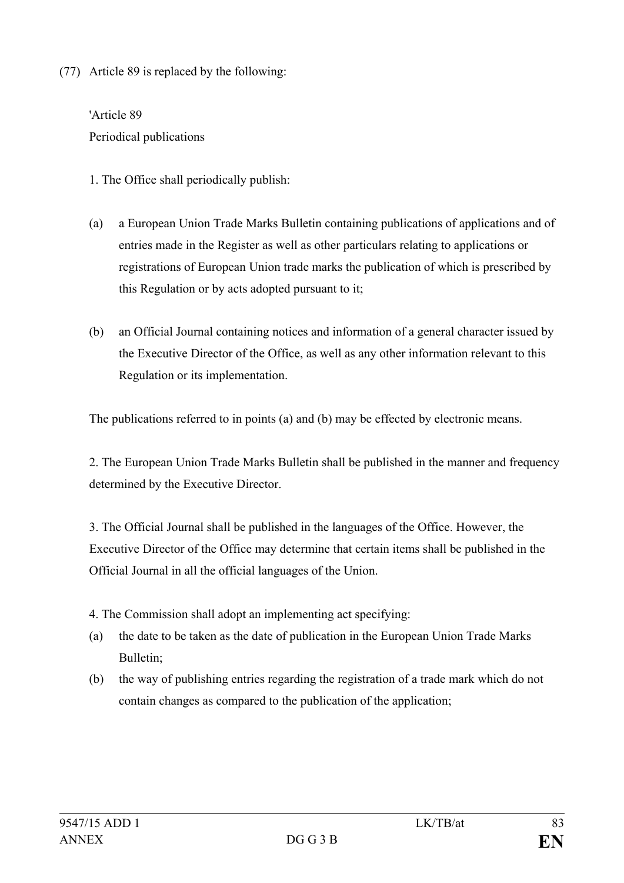(77) Article 89 is replaced by the following:

'Article 89

Periodical publications

1. The Office shall periodically publish:

(a) a European Union Trade Marks Bulletin containing publications of applications and of entries made in the Register as well as other particulars relating to applications or registrations of European Union trade marks the publication of which is prescribed by this Regulation or by acts adopted pursuant to it;

(b) an Official Journal containing notices and information of a general character issued by the Executive Director of the Office, as well as any other information relevant to this Regulation or its implementation.

The publications referred to in points (a) and (b) may be effected by electronic means.

2. The European Union Trade Marks Bulletin shall be published in the manner and frequency determined by the Executive Director.

3. The Official Journal shall be published in the languages of the Office. However, the Executive Director of the Office may determine that certain items shall be published in the Official Journal in all the official languages of the Union.

4. The Commission shall adopt an implementing act specifying:

(a) the date to be taken as the date of publication in the European Union Trade Marks Bulletin;

(b) the way of publishing entries regarding the registration of a trade mark which do not contain changes as compared to the publication of the application;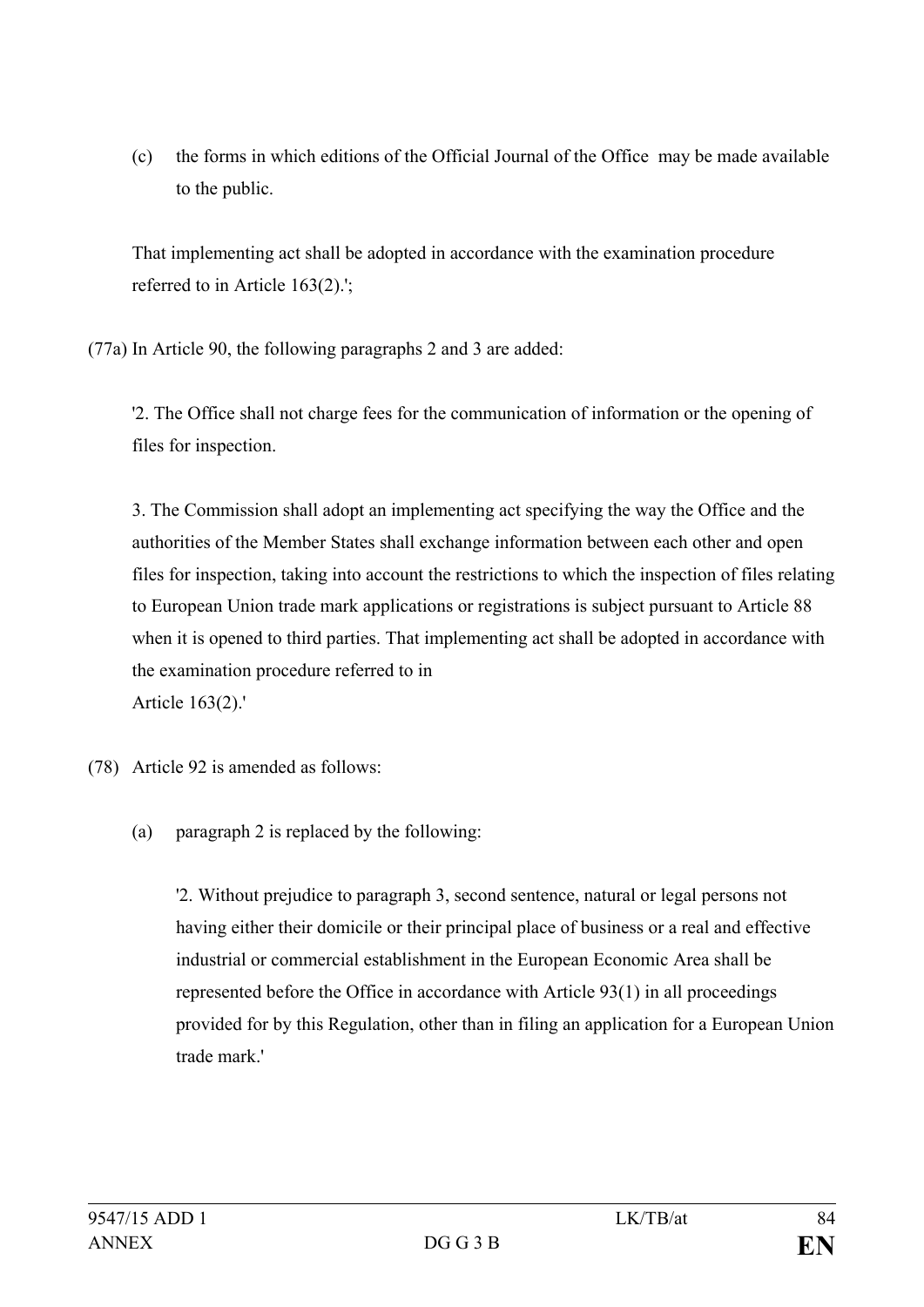(c) the forms in which editions of the Official Journal of the Office may be made available to the public.

That implementing act shall be adopted in accordance with the examination procedure referred to in Article 163(2).';

(77a) In Article 90, the following paragraphs 2 and 3 are added:

'2. The Office shall not charge fees for the communication of information or the opening of files for inspection.

3. The Commission shall adopt an implementing act specifying the way the Office and the authorities of the Member States shall exchange information between each other and open files for inspection, taking into account the restrictions to which the inspection of files relating to European Union trade mark applications or registrations is subject pursuant to Article 88 when it is opened to third parties. That implementing act shall be adopted in accordance with the examination procedure referred to in Article 163(2).'

(78) Article 92 is amended as follows:

(a) paragraph 2 is replaced by the following:

'2. Without prejudice to paragraph 3, second sentence, natural or legal persons not having either their domicile or their principal place of business or a real and effective industrial or commercial establishment in the European Economic Area shall be represented before the Office in accordance with Article 93(1) in all proceedings provided for by this Regulation, other than in filing an application for a European Union trade mark.'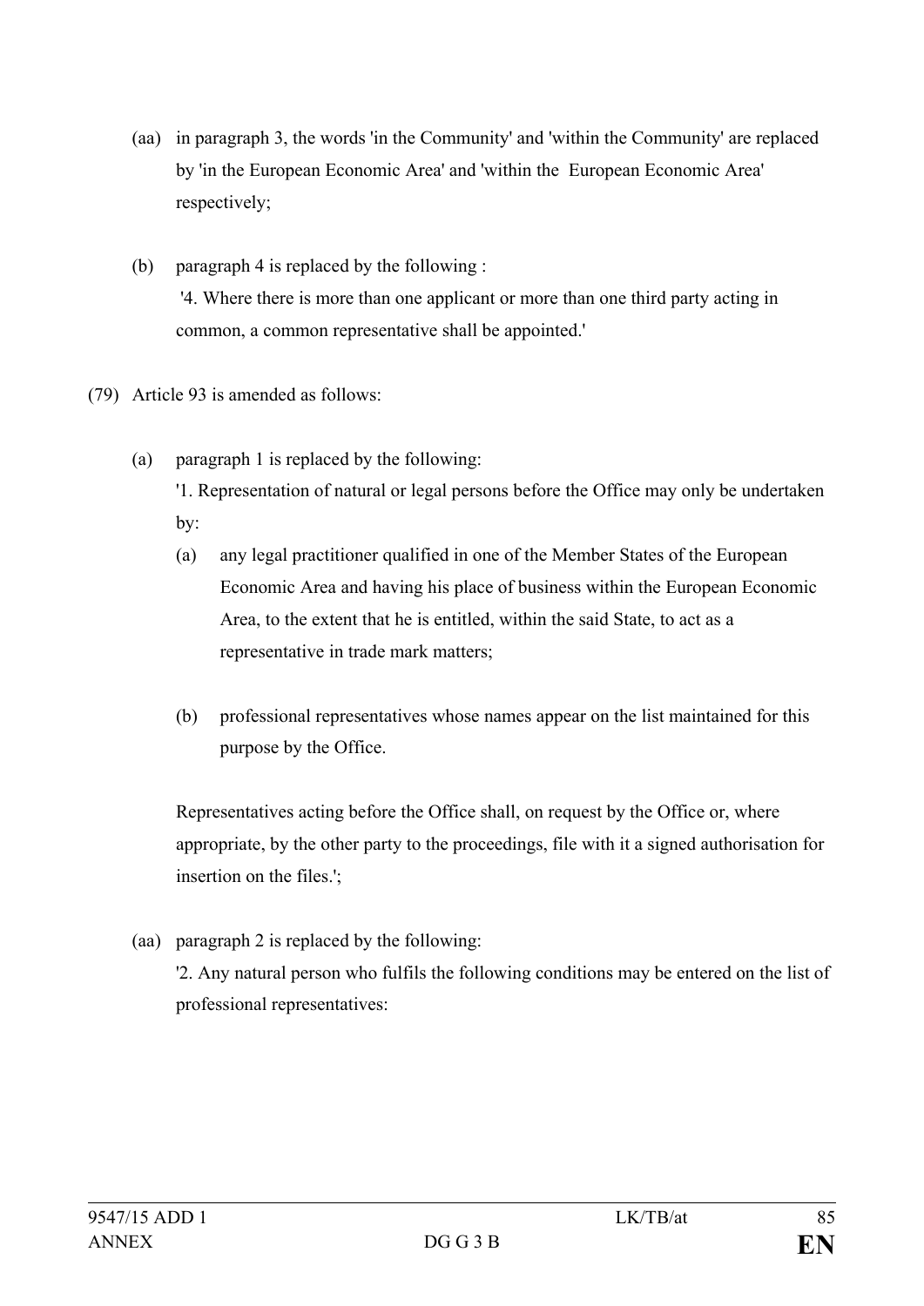(aa) in paragraph 3, the words 'in the Community' and 'within the Community' are replaced by 'in the European Economic Area' and 'within the European Economic Area' respectively;

(b) paragraph 4 is replaced by the following :

'4. Where there is more than one applicant or more than one third party acting in common, a common representative shall be appointed.'

(79) Article 93 is amended as follows:

(a) paragraph 1 is replaced by the following:

'1. Representation of natural or legal persons before the Office may only be undertaken by:

(a) any legal practitioner qualified in one of the Member States of the European Economic Area and having his place of business within the European Economic Area, to the extent that he is entitled, within the said State, to act as a representative in trade mark matters;

(b) professional representatives whose names appear on the list maintained for this purpose by the Office.

Representatives acting before the Office shall, on request by the Office or, where appropriate, by the other party to the proceedings, file with it a signed authorisation for insertion on the files.';

(aa) paragraph 2 is replaced by the following:

'2. Any natural person who fulfils the following conditions may be entered on the list of professional representatives: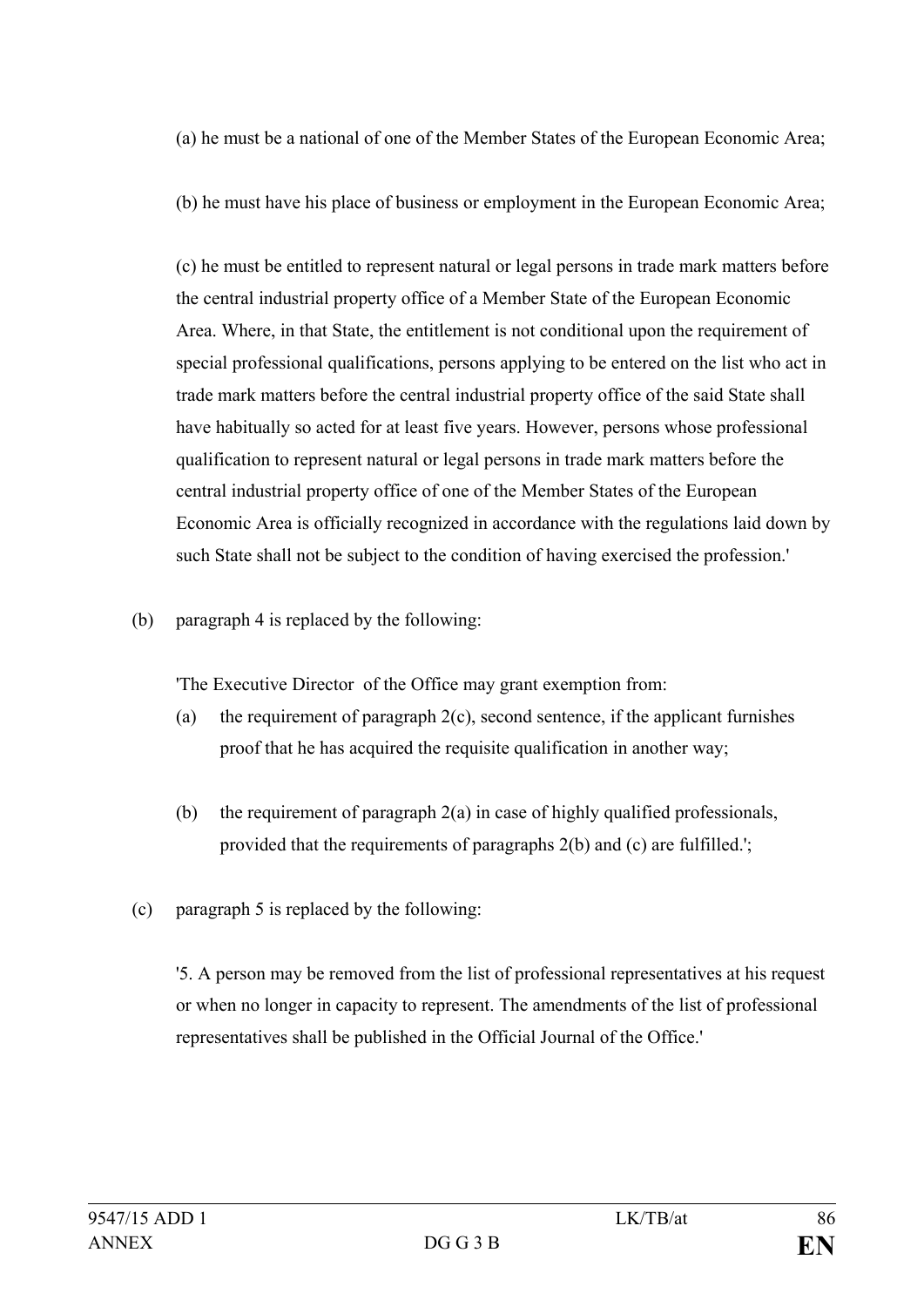(a) he must be a national of one of the Member States of the European Economic Area;

(b) he must have his place of business or employment in the European Economic Area;

(c) he must be entitled to represent natural or legal persons in trade mark matters before the central industrial property office of a Member State of the European Economic Area. Where, in that State, the entitlement is not conditional upon the requirement of special professional qualifications, persons applying to be entered on the list who act in trade mark matters before the central industrial property office of the said State shall have habitually so acted for at least five years. However, persons whose professional qualification to represent natural or legal persons in trade mark matters before the central industrial property office of one of the Member States of the European Economic Area is officially recognized in accordance with the regulations laid down by such State shall not be subject to the condition of having exercised the profession.'

(b) paragraph 4 is replaced by the following:

'The Executive Director of the Office may grant exemption from:

(a) the requirement of paragraph 2(c), second sentence, if the applicant furnishes proof that he has acquired the requisite qualification in another way;

(b) the requirement of paragraph 2(a) in case of highly qualified professionals, provided that the requirements of paragraphs 2(b) and (c) are fulfilled.';

(c) paragraph 5 is replaced by the following:

'5. A person may be removed from the list of professional representatives at his request or when no longer in capacity to represent. The amendments of the list of professional representatives shall be published in the Official Journal of the Office.'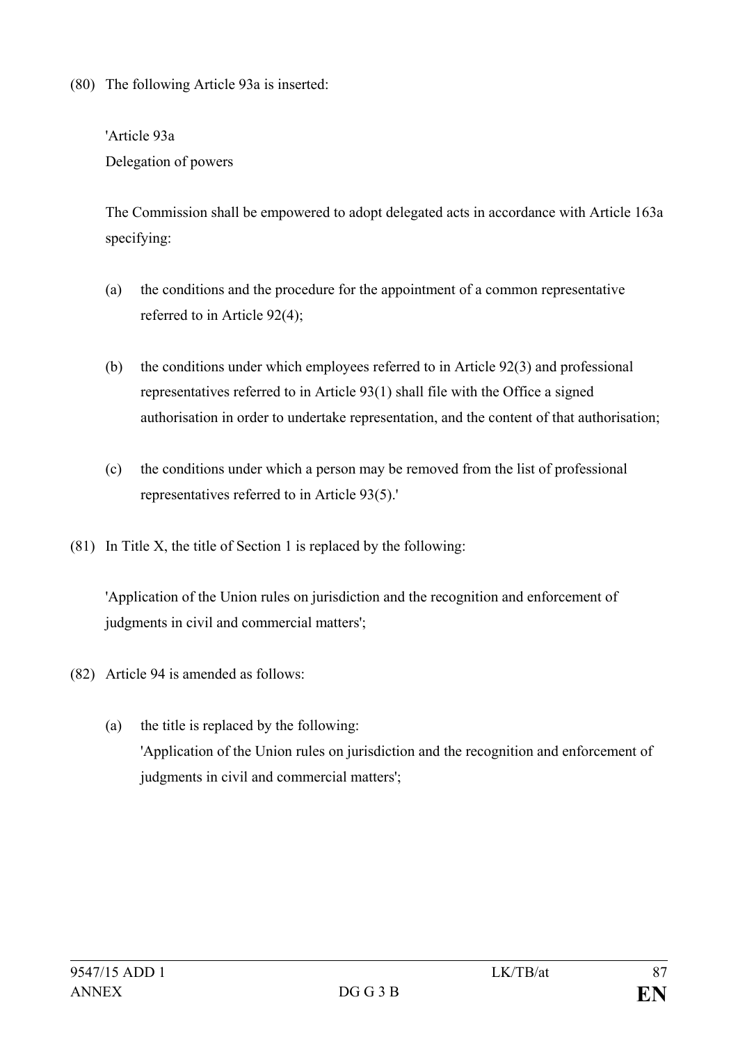(80) The following Article 93a is inserted:

'Article 93a
Delegation of powers

The Commission shall be empowered to adopt delegated acts in accordance with Article 163a specifying:

(a) the conditions and the procedure for the appointment of a common representative referred to in Article 92(4);

(b) the conditions under which employees referred to in Article 92(3) and professional representatives referred to in Article 93(1) shall file with the Office a signed authorisation in order to undertake representation, and the content of that authorisation;

(c) the conditions under which a person may be removed from the list of professional representatives referred to in Article 93(5).'

(81) In Title X, the title of Section 1 is replaced by the following:

'Application of the Union rules on jurisdiction and the recognition and enforcement of judgments in civil and commercial matters';

(82) Article 94 is amended as follows:

(a) the title is replaced by the following:
'Application of the Union rules on jurisdiction and the recognition and enforcement of judgments in civil and commercial matters';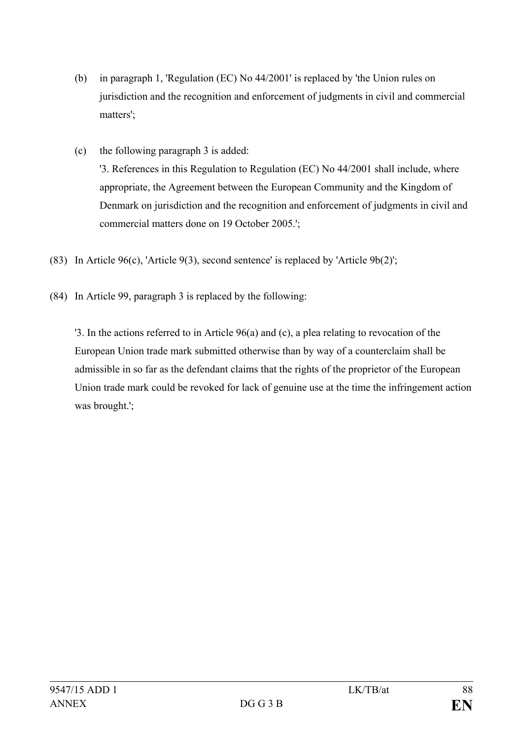(b) in paragraph 1, 'Regulation (EC) No 44/2001' is replaced by 'the Union rules on jurisdiction and the recognition and enforcement of judgments in civil and commercial matters';

(c) the following paragraph 3 is added:
'3. References in this Regulation to Regulation (EC) No 44/2001 shall include, where appropriate, the Agreement between the European Community and the Kingdom of Denmark on jurisdiction and the recognition and enforcement of judgments in civil and commercial matters done on 19 October 2005.';

(83) In Article 96(c), 'Article 9(3), second sentence' is replaced by 'Article 9b(2)';

(84) In Article 99, paragraph 3 is replaced by the following:

'3. In the actions referred to in Article 96(a) and (c), a plea relating to revocation of the European Union trade mark submitted otherwise than by way of a counterclaim shall be admissible in so far as the defendant claims that the rights of the proprietor of the European Union trade mark could be revoked for lack of genuine use at the time the infringement action was brought.';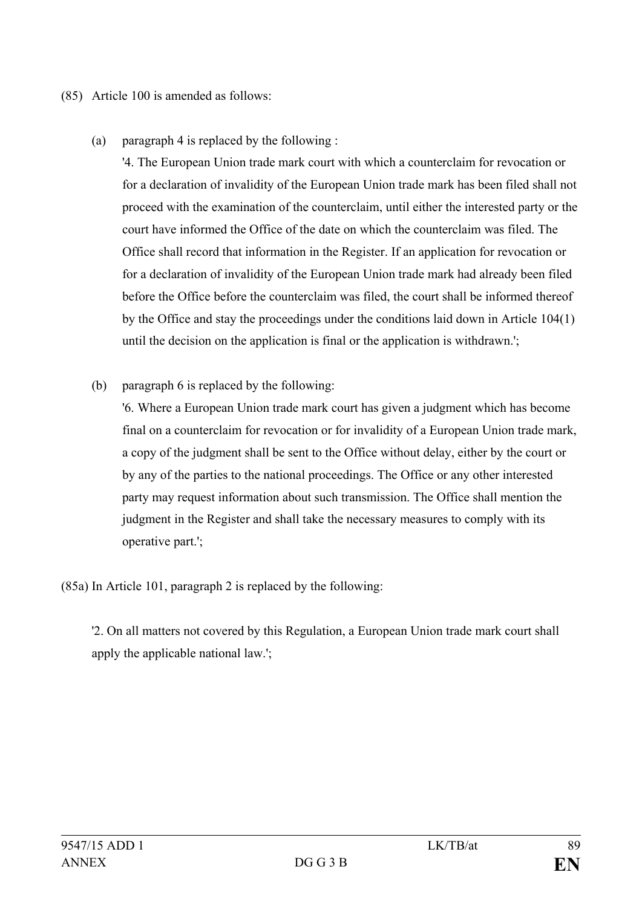(85) Article 100 is amended as follows:

(a) paragraph 4 is replaced by the following :

'4. The European Union trade mark court with which a counterclaim for revocation or for a declaration of invalidity of the European Union trade mark has been filed shall not proceed with the examination of the counterclaim, until either the interested party or the court have informed the Office of the date on which the counterclaim was filed. The Office shall record that information in the Register. If an application for revocation or for a declaration of invalidity of the European Union trade mark had already been filed before the Office before the counterclaim was filed, the court shall be informed thereof by the Office and stay the proceedings under the conditions laid down in Article 104(1) until the decision on the application is final or the application is withdrawn.';

(b) paragraph 6 is replaced by the following:

'6. Where a European Union trade mark court has given a judgment which has become final on a counterclaim for revocation or for invalidity of a European Union trade mark, a copy of the judgment shall be sent to the Office without delay, either by the court or by any of the parties to the national proceedings. The Office or any other interested party may request information about such transmission. The Office shall mention the judgment in the Register and shall take the necessary measures to comply with its operative part.';

(85a) In Article 101, paragraph 2 is replaced by the following:

'2. On all matters not covered by this Regulation, a European Union trade mark court shall apply the applicable national law.';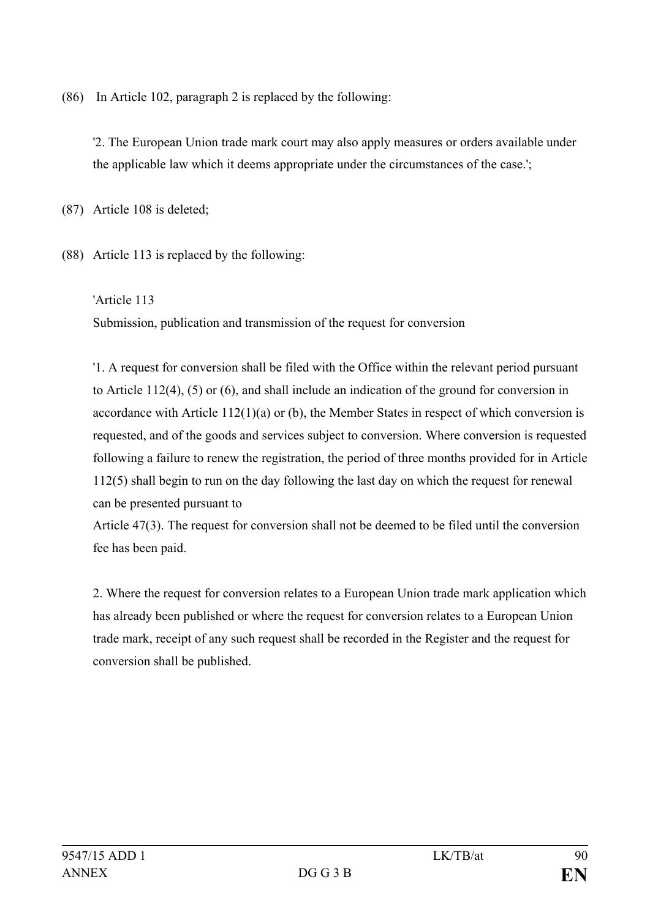(86) In Article 102, paragraph 2 is replaced by the following:

'2. The European Union trade mark court may also apply measures or orders available under the applicable law which it deems appropriate under the circumstances of the case.';

(87) Article 108 is deleted;

(88) Article 113 is replaced by the following:

'Article 113

Submission, publication and transmission of the request for conversion

'1. A request for conversion shall be filed with the Office within the relevant period pursuant to Article 112(4), (5) or (6), and shall include an indication of the ground for conversion in accordance with Article 112(1)(a) or (b), the Member States in respect of which conversion is requested, and of the goods and services subject to conversion. Where conversion is requested following a failure to renew the registration, the period of three months provided for in Article 112(5) shall begin to run on the day following the last day on which the request for renewal can be presented pursuant to
Article 47(3). The request for conversion shall not be deemed to be filed until the conversion fee has been paid.

2. Where the request for conversion relates to a European Union trade mark application which has already been published or where the request for conversion relates to a European Union trade mark, receipt of any such request shall be recorded in the Register and the request for conversion shall be published.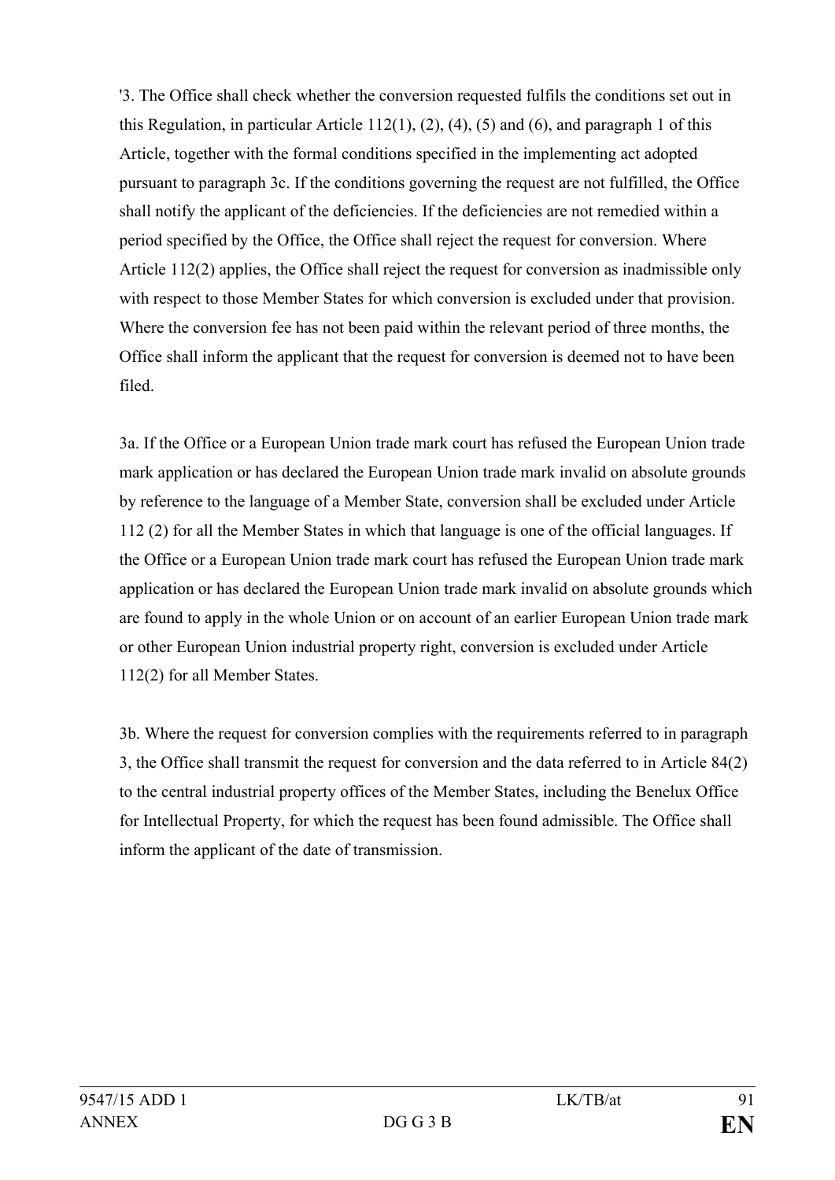'3. The Office shall check whether the conversion requested fulfils the conditions set out in this Regulation, in particular Article 112(1), (2), (4), (5) and (6), and paragraph 1 of this Article, together with the formal conditions specified in the implementing act adopted pursuant to paragraph 3c. If the conditions governing the request are not fulfilled, the Office shall notify the applicant of the deficiencies. If the deficiencies are not remedied within a period specified by the Office, the Office shall reject the request for conversion. Where Article 112(2) applies, the Office shall reject the request for conversion as inadmissible only with respect to those Member States for which conversion is excluded under that provision. Where the conversion fee has not been paid within the relevant period of three months, the Office shall inform the applicant that the request for conversion is deemed not to have been filed.

3a. If the Office or a European Union trade mark court has refused the European Union trade mark application or has declared the European Union trade mark invalid on absolute grounds by reference to the language of a Member State, conversion shall be excluded under Article 112 (2) for all the Member States in which that language is one of the official languages. If the Office or a European Union trade mark court has refused the European Union trade mark application or has declared the European Union trade mark invalid on absolute grounds which are found to apply in the whole Union or on account of an earlier European Union trade mark or other European Union industrial property right, conversion is excluded under Article 112(2) for all Member States.

3b. Where the request for conversion complies with the requirements referred to in paragraph 3, the Office shall transmit the request for conversion and the data referred to in Article 84(2) to the central industrial property offices of the Member States, including the Benelux Office for Intellectual Property, for which the request has been found admissible. The Office shall inform the applicant of the date of transmission.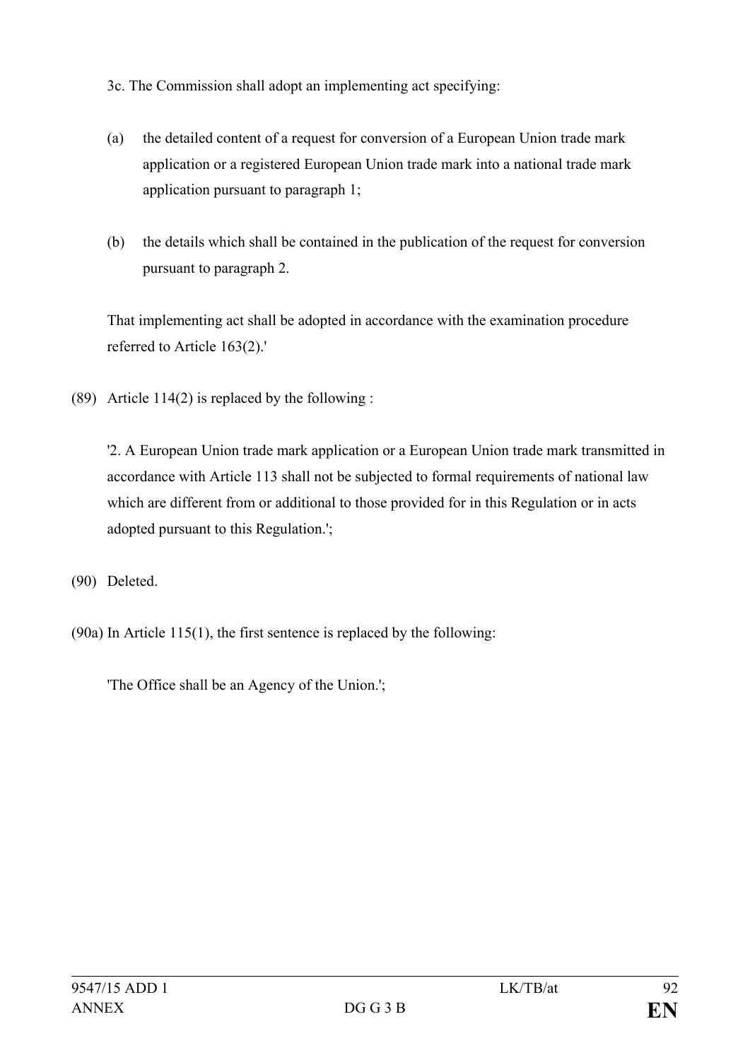3c. The Commission shall adopt an implementing act specifying:

(a) the detailed content of a request for conversion of a European Union trade mark application or a registered European Union trade mark into a national trade mark application pursuant to paragraph 1;

(b) the details which shall be contained in the publication of the request for conversion pursuant to paragraph 2.

That implementing act shall be adopted in accordance with the examination procedure referred to Article 163(2).'

(89) Article 114(2) is replaced by the following :

'2. A European Union trade mark application or a European Union trade mark transmitted in accordance with Article 113 shall not be subjected to formal requirements of national law which are different from or additional to those provided for in this Regulation or in acts adopted pursuant to this Regulation.';

(90) Deleted.

(90a) In Article 115(1), the first sentence is replaced by the following:

'The Office shall be an Agency of the Union.';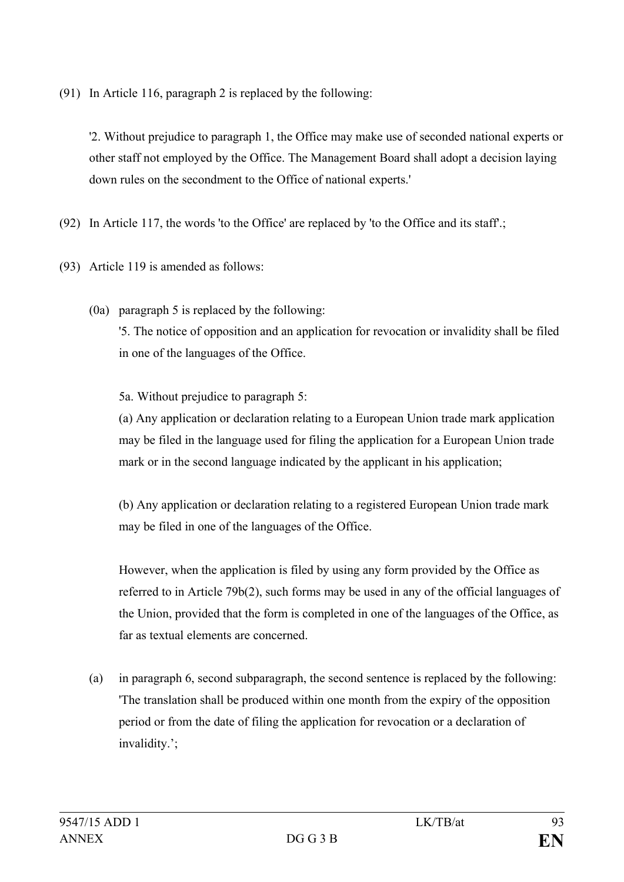(91) In Article 116, paragraph 2 is replaced by the following:

'2. Without prejudice to paragraph 1, the Office may make use of seconded national experts or other staff not employed by the Office. The Management Board shall adopt a decision laying down rules on the secondment to the Office of national experts.'

(92) In Article 117, the words 'to the Office' are replaced by 'to the Office and its staff'.;

(93) Article 119 is amended as follows:

(0a) paragraph 5 is replaced by the following:
'5. The notice of opposition and an application for revocation or invalidity shall be filed in one of the languages of the Office.

5a. Without prejudice to paragraph 5:

(a) Any application or declaration relating to a European Union trade mark application may be filed in the language used for filing the application for a European Union trade mark or in the second language indicated by the applicant in his application;

(b) Any application or declaration relating to a registered European Union trade mark may be filed in one of the languages of the Office.

However, when the application is filed by using any form provided by the Office as referred to in Article 79b(2), such forms may be used in any of the official languages of the Union, provided that the form is completed in one of the languages of the Office, as far as textual elements are concerned.

(a) in paragraph 6, second subparagraph, the second sentence is replaced by the following:
'The translation shall be produced within one month from the expiry of the opposition period or from the date of filing the application for revocation or a declaration of invalidity.';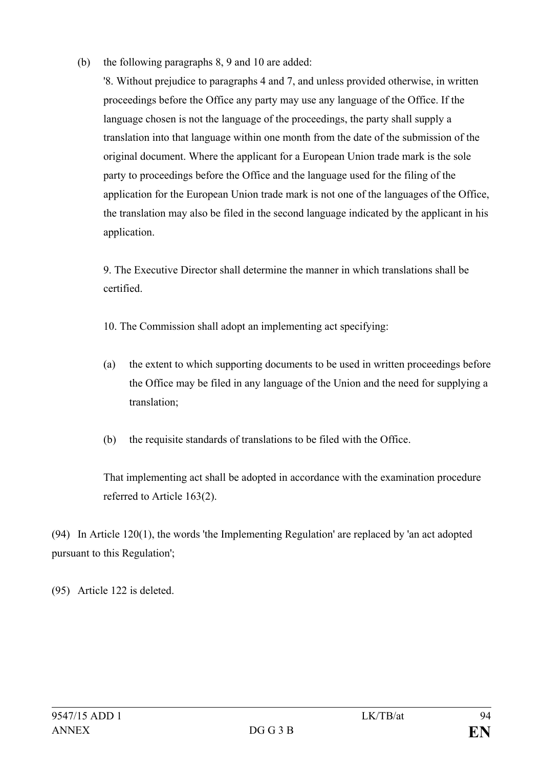(b) the following paragraphs 8, 9 and 10 are added:

'8. Without prejudice to paragraphs 4 and 7, and unless provided otherwise, in written proceedings before the Office any party may use any language of the Office. If the language chosen is not the language of the proceedings, the party shall supply a translation into that language within one month from the date of the submission of the original document. Where the applicant for a European Union trade mark is the sole party to proceedings before the Office and the language used for the filing of the application for the European Union trade mark is not one of the languages of the Office, the translation may also be filed in the second language indicated by the applicant in his application.

9. The Executive Director shall determine the manner in which translations shall be certified.

10. The Commission shall adopt an implementing act specifying:

(a) the extent to which supporting documents to be used in written proceedings before the Office may be filed in any language of the Union and the need for supplying a translation;

(b) the requisite standards of translations to be filed with the Office.

That implementing act shall be adopted in accordance with the examination procedure referred to Article 163(2).

(94) In Article 120(1), the words 'the Implementing Regulation' are replaced by 'an act adopted pursuant to this Regulation';

(95) Article 122 is deleted.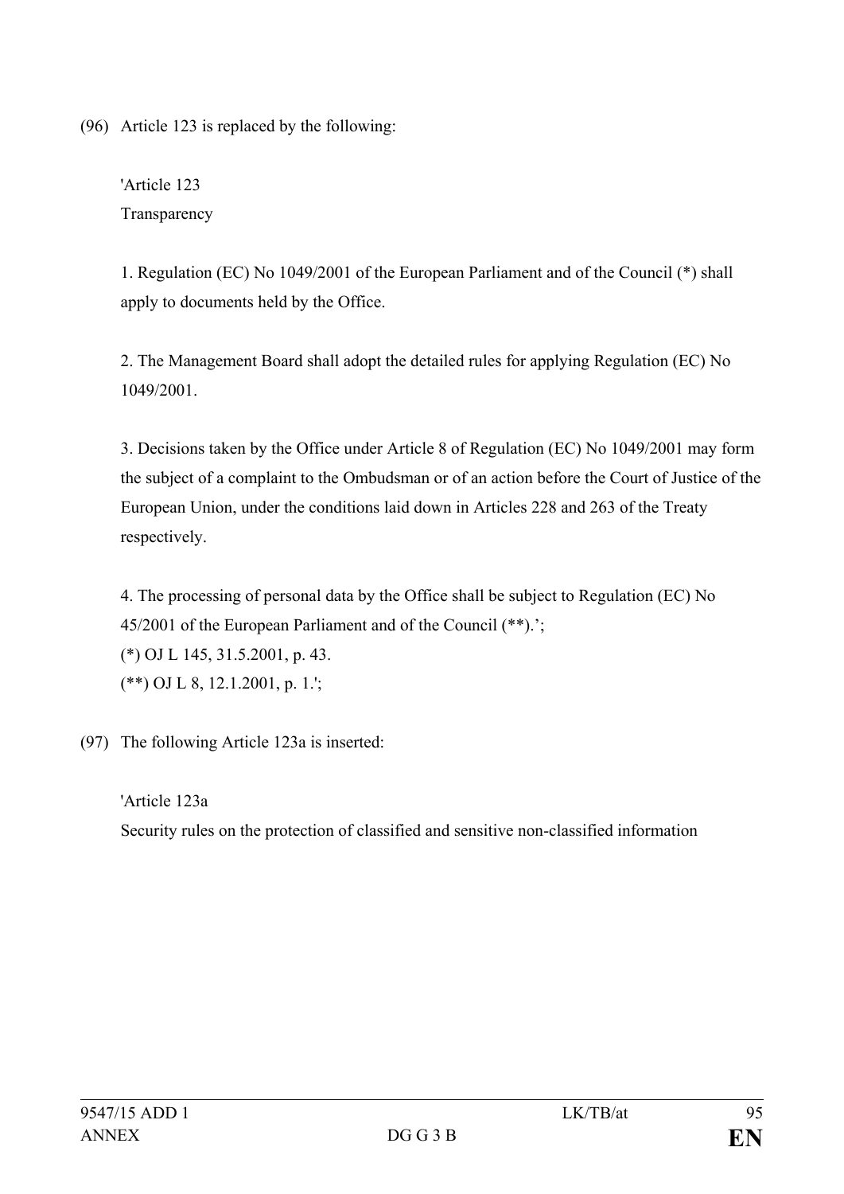(96) Article 123 is replaced by the following:

'Article 123
Transparency

1. Regulation (EC) No 1049/2001 of the European Parliament and of the Council (*) shall apply to documents held by the Office.

2. The Management Board shall adopt the detailed rules for applying Regulation (EC) No 1049/2001.

3. Decisions taken by the Office under Article 8 of Regulation (EC) No 1049/2001 may form the subject of a complaint to the Ombudsman or of an action before the Court of Justice of the European Union, under the conditions laid down in Articles 228 and 263 of the Treaty respectively.

4. The processing of personal data by the Office shall be subject to Regulation (EC) No 45/2001 of the European Parliament and of the Council (**).';
(*) OJ L 145, 31.5.2001, p. 43.
(**) OJ L 8, 12.1.2001, p. 1.';

(97) The following Article 123a is inserted:

'Article 123a
Security rules on the protection of classified and sensitive non-classified information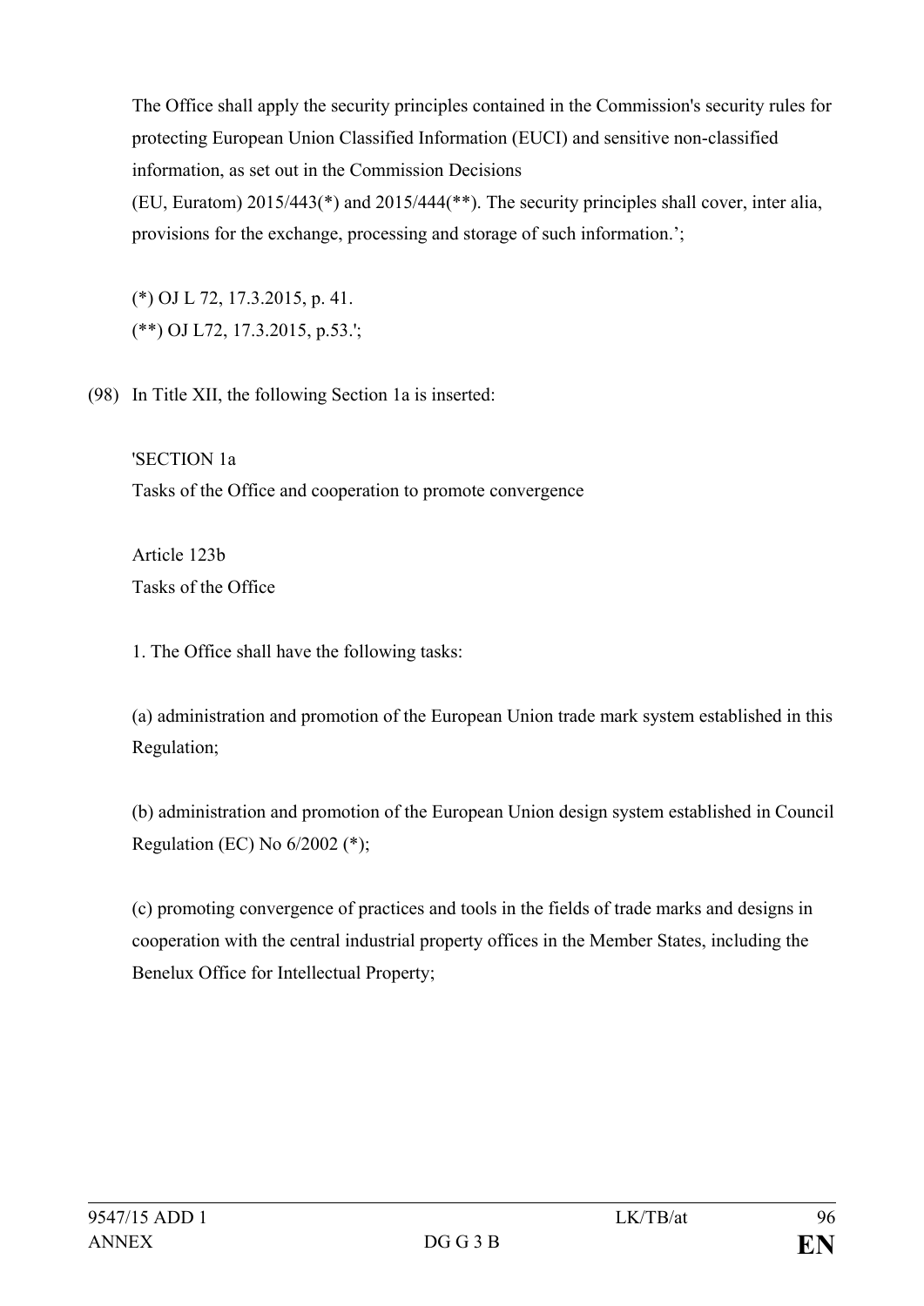The Office shall apply the security principles contained in the Commission's security rules for protecting European Union Classified Information (EUCI) and sensitive non-classified information, as set out in the Commission Decisions (EU, Euratom) 2015/443(*) and 2015/444(**). The security principles shall cover, inter alia, provisions for the exchange, processing and storage of such information.';

(*) OJ L 72, 17.3.2015, p. 41.
(**) OJ L72, 17.3.2015, p.53.';

(98) In Title XII, the following Section 1a is inserted:

'SECTION 1a
Tasks of the Office and cooperation to promote convergence

Article 123b
Tasks of the Office

1. The Office shall have the following tasks:

(a) administration and promotion of the European Union trade mark system established in this Regulation;

(b) administration and promotion of the European Union design system established in Council Regulation (EC) No 6/2002 (*);

(c) promoting convergence of practices and tools in the fields of trade marks and designs in cooperation with the central industrial property offices in the Member States, including the Benelux Office for Intellectual Property;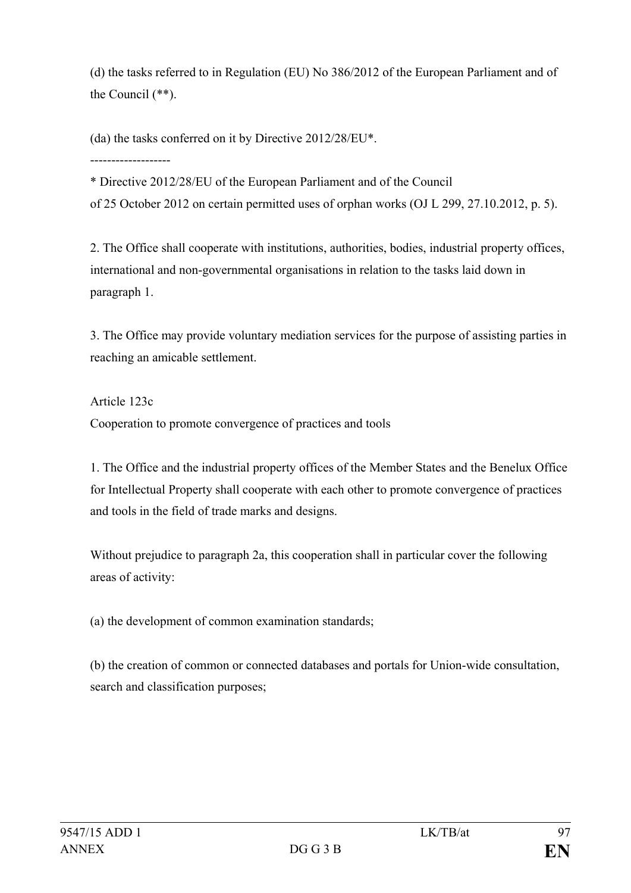(d) the tasks referred to in Regulation (EU) No 386/2012 of the European Parliament and of the Council (**).

(da) the tasks conferred on it by Directive 2012/28/EU*.

-------------------

* Directive 2012/28/EU of the European Parliament and of the Council of 25 October 2012 on certain permitted uses of orphan works (OJ L 299, 27.10.2012, p. 5).

2. The Office shall cooperate with institutions, authorities, bodies, industrial property offices, international and non-governmental organisations in relation to the tasks laid down in paragraph 1.

3. The Office may provide voluntary mediation services for the purpose of assisting parties in reaching an amicable settlement.

Article 123c

Cooperation to promote convergence of practices and tools

1. The Office and the industrial property offices of the Member States and the Benelux Office for Intellectual Property shall cooperate with each other to promote convergence of practices and tools in the field of trade marks and designs.

Without prejudice to paragraph 2a, this cooperation shall in particular cover the following areas of activity:

(a) the development of common examination standards;

(b) the creation of common or connected databases and portals for Union-wide consultation, search and classification purposes;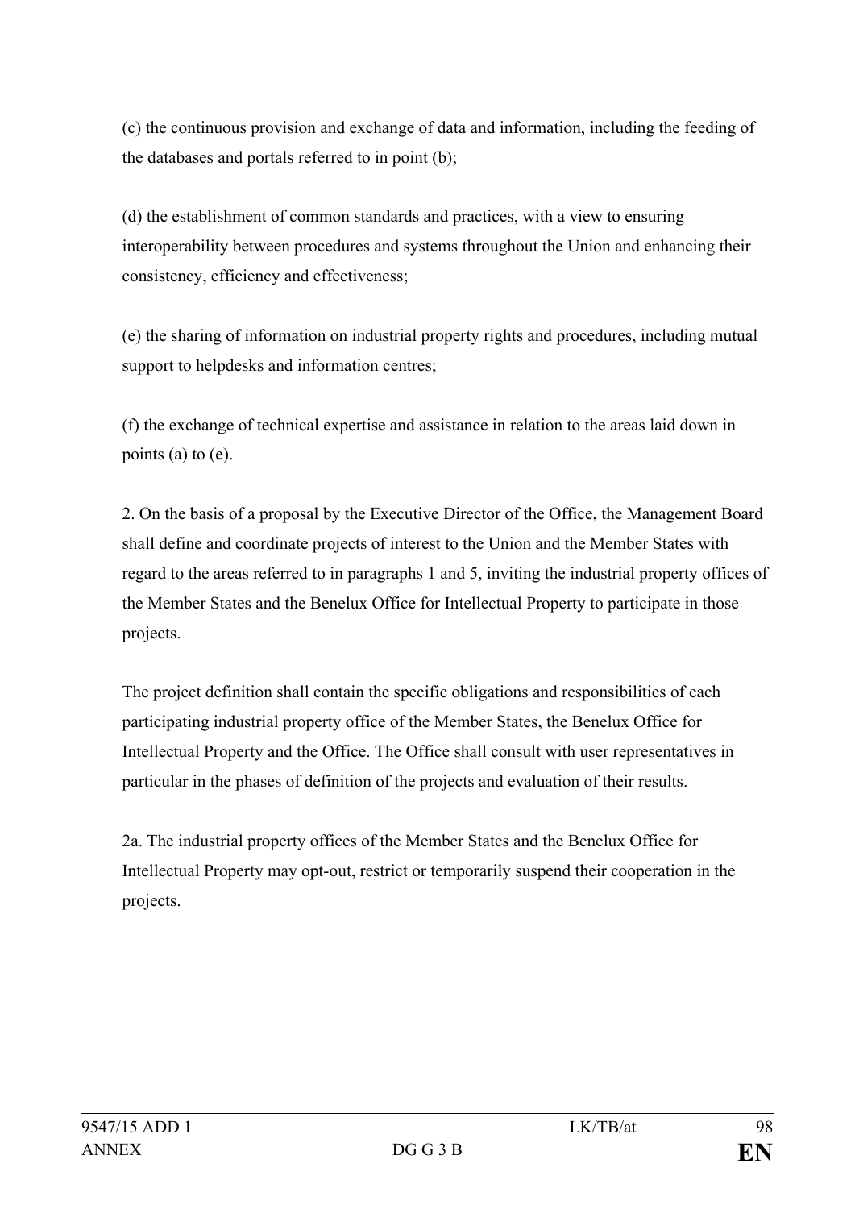(c) the continuous provision and exchange of data and information, including the feeding of the databases and portals referred to in point (b);

(d) the establishment of common standards and practices, with a view to ensuring interoperability between procedures and systems throughout the Union and enhancing their consistency, efficiency and effectiveness;

(e) the sharing of information on industrial property rights and procedures, including mutual support to helpdesks and information centres;

(f) the exchange of technical expertise and assistance in relation to the areas laid down in points (a) to (e).

2. On the basis of a proposal by the Executive Director of the Office, the Management Board shall define and coordinate projects of interest to the Union and the Member States with regard to the areas referred to in paragraphs 1 and 5, inviting the industrial property offices of the Member States and the Benelux Office for Intellectual Property to participate in those projects.

The project definition shall contain the specific obligations and responsibilities of each participating industrial property office of the Member States, the Benelux Office for Intellectual Property and the Office. The Office shall consult with user representatives in particular in the phases of definition of the projects and evaluation of their results.

2a. The industrial property offices of the Member States and the Benelux Office for Intellectual Property may opt-out, restrict or temporarily suspend their cooperation in the projects.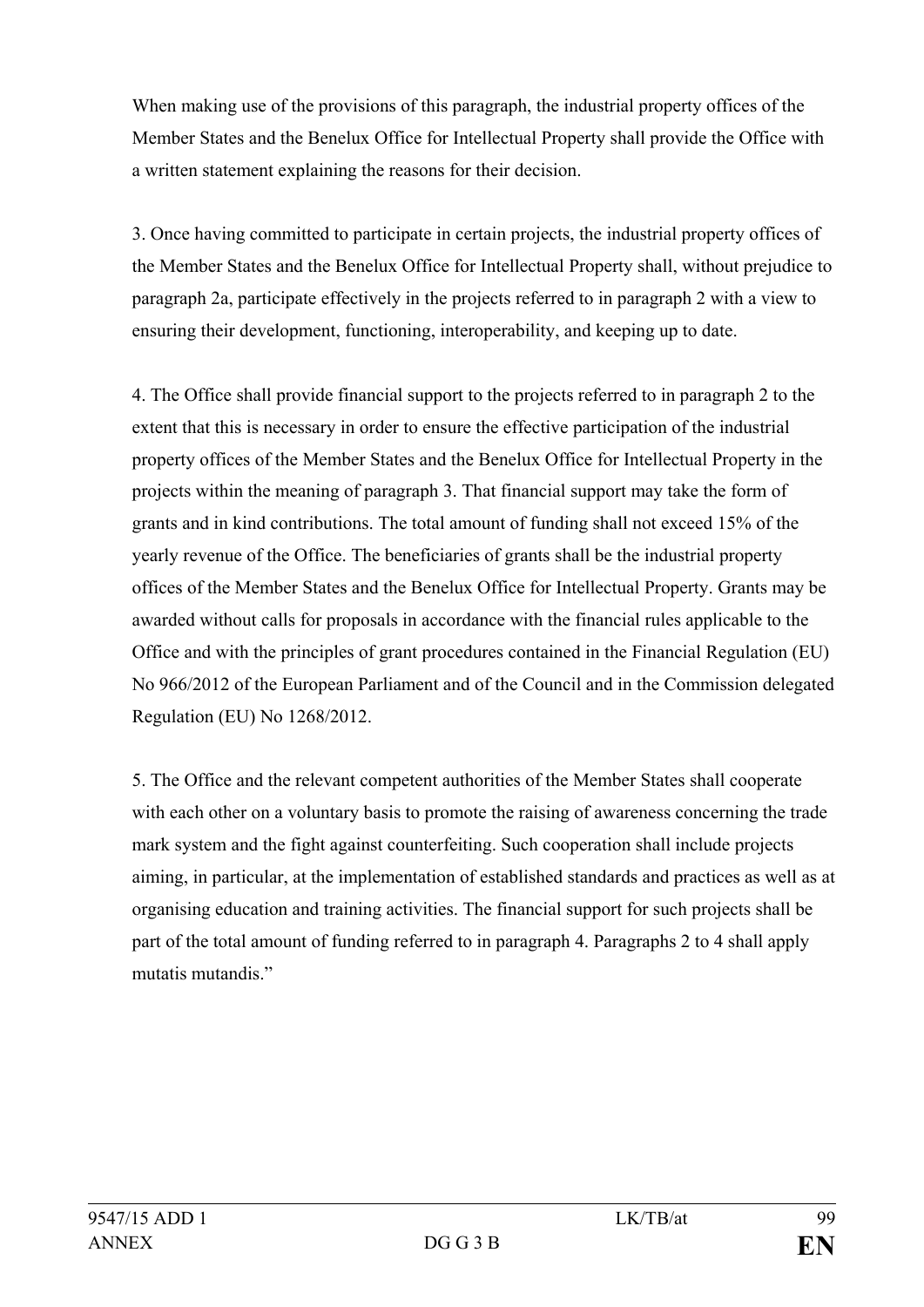When making use of the provisions of this paragraph, the industrial property offices of the Member States and the Benelux Office for Intellectual Property shall provide the Office with a written statement explaining the reasons for their decision.

3. Once having committed to participate in certain projects, the industrial property offices of the Member States and the Benelux Office for Intellectual Property shall, without prejudice to paragraph 2a, participate effectively in the projects referred to in paragraph 2 with a view to ensuring their development, functioning, interoperability, and keeping up to date.

4. The Office shall provide financial support to the projects referred to in paragraph 2 to the extent that this is necessary in order to ensure the effective participation of the industrial property offices of the Member States and the Benelux Office for Intellectual Property in the projects within the meaning of paragraph 3. That financial support may take the form of grants and in kind contributions. The total amount of funding shall not exceed 15% of the yearly revenue of the Office. The beneficiaries of grants shall be the industrial property offices of the Member States and the Benelux Office for Intellectual Property. Grants may be awarded without calls for proposals in accordance with the financial rules applicable to the Office and with the principles of grant procedures contained in the Financial Regulation (EU) No 966/2012 of the European Parliament and of the Council and in the Commission delegated Regulation (EU) No 1268/2012.

5. The Office and the relevant competent authorities of the Member States shall cooperate with each other on a voluntary basis to promote the raising of awareness concerning the trade mark system and the fight against counterfeiting. Such cooperation shall include projects aiming, in particular, at the implementation of established standards and practices as well as at organising education and training activities. The financial support for such projects shall be part of the total amount of funding referred to in paragraph 4. Paragraphs 2 to 4 shall apply mutatis mutandis."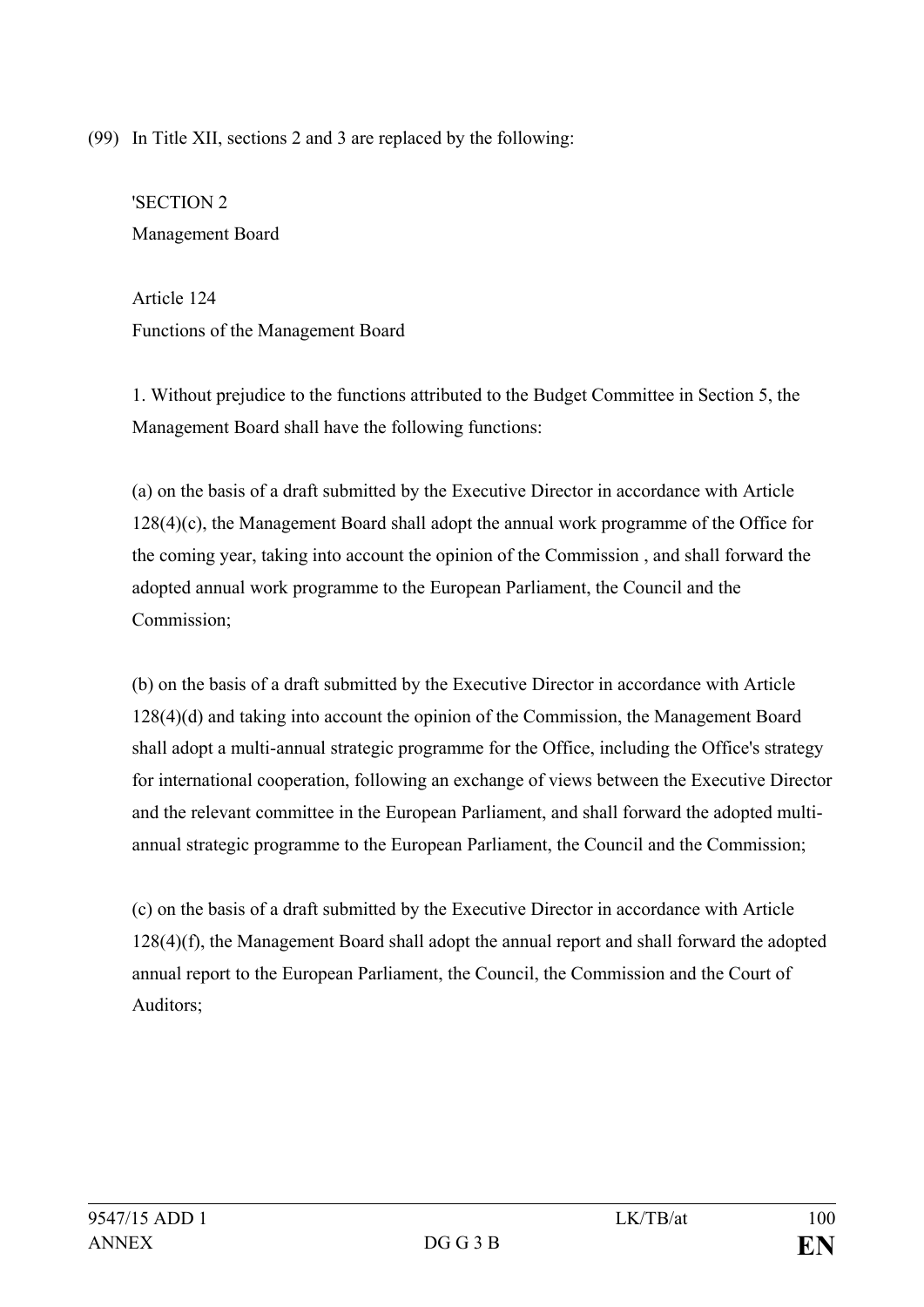(99) In Title XII, sections 2 and 3 are replaced by the following:

'SECTION 2

Management Board

Article 124

Functions of the Management Board

1. Without prejudice to the functions attributed to the Budget Committee in Section 5, the Management Board shall have the following functions:

(a) on the basis of a draft submitted by the Executive Director in accordance with Article 128(4)(c), the Management Board shall adopt the annual work programme of the Office for the coming year, taking into account the opinion of the Commission , and shall forward the adopted annual work programme to the European Parliament, the Council and the Commission;

(b) on the basis of a draft submitted by the Executive Director in accordance with Article 128(4)(d) and taking into account the opinion of the Commission, the Management Board shall adopt a multi-annual strategic programme for the Office, including the Office's strategy for international cooperation, following an exchange of views between the Executive Director and the relevant committee in the European Parliament, and shall forward the adopted multi-annual strategic programme to the European Parliament, the Council and the Commission;

(c) on the basis of a draft submitted by the Executive Director in accordance with Article 128(4)(f), the Management Board shall adopt the annual report and shall forward the adopted annual report to the European Parliament, the Council, the Commission and the Court of Auditors;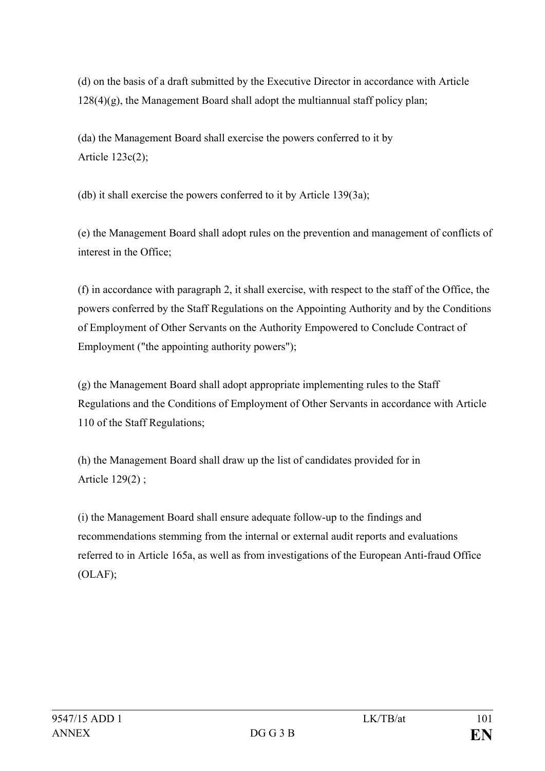(d) on the basis of a draft submitted by the Executive Director in accordance with Article 128(4)(g), the Management Board shall adopt the multiannual staff policy plan;

(da) the Management Board shall exercise the powers conferred to it by Article 123c(2);

(db) it shall exercise the powers conferred to it by Article 139(3a);

(e) the Management Board shall adopt rules on the prevention and management of conflicts of interest in the Office;

(f) in accordance with paragraph 2, it shall exercise, with respect to the staff of the Office, the powers conferred by the Staff Regulations on the Appointing Authority and by the Conditions of Employment of Other Servants on the Authority Empowered to Conclude Contract of Employment ("the appointing authority powers");

(g) the Management Board shall adopt appropriate implementing rules to the Staff Regulations and the Conditions of Employment of Other Servants in accordance with Article 110 of the Staff Regulations;

(h) the Management Board shall draw up the list of candidates provided for in Article 129(2) ;

(i) the Management Board shall ensure adequate follow-up to the findings and recommendations stemming from the internal or external audit reports and evaluations referred to in Article 165a, as well as from investigations of the European Anti-fraud Office (OLAF);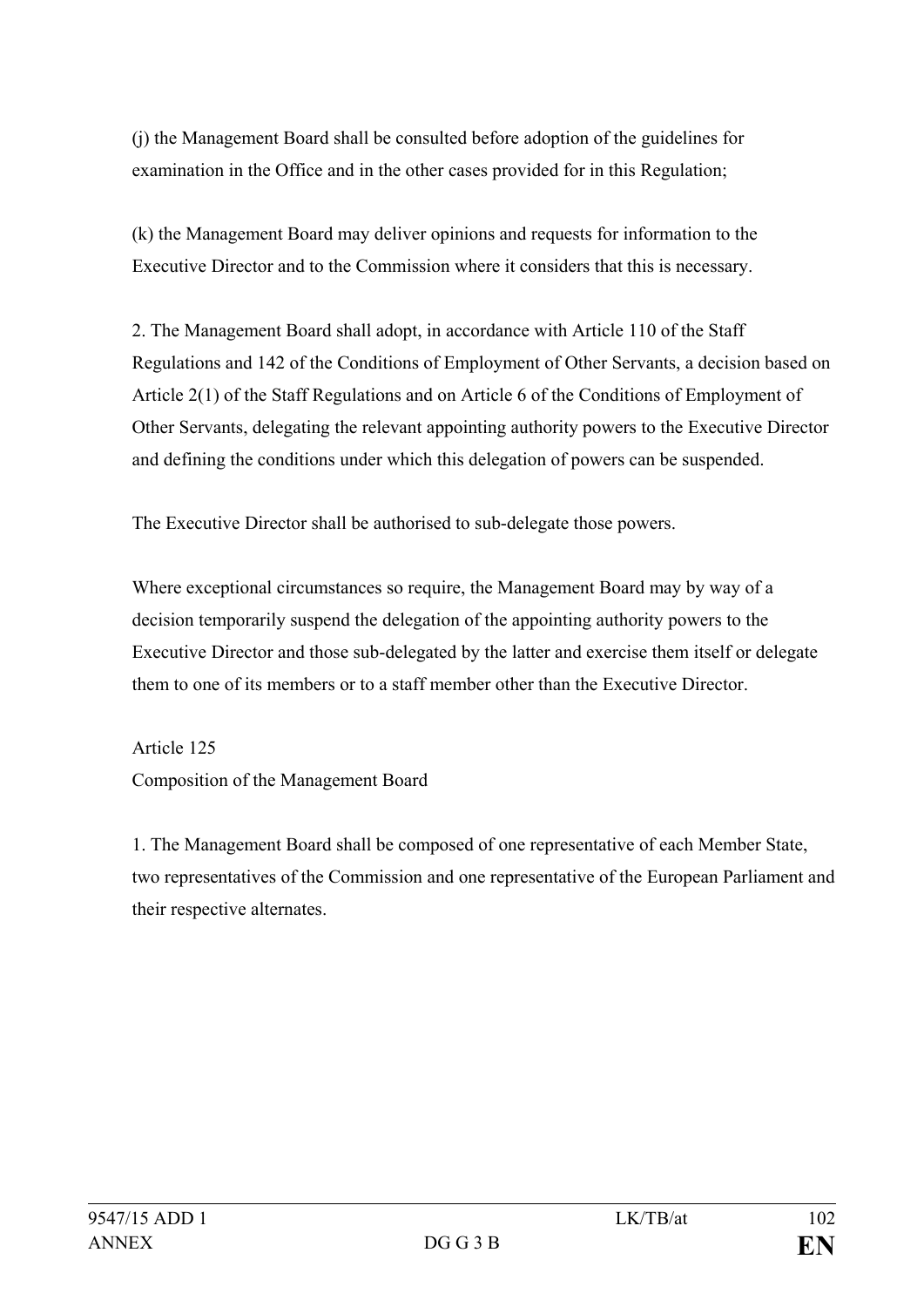(j) the Management Board shall be consulted before adoption of the guidelines for examination in the Office and in the other cases provided for in this Regulation;

(k) the Management Board may deliver opinions and requests for information to the Executive Director and to the Commission where it considers that this is necessary.

2. The Management Board shall adopt, in accordance with Article 110 of the Staff Regulations and 142 of the Conditions of Employment of Other Servants, a decision based on Article 2(1) of the Staff Regulations and on Article 6 of the Conditions of Employment of Other Servants, delegating the relevant appointing authority powers to the Executive Director and defining the conditions under which this delegation of powers can be suspended.

The Executive Director shall be authorised to sub-delegate those powers.

Where exceptional circumstances so require, the Management Board may by way of a decision temporarily suspend the delegation of the appointing authority powers to the Executive Director and those sub-delegated by the latter and exercise them itself or delegate them to one of its members or to a staff member other than the Executive Director.

Article 125
Composition of the Management Board

1. The Management Board shall be composed of one representative of each Member State, two representatives of the Commission and one representative of the European Parliament and their respective alternates.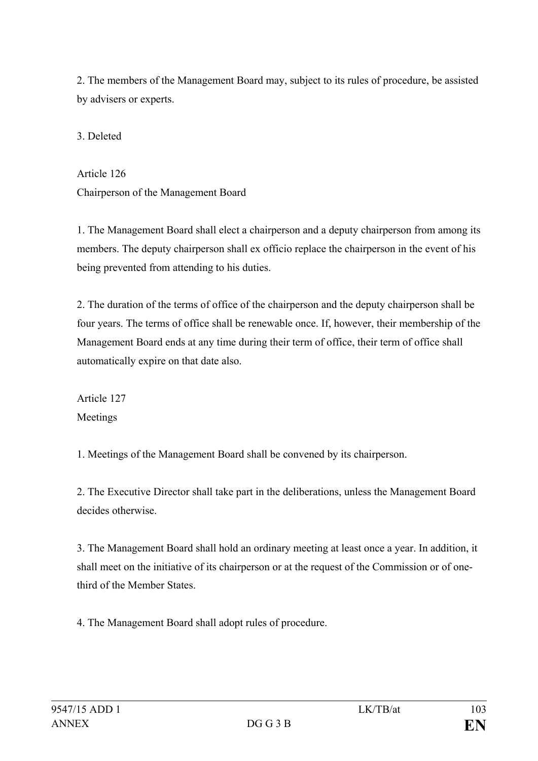2. The members of the Management Board may, subject to its rules of procedure, be assisted by advisers or experts.

3. Deleted

### Article 126
### Chairperson of the Management Board

1. The Management Board shall elect a chairperson and a deputy chairperson from among its members. The deputy chairperson shall ex officio replace the chairperson in the event of his being prevented from attending to his duties.

2. The duration of the terms of office of the chairperson and the deputy chairperson shall be four years. The terms of office shall be renewable once. If, however, their membership of the Management Board ends at any time during their term of office, their term of office shall automatically expire on that date also.

### Article 127
### Meetings

1. Meetings of the Management Board shall be convened by its chairperson.

2. The Executive Director shall take part in the deliberations, unless the Management Board decides otherwise.

3. The Management Board shall hold an ordinary meeting at least once a year. In addition, it shall meet on the initiative of its chairperson or at the request of the Commission or of one-third of the Member States.

4. The Management Board shall adopt rules of procedure.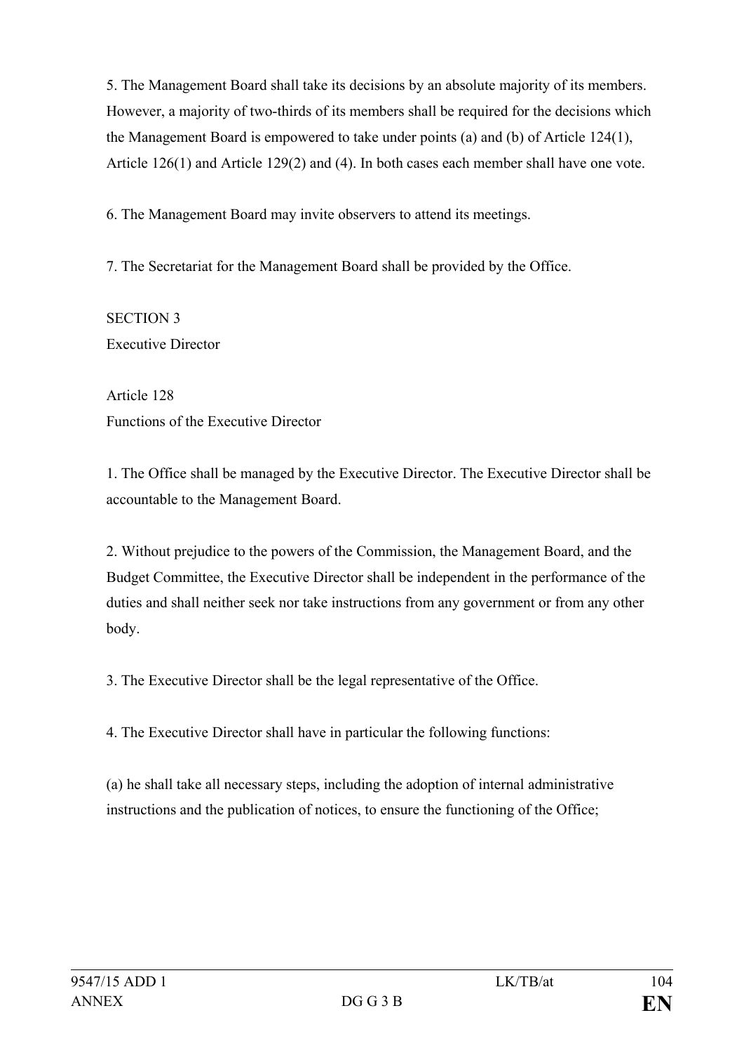5. The Management Board shall take its decisions by an absolute majority of its members. However, a majority of two-thirds of its members shall be required for the decisions which the Management Board is empowered to take under points (a) and (b) of Article 124(1), Article 126(1) and Article 129(2) and (4). In both cases each member shall have one vote.

6. The Management Board may invite observers to attend its meetings.

7. The Secretariat for the Management Board shall be provided by the Office.

SECTION 3
Executive Director

Article 128
Functions of the Executive Director

1. The Office shall be managed by the Executive Director. The Executive Director shall be accountable to the Management Board.

2. Without prejudice to the powers of the Commission, the Management Board, and the Budget Committee, the Executive Director shall be independent in the performance of the duties and shall neither seek nor take instructions from any government or from any other body.

3. The Executive Director shall be the legal representative of the Office.

4. The Executive Director shall have in particular the following functions:

(a) he shall take all necessary steps, including the adoption of internal administrative instructions and the publication of notices, to ensure the functioning of the Office;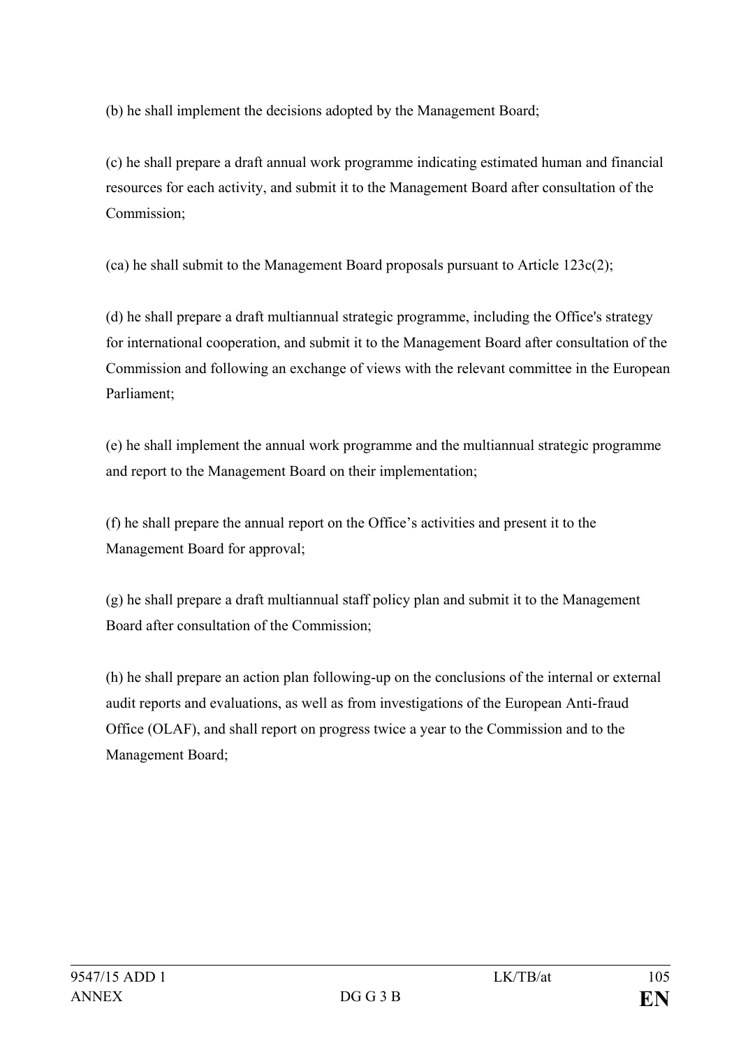(b) he shall implement the decisions adopted by the Management Board;

(c) he shall prepare a draft annual work programme indicating estimated human and financial resources for each activity, and submit it to the Management Board after consultation of the Commission;

(ca) he shall submit to the Management Board proposals pursuant to Article 123c(2);

(d) he shall prepare a draft multiannual strategic programme, including the Office's strategy for international cooperation, and submit it to the Management Board after consultation of the Commission and following an exchange of views with the relevant committee in the European Parliament;

(e) he shall implement the annual work programme and the multiannual strategic programme and report to the Management Board on their implementation;

(f) he shall prepare the annual report on the Office’s activities and present it to the Management Board for approval;

(g) he shall prepare a draft multiannual staff policy plan and submit it to the Management Board after consultation of the Commission;

(h) he shall prepare an action plan following-up on the conclusions of the internal or external audit reports and evaluations, as well as from investigations of the European Anti-fraud Office (OLAF), and shall report on progress twice a year to the Commission and to the Management Board;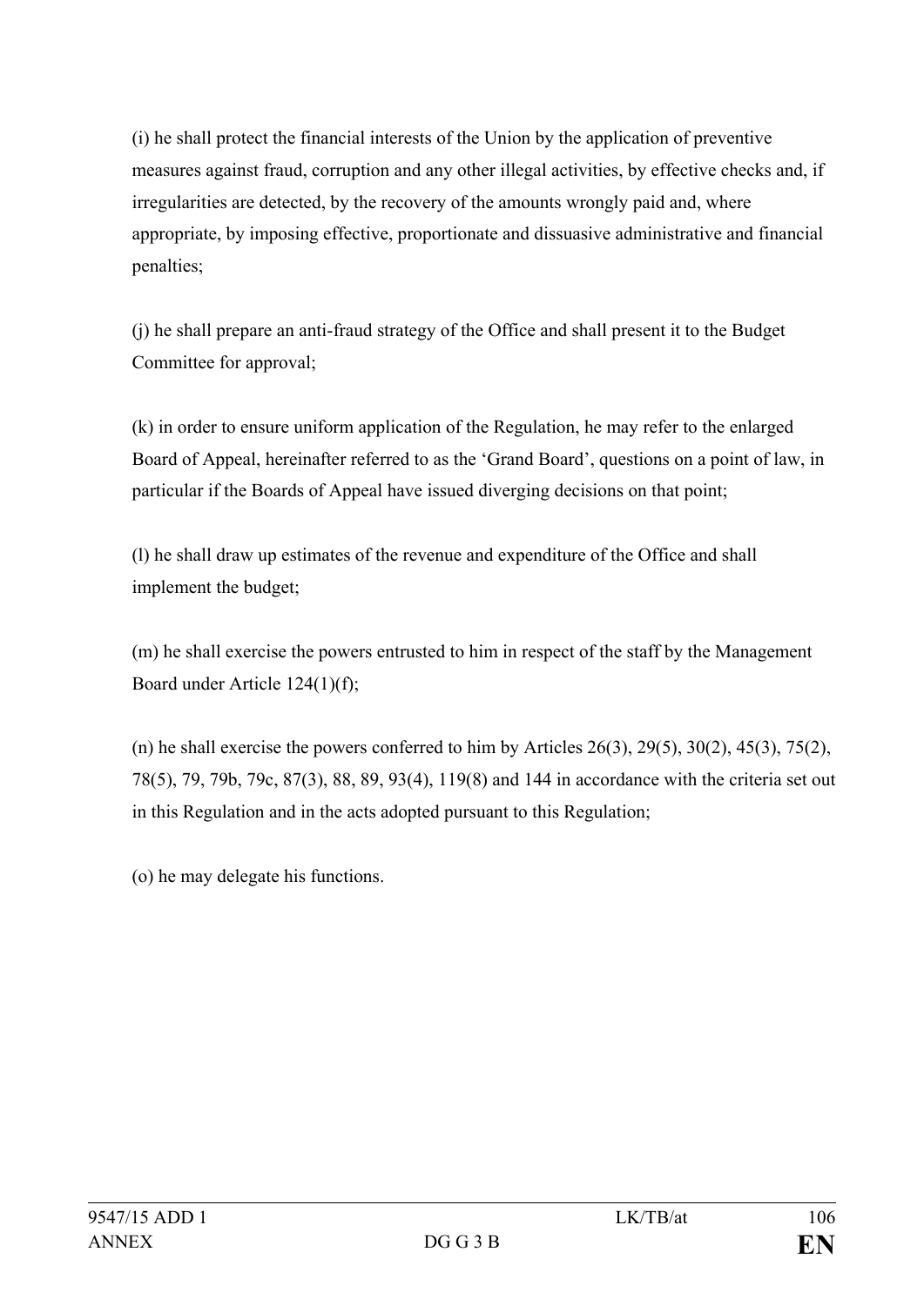(i) he shall protect the financial interests of the Union by the application of preventive measures against fraud, corruption and any other illegal activities, by effective checks and, if irregularities are detected, by the recovery of the amounts wrongly paid and, where appropriate, by imposing effective, proportionate and dissuasive administrative and financial penalties;

(j) he shall prepare an anti-fraud strategy of the Office and shall present it to the Budget Committee for approval;

(k) in order to ensure uniform application of the Regulation, he may refer to the enlarged Board of Appeal, hereinafter referred to as the 'Grand Board', questions on a point of law, in particular if the Boards of Appeal have issued diverging decisions on that point;

(l) he shall draw up estimates of the revenue and expenditure of the Office and shall implement the budget;

(m) he shall exercise the powers entrusted to him in respect of the staff by the Management Board under Article 124(1)(f);

(n) he shall exercise the powers conferred to him by Articles 26(3), 29(5), 30(2), 45(3), 75(2), 78(5), 79, 79b, 79c, 87(3), 88, 89, 93(4), 119(8) and 144 in accordance with the criteria set out in this Regulation and in the acts adopted pursuant to this Regulation;

(o) he may delegate his functions.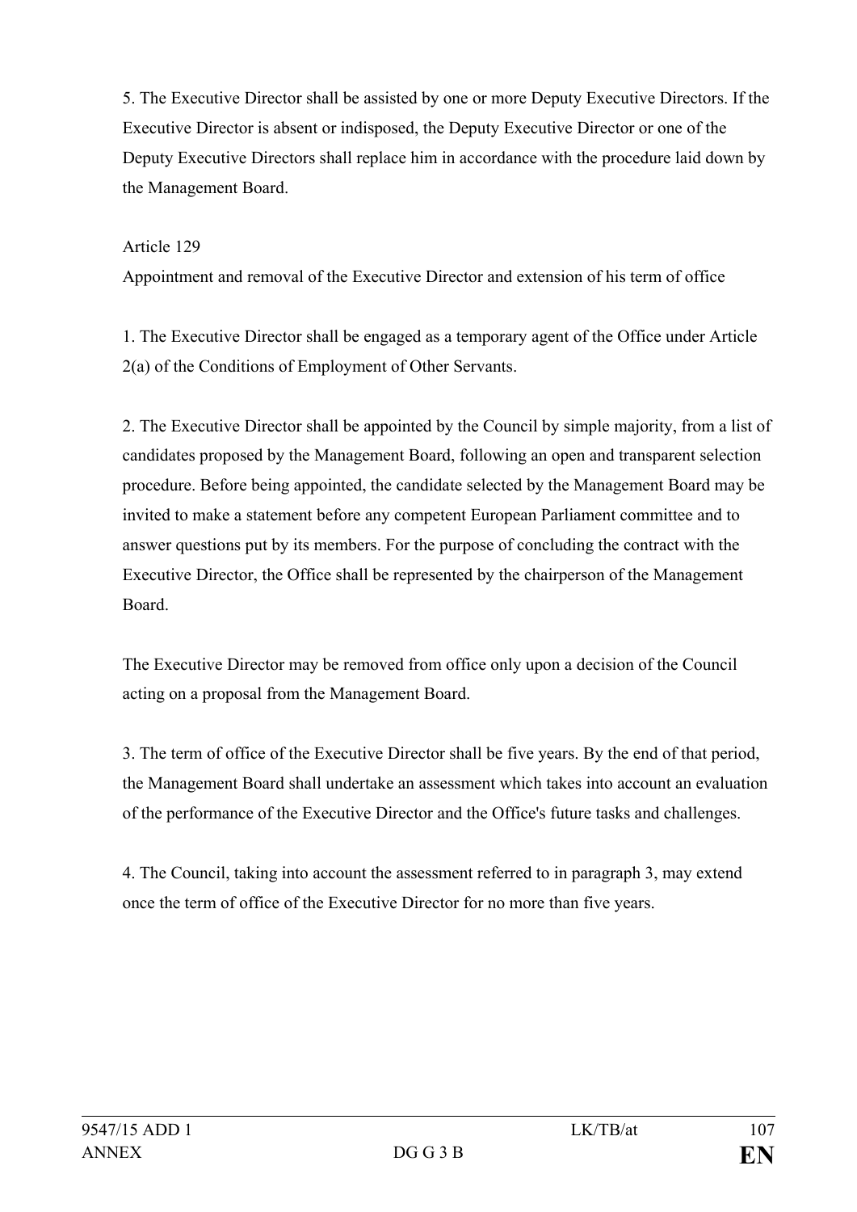5. The Executive Director shall be assisted by one or more Deputy Executive Directors. If the Executive Director is absent or indisposed, the Deputy Executive Director or one of the Deputy Executive Directors shall replace him in accordance with the procedure laid down by the Management Board.

Article 129

Appointment and removal of the Executive Director and extension of his term of office

1. The Executive Director shall be engaged as a temporary agent of the Office under Article 2(a) of the Conditions of Employment of Other Servants.

2. The Executive Director shall be appointed by the Council by simple majority, from a list of candidates proposed by the Management Board, following an open and transparent selection procedure. Before being appointed, the candidate selected by the Management Board may be invited to make a statement before any competent European Parliament committee and to answer questions put by its members. For the purpose of concluding the contract with the Executive Director, the Office shall be represented by the chairperson of the Management Board.

The Executive Director may be removed from office only upon a decision of the Council acting on a proposal from the Management Board.

3. The term of office of the Executive Director shall be five years. By the end of that period, the Management Board shall undertake an assessment which takes into account an evaluation of the performance of the Executive Director and the Office's future tasks and challenges.

4. The Council, taking into account the assessment referred to in paragraph 3, may extend once the term of office of the Executive Director for no more than five years.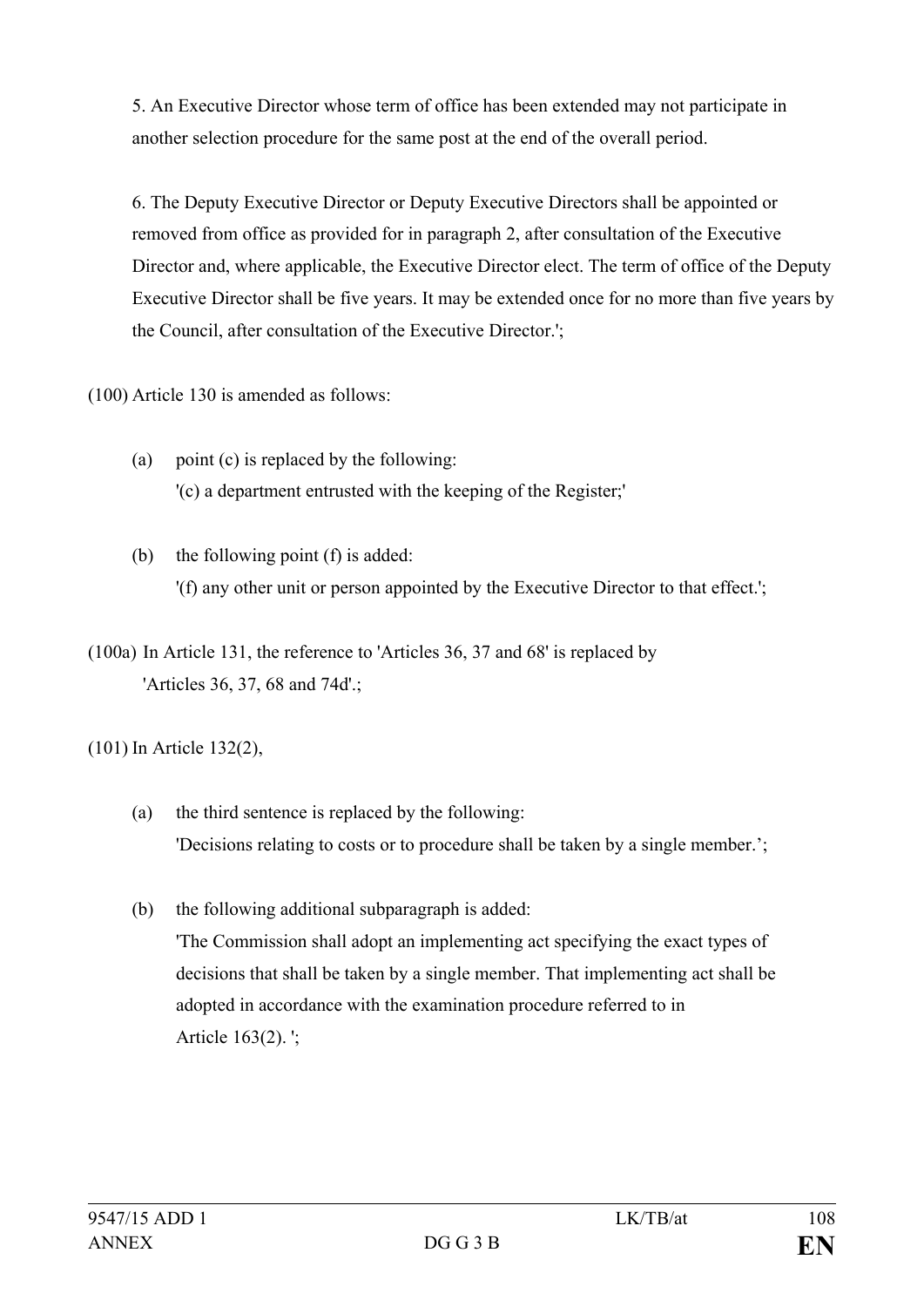5. An Executive Director whose term of office has been extended may not participate in another selection procedure for the same post at the end of the overall period.

6. The Deputy Executive Director or Deputy Executive Directors shall be appointed or removed from office as provided for in paragraph 2, after consultation of the Executive Director and, where applicable, the Executive Director elect. The term of office of the Deputy Executive Director shall be five years. It may be extended once for no more than five years by the Council, after consultation of the Executive Director.';

(100) Article 130 is amended as follows:

(a) point (c) is replaced by the following:
'(c) a department entrusted with the keeping of the Register;'

(b) the following point (f) is added:
'(f) any other unit or person appointed by the Executive Director to that effect.';

(100a) In Article 131, the reference to 'Articles 36, 37 and 68' is replaced by 'Articles 36, 37, 68 and 74d'.;

(101) In Article 132(2),

(a) the third sentence is replaced by the following:
'Decisions relating to costs or to procedure shall be taken by a single member.';

(b) the following additional subparagraph is added:
'The Commission shall adopt an implementing act specifying the exact types of decisions that shall be taken by a single member. That implementing act shall be adopted in accordance with the examination procedure referred to in Article 163(2). ';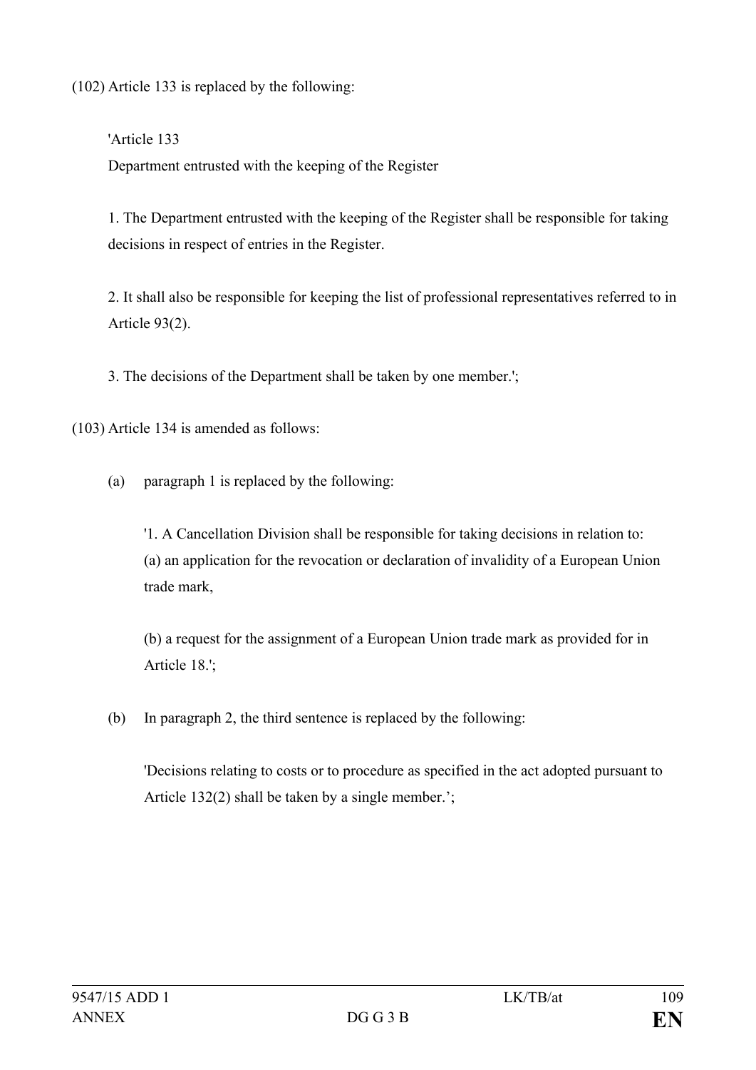(102) Article 133 is replaced by the following:

'Article 133

Department entrusted with the keeping of the Register

1. The Department entrusted with the keeping of the Register shall be responsible for taking decisions in respect of entries in the Register.

2. It shall also be responsible for keeping the list of professional representatives referred to in Article 93(2).

3. The decisions of the Department shall be taken by one member.';

(103) Article 134 is amended as follows:

(a) paragraph 1 is replaced by the following:

'1. A Cancellation Division shall be responsible for taking decisions in relation to:
(a) an application for the revocation or declaration of invalidity of a European Union trade mark,

(b) a request for the assignment of a European Union trade mark as provided for in Article 18.';

(b) In paragraph 2, the third sentence is replaced by the following:

'Decisions relating to costs or to procedure as specified in the act adopted pursuant to Article 132(2) shall be taken by a single member.';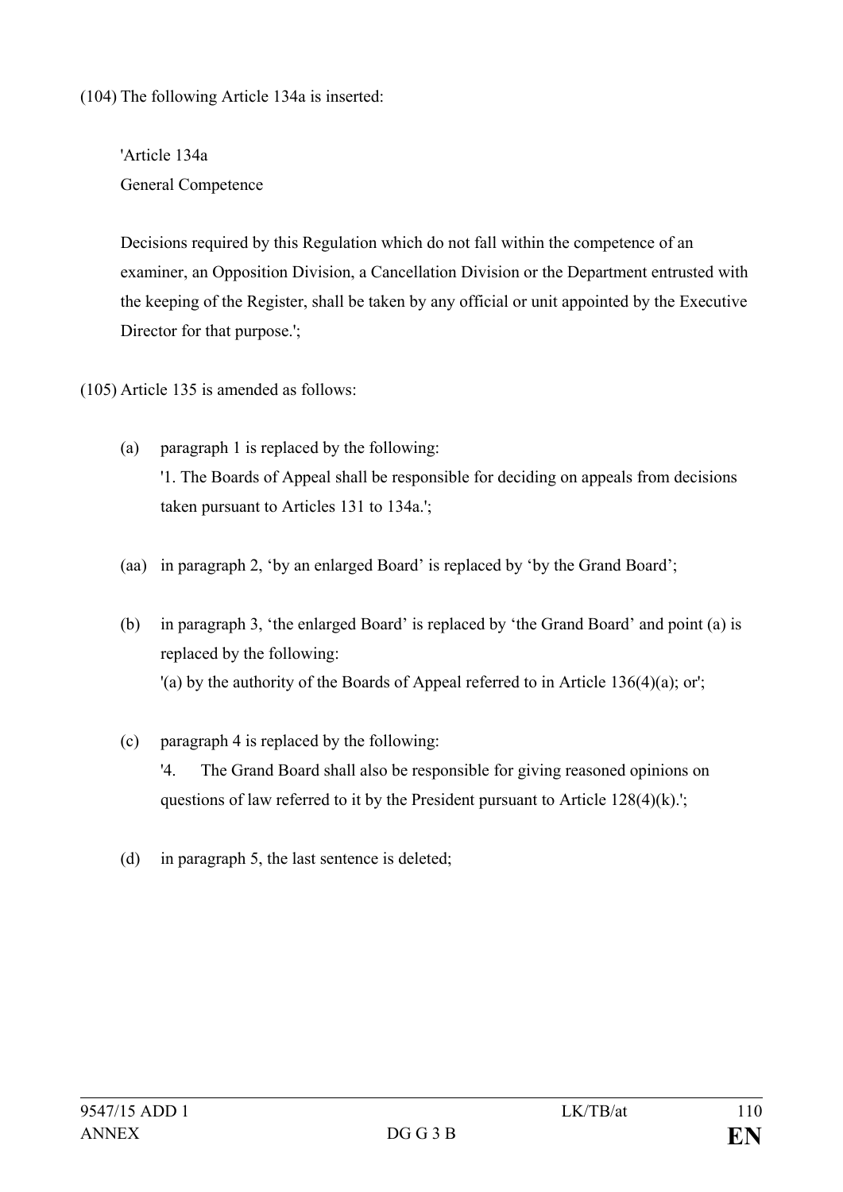(104) The following Article 134a is inserted:

'Article 134a
General Competence

Decisions required by this Regulation which do not fall within the competence of an examiner, an Opposition Division, a Cancellation Division or the Department entrusted with the keeping of the Register, shall be taken by any official or unit appointed by the Executive Director for that purpose.';

(105) Article 135 is amended as follows:

(a) paragraph 1 is replaced by the following:
'1. The Boards of Appeal shall be responsible for deciding on appeals from decisions taken pursuant to Articles 131 to 134a.';

(aa) in paragraph 2, 'by an enlarged Board' is replaced by 'by the Grand Board';

(b) in paragraph 3, 'the enlarged Board' is replaced by 'the Grand Board' and point (a) is replaced by the following:
'(a) by the authority of the Boards of Appeal referred to in Article 136(4)(a); or';

(c) paragraph 4 is replaced by the following:
'4. The Grand Board shall also be responsible for giving reasoned opinions on questions of law referred to it by the President pursuant to Article 128(4)(k).';

(d) in paragraph 5, the last sentence is deleted;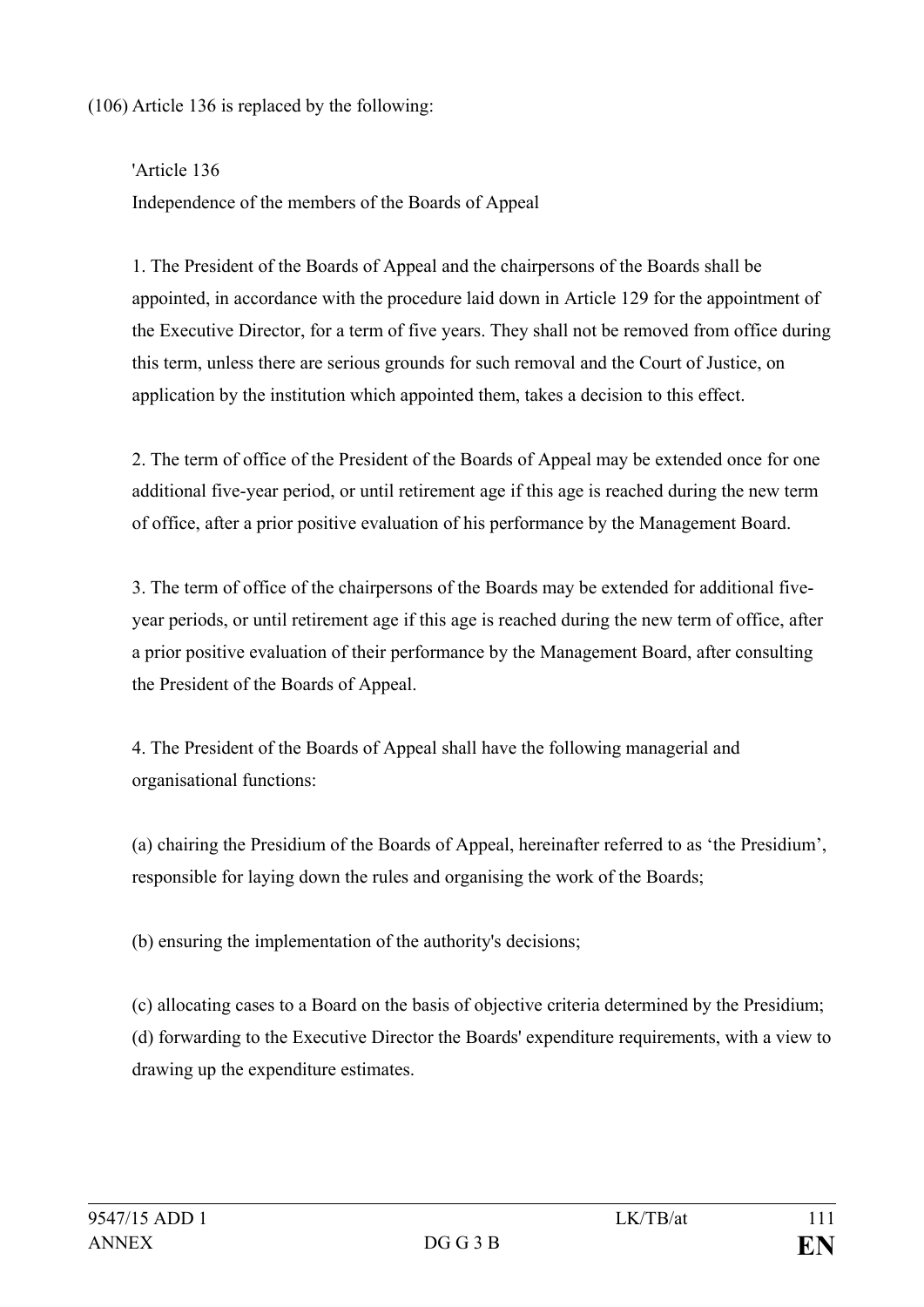(106) Article 136 is replaced by the following:

'Article 136

Independence of the members of the Boards of Appeal

1. The President of the Boards of Appeal and the chairpersons of the Boards shall be appointed, in accordance with the procedure laid down in Article 129 for the appointment of the Executive Director, for a term of five years. They shall not be removed from office during this term, unless there are serious grounds for such removal and the Court of Justice, on application by the institution which appointed them, takes a decision to this effect.

2. The term of office of the President of the Boards of Appeal may be extended once for one additional five-year period, or until retirement age if this age is reached during the new term of office, after a prior positive evaluation of his performance by the Management Board.

3. The term of office of the chairpersons of the Boards may be extended for additional five-year periods, or until retirement age if this age is reached during the new term of office, after a prior positive evaluation of their performance by the Management Board, after consulting the President of the Boards of Appeal.

4. The President of the Boards of Appeal shall have the following managerial and organisational functions:

(a) chairing the Presidium of the Boards of Appeal, hereinafter referred to as 'the Presidium', responsible for laying down the rules and organising the work of the Boards;

(b) ensuring the implementation of the authority's decisions;

(c) allocating cases to a Board on the basis of objective criteria determined by the Presidium;
(d) forwarding to the Executive Director the Boards' expenditure requirements, with a view to drawing up the expenditure estimates.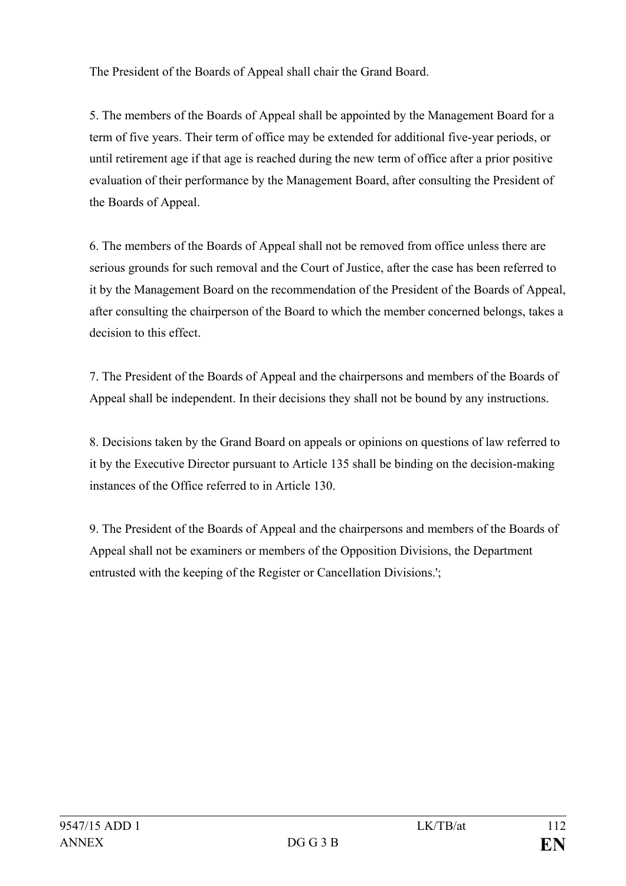The President of the Boards of Appeal shall chair the Grand Board.

5. The members of the Boards of Appeal shall be appointed by the Management Board for a term of five years. Their term of office may be extended for additional five-year periods, or until retirement age if that age is reached during the new term of office after a prior positive evaluation of their performance by the Management Board, after consulting the President of the Boards of Appeal.

6. The members of the Boards of Appeal shall not be removed from office unless there are serious grounds for such removal and the Court of Justice, after the case has been referred to it by the Management Board on the recommendation of the President of the Boards of Appeal, after consulting the chairperson of the Board to which the member concerned belongs, takes a decision to this effect.

7. The President of the Boards of Appeal and the chairpersons and members of the Boards of Appeal shall be independent. In their decisions they shall not be bound by any instructions.

8. Decisions taken by the Grand Board on appeals or opinions on questions of law referred to it by the Executive Director pursuant to Article 135 shall be binding on the decision-making instances of the Office referred to in Article 130.

9. The President of the Boards of Appeal and the chairpersons and members of the Boards of Appeal shall not be examiners or members of the Opposition Divisions, the Department entrusted with the keeping of the Register or Cancellation Divisions.';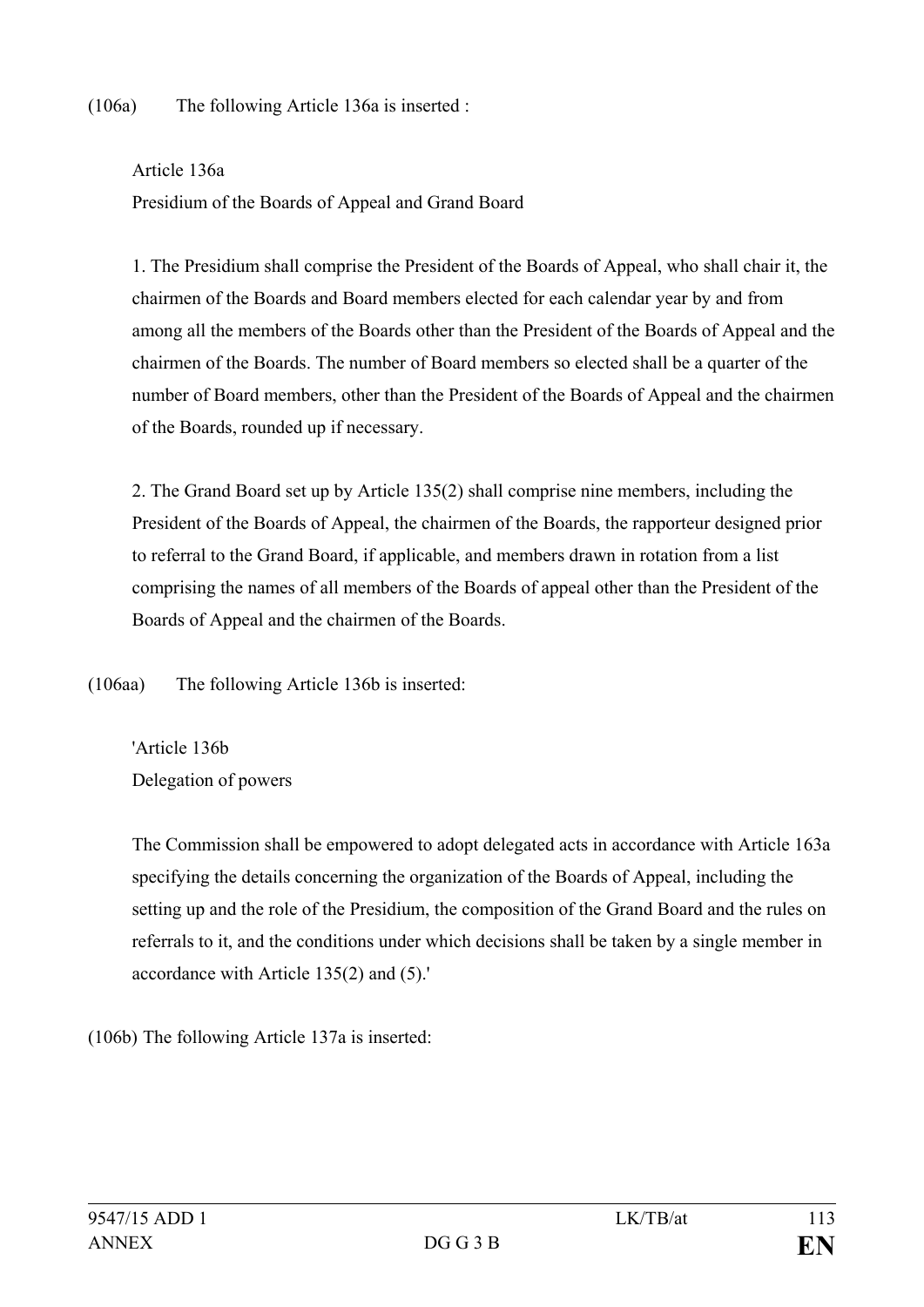(106a) The following Article 136a is inserted :

Article 136a

Presidium of the Boards of Appeal and Grand Board

1. The Presidium shall comprise the President of the Boards of Appeal, who shall chair it, the chairmen of the Boards and Board members elected for each calendar year by and from among all the members of the Boards other than the President of the Boards of Appeal and the chairmen of the Boards. The number of Board members so elected shall be a quarter of the number of Board members, other than the President of the Boards of Appeal and the chairmen of the Boards, rounded up if necessary.

2. The Grand Board set up by Article 135(2) shall comprise nine members, including the President of the Boards of Appeal, the chairmen of the Boards, the rapporteur designed prior to referral to the Grand Board, if applicable, and members drawn in rotation from a list comprising the names of all members of the Boards of appeal other than the President of the Boards of Appeal and the chairmen of the Boards.

(106aa) The following Article 136b is inserted:

'Article 136b

Delegation of powers

The Commission shall be empowered to adopt delegated acts in accordance with Article 163a specifying the details concerning the organization of the Boards of Appeal, including the setting up and the role of the Presidium, the composition of the Grand Board and the rules on referrals to it, and the conditions under which decisions shall be taken by a single member in accordance with Article 135(2) and (5).'

(106b) The following Article 137a is inserted: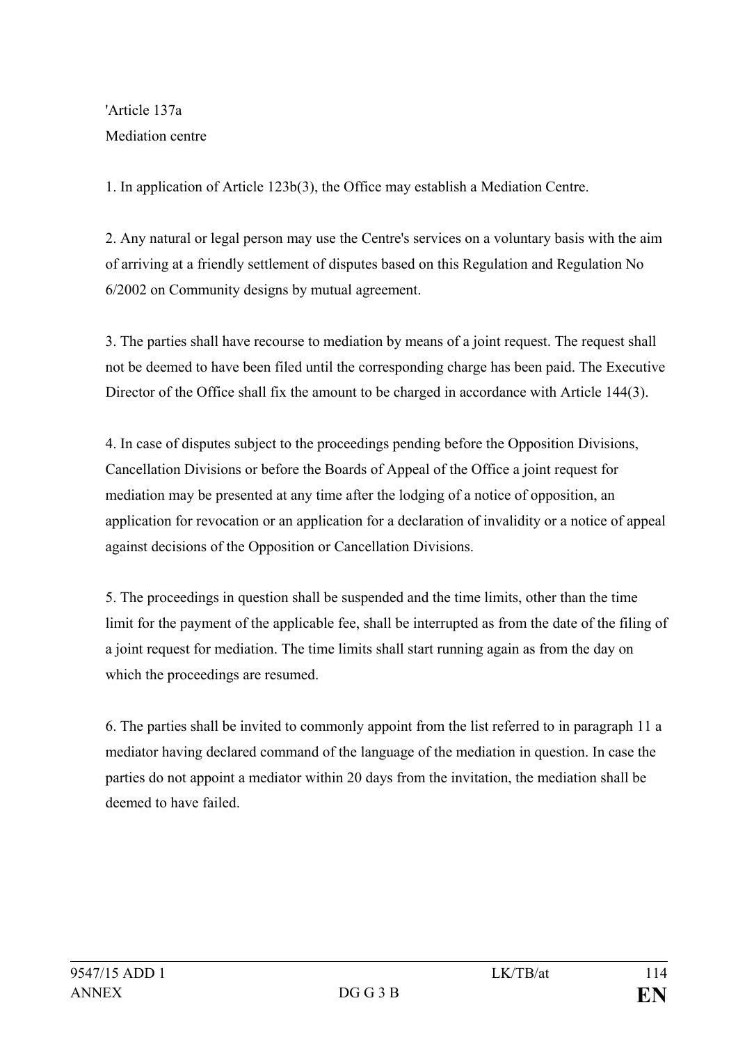'Article 137a

Mediation centre

1. In application of Article 123b(3), the Office may establish a Mediation Centre.

2. Any natural or legal person may use the Centre's services on a voluntary basis with the aim of arriving at a friendly settlement of disputes based on this Regulation and Regulation No 6/2002 on Community designs by mutual agreement.

3. The parties shall have recourse to mediation by means of a joint request. The request shall not be deemed to have been filed until the corresponding charge has been paid. The Executive Director of the Office shall fix the amount to be charged in accordance with Article 144(3).

4. In case of disputes subject to the proceedings pending before the Opposition Divisions, Cancellation Divisions or before the Boards of Appeal of the Office a joint request for mediation may be presented at any time after the lodging of a notice of opposition, an application for revocation or an application for a declaration of invalidity or a notice of appeal against decisions of the Opposition or Cancellation Divisions.

5. The proceedings in question shall be suspended and the time limits, other than the time limit for the payment of the applicable fee, shall be interrupted as from the date of the filing of a joint request for mediation. The time limits shall start running again as from the day on which the proceedings are resumed.

6. The parties shall be invited to commonly appoint from the list referred to in paragraph 11 a mediator having declared command of the language of the mediation in question. In case the parties do not appoint a mediator within 20 days from the invitation, the mediation shall be deemed to have failed.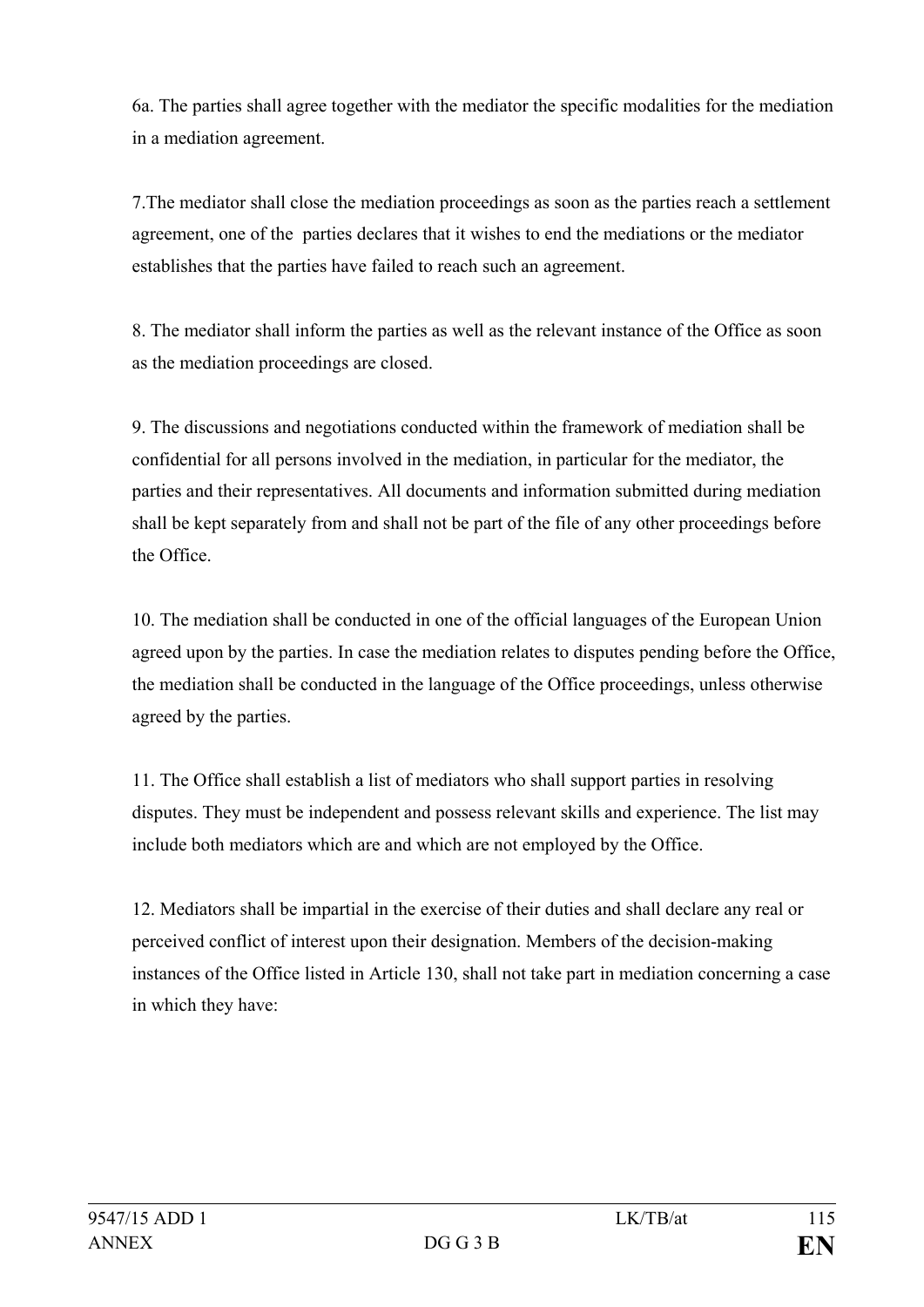6a. The parties shall agree together with the mediator the specific modalities for the mediation in a mediation agreement.

7.The mediator shall close the mediation proceedings as soon as the parties reach a settlement agreement, one of the  parties declares that it wishes to end the mediations or the mediator establishes that the parties have failed to reach such an agreement.

8. The mediator shall inform the parties as well as the relevant instance of the Office as soon as the mediation proceedings are closed.

9. The discussions and negotiations conducted within the framework of mediation shall be confidential for all persons involved in the mediation, in particular for the mediator, the parties and their representatives. All documents and information submitted during mediation shall be kept separately from and shall not be part of the file of any other proceedings before the Office.

10. The mediation shall be conducted in one of the official languages of the European Union agreed upon by the parties. In case the mediation relates to disputes pending before the Office, the mediation shall be conducted in the language of the Office proceedings, unless otherwise agreed by the parties.

11. The Office shall establish a list of mediators who shall support parties in resolving disputes. They must be independent and possess relevant skills and experience. The list may include both mediators which are and which are not employed by the Office.

12. Mediators shall be impartial in the exercise of their duties and shall declare any real or perceived conflict of interest upon their designation. Members of the decision-making instances of the Office listed in Article 130, shall not take part in mediation concerning a case in which they have: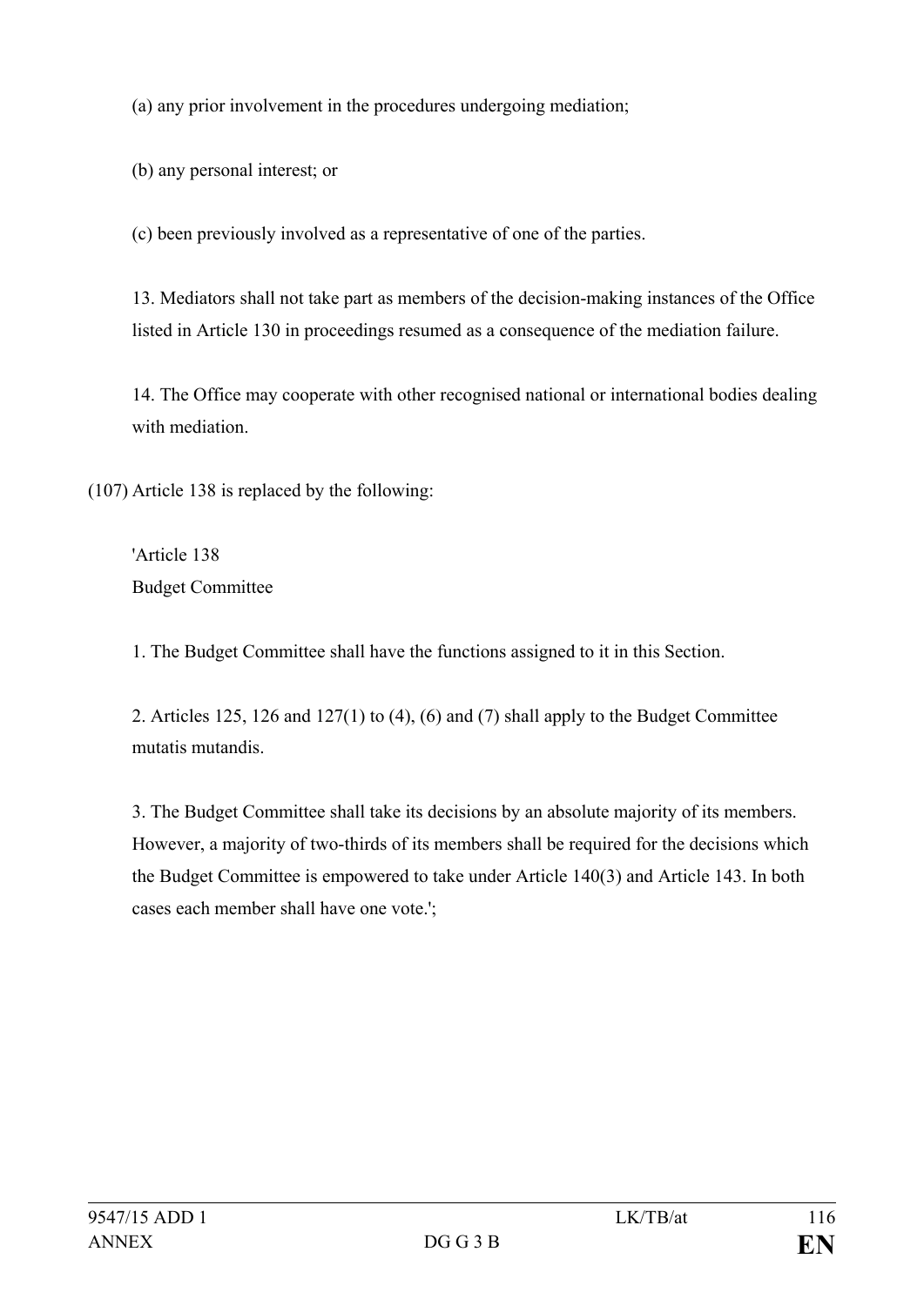(a) any prior involvement in the procedures undergoing mediation;

(b) any personal interest; or

(c) been previously involved as a representative of one of the parties.

13. Mediators shall not take part as members of the decision-making instances of the Office listed in Article 130 in proceedings resumed as a consequence of the mediation failure.

14. The Office may cooperate with other recognised national or international bodies dealing with mediation.

(107) Article 138 is replaced by the following:

'Article 138
Budget Committee

1. The Budget Committee shall have the functions assigned to it in this Section.

2. Articles 125, 126 and 127(1) to (4), (6) and (7) shall apply to the Budget Committee mutatis mutandis.

3. The Budget Committee shall take its decisions by an absolute majority of its members. However, a majority of two-thirds of its members shall be required for the decisions which the Budget Committee is empowered to take under Article 140(3) and Article 143. In both cases each member shall have one vote.';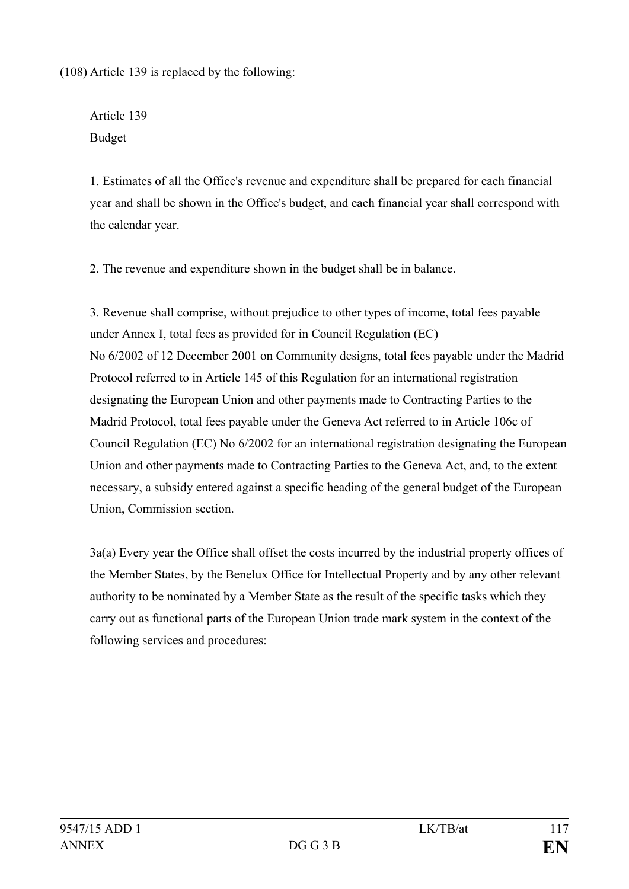(108) Article 139 is replaced by the following:

Article 139

Budget

1. Estimates of all the Office's revenue and expenditure shall be prepared for each financial year and shall be shown in the Office's budget, and each financial year shall correspond with the calendar year.

2. The revenue and expenditure shown in the budget shall be in balance.

3. Revenue shall comprise, without prejudice to other types of income, total fees payable under Annex I, total fees as provided for in Council Regulation (EC) No 6/2002 of 12 December 2001 on Community designs, total fees payable under the Madrid Protocol referred to in Article 145 of this Regulation for an international registration designating the European Union and other payments made to Contracting Parties to the Madrid Protocol, total fees payable under the Geneva Act referred to in Article 106c of Council Regulation (EC) No 6/2002 for an international registration designating the European Union and other payments made to Contracting Parties to the Geneva Act, and, to the extent necessary, a subsidy entered against a specific heading of the general budget of the European Union, Commission section.

3a(a) Every year the Office shall offset the costs incurred by the industrial property offices of the Member States, by the Benelux Office for Intellectual Property and by any other relevant authority to be nominated by a Member State as the result of the specific tasks which they carry out as functional parts of the European Union trade mark system in the context of the following services and procedures: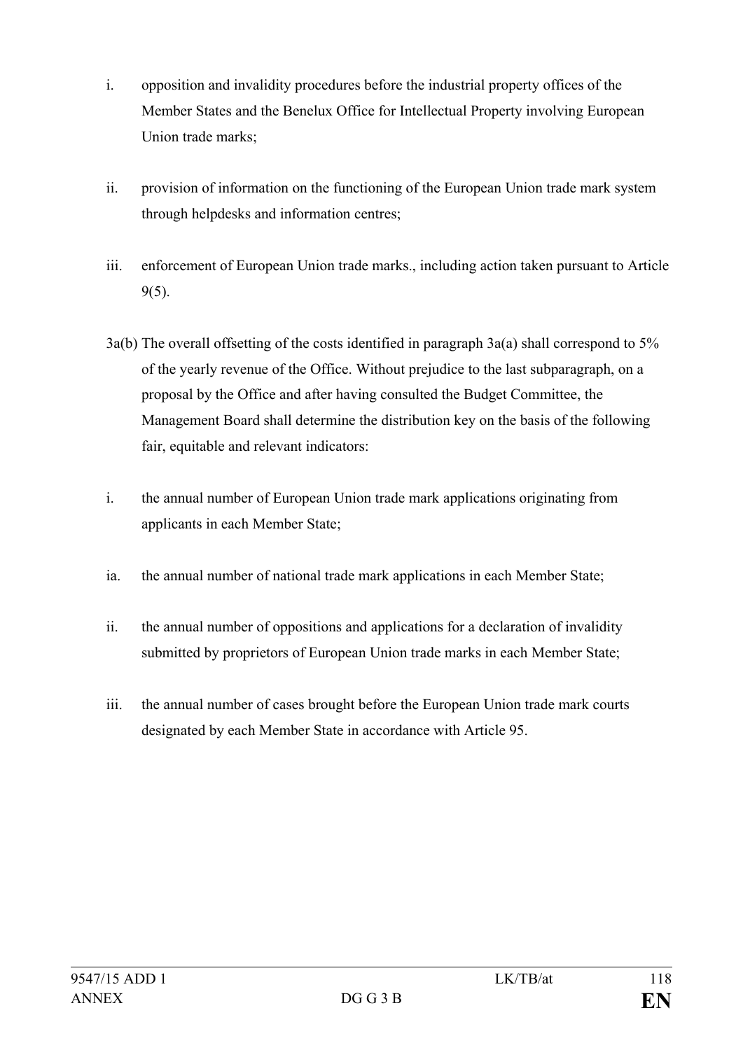i. opposition and invalidity procedures before the industrial property offices of the Member States and the Benelux Office for Intellectual Property involving European Union trade marks;

ii. provision of information on the functioning of the European Union trade mark system through helpdesks and information centres;

iii. enforcement of European Union trade marks., including action taken pursuant to Article 9(5).

3a(b) The overall offsetting of the costs identified in paragraph 3a(a) shall correspond to 5% of the yearly revenue of the Office. Without prejudice to the last subparagraph, on a proposal by the Office and after having consulted the Budget Committee, the Management Board shall determine the distribution key on the basis of the following fair, equitable and relevant indicators:

i. the annual number of European Union trade mark applications originating from applicants in each Member State;

ia. the annual number of national trade mark applications in each Member State;

ii. the annual number of oppositions and applications for a declaration of invalidity submitted by proprietors of European Union trade marks in each Member State;

iii. the annual number of cases brought before the European Union trade mark courts designated by each Member State in accordance with Article 95.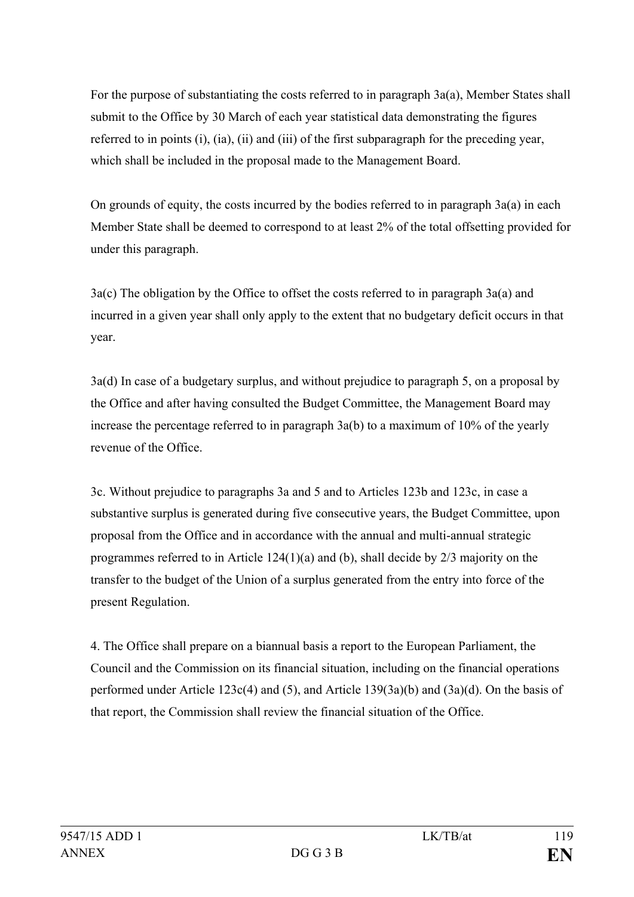For the purpose of substantiating the costs referred to in paragraph 3a(a), Member States shall submit to the Office by 30 March of each year statistical data demonstrating the figures referred to in points (i), (ia), (ii) and (iii) of the first subparagraph for the preceding year, which shall be included in the proposal made to the Management Board.

On grounds of equity, the costs incurred by the bodies referred to in paragraph 3a(a) in each Member State shall be deemed to correspond to at least 2% of the total offsetting provided for under this paragraph.

3a(c) The obligation by the Office to offset the costs referred to in paragraph 3a(a) and incurred in a given year shall only apply to the extent that no budgetary deficit occurs in that year.

3a(d) In case of a budgetary surplus, and without prejudice to paragraph 5, on a proposal by the Office and after having consulted the Budget Committee, the Management Board may increase the percentage referred to in paragraph 3a(b) to a maximum of 10% of the yearly revenue of the Office.

3c. Without prejudice to paragraphs 3a and 5 and to Articles 123b and 123c, in case a substantive surplus is generated during five consecutive years, the Budget Committee, upon proposal from the Office and in accordance with the annual and multi-annual strategic programmes referred to in Article 124(1)(a) and (b), shall decide by 2/3 majority on the transfer to the budget of the Union of a surplus generated from the entry into force of the present Regulation.

4. The Office shall prepare on a biannual basis a report to the European Parliament, the Council and the Commission on its financial situation, including on the financial operations performed under Article 123c(4) and (5), and Article 139(3a)(b) and (3a)(d). On the basis of that report, the Commission shall review the financial situation of the Office.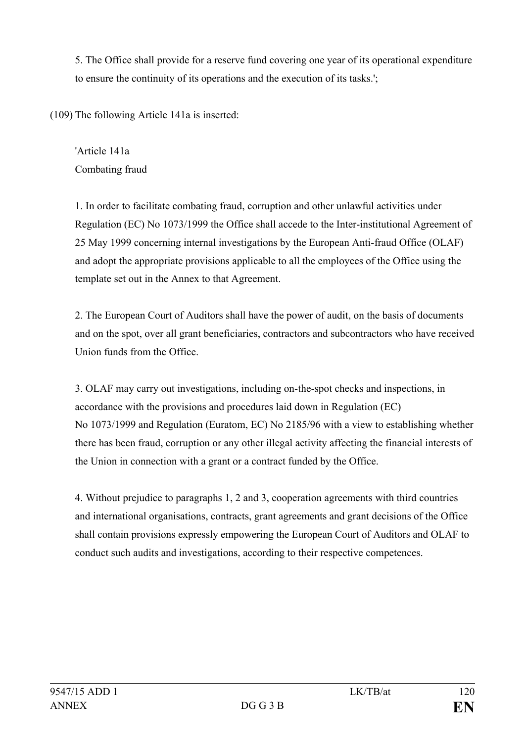5. The Office shall provide for a reserve fund covering one year of its operational expenditure to ensure the continuity of its operations and the execution of its tasks.';

(109) The following Article 141a is inserted:

'Article 141a
Combating fraud

1. In order to facilitate combating fraud, corruption and other unlawful activities under Regulation (EC) No 1073/1999 the Office shall accede to the Inter-institutional Agreement of 25 May 1999 concerning internal investigations by the European Anti-fraud Office (OLAF) and adopt the appropriate provisions applicable to all the employees of the Office using the template set out in the Annex to that Agreement.

2. The European Court of Auditors shall have the power of audit, on the basis of documents and on the spot, over all grant beneficiaries, contractors and subcontractors who have received Union funds from the Office.

3. OLAF may carry out investigations, including on-the-spot checks and inspections, in accordance with the provisions and procedures laid down in Regulation (EC) No 1073/1999 and Regulation (Euratom, EC) No 2185/96 with a view to establishing whether there has been fraud, corruption or any other illegal activity affecting the financial interests of the Union in connection with a grant or a contract funded by the Office.

4. Without prejudice to paragraphs 1, 2 and 3, cooperation agreements with third countries and international organisations, contracts, grant agreements and grant decisions of the Office shall contain provisions expressly empowering the European Court of Auditors and OLAF to conduct such audits and investigations, according to their respective competences.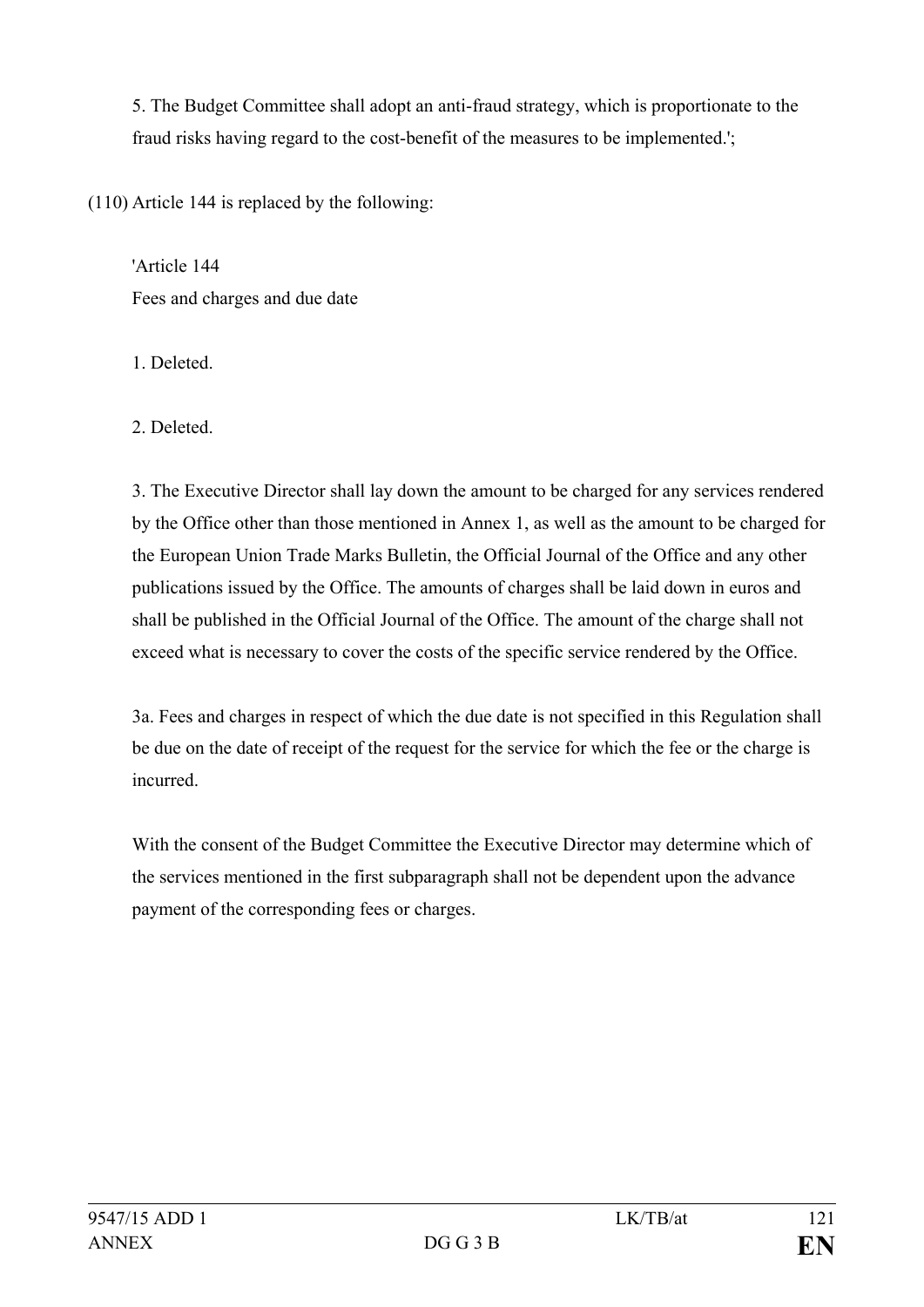5. The Budget Committee shall adopt an anti-fraud strategy, which is proportionate to the fraud risks having regard to the cost-benefit of the measures to be implemented.';

(110) Article 144 is replaced by the following:

'Article 144
Fees and charges and due date

1. Deleted.

2. Deleted.

3. The Executive Director shall lay down the amount to be charged for any services rendered by the Office other than those mentioned in Annex 1, as well as the amount to be charged for the European Union Trade Marks Bulletin, the Official Journal of the Office and any other publications issued by the Office. The amounts of charges shall be laid down in euros and shall be published in the Official Journal of the Office. The amount of the charge shall not exceed what is necessary to cover the costs of the specific service rendered by the Office.

3a. Fees and charges in respect of which the due date is not specified in this Regulation shall be due on the date of receipt of the request for the service for which the fee or the charge is incurred.

With the consent of the Budget Committee the Executive Director may determine which of the services mentioned in the first subparagraph shall not be dependent upon the advance payment of the corresponding fees or charges.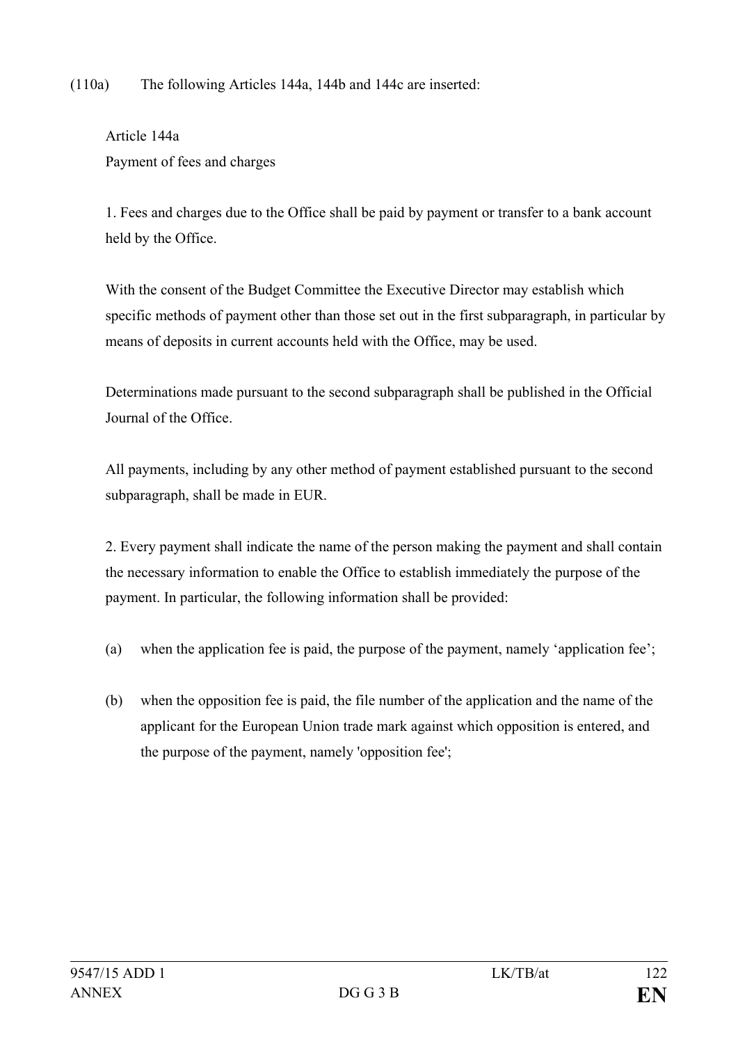(110a) The following Articles 144a, 144b and 144c are inserted:

Article 144a
Payment of fees and charges

1. Fees and charges due to the Office shall be paid by payment or transfer to a bank account held by the Office.

With the consent of the Budget Committee the Executive Director may establish which specific methods of payment other than those set out in the first subparagraph, in particular by means of deposits in current accounts held with the Office, may be used.

Determinations made pursuant to the second subparagraph shall be published in the Official Journal of the Office.

All payments, including by any other method of payment established pursuant to the second subparagraph, shall be made in EUR.

2. Every payment shall indicate the name of the person making the payment and shall contain the necessary information to enable the Office to establish immediately the purpose of the payment. In particular, the following information shall be provided:

(a) when the application fee is paid, the purpose of the payment, namely ‘application fee’;

(b) when the opposition fee is paid, the file number of the application and the name of the applicant for the European Union trade mark against which opposition is entered, and the purpose of the payment, namely 'opposition fee';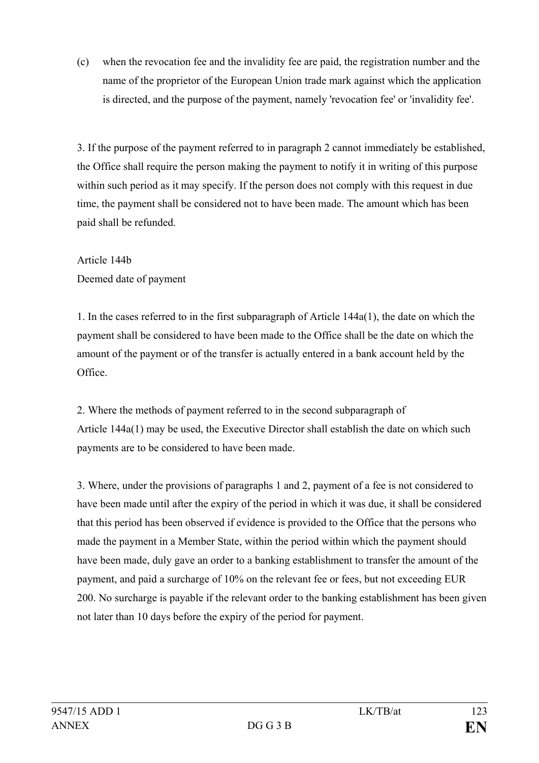(c) when the revocation fee and the invalidity fee are paid, the registration number and the name of the proprietor of the European Union trade mark against which the application is directed, and the purpose of the payment, namely 'revocation fee' or 'invalidity fee'.

3. If the purpose of the payment referred to in paragraph 2 cannot immediately be established, the Office shall require the person making the payment to notify it in writing of this purpose within such period as it may specify. If the person does not comply with this request in due time, the payment shall be considered not to have been made. The amount which has been paid shall be refunded.

Article 144b

Deemed date of payment

1. In the cases referred to in the first subparagraph of Article 144a(1), the date on which the payment shall be considered to have been made to the Office shall be the date on which the amount of the payment or of the transfer is actually entered in a bank account held by the Office.

2. Where the methods of payment referred to in the second subparagraph of Article 144a(1) may be used, the Executive Director shall establish the date on which such payments are to be considered to have been made.

3. Where, under the provisions of paragraphs 1 and 2, payment of a fee is not considered to have been made until after the expiry of the period in which it was due, it shall be considered that this period has been observed if evidence is provided to the Office that the persons who made the payment in a Member State, within the period within which the payment should have been made, duly gave an order to a banking establishment to transfer the amount of the payment, and paid a surcharge of 10% on the relevant fee or fees, but not exceeding EUR 200. No surcharge is payable if the relevant order to the banking establishment has been given not later than 10 days before the expiry of the period for payment.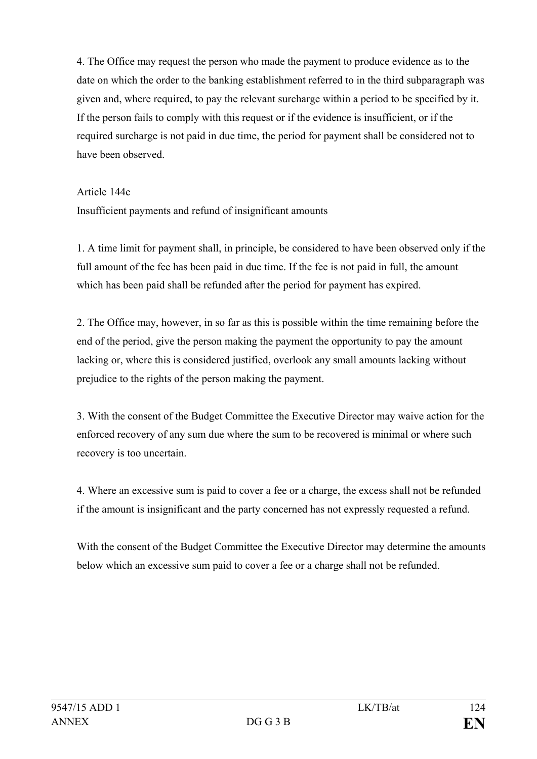4. The Office may request the person who made the payment to produce evidence as to the date on which the order to the banking establishment referred to in the third subparagraph was given and, where required, to pay the relevant surcharge within a period to be specified by it. If the person fails to comply with this request or if the evidence is insufficient, or if the required surcharge is not paid in due time, the period for payment shall be considered not to have been observed.

Article 144c

Insufficient payments and refund of insignificant amounts

1. A time limit for payment shall, in principle, be considered to have been observed only if the full amount of the fee has been paid in due time. If the fee is not paid in full, the amount which has been paid shall be refunded after the period for payment has expired.

2. The Office may, however, in so far as this is possible within the time remaining before the end of the period, give the person making the payment the opportunity to pay the amount lacking or, where this is considered justified, overlook any small amounts lacking without prejudice to the rights of the person making the payment.

3. With the consent of the Budget Committee the Executive Director may waive action for the enforced recovery of any sum due where the sum to be recovered is minimal or where such recovery is too uncertain.

4. Where an excessive sum is paid to cover a fee or a charge, the excess shall not be refunded if the amount is insignificant and the party concerned has not expressly requested a refund.

With the consent of the Budget Committee the Executive Director may determine the amounts below which an excessive sum paid to cover a fee or a charge shall not be refunded.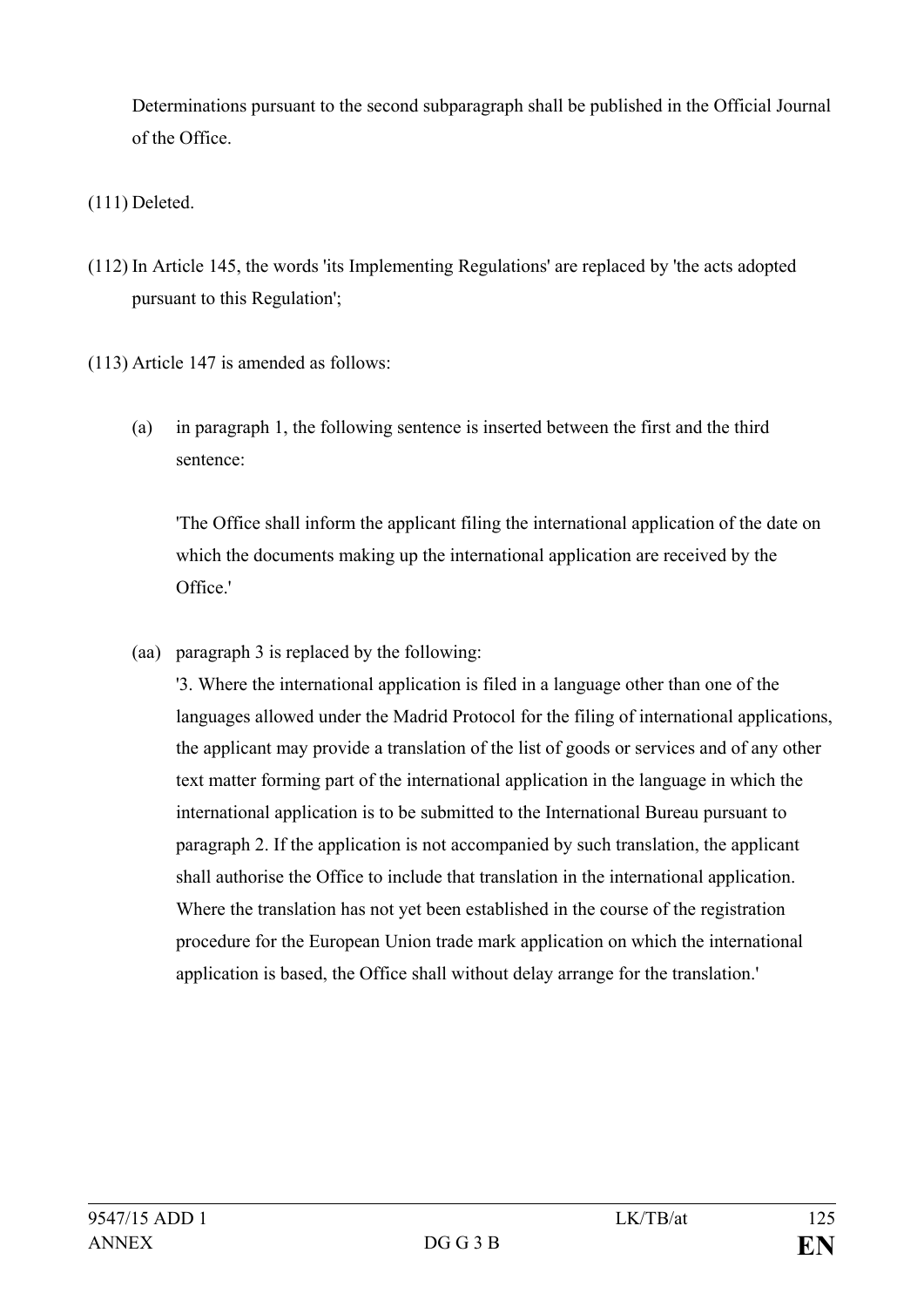Determinations pursuant to the second subparagraph shall be published in the Official Journal of the Office.

(111) Deleted.

(112) In Article 145, the words 'its Implementing Regulations' are replaced by 'the acts adopted pursuant to this Regulation';

(113) Article 147 is amended as follows:

(a) in paragraph 1, the following sentence is inserted between the first and the third sentence:

'The Office shall inform the applicant filing the international application of the date on which the documents making up the international application are received by the Office.'

(aa) paragraph 3 is replaced by the following:

'3. Where the international application is filed in a language other than one of the languages allowed under the Madrid Protocol for the filing of international applications, the applicant may provide a translation of the list of goods or services and of any other text matter forming part of the international application in the language in which the international application is to be submitted to the International Bureau pursuant to paragraph 2. If the application is not accompanied by such translation, the applicant shall authorise the Office to include that translation in the international application. Where the translation has not yet been established in the course of the registration procedure for the European Union trade mark application on which the international application is based, the Office shall without delay arrange for the translation.'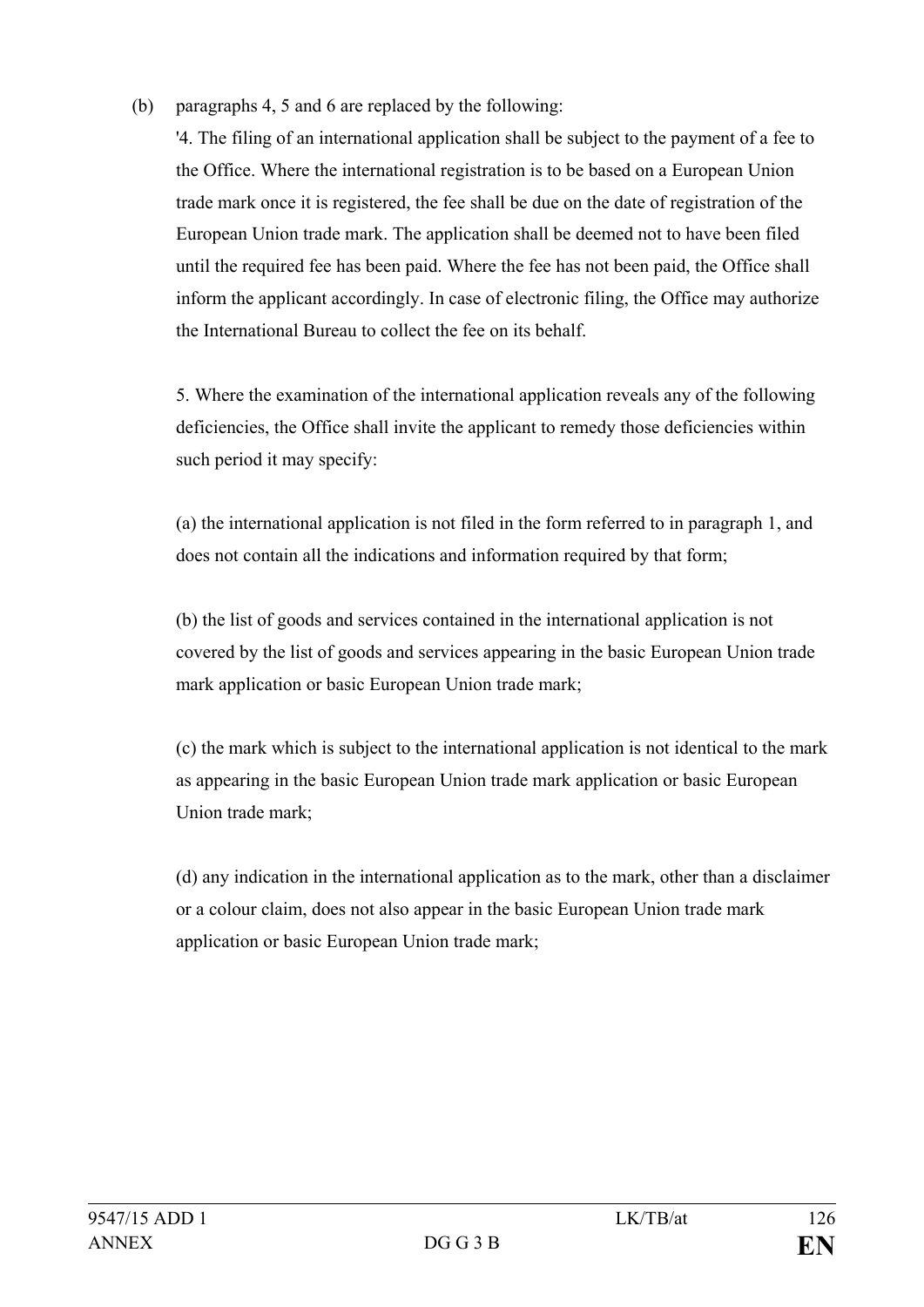(b) paragraphs 4, 5 and 6 are replaced by the following:

'4. The filing of an international application shall be subject to the payment of a fee to the Office. Where the international registration is to be based on a European Union trade mark once it is registered, the fee shall be due on the date of registration of the European Union trade mark. The application shall be deemed not to have been filed until the required fee has been paid. Where the fee has not been paid, the Office shall inform the applicant accordingly. In case of electronic filing, the Office may authorize the International Bureau to collect the fee on its behalf.

5. Where the examination of the international application reveals any of the following deficiencies, the Office shall invite the applicant to remedy those deficiencies within such period it may specify:

(a) the international application is not filed in the form referred to in paragraph 1, and does not contain all the indications and information required by that form;

(b) the list of goods and services contained in the international application is not covered by the list of goods and services appearing in the basic European Union trade mark application or basic European Union trade mark;

(c) the mark which is subject to the international application is not identical to the mark as appearing in the basic European Union trade mark application or basic European Union trade mark;

(d) any indication in the international application as to the mark, other than a disclaimer or a colour claim, does not also appear in the basic European Union trade mark application or basic European Union trade mark;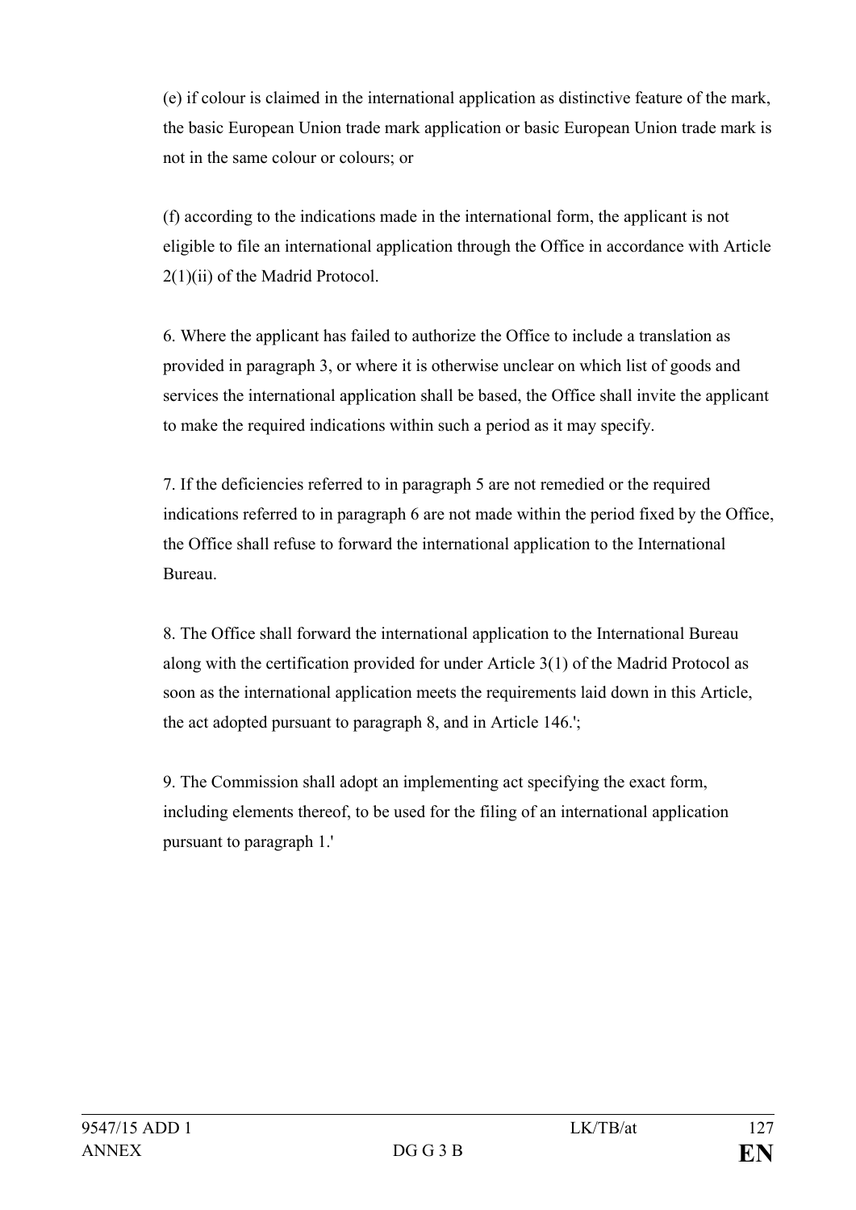(e) if colour is claimed in the international application as distinctive feature of the mark, the basic European Union trade mark application or basic European Union trade mark is not in the same colour or colours; or

(f) according to the indications made in the international form, the applicant is not eligible to file an international application through the Office in accordance with Article 2(1)(ii) of the Madrid Protocol.

6. Where the applicant has failed to authorize the Office to include a translation as provided in paragraph 3, or where it is otherwise unclear on which list of goods and services the international application shall be based, the Office shall invite the applicant to make the required indications within such a period as it may specify.

7. If the deficiencies referred to in paragraph 5 are not remedied or the required indications referred to in paragraph 6 are not made within the period fixed by the Office, the Office shall refuse to forward the international application to the International Bureau.

8. The Office shall forward the international application to the International Bureau along with the certification provided for under Article 3(1) of the Madrid Protocol as soon as the international application meets the requirements laid down in this Article, the act adopted pursuant to paragraph 8, and in Article 146.';

9. The Commission shall adopt an implementing act specifying the exact form, including elements thereof, to be used for the filing of an international application pursuant to paragraph 1.'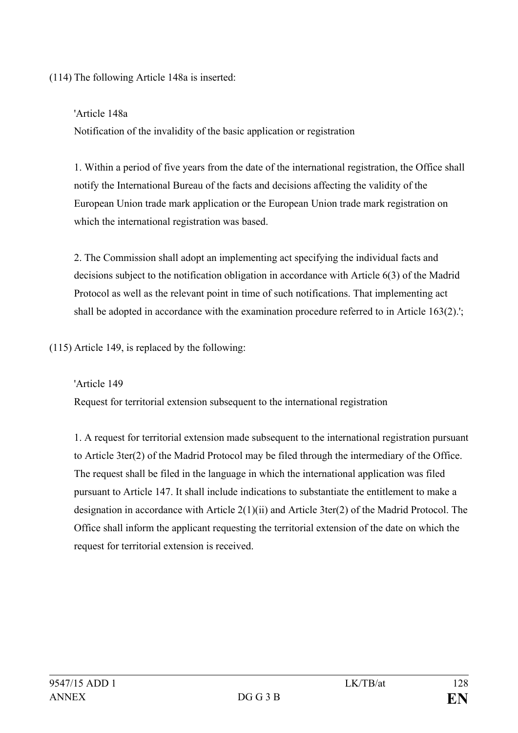(114) The following Article 148a is inserted:

'Article 148a

Notification of the invalidity of the basic application or registration

1. Within a period of five years from the date of the international registration, the Office shall notify the International Bureau of the facts and decisions affecting the validity of the European Union trade mark application or the European Union trade mark registration on which the international registration was based.

2. The Commission shall adopt an implementing act specifying the individual facts and decisions subject to the notification obligation in accordance with Article 6(3) of the Madrid Protocol as well as the relevant point in time of such notifications. That implementing act shall be adopted in accordance with the examination procedure referred to in Article 163(2).';

(115) Article 149, is replaced by the following:

'Article 149

Request for territorial extension subsequent to the international registration

1. A request for territorial extension made subsequent to the international registration pursuant to Article 3ter(2) of the Madrid Protocol may be filed through the intermediary of the Office. The request shall be filed in the language in which the international application was filed pursuant to Article 147. It shall include indications to substantiate the entitlement to make a designation in accordance with Article 2(1)(ii) and Article 3ter(2) of the Madrid Protocol. The Office shall inform the applicant requesting the territorial extension of the date on which the request for territorial extension is received.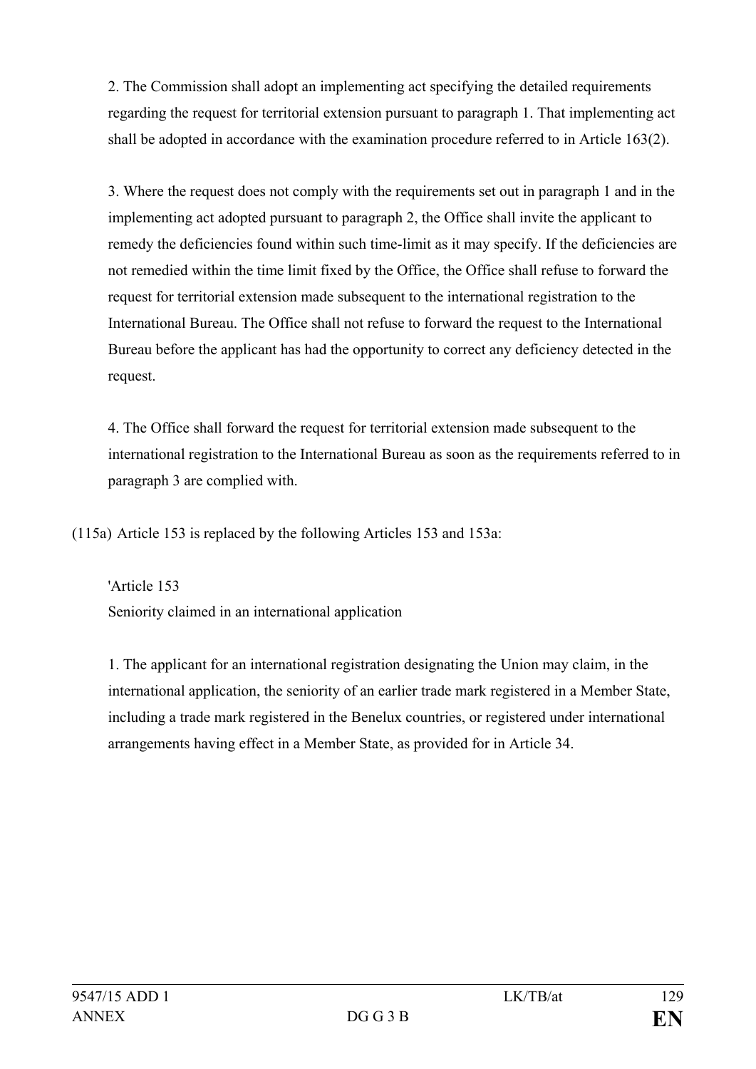2. The Commission shall adopt an implementing act specifying the detailed requirements regarding the request for territorial extension pursuant to paragraph 1. That implementing act shall be adopted in accordance with the examination procedure referred to in Article 163(2).

3. Where the request does not comply with the requirements set out in paragraph 1 and in the implementing act adopted pursuant to paragraph 2, the Office shall invite the applicant to remedy the deficiencies found within such time-limit as it may specify. If the deficiencies are not remedied within the time limit fixed by the Office, the Office shall refuse to forward the request for territorial extension made subsequent to the international registration to the International Bureau. The Office shall not refuse to forward the request to the International Bureau before the applicant has had the opportunity to correct any deficiency detected in the request.

4. The Office shall forward the request for territorial extension made subsequent to the international registration to the International Bureau as soon as the requirements referred to in paragraph 3 are complied with.

(115a) Article 153 is replaced by the following Articles 153 and 153a:

'Article 153

Seniority claimed in an international application

1. The applicant for an international registration designating the Union may claim, in the international application, the seniority of an earlier trade mark registered in a Member State, including a trade mark registered in the Benelux countries, or registered under international arrangements having effect in a Member State, as provided for in Article 34.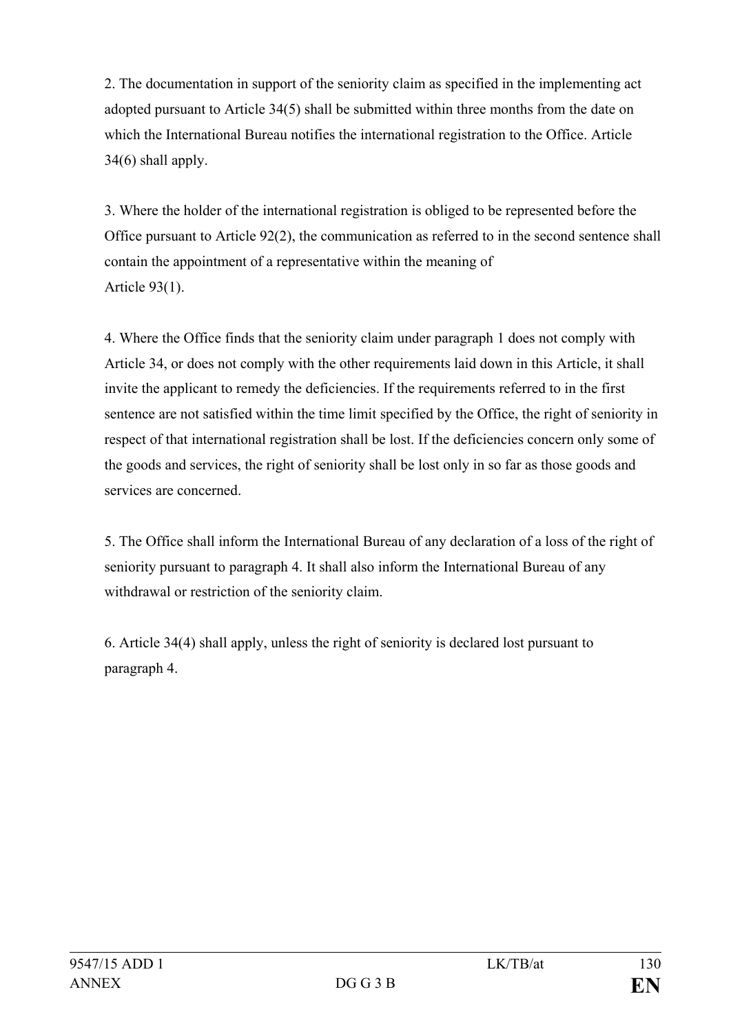2. The documentation in support of the seniority claim as specified in the implementing act adopted pursuant to Article 34(5) shall be submitted within three months from the date on which the International Bureau notifies the international registration to the Office. Article 34(6) shall apply.

3. Where the holder of the international registration is obliged to be represented before the Office pursuant to Article 92(2), the communication as referred to in the second sentence shall contain the appointment of a representative within the meaning of Article 93(1).

4. Where the Office finds that the seniority claim under paragraph 1 does not comply with Article 34, or does not comply with the other requirements laid down in this Article, it shall invite the applicant to remedy the deficiencies. If the requirements referred to in the first sentence are not satisfied within the time limit specified by the Office, the right of seniority in respect of that international registration shall be lost. If the deficiencies concern only some of the goods and services, the right of seniority shall be lost only in so far as those goods and services are concerned.

5. The Office shall inform the International Bureau of any declaration of a loss of the right of seniority pursuant to paragraph 4. It shall also inform the International Bureau of any withdrawal or restriction of the seniority claim.

6. Article 34(4) shall apply, unless the right of seniority is declared lost pursuant to paragraph 4.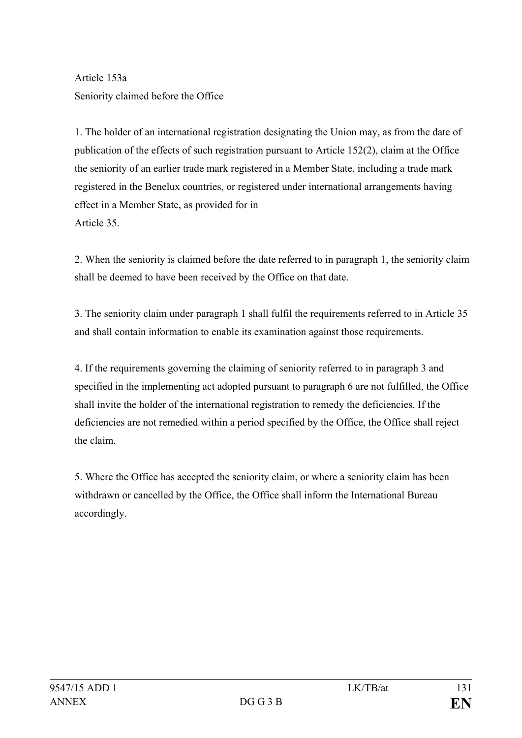Article 153a

Seniority claimed before the Office

1. The holder of an international registration designating the Union may, as from the date of publication of the effects of such registration pursuant to Article 152(2), claim at the Office the seniority of an earlier trade mark registered in a Member State, including a trade mark registered in the Benelux countries, or registered under international arrangements having effect in a Member State, as provided for in Article 35.

2. When the seniority is claimed before the date referred to in paragraph 1, the seniority claim shall be deemed to have been received by the Office on that date.

3. The seniority claim under paragraph 1 shall fulfil the requirements referred to in Article 35 and shall contain information to enable its examination against those requirements.

4. If the requirements governing the claiming of seniority referred to in paragraph 3 and specified in the implementing act adopted pursuant to paragraph 6 are not fulfilled, the Office shall invite the holder of the international registration to remedy the deficiencies. If the deficiencies are not remedied within a period specified by the Office, the Office shall reject the claim.

5. Where the Office has accepted the seniority claim, or where a seniority claim has been withdrawn or cancelled by the Office, the Office shall inform the International Bureau accordingly.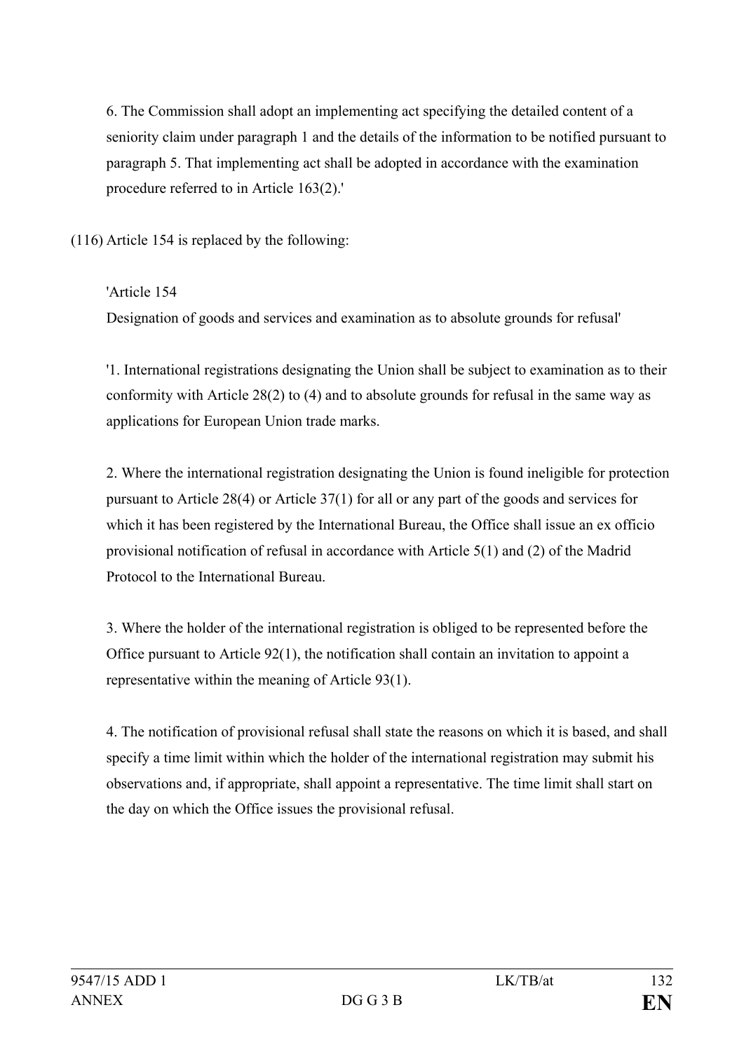6. The Commission shall adopt an implementing act specifying the detailed content of a seniority claim under paragraph 1 and the details of the information to be notified pursuant to paragraph 5. That implementing act shall be adopted in accordance with the examination procedure referred to in Article 163(2).'

(116) Article 154 is replaced by the following:

'Article 154
Designation of goods and services and examination as to absolute grounds for refusal'

'1. International registrations designating the Union shall be subject to examination as to their conformity with Article 28(2) to (4) and to absolute grounds for refusal in the same way as applications for European Union trade marks.

2. Where the international registration designating the Union is found ineligible for protection pursuant to Article 28(4) or Article 37(1) for all or any part of the goods and services for which it has been registered by the International Bureau, the Office shall issue an ex officio provisional notification of refusal in accordance with Article 5(1) and (2) of the Madrid Protocol to the International Bureau.

3. Where the holder of the international registration is obliged to be represented before the Office pursuant to Article 92(1), the notification shall contain an invitation to appoint a representative within the meaning of Article 93(1).

4. The notification of provisional refusal shall state the reasons on which it is based, and shall specify a time limit within which the holder of the international registration may submit his observations and, if appropriate, shall appoint a representative. The time limit shall start on the day on which the Office issues the provisional refusal.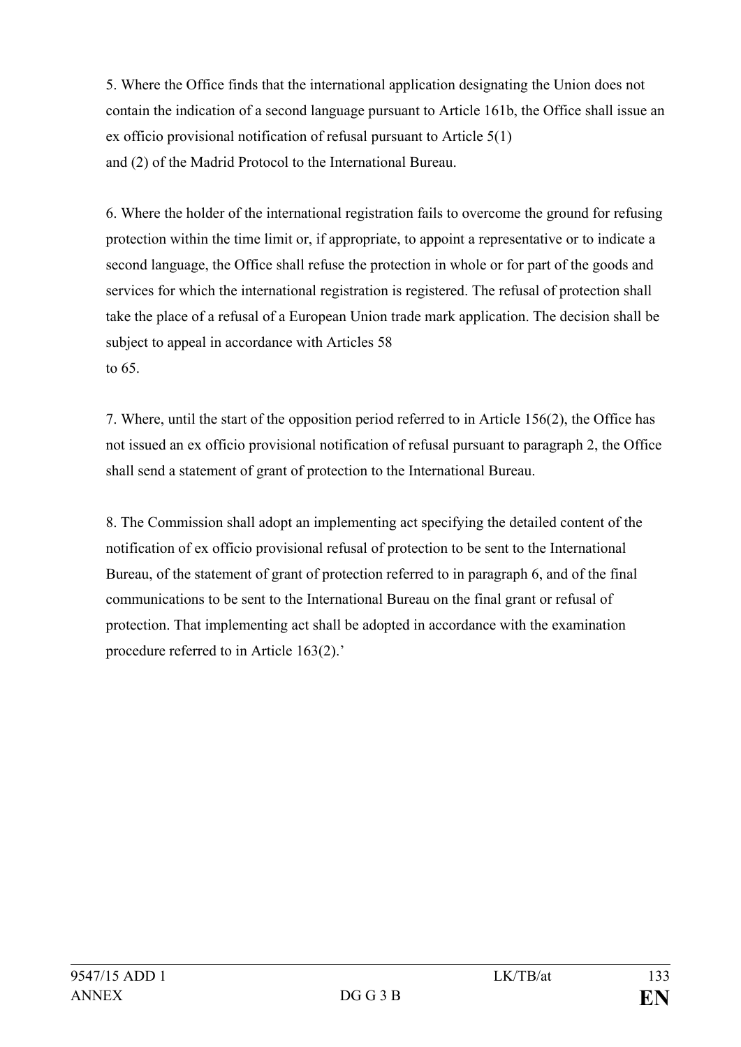5. Where the Office finds that the international application designating the Union does not contain the indication of a second language pursuant to Article 161b, the Office shall issue an ex officio provisional notification of refusal pursuant to Article 5(1) and (2) of the Madrid Protocol to the International Bureau.

6. Where the holder of the international registration fails to overcome the ground for refusing protection within the time limit or, if appropriate, to appoint a representative or to indicate a second language, the Office shall refuse the protection in whole or for part of the goods and services for which the international registration is registered. The refusal of protection shall take the place of a refusal of a European Union trade mark application. The decision shall be subject to appeal in accordance with Articles 58 to 65.

7. Where, until the start of the opposition period referred to in Article 156(2), the Office has not issued an ex officio provisional notification of refusal pursuant to paragraph 2, the Office shall send a statement of grant of protection to the International Bureau.

8. The Commission shall adopt an implementing act specifying the detailed content of the notification of ex officio provisional refusal of protection to be sent to the International Bureau, of the statement of grant of protection referred to in paragraph 6, and of the final communications to be sent to the International Bureau on the final grant or refusal of protection. That implementing act shall be adopted in accordance with the examination procedure referred to in Article 163(2).'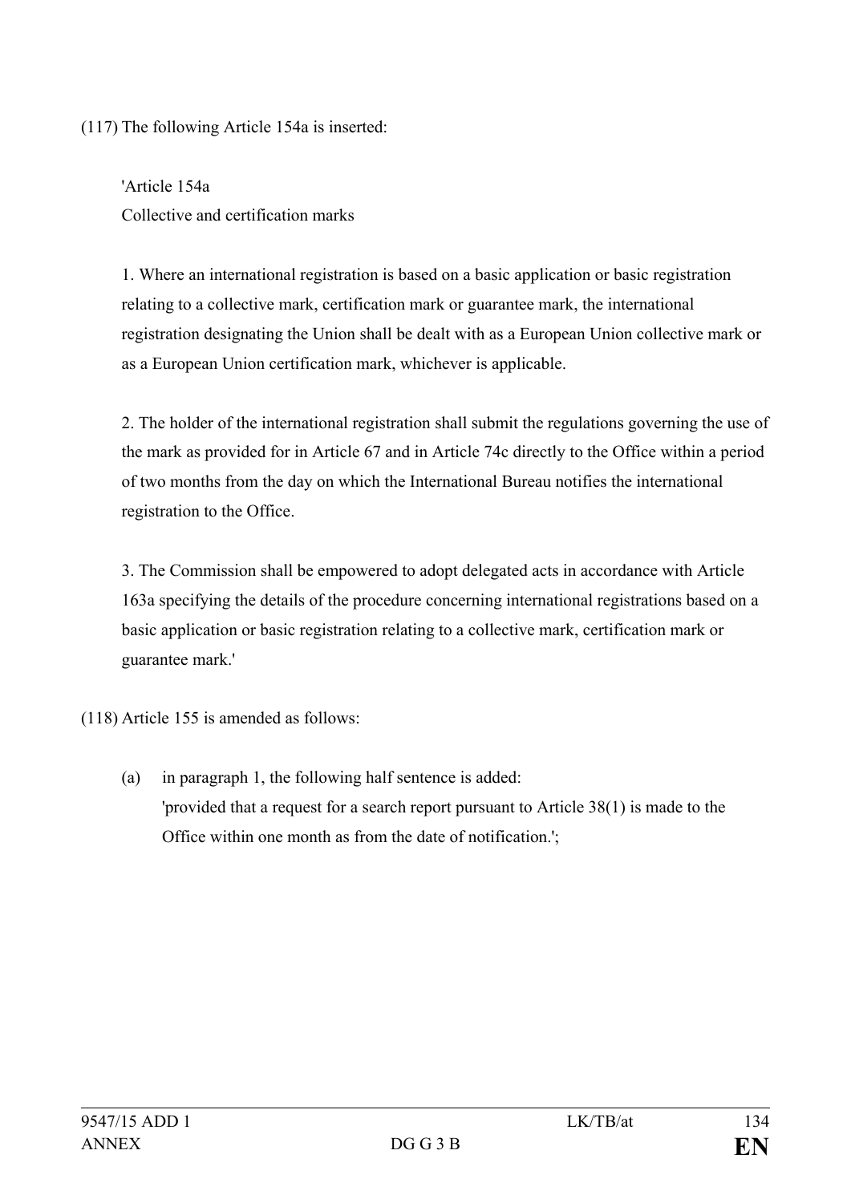(117) The following Article 154a is inserted:

'Article 154a
Collective and certification marks

1. Where an international registration is based on a basic application or basic registration relating to a collective mark, certification mark or guarantee mark, the international registration designating the Union shall be dealt with as a European Union collective mark or as a European Union certification mark, whichever is applicable.

2. The holder of the international registration shall submit the regulations governing the use of the mark as provided for in Article 67 and in Article 74c directly to the Office within a period of two months from the day on which the International Bureau notifies the international registration to the Office.

3. The Commission shall be empowered to adopt delegated acts in accordance with Article 163a specifying the details of the procedure concerning international registrations based on a basic application or basic registration relating to a collective mark, certification mark or guarantee mark.'

(118) Article 155 is amended as follows:

(a) in paragraph 1, the following half sentence is added:
'provided that a request for a search report pursuant to Article 38(1) is made to the Office within one month as from the date of notification.';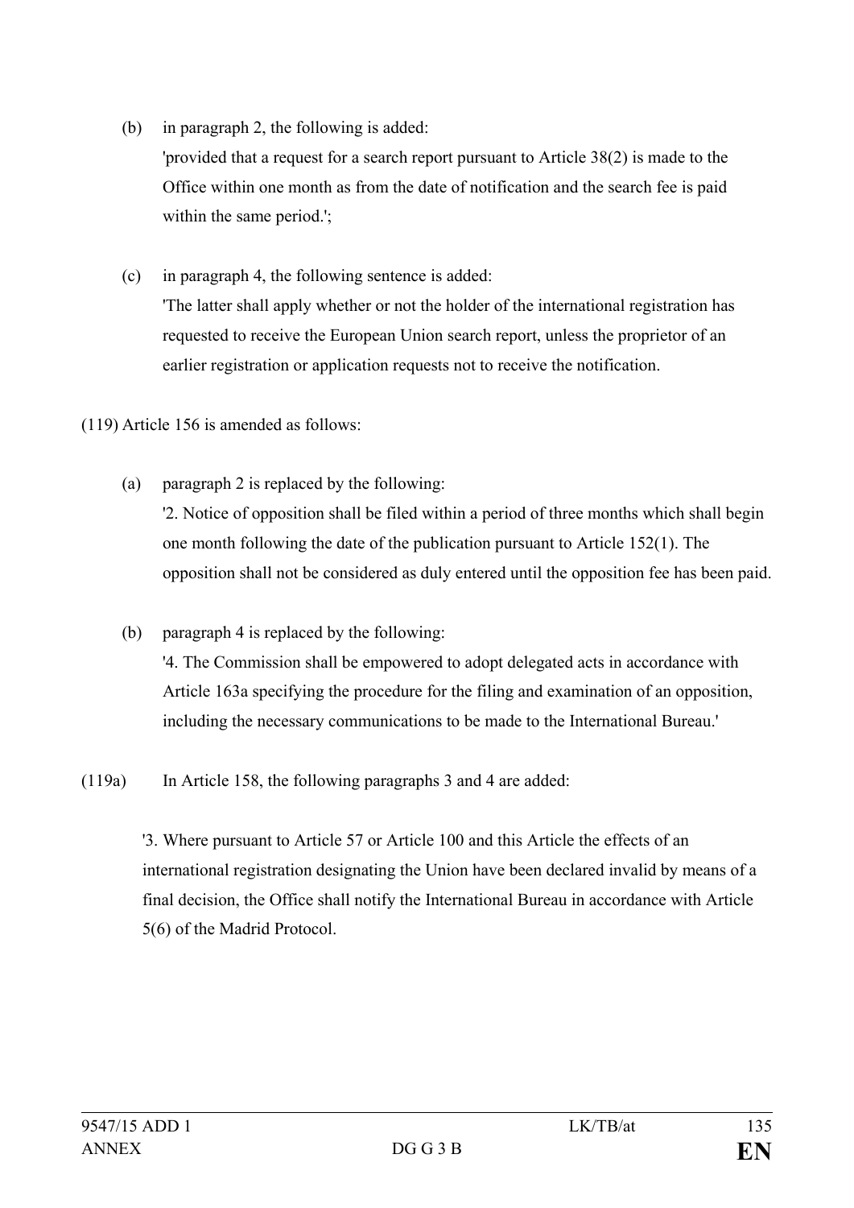(b) in paragraph 2, the following is added:

'provided that a request for a search report pursuant to Article 38(2) is made to the Office within one month as from the date of notification and the search fee is paid within the same period.';

(c) in paragraph 4, the following sentence is added:

'The latter shall apply whether or not the holder of the international registration has requested to receive the European Union search report, unless the proprietor of an earlier registration or application requests not to receive the notification.

(119) Article 156 is amended as follows:

(a) paragraph 2 is replaced by the following:

'2. Notice of opposition shall be filed within a period of three months which shall begin one month following the date of the publication pursuant to Article 152(1). The opposition shall not be considered as duly entered until the opposition fee has been paid.

(b) paragraph 4 is replaced by the following:

'4. The Commission shall be empowered to adopt delegated acts in accordance with Article 163a specifying the procedure for the filing and examination of an opposition, including the necessary communications to be made to the International Bureau.'

(119a) In Article 158, the following paragraphs 3 and 4 are added:

'3. Where pursuant to Article 57 or Article 100 and this Article the effects of an international registration designating the Union have been declared invalid by means of a final decision, the Office shall notify the International Bureau in accordance with Article 5(6) of the Madrid Protocol.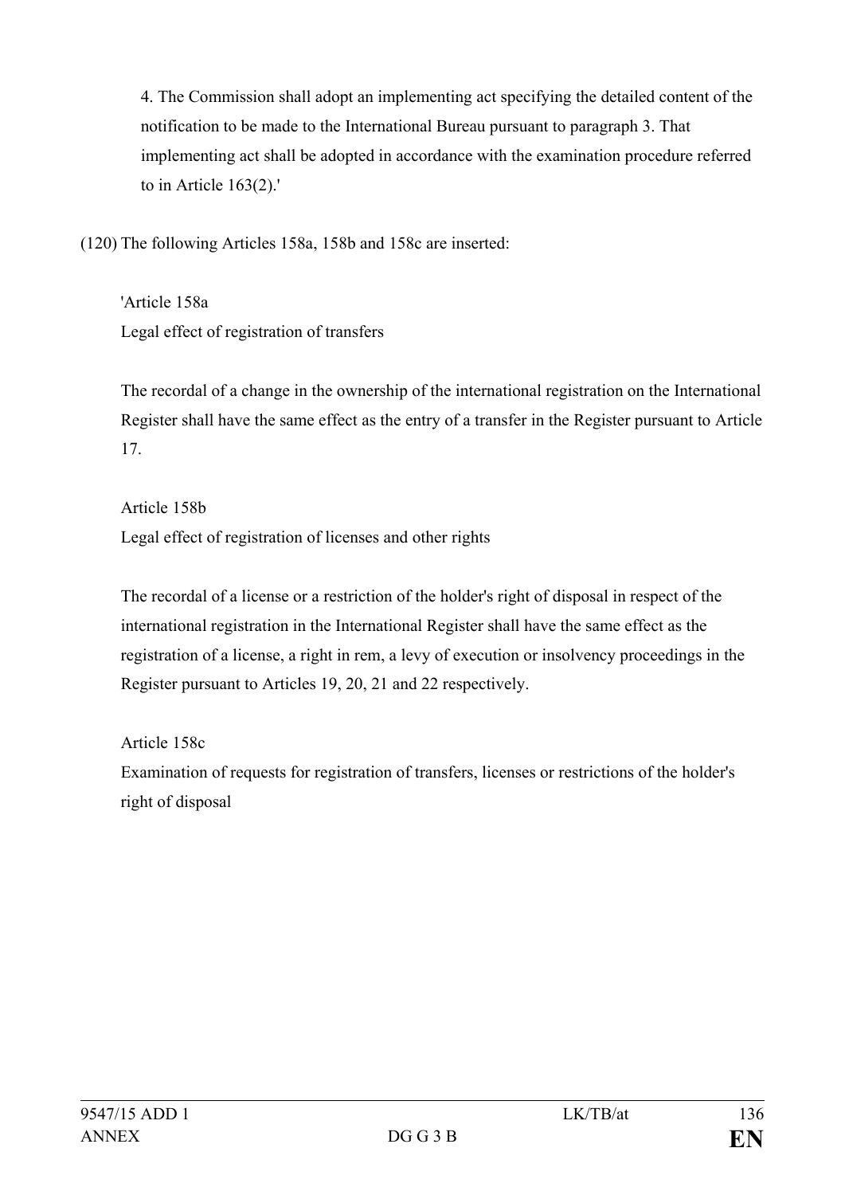4. The Commission shall adopt an implementing act specifying the detailed content of the notification to be made to the International Bureau pursuant to paragraph 3. That implementing act shall be adopted in accordance with the examination procedure referred to in Article 163(2).'

(120) The following Articles 158a, 158b and 158c are inserted:

'Article 158a

Legal effect of registration of transfers

The recordal of a change in the ownership of the international registration on the International Register shall have the same effect as the entry of a transfer in the Register pursuant to Article 17.

Article 158b

Legal effect of registration of licenses and other rights

The recordal of a license or a restriction of the holder's right of disposal in respect of the international registration in the International Register shall have the same effect as the registration of a license, a right in rem, a levy of execution or insolvency proceedings in the Register pursuant to Articles 19, 20, 21 and 22 respectively.

Article 158c

Examination of requests for registration of transfers, licenses or restrictions of the holder's right of disposal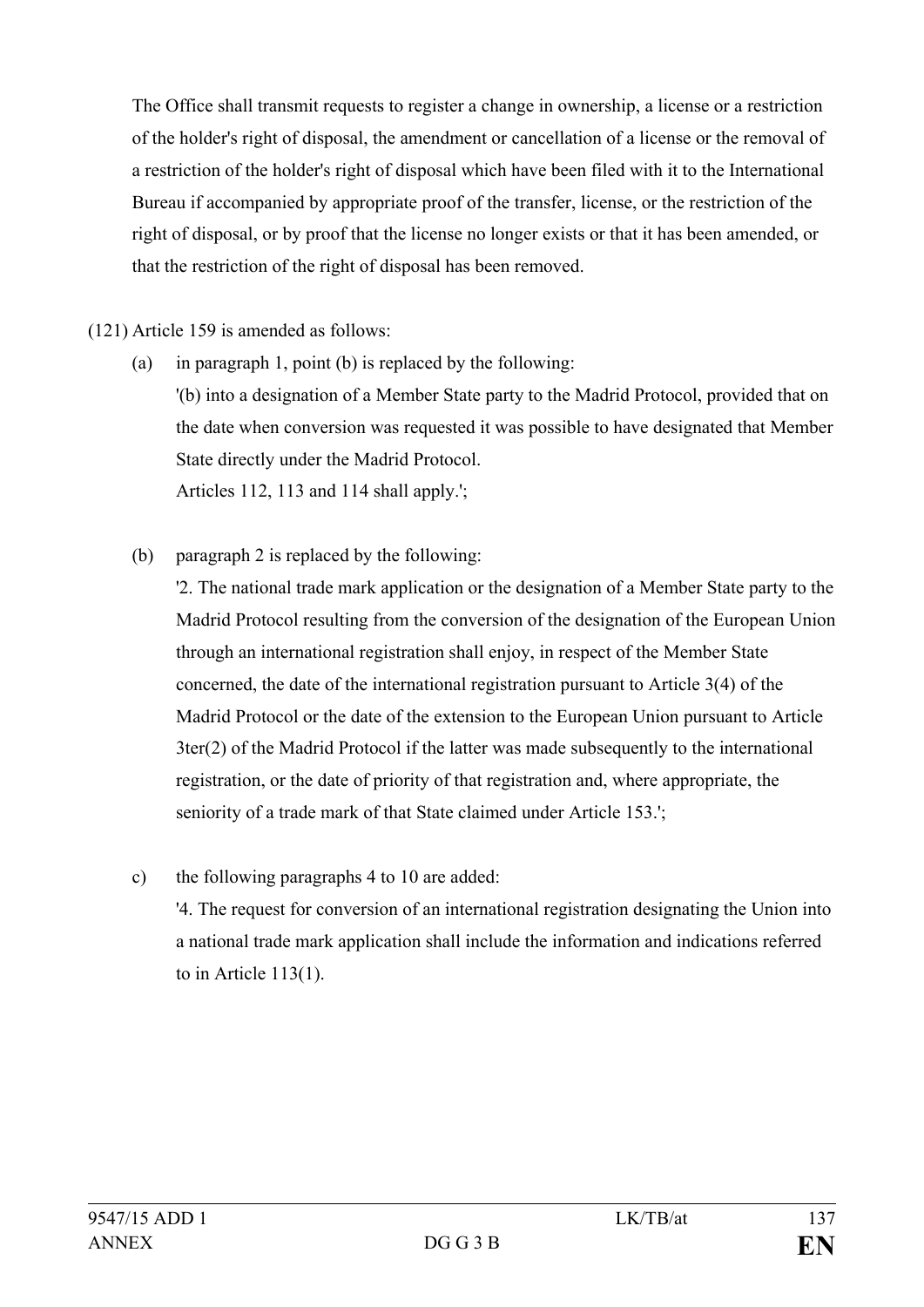The Office shall transmit requests to register a change in ownership, a license or a restriction of the holder's right of disposal, the amendment or cancellation of a license or the removal of a restriction of the holder's right of disposal which have been filed with it to the International Bureau if accompanied by appropriate proof of the transfer, license, or the restriction of the right of disposal, or by proof that the license no longer exists or that it has been amended, or that the restriction of the right of disposal has been removed.

(121) Article 159 is amended as follows:

(a) in paragraph 1, point (b) is replaced by the following:

'(b) into a designation of a Member State party to the Madrid Protocol, provided that on the date when conversion was requested it was possible to have designated that Member State directly under the Madrid Protocol.

Articles 112, 113 and 114 shall apply.';

(b) paragraph 2 is replaced by the following:

'2. The national trade mark application or the designation of a Member State party to the Madrid Protocol resulting from the conversion of the designation of the European Union through an international registration shall enjoy, in respect of the Member State concerned, the date of the international registration pursuant to Article 3(4) of the Madrid Protocol or the date of the extension to the European Union pursuant to Article 3ter(2) of the Madrid Protocol if the latter was made subsequently to the international registration, or the date of priority of that registration and, where appropriate, the seniority of a trade mark of that State claimed under Article 153.';

c) the following paragraphs 4 to 10 are added:

'4. The request for conversion of an international registration designating the Union into a national trade mark application shall include the information and indications referred to in Article 113(1).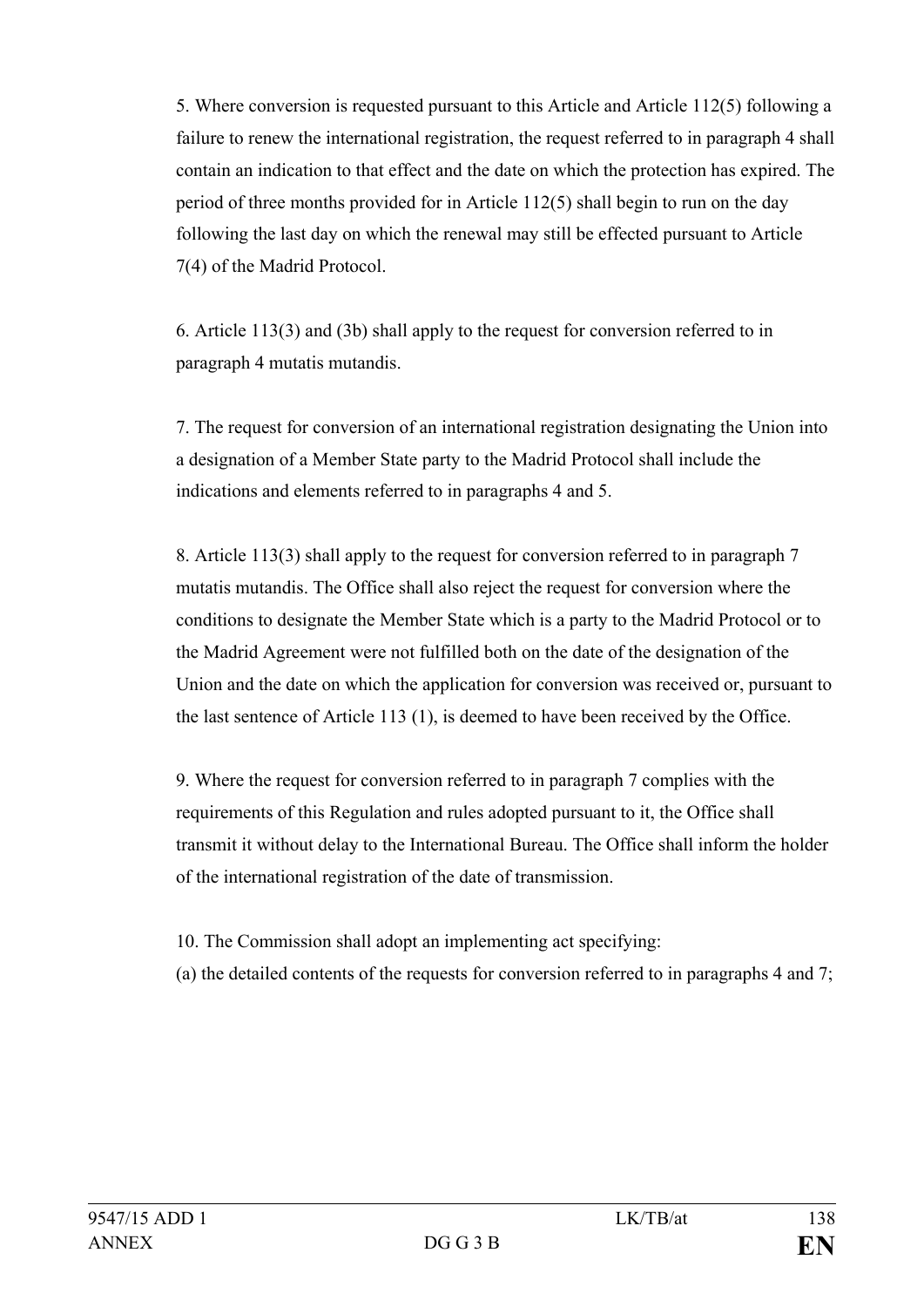5. Where conversion is requested pursuant to this Article and Article 112(5) following a failure to renew the international registration, the request referred to in paragraph 4 shall contain an indication to that effect and the date on which the protection has expired. The period of three months provided for in Article 112(5) shall begin to run on the day following the last day on which the renewal may still be effected pursuant to Article 7(4) of the Madrid Protocol.

6. Article 113(3) and (3b) shall apply to the request for conversion referred to in paragraph 4 mutatis mutandis.

7. The request for conversion of an international registration designating the Union into a designation of a Member State party to the Madrid Protocol shall include the indications and elements referred to in paragraphs 4 and 5.

8. Article 113(3) shall apply to the request for conversion referred to in paragraph 7 mutatis mutandis. The Office shall also reject the request for conversion where the conditions to designate the Member State which is a party to the Madrid Protocol or to the Madrid Agreement were not fulfilled both on the date of the designation of the Union and the date on which the application for conversion was received or, pursuant to the last sentence of Article 113 (1), is deemed to have been received by the Office.

9. Where the request for conversion referred to in paragraph 7 complies with the requirements of this Regulation and rules adopted pursuant to it, the Office shall transmit it without delay to the International Bureau. The Office shall inform the holder of the international registration of the date of transmission.

10. The Commission shall adopt an implementing act specifying:

(a) the detailed contents of the requests for conversion referred to in paragraphs 4 and 7;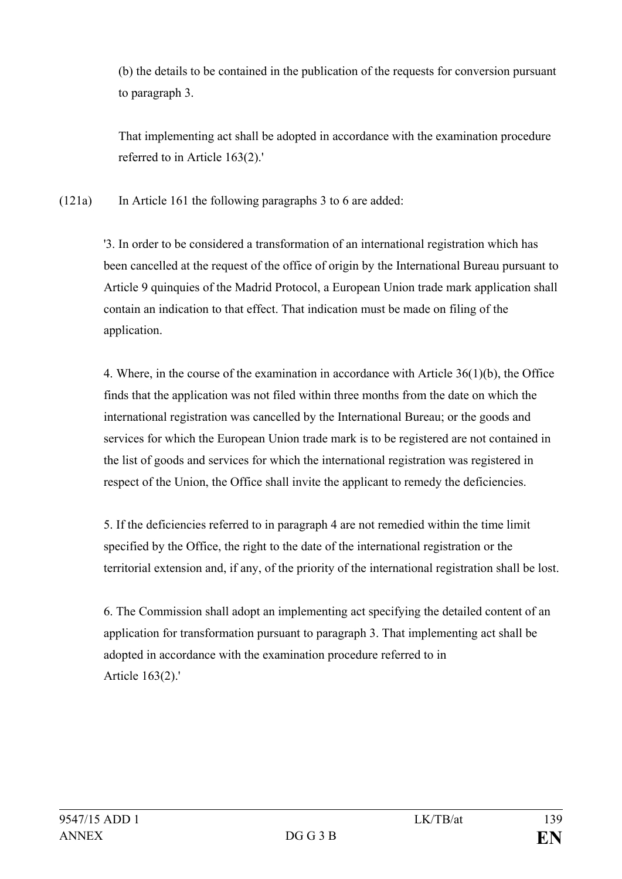(b) the details to be contained in the publication of the requests for conversion pursuant to paragraph 3.

That implementing act shall be adopted in accordance with the examination procedure referred to in Article 163(2).'

(121a) In Article 161 the following paragraphs 3 to 6 are added:

'3. In order to be considered a transformation of an international registration which has been cancelled at the request of the office of origin by the International Bureau pursuant to Article 9 quinquies of the Madrid Protocol, a European Union trade mark application shall contain an indication to that effect. That indication must be made on filing of the application.

4. Where, in the course of the examination in accordance with Article 36(1)(b), the Office finds that the application was not filed within three months from the date on which the international registration was cancelled by the International Bureau; or the goods and services for which the European Union trade mark is to be registered are not contained in the list of goods and services for which the international registration was registered in respect of the Union, the Office shall invite the applicant to remedy the deficiencies.

5. If the deficiencies referred to in paragraph 4 are not remedied within the time limit specified by the Office, the right to the date of the international registration or the territorial extension and, if any, of the priority of the international registration shall be lost.

6. The Commission shall adopt an implementing act specifying the detailed content of an application for transformation pursuant to paragraph 3. That implementing act shall be adopted in accordance with the examination procedure referred to in Article 163(2).'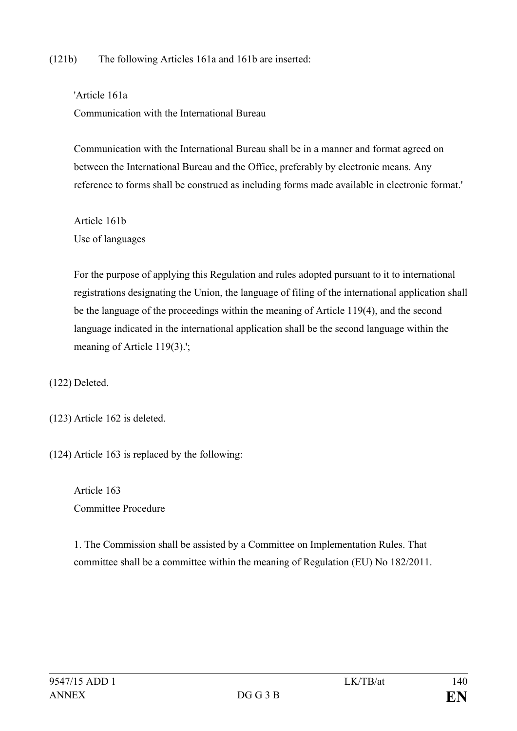(121b) The following Articles 161a and 161b are inserted:

'Article 161a

Communication with the International Bureau

Communication with the International Bureau shall be in a manner and format agreed on between the International Bureau and the Office, preferably by electronic means. Any reference to forms shall be construed as including forms made available in electronic format.'

Article 161b

Use of languages

For the purpose of applying this Regulation and rules adopted pursuant to it to international registrations designating the Union, the language of filing of the international application shall be the language of the proceedings within the meaning of Article 119(4), and the second language indicated in the international application shall be the second language within the meaning of Article 119(3).';

(122) Deleted.

(123) Article 162 is deleted.

(124) Article 163 is replaced by the following:

Article 163

Committee Procedure

1. The Commission shall be assisted by a Committee on Implementation Rules. That committee shall be a committee within the meaning of Regulation (EU) No 182/2011.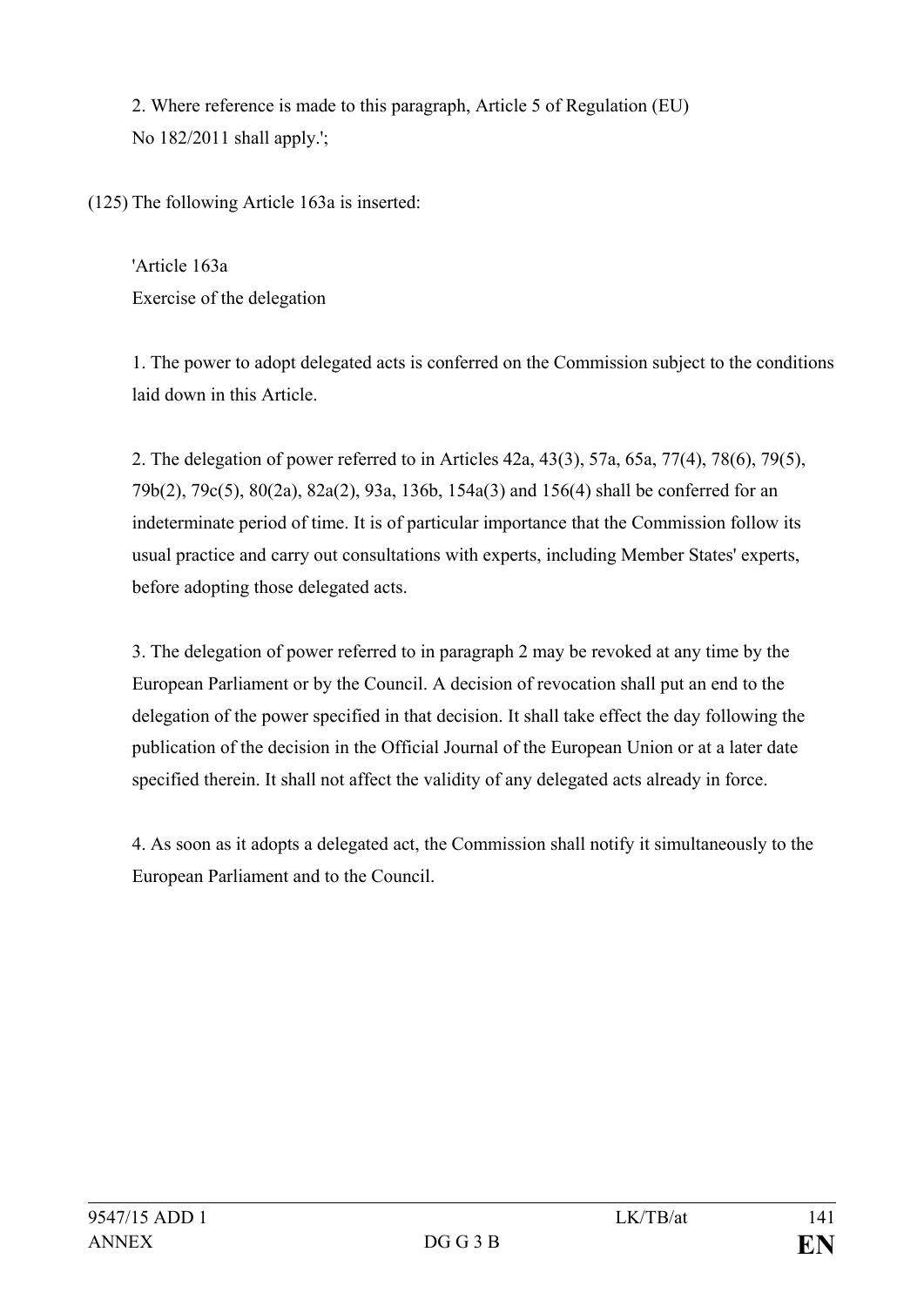2. Where reference is made to this paragraph, Article 5 of Regulation (EU) No 182/2011 shall apply.';

(125) The following Article 163a is inserted:

'Article 163a
Exercise of the delegation

1. The power to adopt delegated acts is conferred on the Commission subject to the conditions laid down in this Article.

2. The delegation of power referred to in Articles 42a, 43(3), 57a, 65a, 77(4), 78(6), 79(5), 79b(2), 79c(5), 80(2a), 82a(2), 93a, 136b, 154a(3) and 156(4) shall be conferred for an indeterminate period of time. It is of particular importance that the Commission follow its usual practice and carry out consultations with experts, including Member States' experts, before adopting those delegated acts.

3. The delegation of power referred to in paragraph 2 may be revoked at any time by the European Parliament or by the Council. A decision of revocation shall put an end to the delegation of the power specified in that decision. It shall take effect the day following the publication of the decision in the Official Journal of the European Union or at a later date specified therein. It shall not affect the validity of any delegated acts already in force.

4. As soon as it adopts a delegated act, the Commission shall notify it simultaneously to the European Parliament and to the Council.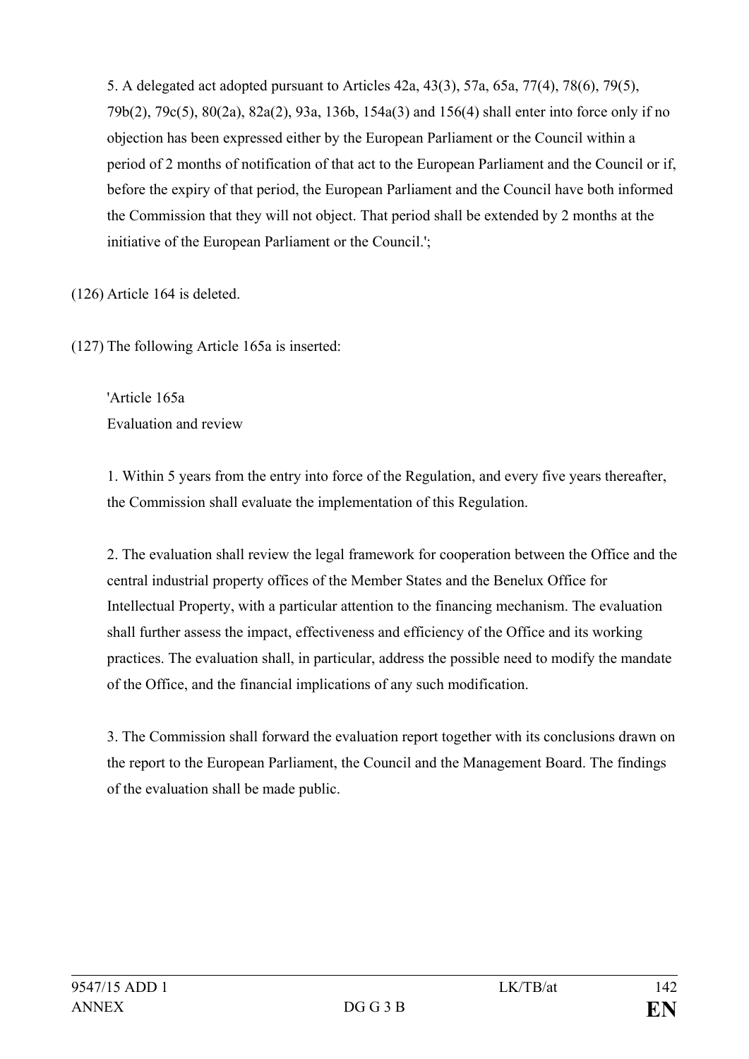5. A delegated act adopted pursuant to Articles 42a, 43(3), 57a, 65a, 77(4), 78(6), 79(5), 79b(2), 79c(5), 80(2a), 82a(2), 93a, 136b, 154a(3) and 156(4) shall enter into force only if no objection has been expressed either by the European Parliament or the Council within a period of 2 months of notification of that act to the European Parliament and the Council or if, before the expiry of that period, the European Parliament and the Council have both informed the Commission that they will not object. That period shall be extended by 2 months at the initiative of the European Parliament or the Council.';

(126) Article 164 is deleted.

(127) The following Article 165a is inserted:

'Article 165a
Evaluation and review

1. Within 5 years from the entry into force of the Regulation, and every five years thereafter, the Commission shall evaluate the implementation of this Regulation.

2. The evaluation shall review the legal framework for cooperation between the Office and the central industrial property offices of the Member States and the Benelux Office for Intellectual Property, with a particular attention to the financing mechanism. The evaluation shall further assess the impact, effectiveness and efficiency of the Office and its working practices. The evaluation shall, in particular, address the possible need to modify the mandate of the Office, and the financial implications of any such modification.

3. The Commission shall forward the evaluation report together with its conclusions drawn on the report to the European Parliament, the Council and the Management Board. The findings of the evaluation shall be made public.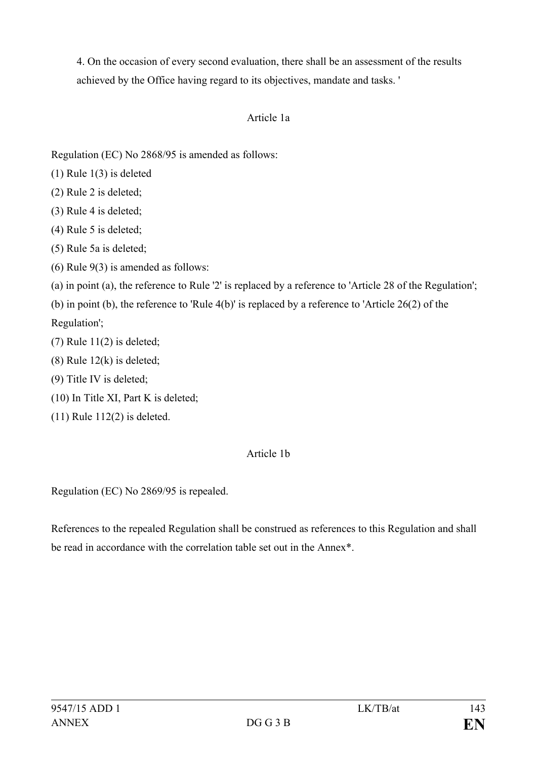4. On the occasion of every second evaluation, there shall be an assessment of the results achieved by the Office having regard to its objectives, mandate and tasks. '

Article 1a

Regulation (EC) No 2868/95 is amended as follows:

(1) Rule 1(3) is deleted

(2) Rule 2 is deleted;

(3) Rule 4 is deleted;

(4) Rule 5 is deleted;

(5) Rule 5a is deleted;

(6) Rule 9(3) is amended as follows:

(a) in point (a), the reference to Rule '2' is replaced by a reference to 'Article 28 of the Regulation';

(b) in point (b), the reference to 'Rule 4(b)' is replaced by a reference to 'Article 26(2) of the Regulation';

(7) Rule 11(2) is deleted;

(8) Rule 12(k) is deleted;

(9) Title IV is deleted;

(10) In Title XI, Part K is deleted;

(11) Rule 112(2) is deleted.

Article 1b

Regulation (EC) No 2869/95 is repealed.

References to the repealed Regulation shall be construed as references to this Regulation and shall be read in accordance with the correlation table set out in the Annex*.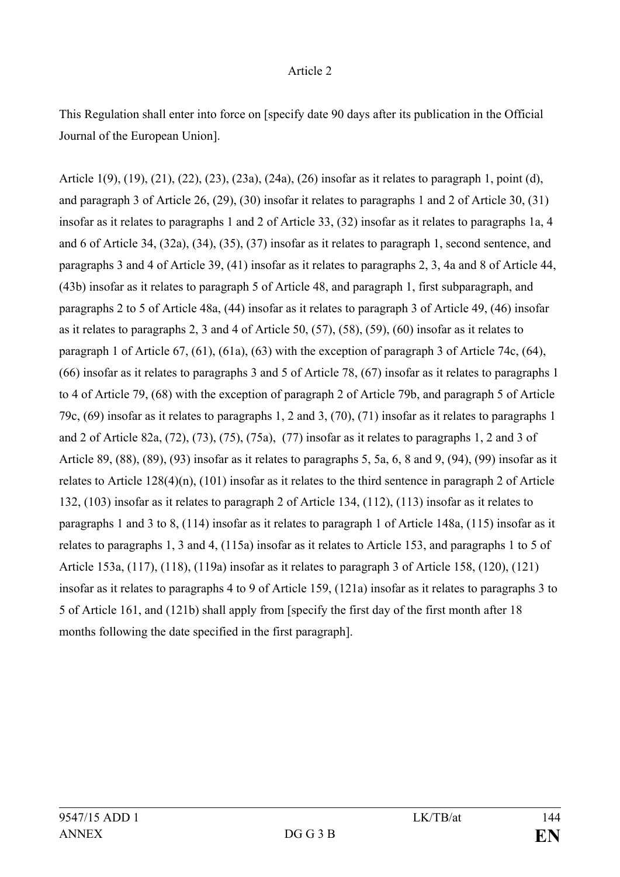Article 2

This Regulation shall enter into force on [specify date 90 days after its publication in the Official Journal of the European Union].

Article 1(9), (19), (21), (22), (23), (23a), (24a), (26) insofar as it relates to paragraph 1, point (d), and paragraph 3 of Article 26, (29), (30) insofar it relates to paragraphs 1 and 2 of Article 30, (31) insofar as it relates to paragraphs 1 and 2 of Article 33, (32) insofar as it relates to paragraphs 1a, 4 and 6 of Article 34, (32a), (34), (35), (37) insofar as it relates to paragraph 1, second sentence, and paragraphs 3 and 4 of Article 39, (41) insofar as it relates to paragraphs 2, 3, 4a and 8 of Article 44, (43b) insofar as it relates to paragraph 5 of Article 48, and paragraph 1, first subparagraph, and paragraphs 2 to 5 of Article 48a, (44) insofar as it relates to paragraph 3 of Article 49, (46) insofar as it relates to paragraphs 2, 3 and 4 of Article 50, (57), (58), (59), (60) insofar as it relates to paragraph 1 of Article 67, (61), (61a), (63) with the exception of paragraph 3 of Article 74c, (64), (66) insofar as it relates to paragraphs 3 and 5 of Article 78, (67) insofar as it relates to paragraphs 1 to 4 of Article 79, (68) with the exception of paragraph 2 of Article 79b, and paragraph 5 of Article 79c, (69) insofar as it relates to paragraphs 1, 2 and 3, (70), (71) insofar as it relates to paragraphs 1 and 2 of Article 82a, (72), (73), (75), (75a), (77) insofar as it relates to paragraphs 1, 2 and 3 of Article 89, (88), (89), (93) insofar as it relates to paragraphs 5, 5a, 6, 8 and 9, (94), (99) insofar as it relates to Article 128(4)(n), (101) insofar as it relates to the third sentence in paragraph 2 of Article 132, (103) insofar as it relates to paragraph 2 of Article 134, (112), (113) insofar as it relates to paragraphs 1 and 3 to 8, (114) insofar as it relates to paragraph 1 of Article 148a, (115) insofar as it relates to paragraphs 1, 3 and 4, (115a) insofar as it relates to Article 153, and paragraphs 1 to 5 of Article 153a, (117), (118), (119a) insofar as it relates to paragraph 3 of Article 158, (120), (121) insofar as it relates to paragraphs 4 to 9 of Article 159, (121a) insofar as it relates to paragraphs 3 to 5 of Article 161, and (121b) shall apply from [specify the first day of the first month after 18 months following the date specified in the first paragraph].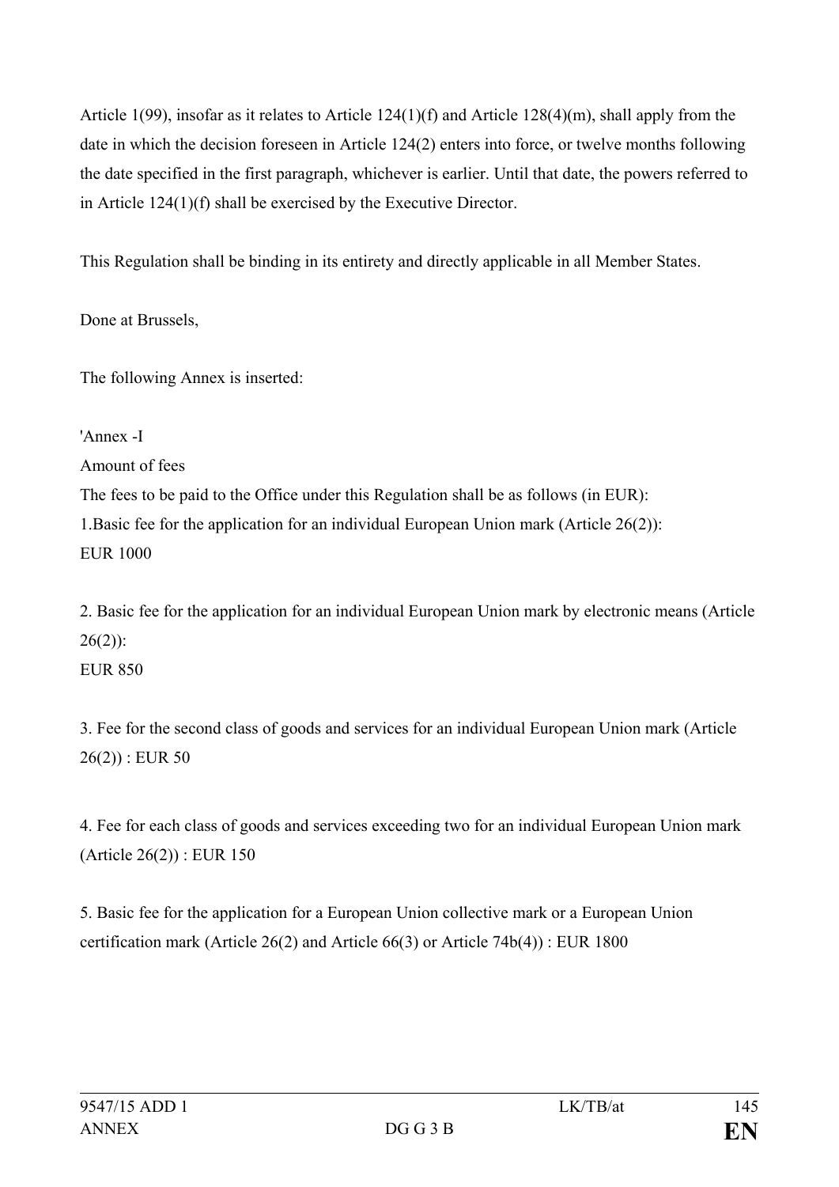Article 1(99), insofar as it relates to Article 124(1)(f) and Article 128(4)(m), shall apply from the date in which the decision foreseen in Article 124(2) enters into force, or twelve months following the date specified in the first paragraph, whichever is earlier. Until that date, the powers referred to in Article 124(1)(f) shall be exercised by the Executive Director.

This Regulation shall be binding in its entirety and directly applicable in all Member States.

Done at Brussels,

The following Annex is inserted:

'Annex -I

Amount of fees

The fees to be paid to the Office under this Regulation shall be as follows (in EUR):

1.Basic fee for the application for an individual European Union mark (Article 26(2)):
EUR 1000

2. Basic fee for the application for an individual European Union mark by electronic means (Article 26(2)):
EUR 850

3. Fee for the second class of goods and services for an individual European Union mark (Article 26(2)) : EUR 50

4. Fee for each class of goods and services exceeding two for an individual European Union mark (Article 26(2)) : EUR 150

5. Basic fee for the application for a European Union collective mark or a European Union certification mark (Article 26(2) and Article 66(3) or Article 74b(4)) : EUR 1800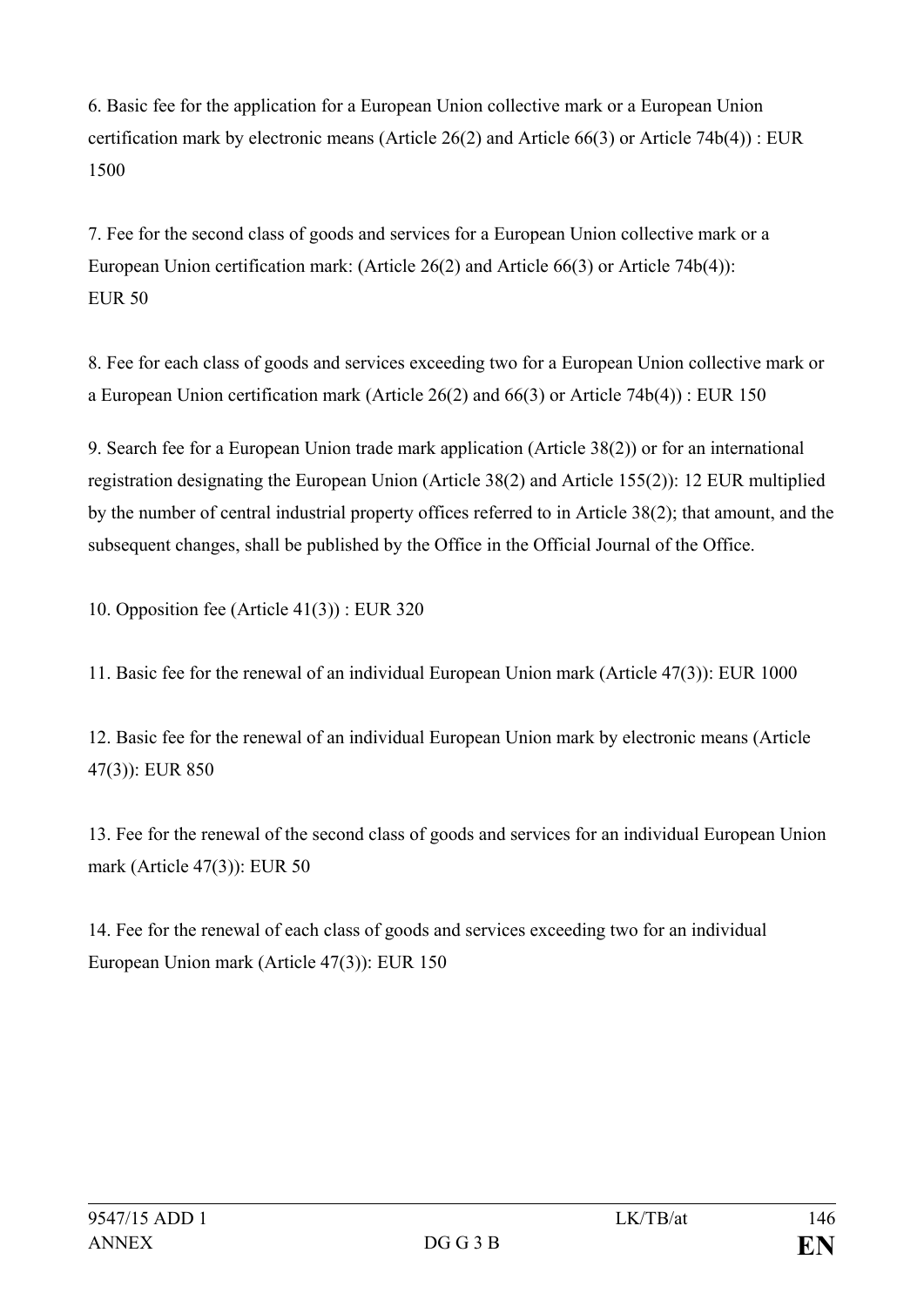6. Basic fee for the application for a European Union collective mark or a European Union certification mark by electronic means (Article 26(2) and Article 66(3) or Article 74b(4)) : EUR 1500

7. Fee for the second class of goods and services for a European Union collective mark or a European Union certification mark: (Article 26(2) and Article 66(3) or Article 74b(4)): EUR 50

8. Fee for each class of goods and services exceeding two for a European Union collective mark or a European Union certification mark (Article 26(2) and 66(3) or Article 74b(4)) : EUR 150

9. Search fee for a European Union trade mark application (Article 38(2)) or for an international registration designating the European Union (Article 38(2) and Article 155(2)): 12 EUR multiplied by the number of central industrial property offices referred to in Article 38(2); that amount, and the subsequent changes, shall be published by the Office in the Official Journal of the Office.

10. Opposition fee (Article 41(3)) : EUR 320

11. Basic fee for the renewal of an individual European Union mark (Article 47(3)): EUR 1000

12. Basic fee for the renewal of an individual European Union mark by electronic means (Article 47(3)): EUR 850

13. Fee for the renewal of the second class of goods and services for an individual European Union mark (Article 47(3)): EUR 50

14. Fee for the renewal of each class of goods and services exceeding two for an individual European Union mark (Article 47(3)): EUR 150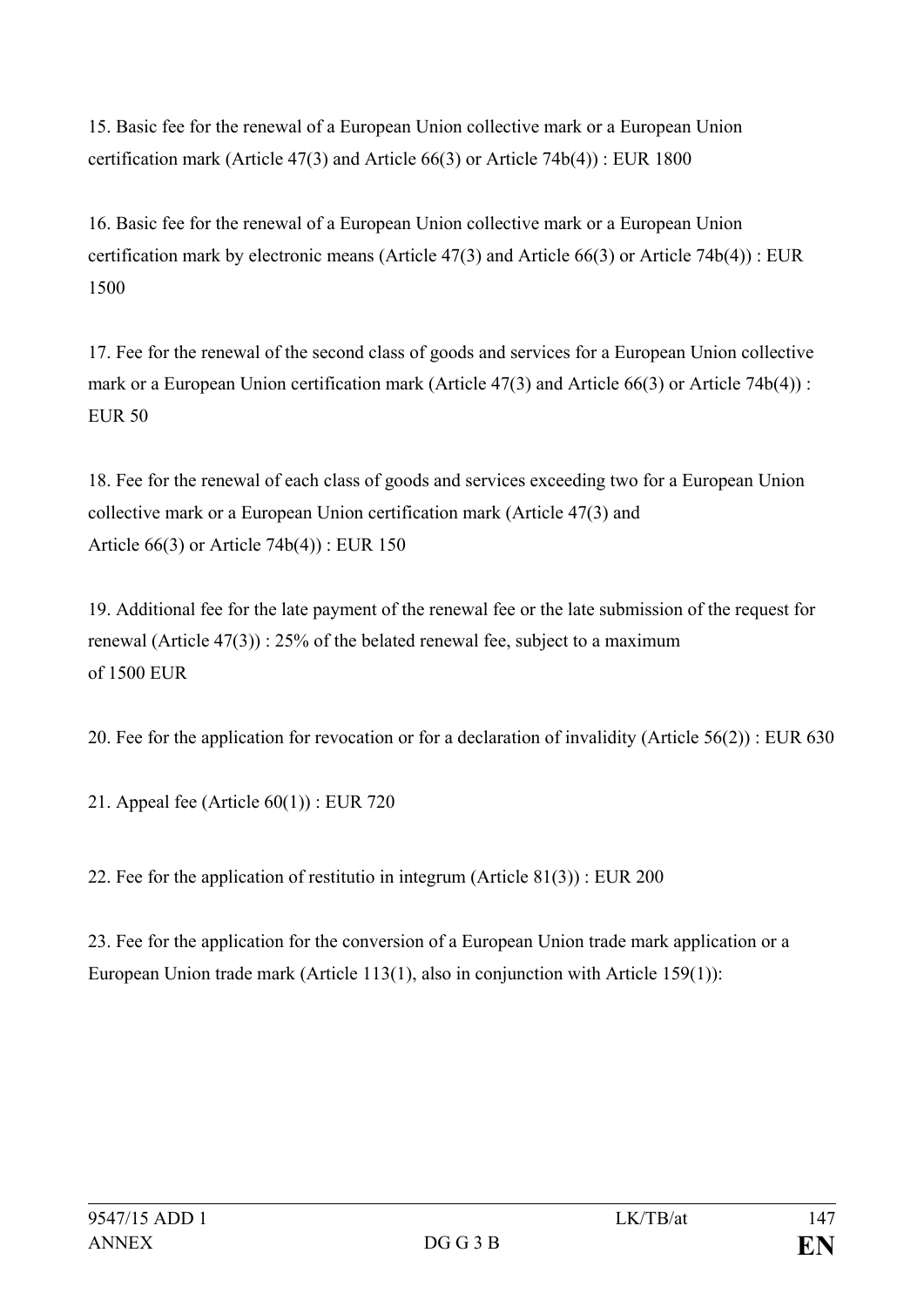15. Basic fee for the renewal of a European Union collective mark or a European Union certification mark (Article 47(3) and Article 66(3) or Article 74b(4)) : EUR 1800

16. Basic fee for the renewal of a European Union collective mark or a European Union certification mark by electronic means (Article 47(3) and Article 66(3) or Article 74b(4)) : EUR 1500

17. Fee for the renewal of the second class of goods and services for a European Union collective mark or a European Union certification mark (Article 47(3) and Article 66(3) or Article 74b(4)) : EUR 50

18. Fee for the renewal of each class of goods and services exceeding two for a European Union collective mark or a European Union certification mark (Article 47(3) and Article 66(3) or Article 74b(4)) : EUR 150

19. Additional fee for the late payment of the renewal fee or the late submission of the request for renewal (Article 47(3)) : 25% of the belated renewal fee, subject to a maximum of 1500 EUR

20. Fee for the application for revocation or for a declaration of invalidity (Article 56(2)) : EUR 630

21. Appeal fee (Article 60(1)) : EUR 720

22. Fee for the application of restitutio in integrum (Article 81(3)) : EUR 200

23. Fee for the application for the conversion of a European Union trade mark application or a European Union trade mark (Article 113(1), also in conjunction with Article 159(1)):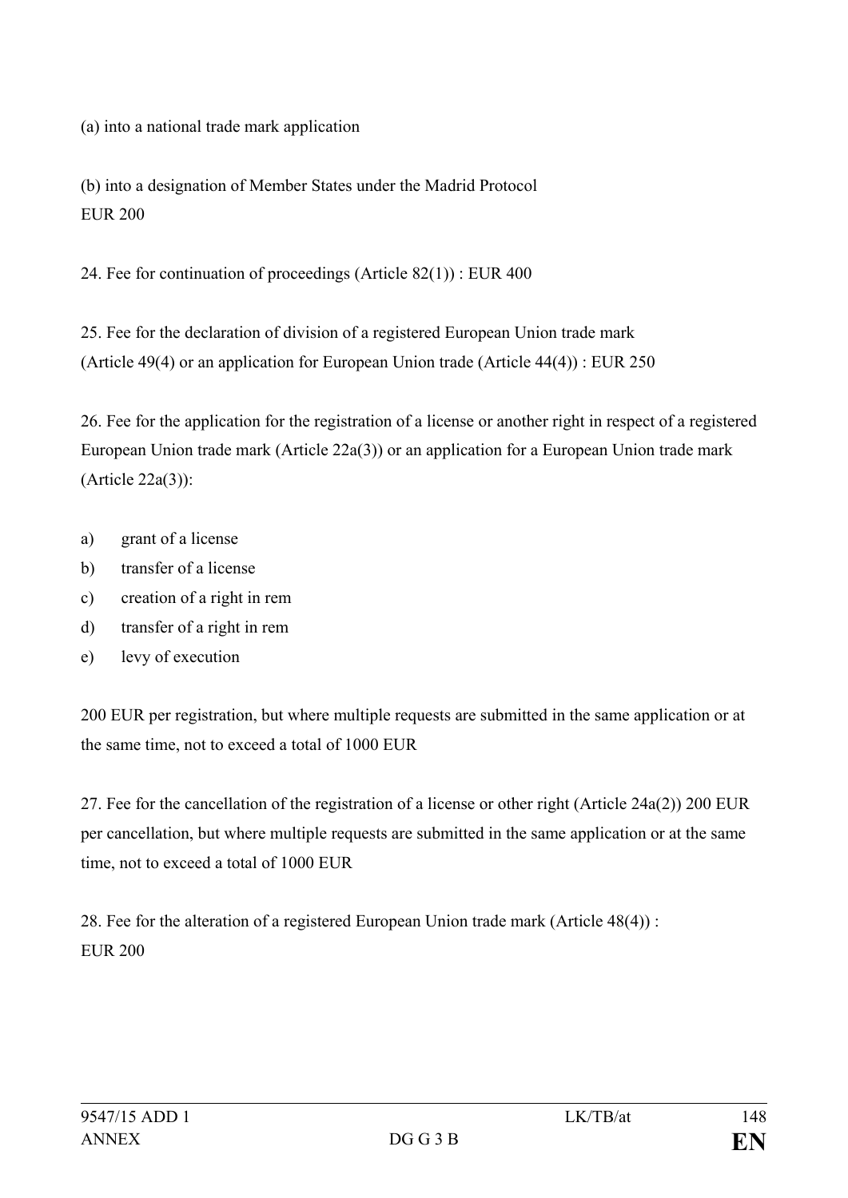(a) into a national trade mark application

(b) into a designation of Member States under the Madrid Protocol
EUR 200

24. Fee for continuation of proceedings (Article 82(1)) : EUR 400

25. Fee for the declaration of division of a registered European Union trade mark (Article 49(4) or an application for European Union trade (Article 44(4)) : EUR 250

26. Fee for the application for the registration of a license or another right in respect of a registered European Union trade mark (Article 22a(3)) or an application for a European Union trade mark (Article 22a(3)):

a) grant of a license
b) transfer of a license
c) creation of a right in rem
d) transfer of a right in rem
e) levy of execution

200 EUR per registration, but where multiple requests are submitted in the same application or at the same time, not to exceed a total of 1000 EUR

27. Fee for the cancellation of the registration of a license or other right (Article 24a(2)) 200 EUR per cancellation, but where multiple requests are submitted in the same application or at the same time, not to exceed a total of 1000 EUR

28. Fee for the alteration of a registered European Union trade mark (Article 48(4)) :
EUR 200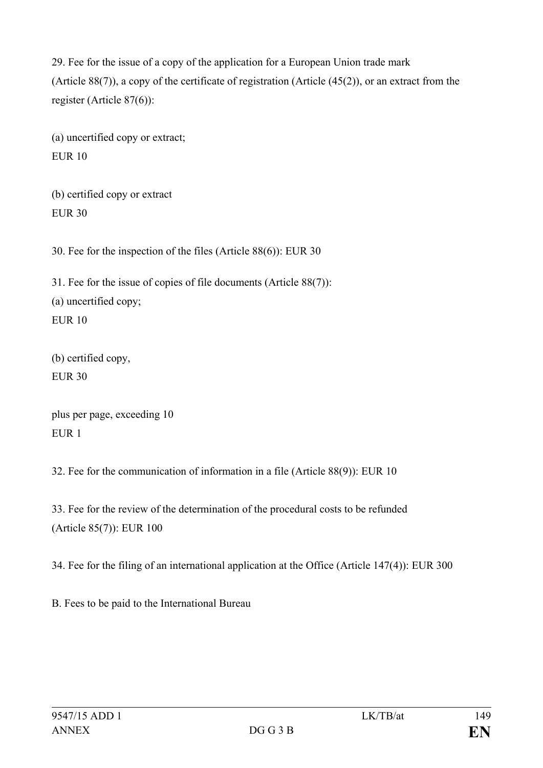29. Fee for the issue of a copy of the application for a European Union trade mark (Article 88(7)), a copy of the certificate of registration (Article (45(2)), or an extract from the register (Article 87(6)):

(a) uncertified copy or extract;
EUR 10

(b) certified copy or extract
EUR 30

30. Fee for the inspection of the files (Article 88(6)): EUR 30

31. Fee for the issue of copies of file documents (Article 88(7)):
(a) uncertified copy;
EUR 10

(b) certified copy,
EUR 30

plus per page, exceeding 10
EUR 1

32. Fee for the communication of information in a file (Article 88(9)): EUR 10

33. Fee for the review of the determination of the procedural costs to be refunded (Article 85(7)): EUR 100

34. Fee for the filing of an international application at the Office (Article 147(4)): EUR 300

B. Fees to be paid to the International Bureau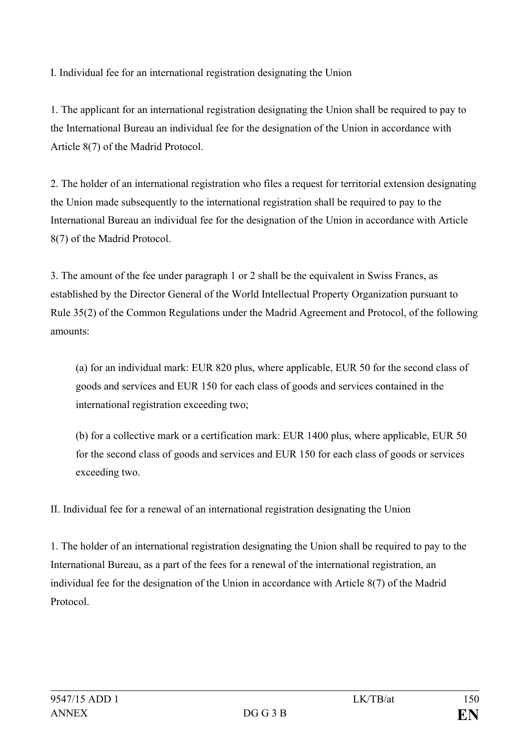I. Individual fee for an international registration designating the Union

1. The applicant for an international registration designating the Union shall be required to pay to the International Bureau an individual fee for the designation of the Union in accordance with Article 8(7) of the Madrid Protocol.

2. The holder of an international registration who files a request for territorial extension designating the Union made subsequently to the international registration shall be required to pay to the International Bureau an individual fee for the designation of the Union in accordance with Article 8(7) of the Madrid Protocol.

3. The amount of the fee under paragraph 1 or 2 shall be the equivalent in Swiss Francs, as established by the Director General of the World Intellectual Property Organization pursuant to Rule 35(2) of the Common Regulations under the Madrid Agreement and Protocol, of the following amounts:

(a) for an individual mark: EUR 820 plus, where applicable, EUR 50 for the second class of goods and services and EUR 150 for each class of goods and services contained in the international registration exceeding two;

(b) for a collective mark or a certification mark: EUR 1400 plus, where applicable, EUR 50 for the second class of goods and services and EUR 150 for each class of goods or services exceeding two.

II. Individual fee for a renewal of an international registration designating the Union

1. The holder of an international registration designating the Union shall be required to pay to the International Bureau, as a part of the fees for a renewal of the international registration, an individual fee for the designation of the Union in accordance with Article 8(7) of the Madrid Protocol.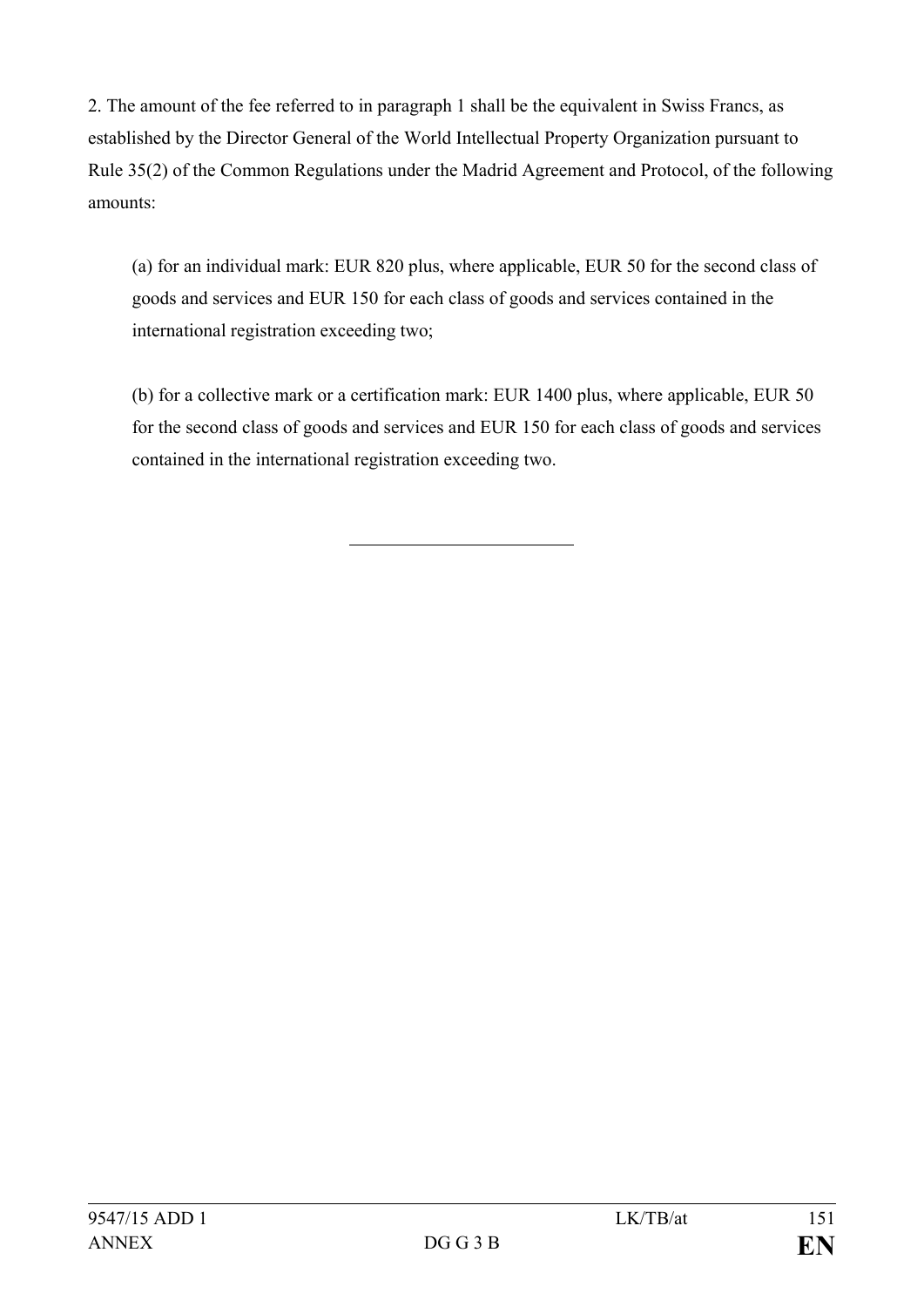2. The amount of the fee referred to in paragraph 1 shall be the equivalent in Swiss Francs, as established by the Director General of the World Intellectual Property Organization pursuant to Rule 35(2) of the Common Regulations under the Madrid Agreement and Protocol, of the following amounts:

(a) for an individual mark: EUR 820 plus, where applicable, EUR 50 for the second class of goods and services and EUR 150 for each class of goods and services contained in the international registration exceeding two;

(b) for a collective mark or a certification mark: EUR 1400 plus, where applicable, EUR 50 for the second class of goods and services and EUR 150 for each class of goods and services contained in the international registration exceeding two.